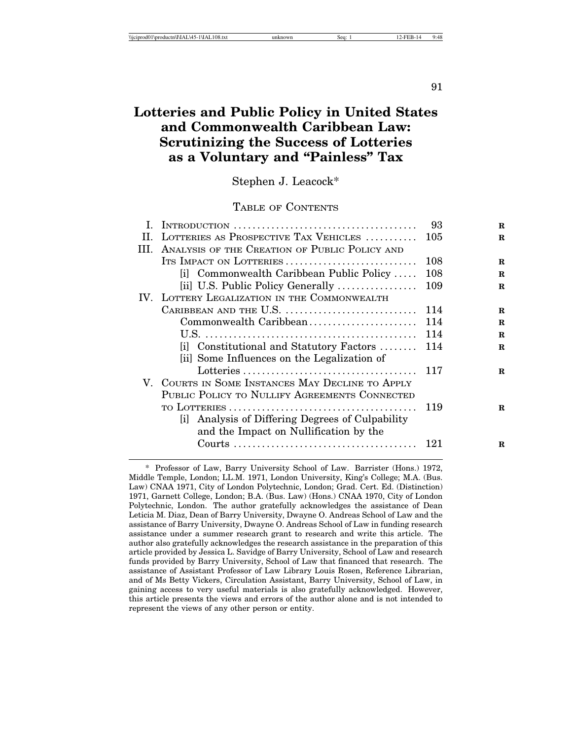# Lotteries and Public Policy in United States and Commonwealth Caribbean Law: Scrutinizing the Success of Lotteries as a Voluntary and "Painless" Tax

Stephen J. Leacock*

Table of Contents

| | | |
|---|---|---|
| I. | Introduction | 93 |
| II. | Lotteries as Prospective Tax Vehicles | 105 |
| III. | Analysis of the Creation of Public Policy and Its Impact on Lotteries | 108 |
| | [i] Commonwealth Caribbean Public Policy | 108 |
| | [ii] U.S. Public Policy Generally | 109 |
| IV. | Lottery Legalization in the Commonwealth Caribbean and the U.S. | 114 |
| | Commonwealth Caribbean | 114 |
| | U.S. | 114 |
| | [i] Constitutional and Statutory Factors | 114 |
| | [ii] Some Influences on the Legalization of Lotteries | 117 |
| V. | Courts in Some Instances May Decline to Apply Public Policy to Nullify Agreements Connected to Lotteries | 119 |
| | [i] Analysis of Differing Degrees of Culpability and the Impact on Nullification by the Courts | 121 |

\* Professor of Law, Barry University School of Law. Barrister (Hons.) 1972, Middle Temple, London; LL.M. 1971, London University, King's College; M.A. (Bus. Law) CNAA 1971, City of London Polytechnic, London; Grad. Cert. Ed. (Distinction) 1971, Garnett College, London; B.A. (Bus. Law) (Hons.) CNAA 1970, City of London Polytechnic, London. The author gratefully acknowledges the assistance of Dean Leticia M. Diaz, Dean of Barry University, Dwayne O. Andreas School of Law and the assistance of Barry University, Dwayne O. Andreas School of Law in funding research assistance under a summer research grant to research and write this article. The author also gratefully acknowledges the research assistance in the preparation of this article provided by Jessica L. Savidge of Barry University, School of Law and research funds provided by Barry University, School of Law that financed that research. The assistance of Assistant Professor of Law Library Louis Rosen, Reference Librarian, and of Ms Betty Vickers, Circulation Assistant, Barry University, School of Law, in gaining access to very useful materials is also gratefully acknowledged. However, this article presents the views and errors of the author alone and is not intended to represent the views of any other person or entity.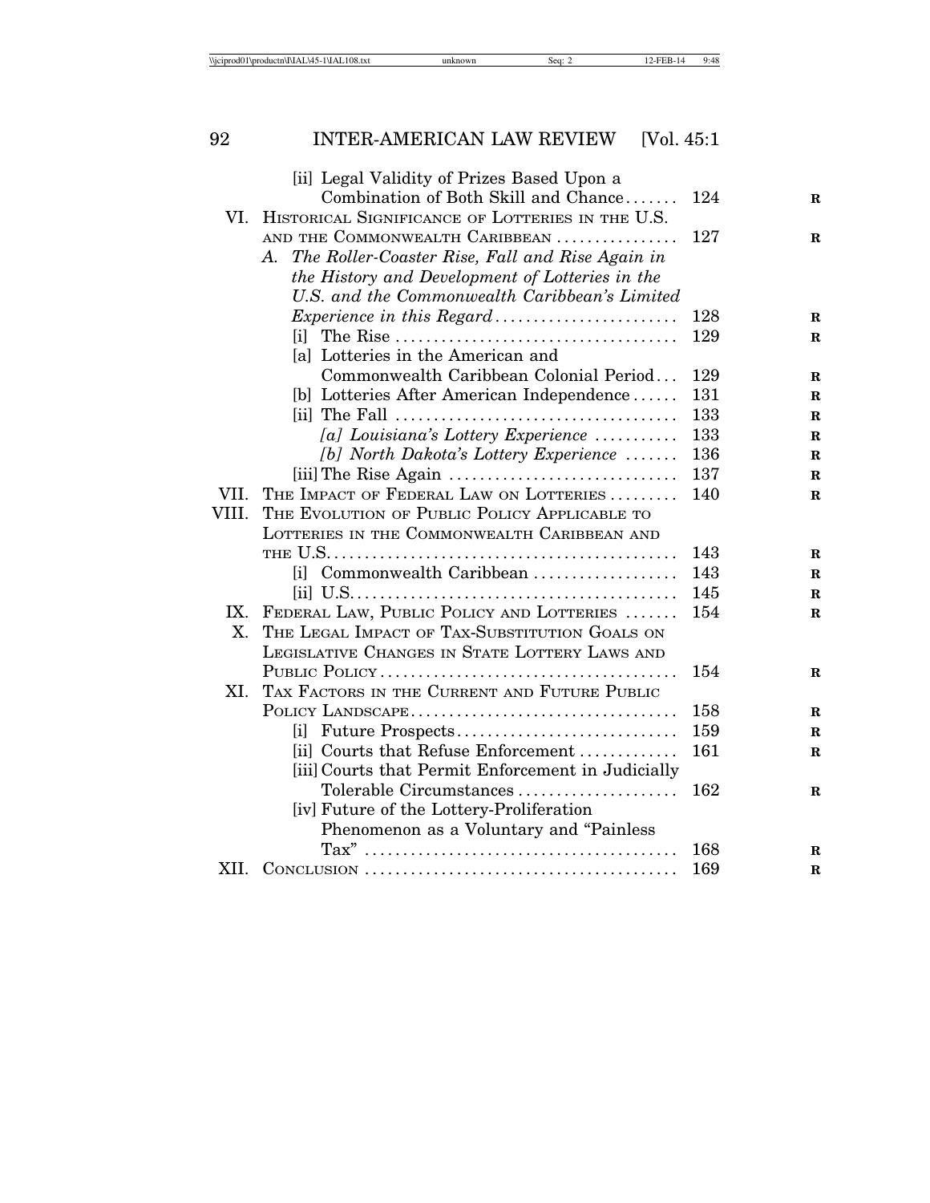[ii] Legal Validity of Prizes Based Upon a Combination of Both Skill and Chance ....... 124

VI. HISTORICAL SIGNIFICANCE OF LOTTERIES IN THE U.S. AND THE COMMONWEALTH CARIBBEAN ................ 127

A. *The Roller-Coaster Rise, Fall and Rise Again in the History and Development of Lotteries in the U.S. and the Commonwealth Caribbean's Limited Experience in this Regard* ........................ 128

[i] The Rise .................................... 129

[a] Lotteries in the American and Commonwealth Caribbean Colonial Period ... 129

[b] Lotteries After American Independence ...... 131

[ii] The Fall .................................... 133

*[a] Louisiana's Lottery Experience* ........... 133

*[b] North Dakota's Lottery Experience* ....... 136

[iii] The Rise Again ............................. 137

VII. THE IMPACT OF FEDERAL LAW ON LOTTERIES ......... 140

VIII. THE EVOLUTION OF PUBLIC POLICY APPLICABLE TO LOTTERIES IN THE COMMONWEALTH CARIBBEAN AND THE U.S. ............................................. 143

[i] Commonwealth Caribbean ................... 143

[ii] U.S. ......................................... 145

IX. FEDERAL LAW, PUBLIC POLICY AND LOTTERIES ....... 154

X. THE LEGAL IMPACT OF TAX-SUBSTITUTION GOALS ON LEGISLATIVE CHANGES IN STATE LOTTERY LAWS AND PUBLIC POLICY ...................................... 154

XI. TAX FACTORS IN THE CURRENT AND FUTURE PUBLIC POLICY LANDSCAPE .................................. 158

[i] Future Prospects ............................ 159

[ii] Courts that Refuse Enforcement ............ 161

[iii] Courts that Permit Enforcement in Judicially Tolerable Circumstances ..................... 162

[iv] Future of the Lottery-Proliferation Phenomenon as a Voluntary and "Painless Tax" ........................................ 168

XII. CONCLUSION ........................................ 169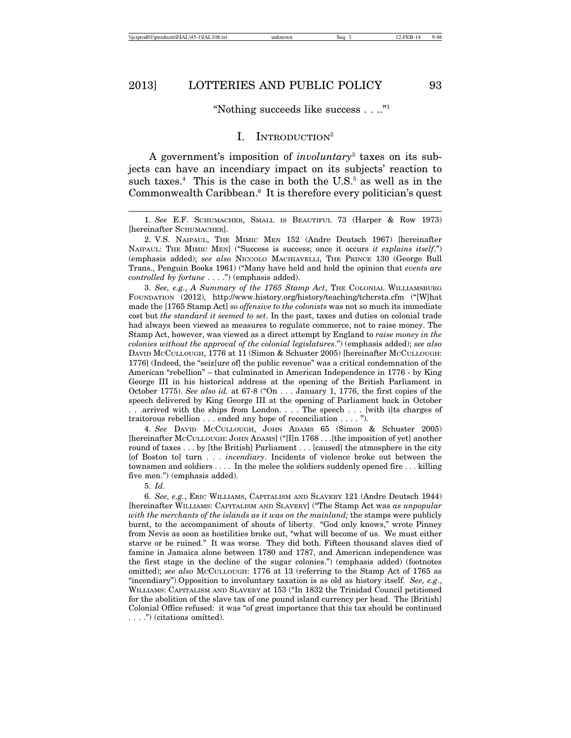"Nothing succeeds like success . . .."[1]

## I. Introduction[2]

A government's imposition of *involuntary*[3] taxes on its subjects can have an incendiary impact on its subjects' reaction to such taxes.[4] This is the case in both the U.S.[5] as well as in the Commonwealth Caribbean.[6] It is therefore every politician's quest

---

1. *See* E.F. Schumacher, Small is Beautiful 73 (Harper & Row 1973) [hereinafter Schumacher].

2. V.S. Naipaul, The Mimic Men 152 (Andre Deutsch 1967) [hereinafter Naipaul: The Mimic Men] ("Success is success; once it occurs *it explains itself*.") (emphasis added); *see also* Niccolo Machiavelli, The Prince 130 (George Bull Trans., Penguin Books 1961) ("Many have held and hold the opinion that *events are controlled by fortune* . . . .") (emphasis added).

3. *See, e.g.*, *A Summary of the 1765 Stamp Act*, The Colonial Williamsburg Foundation (2012), http://www.history.org/history/teaching/tchcrsta.cfm ("[W]hat made the [1765 Stamp Act] *so offensive to the colonists* was not so much its immediate cost but *the standard it seemed to set*. In the past, taxes and duties on colonial trade had always been viewed as measures to regulate commerce, not to raise money. The Stamp Act, however, was viewed as a direct attempt by England to *raise money in the colonies without the approval of the colonial legislatures*.") (emphasis added); *see also* David McCullough, 1776 at 11 (Simon & Schuster 2005) [hereinafter McCullough: 1776] (Indeed, the "seiz[ure of] the public revenue" was a critical condemnation of the American "rebellion" – that culminated in American Independence in 1776 - by King George III in his historical address at the opening of the British Parliament in October 1775). *See also id.* at 67-8 ("On . . . January 1, 1776, the first copies of the speech delivered by King George III at the opening of Parliament back in October . . .arrived with the ships from London. . . . The speech . . . [with i]ts charges of traitorous rebellion . . . ended any hope of reconciliation . . . . ").

4. *See* David McCullough, John Adams 65 (Simon & Schuster 2005) [hereinafter McCullough: John Adams] ("[I]n 1768 . . .[the imposition of yet] another round of taxes . . . by [the British] Parliament . . . [caused] the atmosphere in the city [of Boston to] turn . . . *incendiary*. Incidents of violence broke out between the townsmen and soldiers . . . . In the melee the soldiers suddenly opened fire . . . killing five men.") (emphasis added).

5. *Id.*

6. *See, e.g.*, Eric Williams, Capitalism and Slavery 121 (Andre Deutsch 1944) [hereinafter Williams: Capitalism and Slavery] ("The Stamp Act was *as unpopular with the merchants of the islands as it was on the mainland;* the stamps were publicly burnt, to the accompaniment of shouts of liberty. "God only knows," wrote Pinney from Nevis as soon as hostilities broke out, "what will become of us. We must either starve or be ruined." It was worse. They did both. Fifteen thousand slaves died of famine in Jamaica alone between 1780 and 1787, and American independence was the first stage in the decline of the sugar colonies.") (emphasis added) (footnotes omitted); *see also* McCullough: 1776 at 13 (referring to the Stamp Act of 1765 as "incendiary").Opposition to involuntary taxation is as old as history itself. *See, e.g.*, Williams: Capitalism and Slavery at 153 ("In 1832 the Trinidad Council petitioned for the abolition of the slave tax of one pound island currency per head. The [British] Colonial Office refused: it was "of great importance that this tax should be continued . . . .") (citations omitted).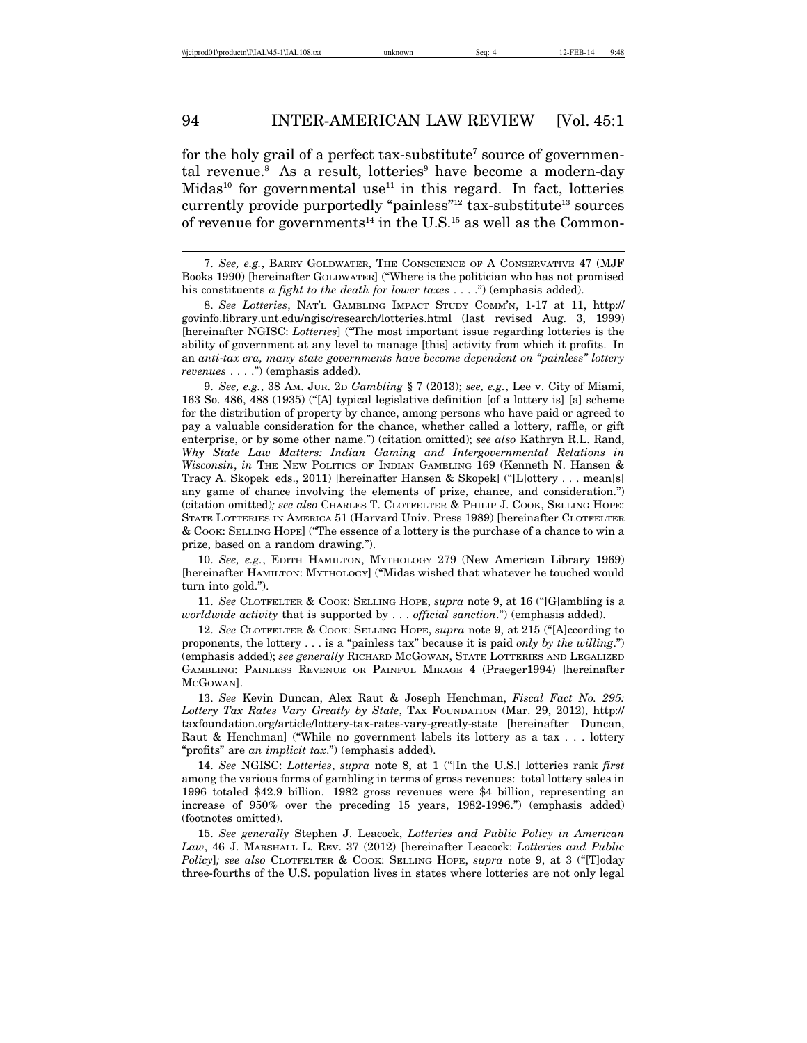for the holy grail of a perfect tax-substitute[7] source of governmental revenue.[8] As a result, lotteries[9] have become a modern-day Midas[10] for governmental use[11] in this regard. In fact, lotteries currently provide purportedly "painless"[12] tax-substitute[13] sources of revenue for governments[14] in the U.S.[15] as well as the Common-

---

7. *See, e.g.*, BARRY GOLDWATER, THE CONSCIENCE OF A CONSERVATIVE 47 (MJF Books 1990) [hereinafter GOLDWATER] ("Where is the politician who has not promised his constituents *a fight to the death for lower taxes* . . . .") (emphasis added).

8. *See Lotteries*, NAT'L GAMBLING IMPACT STUDY COMM'N, 1-17 at 11, http://govinfo.library.unt.edu/ngisc/research/lotteries.html (last revised Aug. 3, 1999) [hereinafter NGISC: *Lotteries*] ("The most important issue regarding lotteries is the ability of government at any level to manage [this] activity from which it profits. In an *anti-tax era, many state governments have become dependent on "painless" lottery revenues* . . . .") (emphasis added).

9. *See, e.g.*, 38 AM. JUR. 2D *Gambling* § 7 (2013); *see, e.g.*, Lee v. City of Miami, 163 So. 486, 488 (1935) ("[A] typical legislative definition [of a lottery is] [a] scheme for the distribution of property by chance, among persons who have paid or agreed to pay a valuable consideration for the chance, whether called a lottery, raffle, or gift enterprise, or by some other name.") (citation omitted); *see also* Kathryn R.L. Rand, *Why State Law Matters: Indian Gaming and Intergovernmental Relations in Wisconsin*, *in* THE NEW POLITICS OF INDIAN GAMBLING 169 (Kenneth N. Hansen & Tracy A. Skopek eds., 2011) [hereinafter Hansen & Skopek] ("[L]ottery . . . mean[s] any game of chance involving the elements of prize, chance, and consideration.") (citation omitted)*; see also* CHARLES T. CLOTFELTER & PHILIP J. COOK, SELLING HOPE: STATE LOTTERIES IN AMERICA 51 (Harvard Univ. Press 1989) [hereinafter CLOTFELTER & COOK: SELLING HOPE] ("The essence of a lottery is the purchase of a chance to win a prize, based on a random drawing.").

10. *See, e.g.*, EDITH HAMILTON, MYTHOLOGY 279 (New American Library 1969) [hereinafter HAMILTON: MYTHOLOGY] ("Midas wished that whatever he touched would turn into gold.").

11. *See* CLOTFELTER & COOK: SELLING HOPE, *supra* note 9, at 16 ("[G]ambling is a *worldwide activity* that is supported by . . . *official sanction*.") (emphasis added).

12. *See* CLOTFELTER & COOK: SELLING HOPE, *supra* note 9, at 215 ("[A]ccording to proponents, the lottery . . . is a "painless tax" because it is paid *only by the willing*.") (emphasis added); *see generally* RICHARD MCGOWAN, STATE LOTTERIES AND LEGALIZED GAMBLING: PAINLESS REVENUE OR PAINFUL MIRAGE 4 (Praeger1994) [hereinafter MCGOWAN].

13. *See* Kevin Duncan, Alex Raut & Joseph Henchman, *Fiscal Fact No. 295: Lottery Tax Rates Vary Greatly by State*, TAX FOUNDATION (Mar. 29, 2012), http://taxfoundation.org/article/lottery-tax-rates-vary-greatly-state [hereinafter Duncan, Raut & Henchman] ("While no government labels its lottery as a tax . . . lottery "profits" are *an implicit tax*.") (emphasis added).

14. *See* NGISC: *Lotteries*, *supra* note 8, at 1 ("[In the U.S.] lotteries rank *first* among the various forms of gambling in terms of gross revenues: total lottery sales in 1996 totaled $42.9 billion. 1982 gross revenues were $4 billion, representing an increase of 950% over the preceding 15 years, 1982-1996.") (emphasis added) (footnotes omitted).

15. *See generally* Stephen J. Leacock, *Lotteries and Public Policy in American Law*, 46 J. MARSHALL L. REV. 37 (2012) [hereinafter Leacock: *Lotteries and Public Policy*]*; see also* CLOTFELTER & COOK: SELLING HOPE, *supra* note 9, at 3 ("[T]oday three-fourths of the U.S. population lives in states where lotteries are not only legal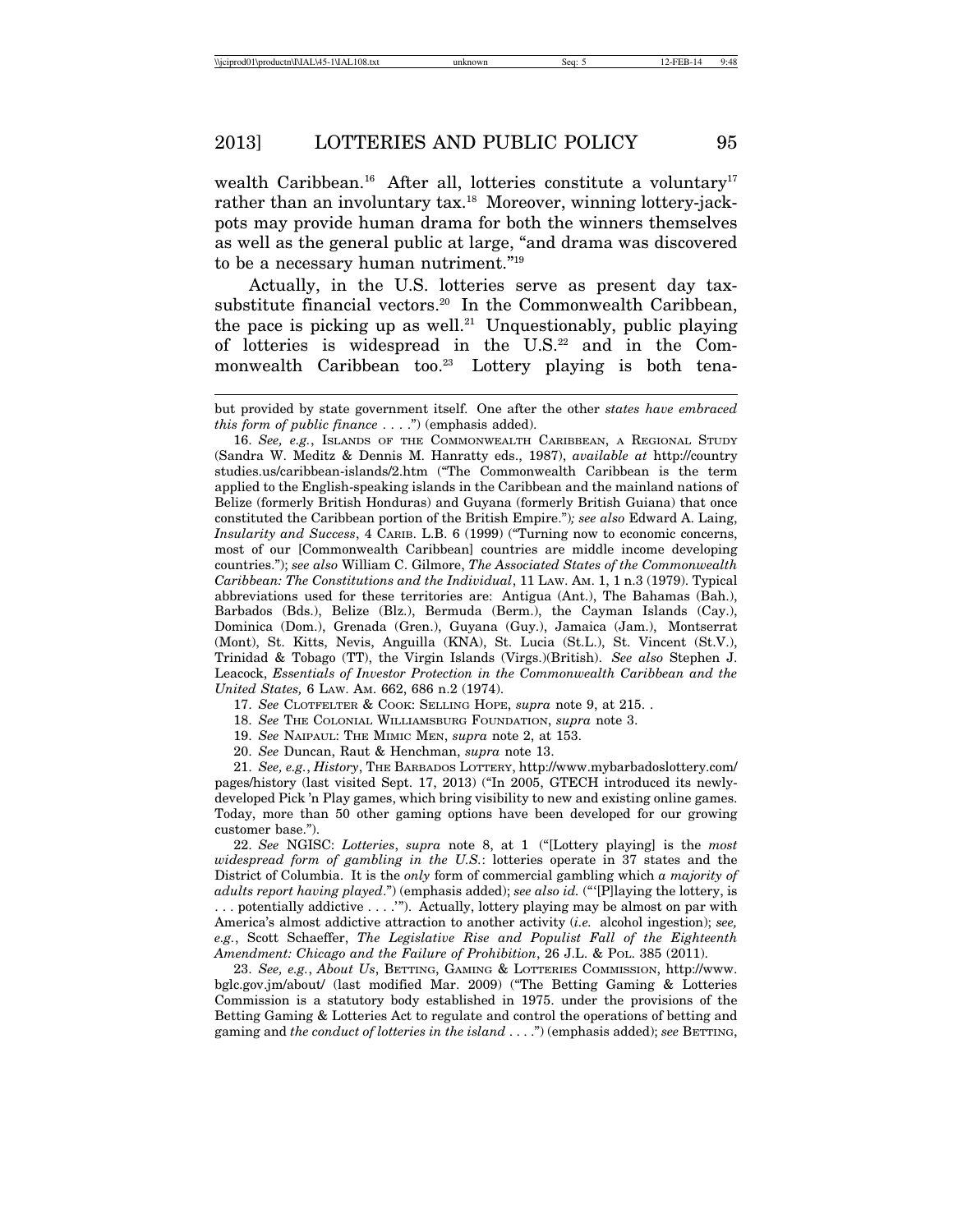wealth Caribbean.[16] After all, lotteries constitute a voluntary[17] rather than an involuntary tax.[18] Moreover, winning lottery-jackpots may provide human drama for both the winners themselves as well as the general public at large, "and drama was discovered to be a necessary human nutriment."[19]

Actually, in the U.S. lotteries serve as present day tax-substitute financial vectors.[20] In the Commonwealth Caribbean, the pace is picking up as well.[21] Unquestionably, public playing of lotteries is widespread in the U.S.[22] and in the Commonwealth Caribbean too.[23] Lottery playing is both tena-

---

but provided by state government itself. One after the other *states have embraced this form of public finance* . . . .") (emphasis added).

16. *See, e.g.*, ISLANDS OF THE COMMONWEALTH CARIBBEAN, A REGIONAL STUDY (Sandra W. Meditz & Dennis M. Hanratty eds., 1987), *available at* http://countrystudies.us/caribbean-islands/2.htm ("The Commonwealth Caribbean is the term applied to the English-speaking islands in the Caribbean and the mainland nations of Belize (formerly British Honduras) and Guyana (formerly British Guiana) that once constituted the Caribbean portion of the British Empire."); *see also* Edward A. Laing, *Insularity and Success*, 4 CARIB. L.B. 6 (1999) ("Turning now to economic concerns, most of our [Commonwealth Caribbean] countries are middle income developing countries."); *see also* William C. Gilmore, *The Associated States of the Commonwealth Caribbean: The Constitutions and the Individual*, 11 LAW. AM. 1, 1 n.3 (1979). Typical abbreviations used for these territories are: Antigua (Ant.), The Bahamas (Bah.), Barbados (Bds.), Belize (Blz.), Bermuda (Berm.), the Cayman Islands (Cay.), Dominica (Dom.), Grenada (Gren.), Guyana (Guy.), Jamaica (Jam.), Montserrat (Mont), St. Kitts, Nevis, Anguilla (KNA), St. Lucia (St.L.), St. Vincent (St.V.), Trinidad & Tobago (TT), the Virgin Islands (Virgs.)(British). *See also* Stephen J. Leacock, *Essentials of Investor Protection in the Commonwealth Caribbean and the United States,* 6 LAW. AM. 662, 686 n.2 (1974).

17. *See* CLOTFELTER & COOK: SELLING HOPE, *supra* note 9, at 215. .

18. *See* THE COLONIAL WILLIAMSBURG FOUNDATION, *supra* note 3.

19. *See* NAIPAUL: THE MIMIC MEN, *supra* note 2, at 153.

20. *See* Duncan, Raut & Henchman, *supra* note 13.

21. *See, e.g.*, *History*, THE BARBADOS LOTTERY, http://www.mybarbadoslottery.com/pages/history (last visited Sept. 17, 2013) ("In 2005, GTECH introduced its newly-developed Pick 'n Play games, which bring visibility to new and existing online games. Today, more than 50 other gaming options have been developed for our growing customer base.").

22. *See* NGISC: *Lotteries*, *supra* note 8, at 1 ("[Lottery playing] is the *most widespread form of gambling in the U.S.*: lotteries operate in 37 states and the District of Columbia. It is the *only* form of commercial gambling which *a majority of adults report having played*.") (emphasis added); *see also id.* ("'[P]laying the lottery, is . . . potentially addictive . . . .'"). Actually, lottery playing may be almost on par with America's almost addictive attraction to another activity (*i.e.* alcohol ingestion); *see, e.g.*, Scott Schaeffer, *The Legislative Rise and Populist Fall of the Eighteenth Amendment: Chicago and the Failure of Prohibition*, 26 J.L. & POL. 385 (2011).

23. *See, e.g.*, *About Us*, BETTING, GAMING & LOTTERIES COMMISSION, http://www.bglc.gov.jm/about/ (last modified Mar. 2009) ("The Betting Gaming & Lotteries Commission is a statutory body established in 1975. under the provisions of the Betting Gaming & Lotteries Act to regulate and control the operations of betting and gaming and *the conduct of lotteries in the island* . . . .") (emphasis added); *see* BETTING,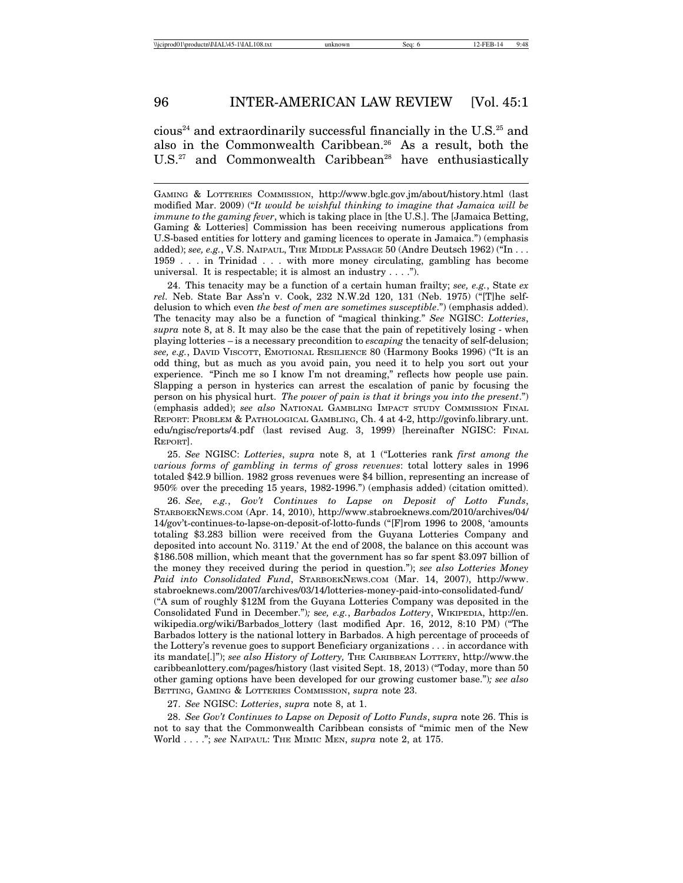cious[24] and extraordinarily successful financially in the U.S.[25] and also in the Commonwealth Caribbean.[26] As a result, both the U.S.[27] and Commonwealth Caribbean[28] have enthusiastically

---

GAMING & LOTTERIES COMMISSION, http://www.bglc.gov.jm/about/history.html (last modified Mar. 2009) ("*It would be wishful thinking to imagine that Jamaica will be immune to the gaming fever*, which is taking place in [the U.S.]. The [Jamaica Betting, Gaming & Lotteries] Commission has been receiving numerous applications from U.S-based entities for lottery and gaming licences to operate in Jamaica.") (emphasis added); *see, e.g.*, V.S. NAIPAUL, THE MIDDLE PASSAGE 50 (Andre Deutsch 1962) ("In . . . 1959 . . . in Trinidad . . . with more money circulating, gambling has become universal. It is respectable; it is almost an industry . . . .").

24. This tenacity may be a function of a certain human frailty; *see, e.g.*, State *ex rel.* Neb. State Bar Ass'n v. Cook, 232 N.W.2d 120, 131 (Neb. 1975) ("[T]he self-delusion to which even *the best of men are sometimes susceptible*.") (emphasis added). The tenacity may also be a function of "magical thinking." *See* NGISC: *Lotteries*, *supra* note 8, at 8. It may also be the case that the pain of repetitively losing - when playing lotteries – is a necessary precondition to *escaping* the tenacity of self-delusion; *see, e.g.*, DAVID VISCOTT, EMOTIONAL RESILIENCE 80 (Harmony Books 1996) ("It is an odd thing, but as much as you avoid pain, you need it to help you sort out your experience. "Pinch me so I know I'm not dreaming," reflects how people use pain. Slapping a person in hysterics can arrest the escalation of panic by focusing the person on his physical hurt. *The power of pain is that it brings you into the present*.") (emphasis added); *see also* NATIONAL GAMBLING IMPACT STUDY COMMISSION FINAL REPORT: PROBLEM & PATHOLOGICAL GAMBLING, Ch. 4 at 4-2, http://govinfo.library.unt.edu/ngisc/reports/4.pdf (last revised Aug. 3, 1999) [hereinafter NGISC: FINAL REPORT].

25. *See* NGISC: *Lotteries*, *supra* note 8, at 1 ("Lotteries rank *first among the various forms of gambling in terms of gross revenues*: total lottery sales in 1996 totaled $42.9 billion. 1982 gross revenues were $4 billion, representing an increase of 950% over the preceding 15 years, 1982-1996.") (emphasis added) (citation omitted).

26. *See, e.g.*, *Gov't Continues to Lapse on Deposit of Lotto Funds*, STARBOEKNEWS.COM (Apr. 14, 2010), http://www.stabroeknews.com/2010/archives/04/14/gov't-continues-to-lapse-on-deposit-of-lotto-funds ("[F]rom 1996 to 2008, 'amounts totaling $3.283 billion were received from the Guyana Lotteries Company and deposited into account No. 3119.' At the end of 2008, the balance on this account was $186.508 million, which meant that the government has so far spent $3.097 billion of the money they received during the period in question."); *see also Lotteries Money Paid into Consolidated Fund*, STARBOEKNEWS.COM (Mar. 14, 2007), http://www.stabroeknews.com/2007/archives/03/14/lotteries-money-paid-into-consolidated-fund/ ("A sum of roughly $12M from the Guyana Lotteries Company was deposited in the Consolidated Fund in December."); s*ee, e.g.*, *Barbados Lottery*, WIKIPEDIA, http://en.wikipedia.org/wiki/Barbados_lottery (last modified Apr. 16, 2012, 8:10 PM) ("The Barbados lottery is the national lottery in Barbados. A high percentage of proceeds of the Lottery's revenue goes to support Beneficiary organizations . . . in accordance with its mandate[.]"); *see also History of Lottery,* THE CARIBBEAN LOTTERY, http://www.thecaribbeanlottery.com/pages/history (last visited Sept. 18, 2013) ("Today, more than 50 other gaming options have been developed for our growing customer base."); *see also* BETTING, GAMING & LOTTERIES COMMISSION, *supra* note 23.

27. *See* NGISC: *Lotteries*, *supra* note 8, at 1.

28. *See Gov't Continues to Lapse on Deposit of Lotto Funds*, *supra* note 26. This is not to say that the Commonwealth Caribbean consists of "mimic men of the New World . . . ."; *see* NAIPAUL: THE MIMIC MEN, *supra* note 2, at 175.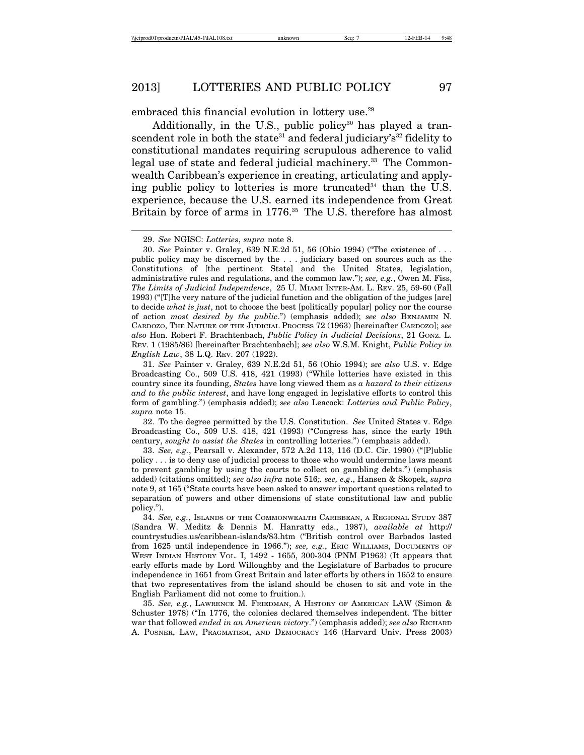embraced this financial evolution in lottery use.[29]

Additionally, in the U.S., public policy[30] has played a transcendent role in both the state[31] and federal judiciary's[32] fidelity to constitutional mandates requiring scrupulous adherence to valid legal use of state and federal judicial machinery.[33] The Commonwealth Caribbean's experience in creating, articulating and applying public policy to lotteries is more truncated[34] than the U.S. experience, because the U.S. earned its independence from Great Britain by force of arms in 1776.[35] The U.S. therefore has almost

---

29. *See* NGISC: *Lotteries*, *supra* note 8.

30. *See* Painter v. Graley, 639 N.E.2d 51, 56 (Ohio 1994) ("The existence of . . . public policy may be discerned by the . . . judiciary based on sources such as the Constitutions of [the pertinent State] and the United States, legislation, administrative rules and regulations, and the common law."); *see, e.g.*, Owen M. Fiss, *The Limits of Judicial Independence*, 25 U. MIAMI INTER-AM. L. REV. 25, 59-60 (Fall 1993) ("[T]he very nature of the judicial function and the obligation of the judges [are] to decide *what is just*, not to choose the best [politically popular] policy nor the course of action *most desired by the public*.") (emphasis added); *see also* BENJAMIN N. CARDOZO, THE NATURE OF THE JUDICIAL PROCESS 72 (1963) [hereinafter CARDOZO]; *see also* Hon. Robert F. Brachtenbach, *Public Policy in Judicial Decisions*, 21 GONZ. L. REV. 1 (1985/86) [hereinafter Brachtenbach]; *see also* W.S.M. Knight, *Public Policy in English Law*, 38 L.Q. REV. 207 (1922).

31. *See* Painter v. Graley, 639 N.E.2d 51, 56 (Ohio 1994); *see also* U.S. v. Edge Broadcasting Co., 509 U.S. 418, 421 (1993) ("While lotteries have existed in this country since its founding, *States* have long viewed them as *a hazard to their citizens and to the public interest*, and have long engaged in legislative efforts to control this form of gambling.") (emphasis added); *see also* Leacock: *Lotteries and Public Policy*, *supra* note 15.

32. To the degree permitted by the U.S. Constitution. *See* United States v. Edge Broadcasting Co., 509 U.S. 418, 421 (1993) ("Congress has, since the early 19th century, *sought to assist the States* in controlling lotteries.") (emphasis added).

33. *See, e.g.*, Pearsall v. Alexander, 572 A.2d 113, 116 (D.C. Cir. 1990) ("[P]ublic policy . . . is to deny use of judicial process to those who would undermine laws meant to prevent gambling by using the courts to collect on gambling debts.") (emphasis added) (citations omitted); *see also infra* note 516;. *see, e.g*., Hansen & Skopek, *supra* note 9, at 165 ("State courts have been asked to answer important questions related to separation of powers and other dimensions of state constitutional law and public policy.").

34. *See, e.g.*, ISLANDS OF THE COMMONWEALTH CARIBBEAN, A REGIONAL STUDY 387 (Sandra W. Meditz & Dennis M. Hanratty eds., 1987), *available at* http://countrystudies.us/caribbean-islands/83.htm ("British control over Barbados lasted from 1625 until independence in 1966."); *see, e.g.*, ERIC WILLIAMS, DOCUMENTS OF WEST INDIAN HISTORY VOL. I, 1492 - 1655, 300-304 (PNM P1963) (It appears that early efforts made by Lord Willoughby and the Legislature of Barbados to procure independence in 1651 from Great Britain and later efforts by others in 1652 to ensure that two representatives from the island should be chosen to sit and vote in the English Parliament did not come to fruition.).

35. *See, e.g.*, LAWRENCE M. FRIEDMAN, A HISTORY OF AMERICAN LAW (Simon & Schuster 1978) ("In 1776, the colonies declared themselves independent. The bitter war that followed *ended in an American victory*.") (emphasis added); *see also* RICHARD A. POSNER, LAW, PRAGMATISM, AND DEMOCRACY 146 (Harvard Univ. Press 2003)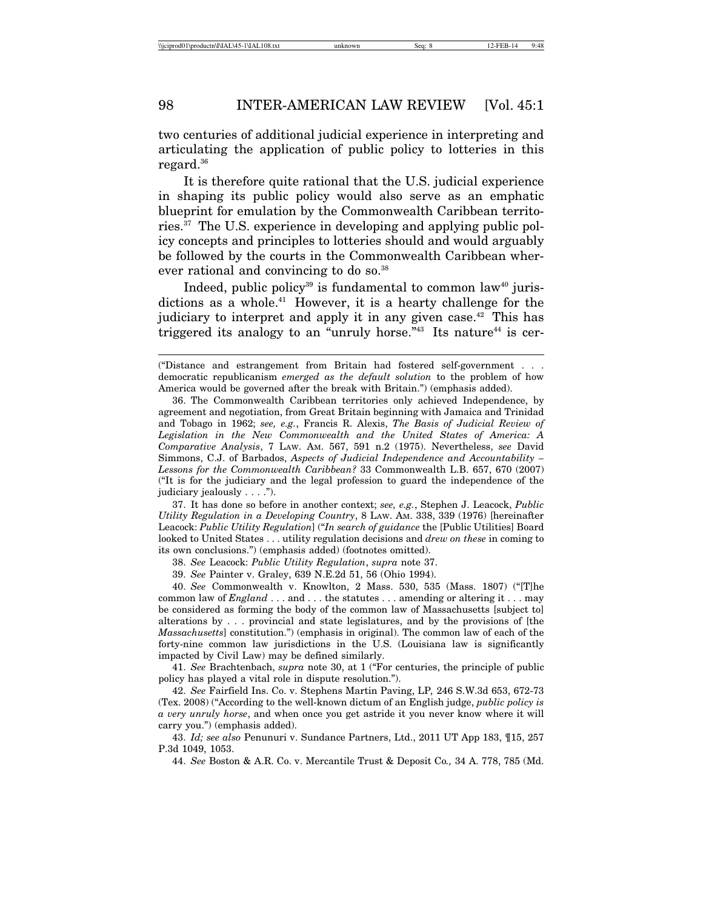two centuries of additional judicial experience in interpreting and articulating the application of public policy to lotteries in this regard.[36]

It is therefore quite rational that the U.S. judicial experience in shaping its public policy would also serve as an emphatic blueprint for emulation by the Commonwealth Caribbean territories.[37] The U.S. experience in developing and applying public policy concepts and principles to lotteries should and would arguably be followed by the courts in the Commonwealth Caribbean wherever rational and convincing to do so.[38]

Indeed, public policy[39] is fundamental to common law[40] jurisdictions as a whole.[41] However, it is a hearty challenge for the judiciary to interpret and apply it in any given case.[42] This has triggered its analogy to an "unruly horse."[43] Its nature[44] is cer-

---

("Distance and estrangement from Britain had fostered self-government . . . democratic republicanism *emerged as the default solution* to the problem of how America would be governed after the break with Britain.") (emphasis added).

36. The Commonwealth Caribbean territories only achieved Independence, by agreement and negotiation, from Great Britain beginning with Jamaica and Trinidad and Tobago in 1962; *see, e.g.*, Francis R. Alexis, *The Basis of Judicial Review of Legislation in the New Commonwealth and the United States of America: A Comparative Analysis*, 7 LAW. AM. 567, 591 n.2 (1975). Nevertheless, *see* David Simmons, C.J. of Barbados, *Aspects of Judicial Independence and Accountability – Lessons for the Commonwealth Caribbean?* 33 Commonwealth L.B. 657, 670 (2007) ("It is for the judiciary and the legal profession to guard the independence of the judiciary jealously . . . .").

37. It has done so before in another context; *see, e.g.*, Stephen J. Leacock, *Public Utility Regulation in a Developing Country*, 8 LAW. AM. 338, 339 (1976) [hereinafter Leacock: *Public Utility Regulation*] ("*In search of guidance* the [Public Utilities] Board looked to United States . . . utility regulation decisions and *drew on these* in coming to its own conclusions.") (emphasis added) (footnotes omitted).

38. *See* Leacock: *Public Utility Regulation*, *supra* note 37.

39. *See* Painter v. Graley, 639 N.E.2d 51, 56 (Ohio 1994).

40. *See* Commonwealth v. Knowlton, 2 Mass. 530, 535 (Mass. 1807) ("[T]he common law of *England* . . . and . . . the statutes . . . amending or altering it . . . may be considered as forming the body of the common law of Massachusetts [subject to] alterations by . . . provincial and state legislatures, and by the provisions of [the *Massachusetts*] constitution.") (emphasis in original). The common law of each of the forty-nine common law jurisdictions in the U.S. (Louisiana law is significantly impacted by Civil Law) may be defined similarly.

41. *See* Brachtenbach, *supra* note 30, at 1 ("For centuries, the principle of public policy has played a vital role in dispute resolution.").

42. *See* Fairfield Ins. Co. v. Stephens Martin Paving, LP, 246 S.W.3d 653, 672-73 (Tex. 2008) ("According to the well-known dictum of an English judge, *public policy is a very unruly horse*, and when once you get astride it you never know where it will carry you.") (emphasis added).

43. *Id; see also* Penunuri v. Sundance Partners, Ltd., 2011 UT App 183, ¶15, 257 P.3d 1049, 1053.

44. *See* Boston & A.R. Co. v. Mercantile Trust & Deposit Co., 34 A. 778, 785 (Md.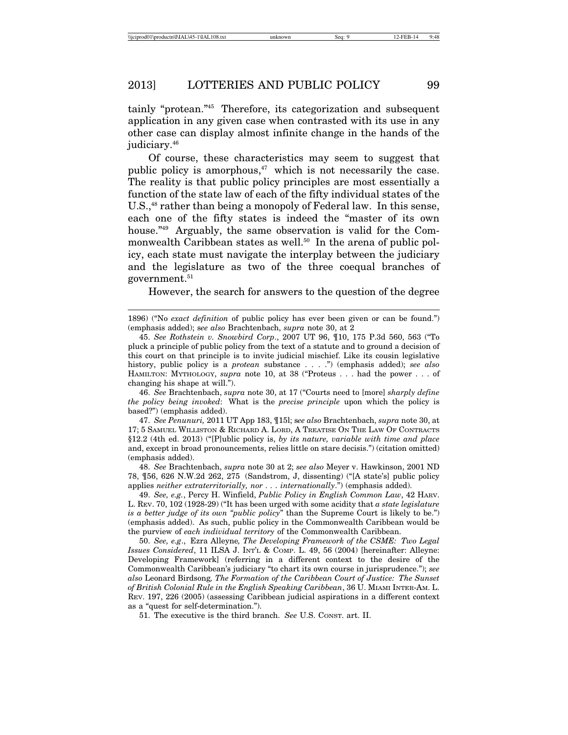tainly "protean."[45] Therefore, its categorization and subsequent application in any given case when contrasted with its use in any other case can display almost infinite change in the hands of the judiciary.[46]

Of course, these characteristics may seem to suggest that public policy is amorphous,[47] which is not necessarily the case. The reality is that public policy principles are most essentially a function of the state law of each of the fifty individual states of the U.S.,[48] rather than being a monopoly of Federal law. In this sense, each one of the fifty states is indeed the "master of its own house."[49] Arguably, the same observation is valid for the Commonwealth Caribbean states as well.[50] In the arena of public policy, each state must navigate the interplay between the judiciary and the legislature as two of the three coequal branches of government.[51]

However, the search for answers to the question of the degree

---

1896) ("No *exact definition* of public policy has ever been given or can be found.") (emphasis added); *see also* Brachtenbach, *supra* note 30, at 2

45. *See Rothstein v. Snowbird Corp*., 2007 UT 96, ¶10, 175 P.3d 560, 563 ("To pluck a principle of public policy from the text of a statute and to ground a decision of this court on that principle is to invite judicial mischief. Like its cousin legislative history, public policy is a *protean* substance . . . .") (emphasis added); *see also* HAMILTON: MYTHOLOGY, *supra* note 10, at 38 ("Proteus . . . had the power . . . of changing his shape at will.").

46. *See* Brachtenbach, *supra* note 30, at 17 ("Courts need to [more] *sharply define the policy being invoked*: What is the *precise principle* upon which the policy is based?") (emphasis added).

47. *See Penunuri,* 2011 UT App 183, ¶15l; s*ee also* Brachtenbach, *supra* note 30, at 17; 5 SAMUEL WILLISTON & RICHARD A. LORD, A TREATISE ON THE LAW OF CONTRACTS §12.2 (4th ed. 2013) ("[P]ublic policy is, *by its nature, variable with time and place* and, except in broad pronouncements, relies little on stare decisis.") (citation omitted) (emphasis added).

48. *See* Brachtenbach, *supra* note 30 at 2; *see also* Meyer v. Hawkinson, 2001 ND 78, ¶56, 626 N.W.2d 262, 275 (Sandstrom, J, dissenting) ("[A state's] public policy applies *neither extraterritorially, nor . . . internationally*.") (emphasis added).

49. *See, e.g.*, Percy H. Winfield, *Public Policy in English Common Law*, 42 HARV. L. REV. 70, 102 (1928-29) ("It has been urged with some acidity that *a state legislature is a better judge of its own "public policy*" than the Supreme Court is likely to be.") (emphasis added). As such, public policy in the Commonwealth Caribbean would be the purview of *each individual territory* of the Commonwealth Caribbean.

50. *See, e.g*., Ezra Alleyne*, The Developing Framework of the CSME: Two Legal Issues Considered*, 11 ILSA J. INT'L & COMP. L. 49, 56 (2004) [hereinafter: Alleyne: Developing Framework] (referring in a different context to the desire of the Commonwealth Caribbean's judiciary "to chart its own course in jurisprudence."); *see also* Leonard Birdsong*, The Formation of the Caribbean Court of Justice: The Sunset of British Colonial Rule in the English Speaking Caribbean*, 36 U. MIAMI INTER-AM. L. REV. 197, 226 (2005) (assessing Caribbean judicial aspirations in a different context as a "quest for self-determination.").

51. The executive is the third branch. *See* U.S. CONST. art. II.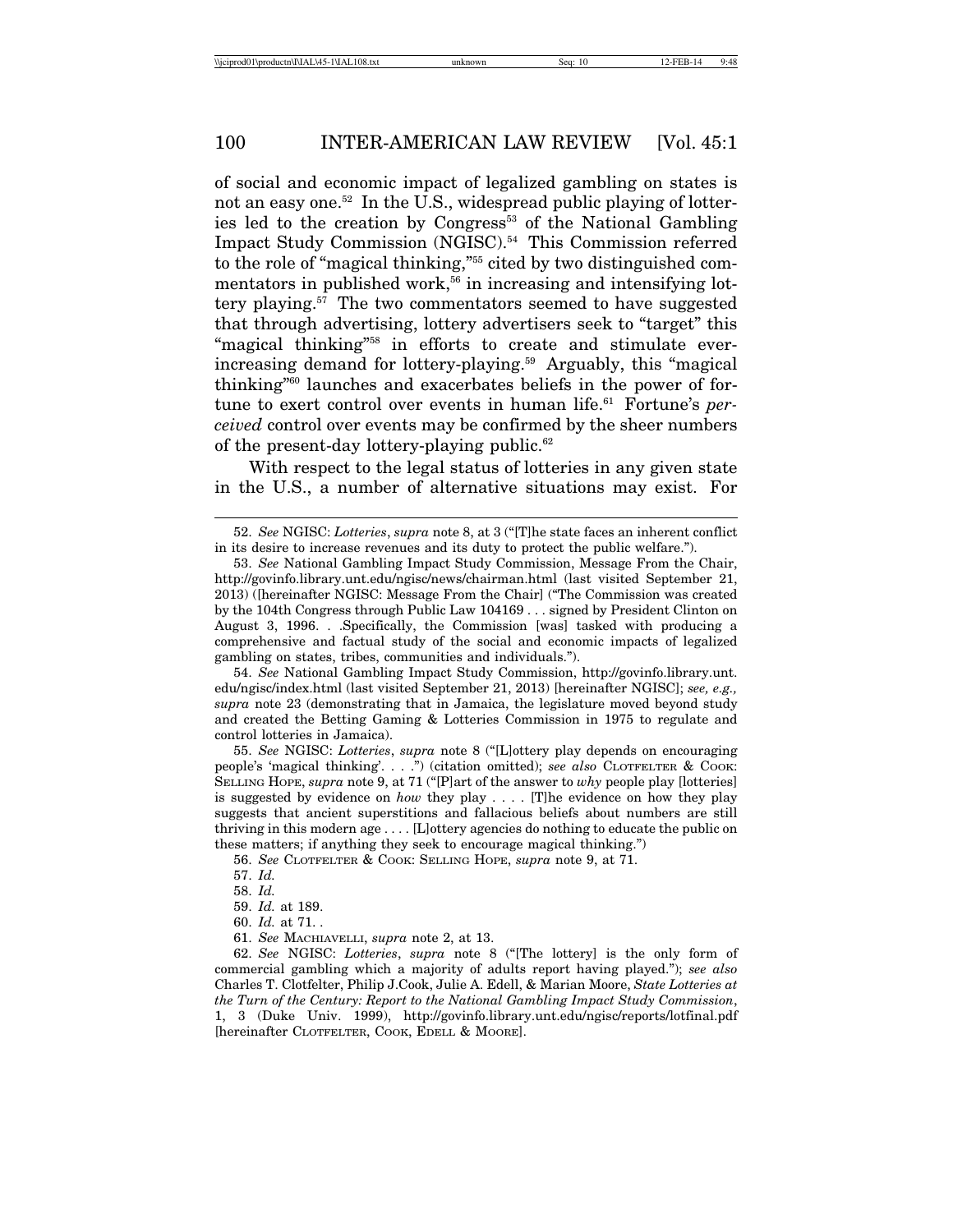of social and economic impact of legalized gambling on states is not an easy one.[52] In the U.S., widespread public playing of lotteries led to the creation by Congress[53] of the National Gambling Impact Study Commission (NGISC).[54] This Commission referred to the role of "magical thinking,"[55] cited by two distinguished commentators in published work,[56] in increasing and intensifying lottery playing.[57] The two commentators seemed to have suggested that through advertising, lottery advertisers seek to "target" this "magical thinking"[58] in efforts to create and stimulate ever-increasing demand for lottery-playing.[59] Arguably, this "magical thinking"[60] launches and exacerbates beliefs in the power of fortune to exert control over events in human life.[61] Fortune's *perceived* control over events may be confirmed by the sheer numbers of the present-day lottery-playing public.[62]

With respect to the legal status of lotteries in any given state in the U.S., a number of alternative situations may exist. For

---

52. *See* NGISC: *Lotteries*, *supra* note 8, at 3 ("[T]he state faces an inherent conflict in its desire to increase revenues and its duty to protect the public welfare.").

53. *See* National Gambling Impact Study Commission, Message From the Chair, http://govinfo.library.unt.edu/ngisc/news/chairman.html (last visited September 21, 2013) ([hereinafter NGISC: Message From the Chair] ("The Commission was created by the 104th Congress through Public Law 104169 . . . signed by President Clinton on August 3, 1996. . .Specifically, the Commission [was] tasked with producing a comprehensive and factual study of the social and economic impacts of legalized gambling on states, tribes, communities and individuals.").

54. *See* National Gambling Impact Study Commission, http://govinfo.library.unt.edu/ngisc/index.html (last visited September 21, 2013) [hereinafter NGISC]; *see, e.g., supra* note 23 (demonstrating that in Jamaica, the legislature moved beyond study and created the Betting Gaming & Lotteries Commission in 1975 to regulate and control lotteries in Jamaica).

55. *See* NGISC: *Lotteries*, *supra* note 8 ("[L]ottery play depends on encouraging people's 'magical thinking'. . . .") (citation omitted); *see also* CLOTFELTER & COOK: SELLING HOPE, *supra* note 9, at 71 ("[P]art of the answer to *why* people play [lotteries] is suggested by evidence on *how* they play . . . . [T]he evidence on how they play suggests that ancient superstitions and fallacious beliefs about numbers are still thriving in this modern age . . . . [L]ottery agencies do nothing to educate the public on these matters; if anything they seek to encourage magical thinking.")

56. *See* CLOTFELTER & COOK: SELLING HOPE, *supra* note 9, at 71.

57. *Id.*

58. *Id.*

59. *Id.* at 189.

60. *Id.* at 71. .

61. *See* MACHIAVELLI, *supra* note 2, at 13.

62. *See* NGISC: *Lotteries*, *supra* note 8 ("[The lottery] is the only form of commercial gambling which a majority of adults report having played."); *see also* Charles T. Clotfelter, Philip J.Cook, Julie A. Edell, & Marian Moore, *State Lotteries at the Turn of the Century: Report to the National Gambling Impact Study Commission*, 1, 3 (Duke Univ. 1999), http://govinfo.library.unt.edu/ngisc/reports/lotfinal.pdf [hereinafter CLOTFELTER, COOK, EDELL & MOORE].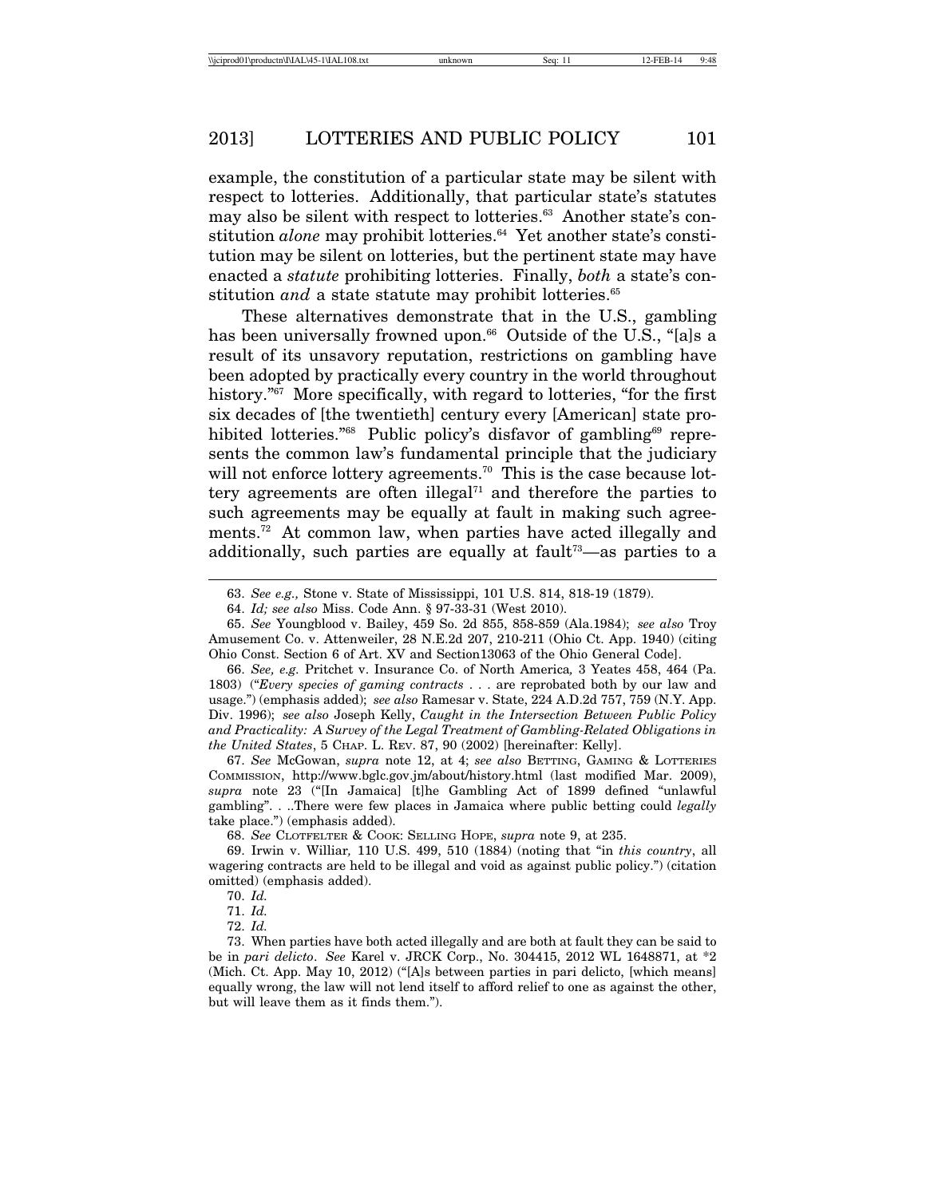example, the constitution of a particular state may be silent with respect to lotteries. Additionally, that particular state's statutes may also be silent with respect to lotteries.[63] Another state's constitution *alone* may prohibit lotteries.[64] Yet another state's constitution may be silent on lotteries, but the pertinent state may have enacted a *statute* prohibiting lotteries. Finally, *both* a state's constitution *and* a state statute may prohibit lotteries.[65]

These alternatives demonstrate that in the U.S., gambling has been universally frowned upon.[66] Outside of the U.S., "[a]s a result of its unsavory reputation, restrictions on gambling have been adopted by practically every country in the world throughout history."[67] More specifically, with regard to lotteries, "for the first six decades of [the twentieth] century every [American] state prohibited lotteries."[68] Public policy's disfavor of gambling[69] represents the common law's fundamental principle that the judiciary will not enforce lottery agreements.[70] This is the case because lottery agreements are often illegal[71] and therefore the parties to such agreements may be equally at fault in making such agreements.[72] At common law, when parties have acted illegally and additionally, such parties are equally at fault[73]—as parties to a

---

63. *See e.g.,* Stone v. State of Mississippi, 101 U.S. 814, 818-19 (1879).

64. *Id; see also* Miss. Code Ann. § 97-33-31 (West 2010).

65. *See* Youngblood v. Bailey, 459 So. 2d 855, 858-859 (Ala.1984); *see also* Troy Amusement Co. v. Attenweiler, 28 N.E.2d 207, 210-211 (Ohio Ct. App. 1940) (citing Ohio Const. Section 6 of Art. XV and Section13063 of the Ohio General Code].

66. *See, e.g.* Pritchet v. Insurance Co. of North America*,* 3 Yeates 458, 464 (Pa. 1803) ("*Every species of gaming contracts . . .* are reprobated both by our law and usage.") (emphasis added); *see also* Ramesar v. State, 224 A.D.2d 757, 759 (N.Y. App. Div. 1996); *see also* Joseph Kelly, *Caught in the Intersection Between Public Policy and Practicality: A Survey of the Legal Treatment of Gambling-Related Obligations in the United States*, 5 CHAP. L. REV. 87, 90 (2002) [hereinafter: Kelly].

67. *See* McGowan, *supra* note 12, at 4; *see also* BETTING, GAMING & LOTTERIES COMMISSION, http://www.bglc.gov.jm/about/history.html (last modified Mar. 2009), *supra* note 23 ("[In Jamaica] [t]he Gambling Act of 1899 defined "unlawful gambling". . ..There were few places in Jamaica where public betting could *legally* take place.") (emphasis added).

68. *See* CLOTFELTER & COOK: SELLING HOPE, *supra* note 9, at 235.

69. Irwin v. Williar*,* 110 U.S. 499, 510 (1884) (noting that "in *this country*, all wagering contracts are held to be illegal and void as against public policy.") (citation omitted) (emphasis added).

70. *Id.*

71. *Id.*

72. *Id.*

73. When parties have both acted illegally and are both at fault they can be said to be in *pari delicto*. *See* Karel v. JRCK Corp., No. 304415, 2012 WL 1648871, at *2 (Mich. Ct. App. May 10, 2012) ("[A]s between parties in pari delicto, [which means] equally wrong, the law will not lend itself to afford relief to one as against the other, but will leave them as it finds them.").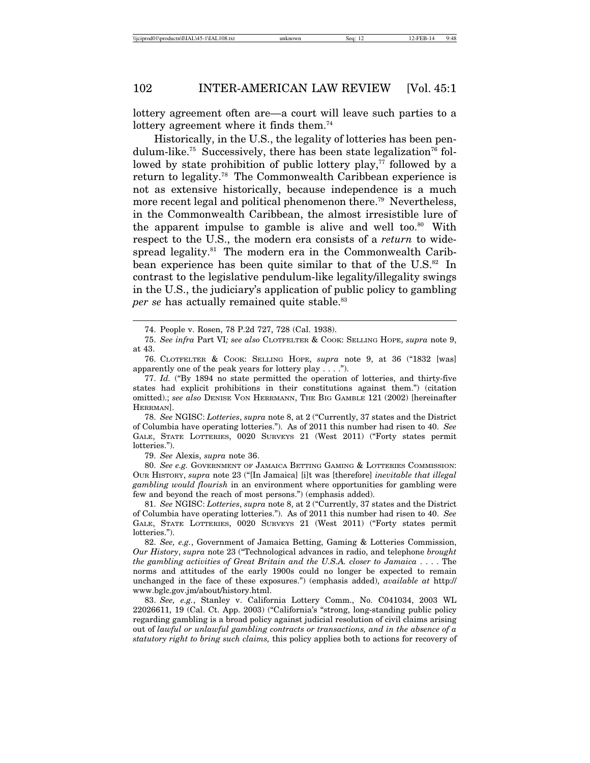lottery agreement often are—a court will leave such parties to a lottery agreement where it finds them.[74]

Historically, in the U.S., the legality of lotteries has been pendulum-like.[75] Successively, there has been state legalization[76] followed by state prohibition of public lottery play,[77] followed by a return to legality.[78] The Commonwealth Caribbean experience is not as extensive historically, because independence is a much more recent legal and political phenomenon there.[79] Nevertheless, in the Commonwealth Caribbean, the almost irresistible lure of the apparent impulse to gamble is alive and well too.[80] With respect to the U.S., the modern era consists of a *return* to widespread legality.[81] The modern era in the Commonwealth Caribbean experience has been quite similar to that of the U.S.[82] In contrast to the legislative pendulum-like legality/illegality swings in the U.S., the judiciary's application of public policy to gambling *per se* has actually remained quite stable.[83]

---

74. People v. Rosen, 78 P.2d 727, 728 (Cal. 1938).

75. *See infra* Part VI*; see also* CLOTFELTER & COOK: SELLING HOPE, *supra* note 9, at 43.

76. CLOTFELTER & COOK: SELLING HOPE, *supra* note 9, at 36 ("1832 [was] apparently one of the peak years for lottery play . . . .").

77. *Id.* ("By 1894 no state permitted the operation of lotteries, and thirty-five states had explicit prohibitions in their constitutions against them.") (citation omitted).; *see also* DENISE VON HERRMANN, THE BIG GAMBLE 121 (2002) [hereinafter HERRMAN].

78. *See* NGISC: *Lotteries*, *supra* note 8, at 2 ("Currently, 37 states and the District of Columbia have operating lotteries."). As of 2011 this number had risen to 40. *See* GALE, STATE LOTTERIES, 0020 SURVEYS 21 (West 2011) ("Forty states permit lotteries.").

79. *See* Alexis, *supra* note 36.

80. *See e.g.* GOVERNMENT OF JAMAICA BETTING GAMING & LOTTERIES COMMISSION: OUR HISTORY, *supra* note 23 ("[In Jamaica] [i]t was [therefore] *inevitable that illegal gambling would flourish* in an environment where opportunities for gambling were few and beyond the reach of most persons.") (emphasis added).

81. *See* NGISC: *Lotteries*, *supra* note 8, at 2 ("Currently, 37 states and the District of Columbia have operating lotteries."). As of 2011 this number had risen to 40. *See* GALE, STATE LOTTERIES, 0020 SURVEYS 21 (West 2011) ("Forty states permit lotteries.").

82. *See, e.g.*, Government of Jamaica Betting, Gaming & Lotteries Commission, *Our History*, *supra* note 23 ("Technological advances in radio, and telephone *brought the gambling activities of Great Britain and the U.S.A. closer to Jamaica* . . . . The norms and attitudes of the early 1900s could no longer be expected to remain unchanged in the face of these exposures.") (emphasis added), *available at* http://www.bglc.gov.jm/about/history.html.

83. *See, e.g.*, Stanley v. California Lottery Comm., No. C041034, 2003 WL 22026611, 19 (Cal. Ct. App. 2003) ("California's "strong, long-standing public policy regarding gambling is a broad policy against judicial resolution of civil claims arising out of *lawful or unlawful gambling contracts or transactions, and in the absence of a statutory right to bring such claims,* this policy applies both to actions for recovery of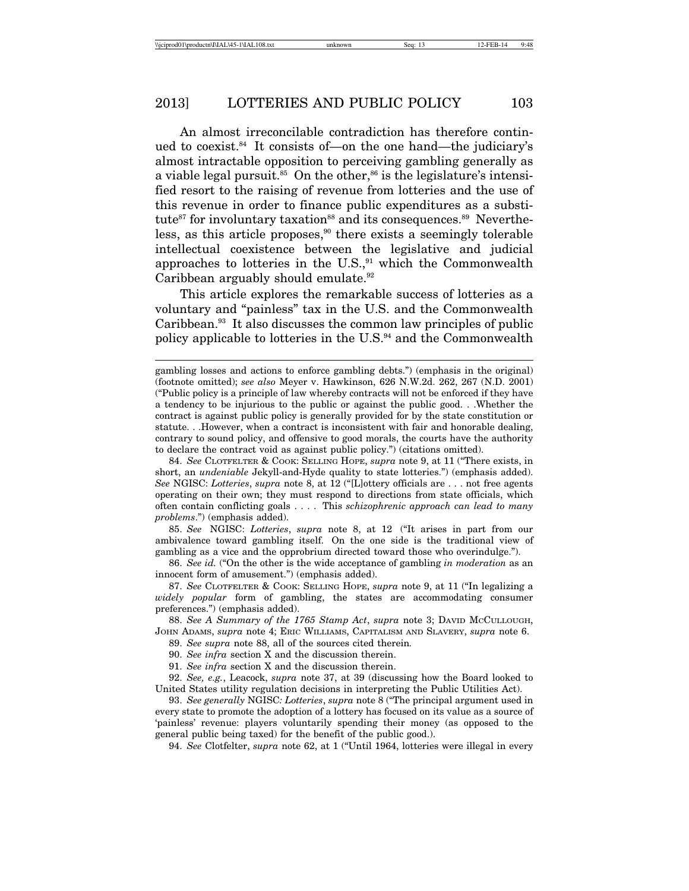An almost irreconcilable contradiction has therefore continued to coexist.[84] It consists of—on the one hand—the judiciary's almost intractable opposition to perceiving gambling generally as a viable legal pursuit.[85] On the other,[86] is the legislature's intensified resort to the raising of revenue from lotteries and the use of this revenue in order to finance public expenditures as a substitute[87] for involuntary taxation[88] and its consequences.[89] Nevertheless, as this article proposes,[90] there exists a seemingly tolerable intellectual coexistence between the legislative and judicial approaches to lotteries in the U.S.,[91] which the Commonwealth Caribbean arguably should emulate.[92]

This article explores the remarkable success of lotteries as a voluntary and "painless" tax in the U.S. and the Commonwealth Caribbean.[93] It also discusses the common law principles of public policy applicable to lotteries in the U.S.[94] and the Commonwealth

---

gambling losses and actions to enforce gambling debts.") (emphasis in the original) (footnote omitted); *see also* Meyer v. Hawkinson, 626 N.W.2d. 262, 267 (N.D. 2001) ("Public policy is a principle of law whereby contracts will not be enforced if they have a tendency to be injurious to the public or against the public good. . .Whether the contract is against public policy is generally provided for by the state constitution or statute. . .However, when a contract is inconsistent with fair and honorable dealing, contrary to sound policy, and offensive to good morals, the courts have the authority to declare the contract void as against public policy.") (citations omitted).

84. *See* CLOTFELTER & COOK: SELLING HOPE, *supra* note 9, at 11 ("There exists, in short, an *undeniable* Jekyll-and-Hyde quality to state lotteries.") (emphasis added). *See* NGISC: *Lotteries*, *supra* note 8, at 12 ("[L]ottery officials are . . . not free agents operating on their own; they must respond to directions from state officials, which often contain conflicting goals . . . . This *schizophrenic approach can lead to many problems*.") (emphasis added).

85. *See* NGISC: *Lotteries*, *supra* note 8, at 12 ("It arises in part from our ambivalence toward gambling itself. On the one side is the traditional view of gambling as a vice and the opprobrium directed toward those who overindulge.").

86. *See id.* ("On the other is the wide acceptance of gambling *in moderation* as an innocent form of amusement.") (emphasis added).

87. *See* CLOTFELTER & COOK: SELLING HOPE, *supra* note 9, at 11 ("In legalizing a *widely popular* form of gambling, the states are accommodating consumer preferences.") (emphasis added).

88. *See A Summary of the 1765 Stamp Act*, *supra* note 3; DAVID MCCULLOUGH, JOHN ADAMS, *supra* note 4; ERIC WILLIAMS, CAPITALISM AND SLAVERY, *supra* note 6.

89. *See supra* note 88, all of the sources cited therein.

90. *See infra* section X and the discussion therein.

91. *See infra* section X and the discussion therein.

92. *See, e.g.*, Leacock, *supra* note 37, at 39 (discussing how the Board looked to United States utility regulation decisions in interpreting the Public Utilities Act).

93. *See generally* NGISC*: Lotteries*, *supra* note 8 ("The principal argument used in every state to promote the adoption of a lottery has focused on its value as a source of 'painless' revenue: players voluntarily spending their money (as opposed to the general public being taxed) for the benefit of the public good.).

94. *See* Clotfelter, *supra* note 62, at 1 ("Until 1964, lotteries were illegal in every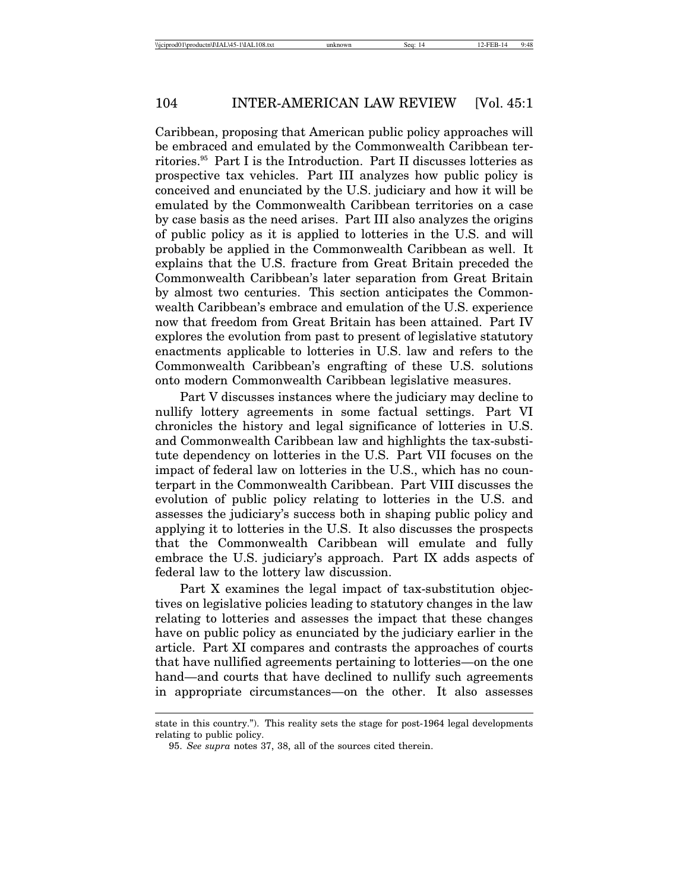Caribbean, proposing that American public policy approaches will be embraced and emulated by the Commonwealth Caribbean territories.[95] Part I is the Introduction. Part II discusses lotteries as prospective tax vehicles. Part III analyzes how public policy is conceived and enunciated by the U.S. judiciary and how it will be emulated by the Commonwealth Caribbean territories on a case by case basis as the need arises. Part III also analyzes the origins of public policy as it is applied to lotteries in the U.S. and will probably be applied in the Commonwealth Caribbean as well. It explains that the U.S. fracture from Great Britain preceded the Commonwealth Caribbean's later separation from Great Britain by almost two centuries. This section anticipates the Commonwealth Caribbean's embrace and emulation of the U.S. experience now that freedom from Great Britain has been attained. Part IV explores the evolution from past to present of legislative statutory enactments applicable to lotteries in U.S. law and refers to the Commonwealth Caribbean's engrafting of these U.S. solutions onto modern Commonwealth Caribbean legislative measures.

Part V discusses instances where the judiciary may decline to nullify lottery agreements in some factual settings. Part VI chronicles the history and legal significance of lotteries in U.S. and Commonwealth Caribbean law and highlights the tax-substitute dependency on lotteries in the U.S. Part VII focuses on the impact of federal law on lotteries in the U.S., which has no counterpart in the Commonwealth Caribbean. Part VIII discusses the evolution of public policy relating to lotteries in the U.S. and assesses the judiciary's success both in shaping public policy and applying it to lotteries in the U.S. It also discusses the prospects that the Commonwealth Caribbean will emulate and fully embrace the U.S. judiciary's approach. Part IX adds aspects of federal law to the lottery law discussion.

Part X examines the legal impact of tax-substitution objectives on legislative policies leading to statutory changes in the law relating to lotteries and assesses the impact that these changes have on public policy as enunciated by the judiciary earlier in the article. Part XI compares and contrasts the approaches of courts that have nullified agreements pertaining to lotteries—on the one hand—and courts that have declined to nullify such agreements in appropriate circumstances—on the other. It also assesses

---

state in this country."). This reality sets the stage for post-1964 legal developments relating to public policy.

95. *See supra* notes 37, 38, all of the sources cited therein.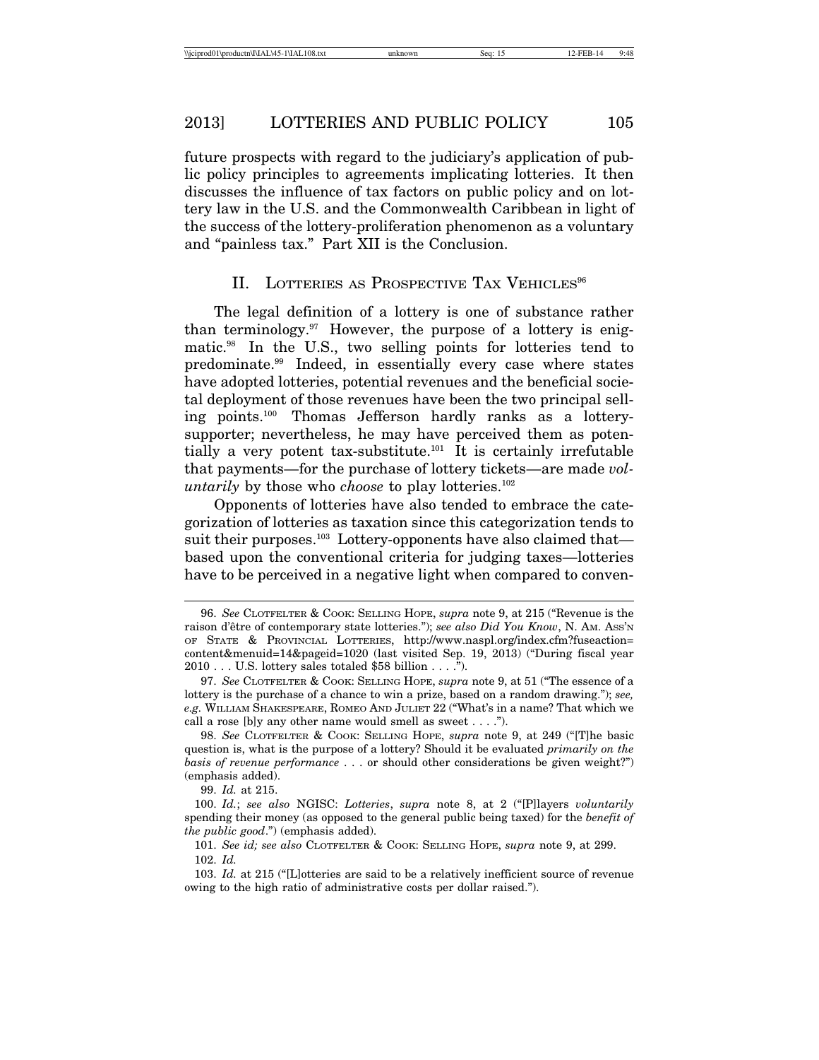future prospects with regard to the judiciary's application of public policy principles to agreements implicating lotteries. It then discusses the influence of tax factors on public policy and on lottery law in the U.S. and the Commonwealth Caribbean in light of the success of the lottery-proliferation phenomenon as a voluntary and "painless tax." Part XII is the Conclusion.

## II. Lotteries as Prospective Tax Vehicles[96]

The legal definition of a lottery is one of substance rather than terminology.[97] However, the purpose of a lottery is enigmatic.[98] In the U.S., two selling points for lotteries tend to predominate.[99] Indeed, in essentially every case where states have adopted lotteries, potential revenues and the beneficial societal deployment of those revenues have been the two principal selling points.[100] Thomas Jefferson hardly ranks as a lottery-supporter; nevertheless, he may have perceived them as potentially a very potent tax-substitute.[101] It is certainly irrefutable that payments—for the purchase of lottery tickets—are made *voluntarily* by those who *choose* to play lotteries.[102]

Opponents of lotteries have also tended to embrace the categorization of lotteries as taxation since this categorization tends to suit their purposes.[103] Lottery-opponents have also claimed that—based upon the conventional criteria for judging taxes—lotteries have to be perceived in a negative light when compared to conven-

---

96. *See* Clotfelter & Cook: Selling Hope, *supra* note 9, at 215 ("Revenue is the raison d'être of contemporary state lotteries."); *see also Did You Know*, N. Am. Ass'n of State & Provincial Lotteries, http://www.naspl.org/index.cfm?fuseaction=content&menuid=14&pageid=1020 (last visited Sep. 19, 2013) ("During fiscal year 2010 . . . U.S. lottery sales totaled $58 billion . . . .").

97. *See* Clotfelter & Cook: Selling Hope, *supra* note 9, at 51 ("The essence of a lottery is the purchase of a chance to win a prize, based on a random drawing."); *see, e.g.* William Shakespeare, Romeo And Juliet 22 ("What's in a name? That which we call a rose [b]y any other name would smell as sweet . . . .").

98. *See* Clotfelter & Cook: Selling Hope, *supra* note 9, at 249 ("[T]he basic question is, what is the purpose of a lottery? Should it be evaluated *primarily on the basis of revenue performance* . . . or should other considerations be given weight?") (emphasis added).

99. *Id.* at 215.

100. *Id.*; *see also* NGISC: *Lotteries*, *supra* note 8, at 2 ("[P]layers *voluntarily* spending their money (as opposed to the general public being taxed) for the *benefit of the public good*.") (emphasis added).

101. *See id; see also* Clotfelter & Cook: Selling Hope, *supra* note 9, at 299.

102. *Id.*

103. *Id.* at 215 ("[L]otteries are said to be a relatively inefficient source of revenue owing to the high ratio of administrative costs per dollar raised.").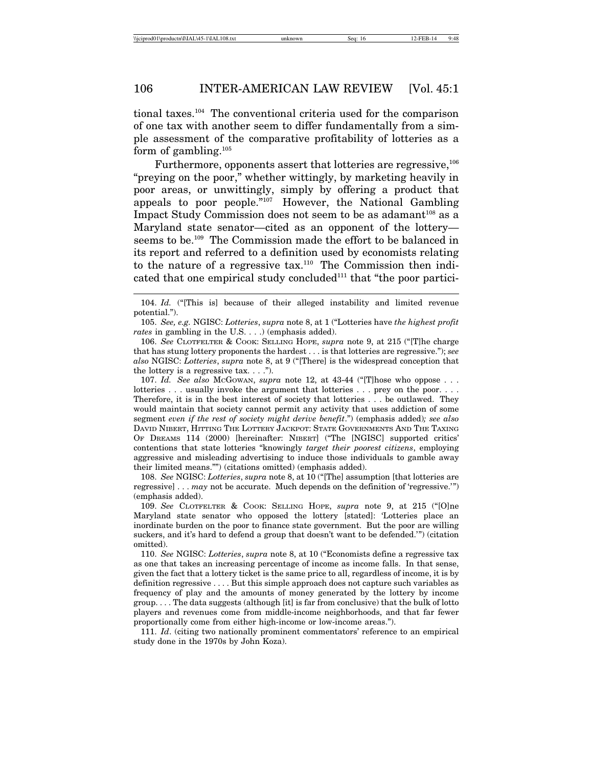tional taxes.[104] The conventional criteria used for the comparison of one tax with another seem to differ fundamentally from a simple assessment of the comparative profitability of lotteries as a form of gambling.[105]

Furthermore, opponents assert that lotteries are regressive,[106] "preying on the poor," whether wittingly, by marketing heavily in poor areas, or unwittingly, simply by offering a product that appeals to poor people."[107] However, the National Gambling Impact Study Commission does not seem to be as adamant[108] as a Maryland state senator—cited as an opponent of the lottery—seems to be.[109] The Commission made the effort to be balanced in its report and referred to a definition used by economists relating to the nature of a regressive tax.[110] The Commission then indicated that one empirical study concluded[111] that "the poor partici-

---

104. *Id.* ("[This is] because of their alleged instability and limited revenue potential.").

105. *See, e.g.* NGISC: *Lotteries*, *supra* note 8, at 1 ("Lotteries have *the highest profit rates* in gambling in the U.S. . . .) (emphasis added).

106. *See* Clotfelter & Cook: Selling Hope, *supra* note 9, at 215 ("[T]he charge that has stung lottery proponents the hardest . . . is that lotteries are regressive."); *see also* NGISC: *Lotteries*, *supra* note 8, at 9 ("[There] is the widespread conception that the lottery is a regressive tax. . . .").

107. *Id. See also* McGowan, *supra* note 12, at 43-44 ("[T]hose who oppose . . . lotteries . . . usually invoke the argument that lotteries . . . prey on the poor. . . . Therefore, it is in the best interest of society that lotteries . . . be outlawed. They would maintain that society cannot permit any activity that uses addiction of some segment *even if the rest of society might derive benefit*.") (emphasis added)*; see also* David Nibert, Hitting The Lottery Jackpot: State Governments And The Taxing Of Dreams 114 (2000) [hereinafter: Nibert] ("The [NGISC] supported critics' contentions that state lotteries "knowingly *target their poorest citizens*, employing aggressive and misleading advertising to induce those individuals to gamble away their limited means."") (citations omitted) (emphasis added).

108. *See* NGISC: *Lotteries*, *supra* note 8, at 10 ("[The] assumption [that lotteries are regressive] . . . *may* not be accurate. Much depends on the definition of 'regressive.'") (emphasis added).

109. *See* Clotfelter & Cook: Selling Hope, *supra* note 9, at 215 ("[O]ne Maryland state senator who opposed the lottery [stated]: 'Lotteries place an inordinate burden on the poor to finance state government. But the poor are willing suckers, and it's hard to defend a group that doesn't want to be defended.'") (citation omitted).

110. *See* NGISC: *Lotteries*, *supra* note 8, at 10 ("Economists define a regressive tax as one that takes an increasing percentage of income as income falls. In that sense, given the fact that a lottery ticket is the same price to all, regardless of income, it is by definition regressive . . . . But this simple approach does not capture such variables as frequency of play and the amounts of money generated by the lottery by income group. . . . The data suggests (although [it] is far from conclusive) that the bulk of lotto players and revenues come from middle-income neighborhoods, and that far fewer proportionally come from either high-income or low-income areas.").

111. *Id*. (citing two nationally prominent commentators' reference to an empirical study done in the 1970s by John Koza).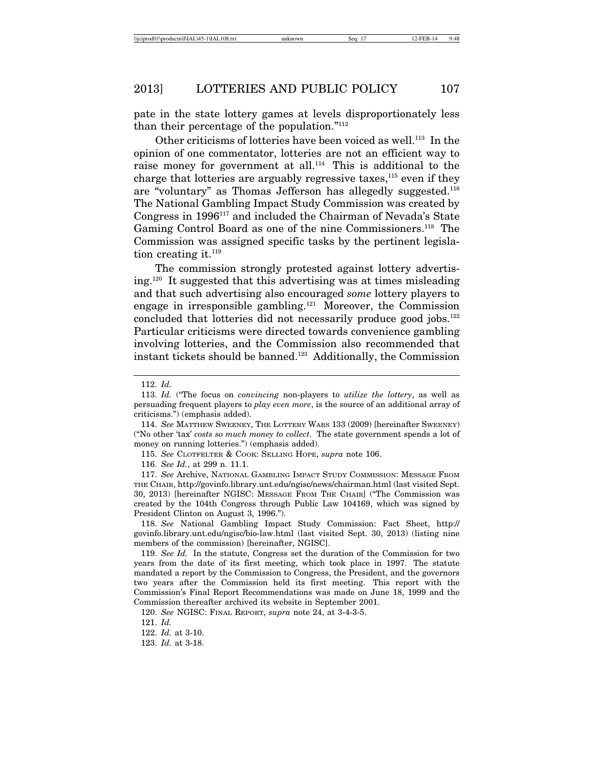pate in the state lottery games at levels disproportionately less than their percentage of the population."[112]

Other criticisms of lotteries have been voiced as well.[113] In the opinion of one commentator, lotteries are not an efficient way to raise money for government at all.[114] This is additional to the charge that lotteries are arguably regressive taxes,[115] even if they are "voluntary" as Thomas Jefferson has allegedly suggested.[116] The National Gambling Impact Study Commission was created by Congress in 1996[117] and included the Chairman of Nevada's State Gaming Control Board as one of the nine Commissioners.[118] The Commission was assigned specific tasks by the pertinent legislation creating it.[119]

The commission strongly protested against lottery advertising.[120] It suggested that this advertising was at times misleading and that such advertising also encouraged *some* lottery players to engage in irresponsible gambling.[121] Moreover, the Commission concluded that lotteries did not necessarily produce good jobs.[122] Particular criticisms were directed towards convenience gambling involving lotteries, and the Commission also recommended that instant tickets should be banned.[123] Additionally, the Commission

---

112. *Id.*

113. *Id.* ("The focus on *convincing* non-players to *utilize the lottery*, as well as persuading frequent players to *play even more*, is the source of an additional array of criticisms.") (emphasis added).

114. *See* MATTHEW SWEENEY, THE LOTTERY WARS 133 (2009) [hereinafter SWEENEY] ("No other 'tax' *costs so much money to collect*. The state government spends a lot of money on running lotteries.") (emphasis added).

115. *See* CLOTFELTER & COOK: SELLING HOPE, *supra* note 106.

116. *See Id.*, at 299 n. 11.1.

117. *See* Archive, NATIONAL GAMBLING IMPACT STUDY COMMISSION: MESSAGE FROM THE CHAIR, http://govinfo.library.unt.edu/ngisc/news/chairman.html (last visited Sept. 30, 2013) [hereinafter NGISC: MESSAGE FROM THE CHAIR] ("The Commission was created by the 104th Congress through Public Law 104169, which was signed by President Clinton on August 3, 1996.").

118. *See* National Gambling Impact Study Commission: Fact Sheet, http://govinfo.library.unt.edu/ngisc/bio-law.html (last visited Sept. 30, 2013) (listing nine members of the commission) [hereinafter, NGISC].

119. *See Id.* In the statute, Congress set the duration of the Commission for two years from the date of its first meeting, which took place in 1997. The statute mandated a report by the Commission to Congress, the President, and the governors two years after the Commission held its first meeting. This report with the Commission's Final Report Recommendations was made on June 18, 1999 and the Commission thereafter archived its website in September 2001.

120. *See* NGISC: FINAL REPORT, *supra* note 24, at 3-4-3-5.

121. *Id.*

122. *Id.* at 3-10.

123. *Id.* at 3-18.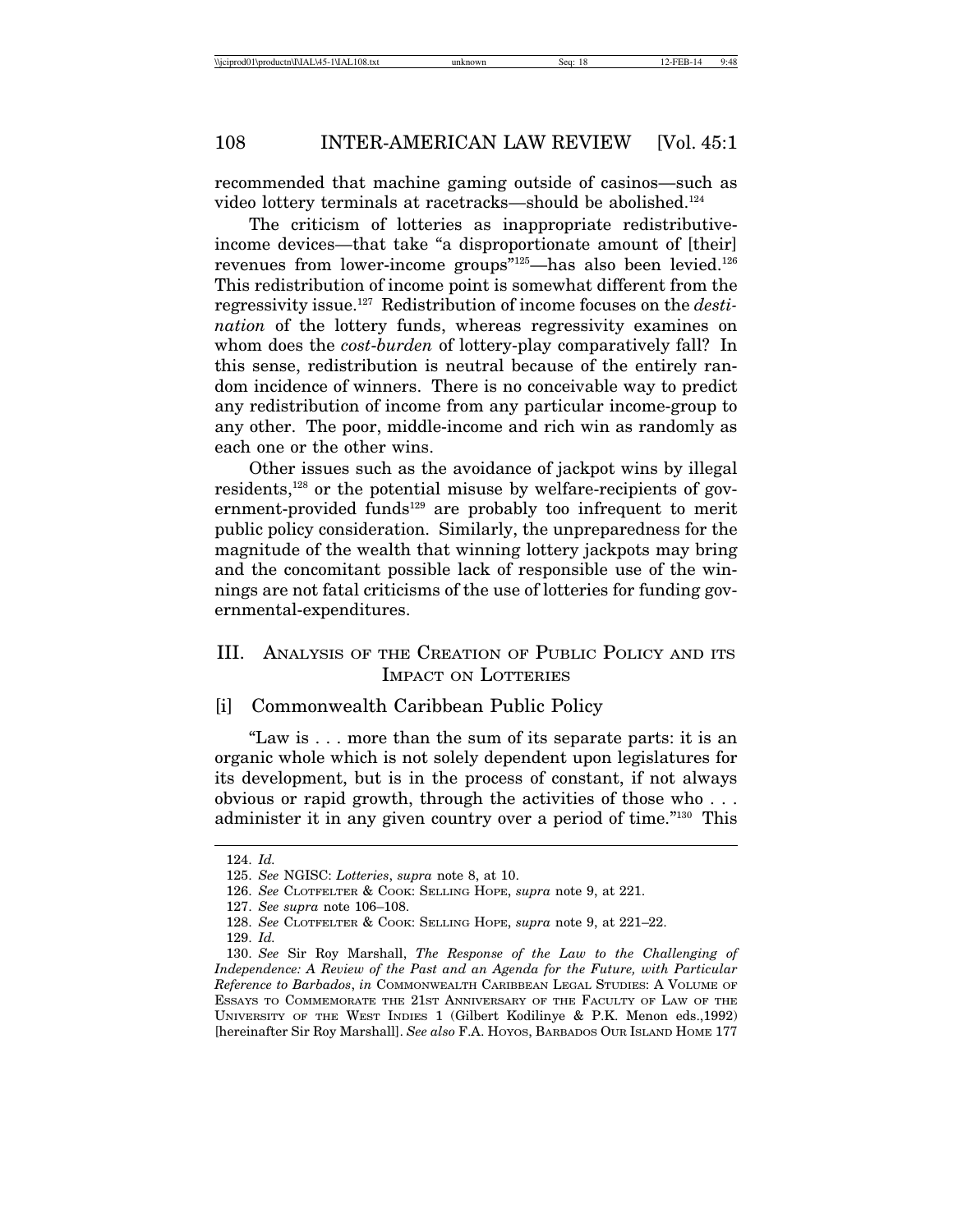recommended that machine gaming outside of casinos—such as video lottery terminals at racetracks—should be abolished.[124]

The criticism of lotteries as inappropriate redistributive-income devices—that take "a disproportionate amount of [their] revenues from lower-income groups"[125]—has also been levied.[126] This redistribution of income point is somewhat different from the regressivity issue.[127] Redistribution of income focuses on the *destination* of the lottery funds, whereas regressivity examines on whom does the *cost-burden* of lottery-play comparatively fall? In this sense, redistribution is neutral because of the entirely random incidence of winners. There is no conceivable way to predict any redistribution of income from any particular income-group to any other. The poor, middle-income and rich win as randomly as each one or the other wins.

Other issues such as the avoidance of jackpot wins by illegal residents,[128] or the potential misuse by welfare-recipients of government-provided funds[129] are probably too infrequent to merit public policy consideration. Similarly, the unpreparedness for the magnitude of the wealth that winning lottery jackpots may bring and the concomitant possible lack of responsible use of the winnings are not fatal criticisms of the use of lotteries for funding governmental-expenditures.

## III. Analysis of the Creation of Public Policy and its Impact on Lotteries

### [i] Commonwealth Caribbean Public Policy

"Law is . . . more than the sum of its separate parts: it is an organic whole which is not solely dependent upon legislatures for its development, but is in the process of constant, if not always obvious or rapid growth, through the activities of those who . . . administer it in any given country over a period of time."[130] This

---

124. *Id.*

125. *See* NGISC: *Lotteries*, *supra* note 8, at 10.

126. *See* Clotfelter & Cook: Selling Hope, *supra* note 9, at 221.

127. *See supra* note 106–108.

128. *See* Clotfelter & Cook: Selling Hope, *supra* note 9, at 221–22.

129. *Id.*

130. *See* Sir Roy Marshall, *The Response of the Law to the Challenging of Independence: A Review of the Past and an Agenda for the Future, with Particular Reference to Barbados*, *in* Commonwealth Caribbean Legal Studies: A Volume of Essays to Commemorate the 21st Anniversary of the Faculty of Law of the University of the West Indies 1 (Gilbert Kodilinye & P.K. Menon eds.,1992) [hereinafter Sir Roy Marshall]. *See also* F.A. Hoyos, Barbados Our Island Home 177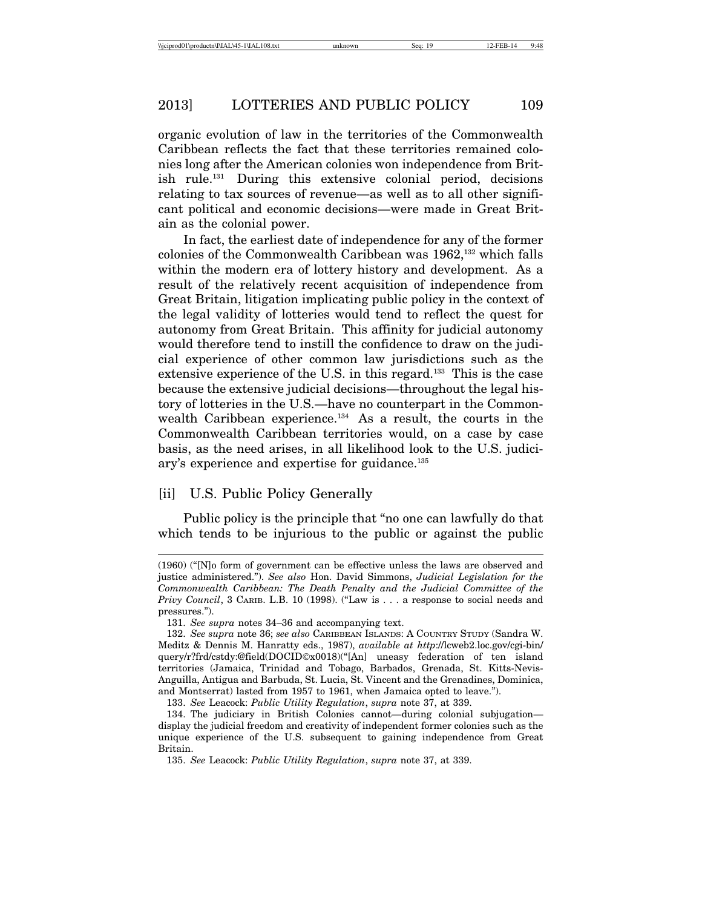organic evolution of law in the territories of the Commonwealth Caribbean reflects the fact that these territories remained colonies long after the American colonies won independence from British rule.[131] During this extensive colonial period, decisions relating to tax sources of revenue—as well as to all other significant political and economic decisions—were made in Great Britain as the colonial power.

In fact, the earliest date of independence for any of the former colonies of the Commonwealth Caribbean was 1962,[132] which falls within the modern era of lottery history and development. As a result of the relatively recent acquisition of independence from Great Britain, litigation implicating public policy in the context of the legal validity of lotteries would tend to reflect the quest for autonomy from Great Britain. This affinity for judicial autonomy would therefore tend to instill the confidence to draw on the judicial experience of other common law jurisdictions such as the extensive experience of the U.S. in this regard.[133] This is the case because the extensive judicial decisions—throughout the legal history of lotteries in the U.S.—have no counterpart in the Commonwealth Caribbean experience.[134] As a result, the courts in the Commonwealth Caribbean territories would, on a case by case basis, as the need arises, in all likelihood look to the U.S. judiciary's experience and expertise for guidance.[135]

### [ii] U.S. Public Policy Generally

Public policy is the principle that "no one can lawfully do that which tends to be injurious to the public or against the public

---

(1960) ("[N]o form of government can be effective unless the laws are observed and justice administered."). *See also* Hon. David Simmons, *Judicial Legislation for the Commonwealth Caribbean: The Death Penalty and the Judicial Committee of the Privy Council*, 3 CARIB. L.B. 10 (1998). ("Law is . . . a response to social needs and pressures.").

131. *See supra* notes 34–36 and accompanying text.

132. *See supra* note 36; *see also* CARIBBEAN ISLANDS: A COUNTRY STUDY (Sandra W. Meditz & Dennis M. Hanratty eds., 1987), *available at* http://lcweb2.loc.gov/cgi-bin/query/r?frd/cstdy:@field(DOCID©x0018)("[An] uneasy federation of ten island territories (Jamaica, Trinidad and Tobago, Barbados, Grenada, St. Kitts-Nevis-Anguilla, Antigua and Barbuda, St. Lucia, St. Vincent and the Grenadines, Dominica, and Montserrat) lasted from 1957 to 1961, when Jamaica opted to leave.").

133. *See* Leacock: *Public Utility Regulation*, *supra* note 37, at 339.

134. The judiciary in British Colonies cannot—during colonial subjugation—display the judicial freedom and creativity of independent former colonies such as the unique experience of the U.S. subsequent to gaining independence from Great Britain.

135. *See* Leacock: *Public Utility Regulation*, *supra* note 37, at 339.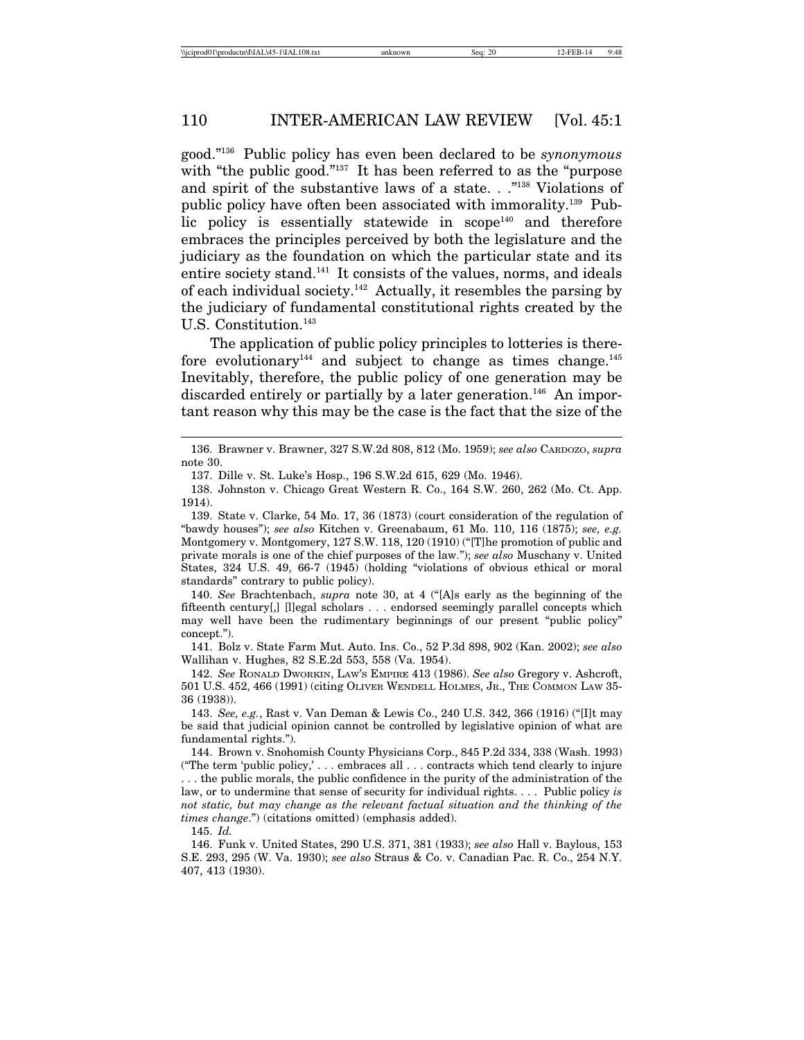good."[136] Public policy has even been declared to be *synonymous* with "the public good."[137] It has been referred to as the "purpose and spirit of the substantive laws of a state. . ."[138] Violations of public policy have often been associated with immorality.[139] Public policy is essentially statewide in scope[140] and therefore embraces the principles perceived by both the legislature and the judiciary as the foundation on which the particular state and its entire society stand.[141] It consists of the values, norms, and ideals of each individual society.[142] Actually, it resembles the parsing by the judiciary of fundamental constitutional rights created by the U.S. Constitution.[143]

The application of public policy principles to lotteries is therefore evolutionary[144] and subject to change as times change.[145] Inevitably, therefore, the public policy of one generation may be discarded entirely or partially by a later generation.[146] An important reason why this may be the case is the fact that the size of the

---

136. Brawner v. Brawner, 327 S.W.2d 808, 812 (Mo. 1959); *see also* CARDOZO, *supra* note 30.

137. Dille v. St. Luke's Hosp., 196 S.W.2d 615, 629 (Mo. 1946).

138. Johnston v. Chicago Great Western R. Co., 164 S.W. 260, 262 (Mo. Ct. App. 1914).

139. State v. Clarke, 54 Mo. 17, 36 (1873) (court consideration of the regulation of "bawdy houses"); *see also* Kitchen v. Greenabaum, 61 Mo. 110, 116 (1875); *see, e.g.* Montgomery v. Montgomery, 127 S.W. 118, 120 (1910) ("[T]he promotion of public and private morals is one of the chief purposes of the law."); *see also* Muschany v. United States, 324 U.S. 49, 66-7 (1945) (holding "violations of obvious ethical or moral standards" contrary to public policy).

140. *See* Brachtenbach, *supra* note 30, at 4 ("[A]s early as the beginning of the fifteenth century[,] [l]egal scholars . . . endorsed seemingly parallel concepts which may well have been the rudimentary beginnings of our present "public policy" concept.").

141. Bolz v. State Farm Mut. Auto. Ins. Co., 52 P.3d 898, 902 (Kan. 2002); *see also* Wallihan v. Hughes, 82 S.E.2d 553, 558 (Va. 1954).

142. *See* RONALD DWORKIN, LAW'S EMPIRE 413 (1986). *See also* Gregory v. Ashcroft, 501 U.S. 452, 466 (1991) (citing OLIVER WENDELL HOLMES, JR., THE COMMON LAW 35-36 (1938)).

143. *See, e.g.*, Rast v. Van Deman & Lewis Co., 240 U.S. 342, 366 (1916) ("[I]t may be said that judicial opinion cannot be controlled by legislative opinion of what are fundamental rights.").

144. Brown v. Snohomish County Physicians Corp., 845 P.2d 334, 338 (Wash. 1993) ("The term 'public policy,' . . . embraces all . . . contracts which tend clearly to injure . . . the public morals, the public confidence in the purity of the administration of the law, or to undermine that sense of security for individual rights. . . . Public policy *is not static, but may change as the relevant factual situation and the thinking of the times change*.") (citations omitted) (emphasis added).

145. *Id.*

146. Funk v. United States, 290 U.S. 371, 381 (1933); *see also* Hall v. Baylous, 153 S.E. 293, 295 (W. Va. 1930); *see also* Straus & Co. v. Canadian Pac. R. Co., 254 N.Y. 407, 413 (1930).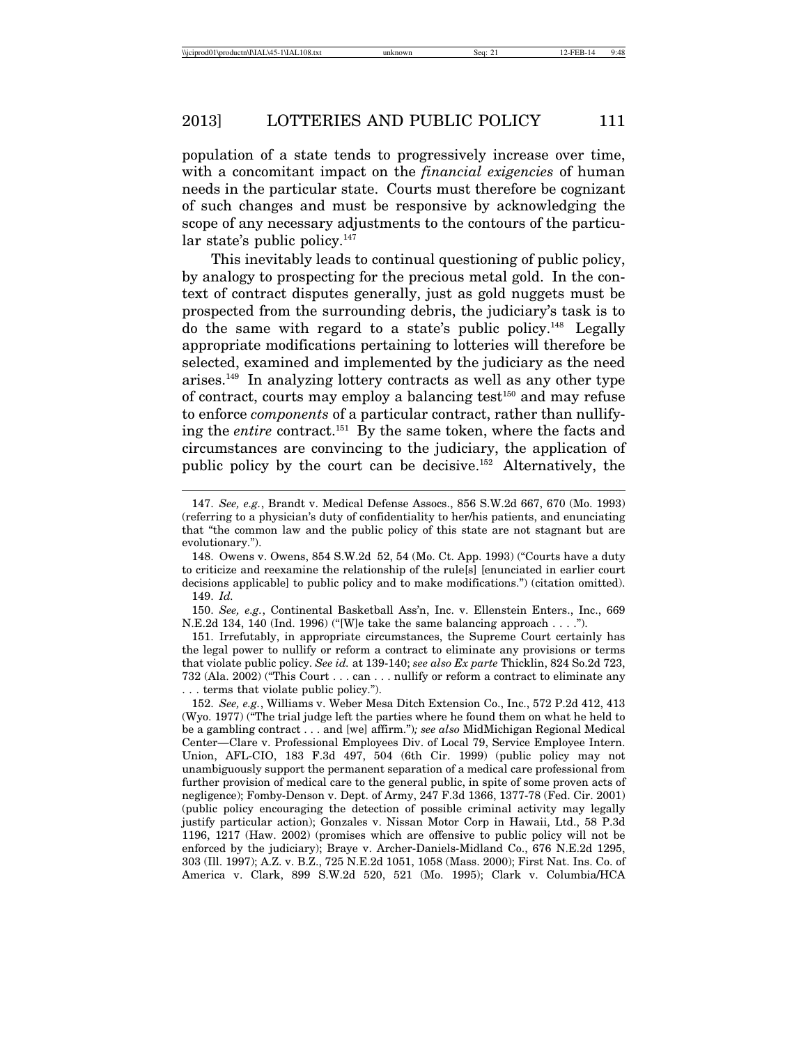population of a state tends to progressively increase over time, with a concomitant impact on the *financial exigencies* of human needs in the particular state. Courts must therefore be cognizant of such changes and must be responsive by acknowledging the scope of any necessary adjustments to the contours of the particular state's public policy.[147]

This inevitably leads to continual questioning of public policy, by analogy to prospecting for the precious metal gold. In the context of contract disputes generally, just as gold nuggets must be prospected from the surrounding debris, the judiciary's task is to do the same with regard to a state's public policy.[148] Legally appropriate modifications pertaining to lotteries will therefore be selected, examined and implemented by the judiciary as the need arises.[149] In analyzing lottery contracts as well as any other type of contract, courts may employ a balancing test[150] and may refuse to enforce *components* of a particular contract, rather than nullifying the *entire* contract.[151] By the same token, where the facts and circumstances are convincing to the judiciary, the application of public policy by the court can be decisive.[152] Alternatively, the

---

147. *See, e.g.*, Brandt v. Medical Defense Assocs., 856 S.W.2d 667, 670 (Mo. 1993) (referring to a physician's duty of confidentiality to her/his patients, and enunciating that "the common law and the public policy of this state are not stagnant but are evolutionary.").

148. Owens v. Owens, 854 S.W.2d 52, 54 (Mo. Ct. App. 1993) ("Courts have a duty to criticize and reexamine the relationship of the rule[s] [enunciated in earlier court decisions applicable] to public policy and to make modifications.") (citation omitted).

149. *Id.*

150. *See, e.g.*, Continental Basketball Ass'n, Inc. v. Ellenstein Enters., Inc., 669 N.E.2d 134, 140 (Ind. 1996) ("[W]e take the same balancing approach . . . .").

151. Irrefutably, in appropriate circumstances, the Supreme Court certainly has the legal power to nullify or reform a contract to eliminate any provisions or terms that violate public policy. *See id.* at 139-140; *see also Ex parte* Thicklin, 824 So.2d 723, 732 (Ala. 2002) ("This Court . . . can . . . nullify or reform a contract to eliminate any . . . terms that violate public policy.").

152. *See, e.g.*, Williams v. Weber Mesa Ditch Extension Co., Inc., 572 P.2d 412, 413 (Wyo. 1977) ("The trial judge left the parties where he found them on what he held to be a gambling contract . . . and [we] affirm."); *see also* MidMichigan Regional Medical Center—Clare v. Professional Employees Div. of Local 79, Service Employee Intern. Union, AFL-CIO, 183 F.3d 497, 504 (6th Cir. 1999) (public policy may not unambiguously support the permanent separation of a medical care professional from further provision of medical care to the general public, in spite of some proven acts of negligence); Fomby-Denson v. Dept. of Army, 247 F.3d 1366, 1377-78 (Fed. Cir. 2001) (public policy encouraging the detection of possible criminal activity may legally justify particular action); Gonzales v. Nissan Motor Corp in Hawaii, Ltd., 58 P.3d 1196, 1217 (Haw. 2002) (promises which are offensive to public policy will not be enforced by the judiciary); Braye v. Archer-Daniels-Midland Co., 676 N.E.2d 1295, 303 (Ill. 1997); A.Z. v. B.Z., 725 N.E.2d 1051, 1058 (Mass. 2000); First Nat. Ins. Co. of America v. Clark, 899 S.W.2d 520, 521 (Mo. 1995); Clark v. Columbia/HCA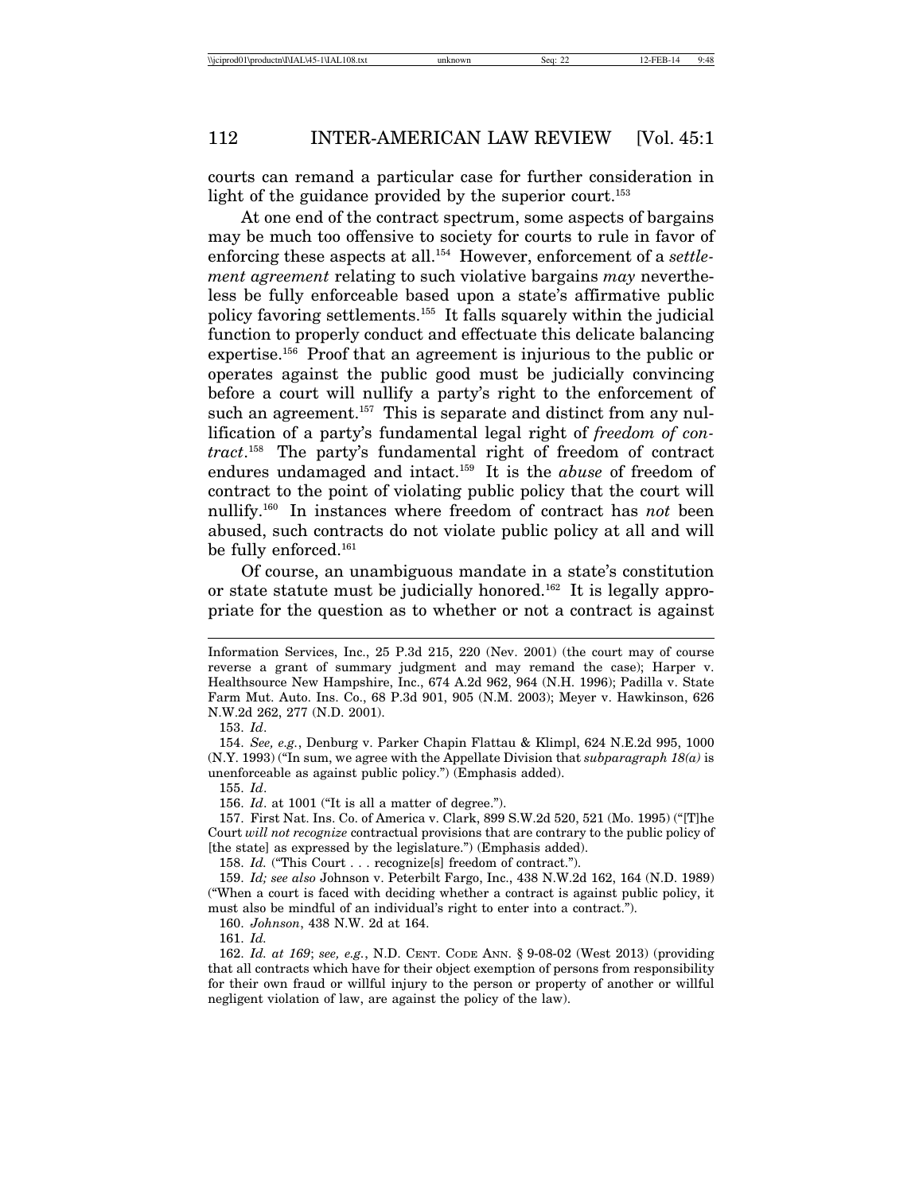courts can remand a particular case for further consideration in light of the guidance provided by the superior court.[153]

At one end of the contract spectrum, some aspects of bargains may be much too offensive to society for courts to rule in favor of enforcing these aspects at all.[154] However, enforcement of a *settlement agreement* relating to such violative bargains *may* nevertheless be fully enforceable based upon a state's affirmative public policy favoring settlements.[155] It falls squarely within the judicial function to properly conduct and effectuate this delicate balancing expertise.[156] Proof that an agreement is injurious to the public or operates against the public good must be judicially convincing before a court will nullify a party's right to the enforcement of such an agreement.[157] This is separate and distinct from any nullification of a party's fundamental legal right of *freedom of contract*.[158] The party's fundamental right of freedom of contract endures undamaged and intact.[159] It is the *abuse* of freedom of contract to the point of violating public policy that the court will nullify.[160] In instances where freedom of contract has *not* been abused, such contracts do not violate public policy at all and will be fully enforced.[161]

Of course, an unambiguous mandate in a state's constitution or state statute must be judicially honored.[162] It is legally appropriate for the question as to whether or not a contract is against

---

Information Services, Inc., 25 P.3d 215, 220 (Nev. 2001) (the court may of course reverse a grant of summary judgment and may remand the case); Harper v. Healthsource New Hampshire, Inc., 674 A.2d 962, 964 (N.H. 1996); Padilla v. State Farm Mut. Auto. Ins. Co., 68 P.3d 901, 905 (N.M. 2003); Meyer v. Hawkinson, 626 N.W.2d 262, 277 (N.D. 2001).

153. *Id*.

154. *See, e.g.*, Denburg v. Parker Chapin Flattau & Klimpl, 624 N.E.2d 995, 1000 (N.Y. 1993) ("In sum, we agree with the Appellate Division that *subparagraph 18(a)* is unenforceable as against public policy.") (Emphasis added).

155. *Id*.

156. *Id*. at 1001 ("It is all a matter of degree.").

157. First Nat. Ins. Co. of America v. Clark, 899 S.W.2d 520, 521 (Mo. 1995) ("[T]he Court *will not recognize* contractual provisions that are contrary to the public policy of [the state] as expressed by the legislature.") (Emphasis added).

158. *Id.* ("This Court . . . recognize[s] freedom of contract.").

159. *Id; see also* Johnson v. Peterbilt Fargo, Inc., 438 N.W.2d 162, 164 (N.D. 1989) ("When a court is faced with deciding whether a contract is against public policy, it must also be mindful of an individual's right to enter into a contract.").

160. *Johnson*, 438 N.W. 2d at 164.

161. *Id.*

162. *Id. at 169*; *see, e.g.*, N.D. CENT. CODE ANN. § 9-08-02 (West 2013) (providing that all contracts which have for their object exemption of persons from responsibility for their own fraud or willful injury to the person or property of another or willful negligent violation of law, are against the policy of the law).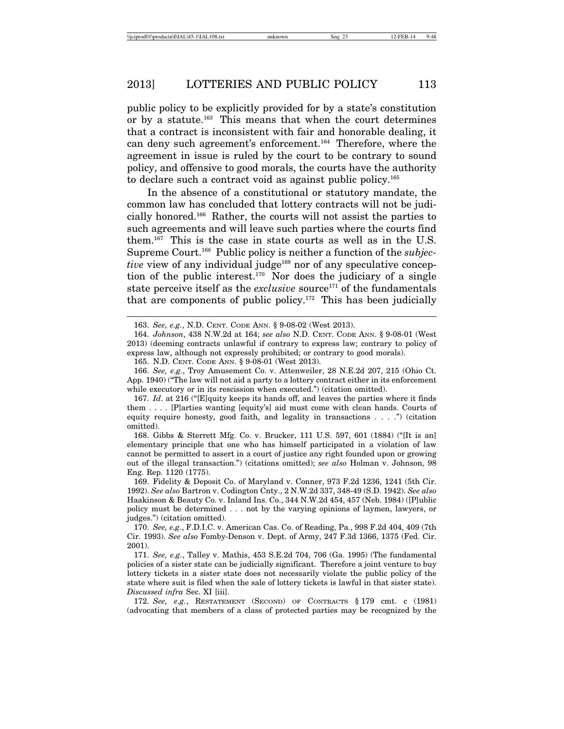public policy to be explicitly provided for by a state's constitution or by a statute.[163] This means that when the court determines that a contract is inconsistent with fair and honorable dealing, it can deny such agreement's enforcement.[164] Therefore, where the agreement in issue is ruled by the court to be contrary to sound policy, and offensive to good morals, the courts have the authority to declare such a contract void as against public policy.[165]

In the absence of a constitutional or statutory mandate, the common law has concluded that lottery contracts will not be judicially honored.[166] Rather, the courts will not assist the parties to such agreements and will leave such parties where the courts find them.[167] This is the case in state courts as well as in the U.S. Supreme Court.[168] Public policy is neither a function of the *subjective* view of any individual judge[169] nor of any speculative conception of the public interest.[170] Nor does the judiciary of a single state perceive itself as the *exclusive* source[171] of the fundamentals that are components of public policy.[172] This has been judicially

---

163. *See, e.g.*, N.D. CENT. CODE ANN. § 9-08-02 (West 2013).

164. *Johnson*, 438 N.W.2d at 164; *see also* N.D. CENT. CODE ANN. § 9-08-01 (West 2013) (deeming contracts unlawful if contrary to express law; contrary to policy of express law, although not expressly prohibited; or contrary to good morals).

165. N.D. CENT. CODE ANN. § 9-08-01 (West 2013).

166. *See, e.g.*, Troy Amusement Co. v. Attenweiler, 28 N.E.2d 207, 215 (Ohio Ct. App. 1940) ("The law will not aid a party to a lottery contract either in its enforcement while executory or in its rescission when executed.") (citation omitted).

167. *Id*. at 216 ("[E]quity keeps its hands off, and leaves the parties where it finds them . . . . [P]arties wanting [equity's] aid must come with clean hands. Courts of equity require honesty, good faith, and legality in transactions . . . .") (citation omitted).

168. Gibbs & Sterrett Mfg. Co. v. Brucker, 111 U.S. 597, 601 (1884) ("[It is an] elementary principle that one who has himself participated in a violation of law cannot be permitted to assert in a court of justice any right founded upon or growing out of the illegal transaction.") (citations omitted); *see also* Holman v. Johnson, 98 Eng. Rep. 1120 (1775).

169. Fidelity & Deposit Co. of Maryland v. Conner, 973 F.2d 1236, 1241 (5th Cir. 1992). *See also* Bartron v. Codington Cnty., 2 N.W.2d 337, 348-49 (S.D. 1942). *See also* Haakinson & Beauty Co. v. Inland Ins. Co., 344 N.W.2d 454, 457 (Neb. 1984) ([P]ublic policy must be determined . . . not by the varying opinions of laymen, lawyers, or judges.") (citation omitted).

170. *See, e.g.*, F.D.I.C. v. American Cas. Co. of Reading, Pa., 998 F.2d 404, 409 (7th Cir. 1993). *See also* Fomby-Denson v. Dept. of Army, 247 F.3d 1366, 1375 (Fed. Cir. 2001).

171. *See, e.g.*, Talley v. Mathis, 453 S.E.2d 704, 706 (Ga. 1995) (The fundamental policies of a sister state can be judicially significant. Therefore a joint venture to buy lottery tickets in a sister state does not necessarily violate the public policy of the state where suit is filed when the sale of lottery tickets is lawful in that sister state). *Discussed infra* Sec. XI [iii].

172. *See, e.g.*, RESTATEMENT (SECOND) OF CONTRACTS § 179 cmt. c (1981) (advocating that members of a class of protected parties may be recognized by the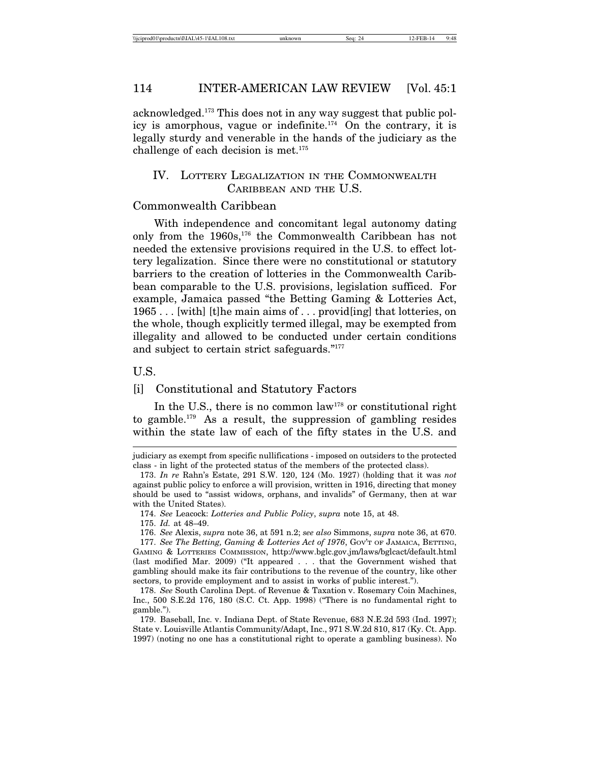acknowledged.[173] This does not in any way suggest that public policy is amorphous, vague or indefinite.[174] On the contrary, it is legally sturdy and venerable in the hands of the judiciary as the challenge of each decision is met.[175]

## IV. Lottery Legalization in the Commonwealth Caribbean and the U.S.

### Commonwealth Caribbean

With independence and concomitant legal autonomy dating only from the 1960s,[176] the Commonwealth Caribbean has not needed the extensive provisions required in the U.S. to effect lottery legalization. Since there were no constitutional or statutory barriers to the creation of lotteries in the Commonwealth Caribbean comparable to the U.S. provisions, legislation sufficed. For example, Jamaica passed "the Betting Gaming & Lotteries Act, 1965 . . . [with] [t]he main aims of . . . provid[ing] that lotteries, on the whole, though explicitly termed illegal, may be exempted from illegality and allowed to be conducted under certain conditions and subject to certain strict safeguards."[177]

### U.S.

#### [i] Constitutional and Statutory Factors

In the U.S., there is no common law[178] or constitutional right to gamble.[179] As a result, the suppression of gambling resides within the state law of each of the fifty states in the U.S. and

---

judiciary as exempt from specific nullifications - imposed on outsiders to the protected class - in light of the protected status of the members of the protected class).

173. *In re* Rahn's Estate, 291 S.W. 120, 124 (Mo. 1927) (holding that it was *not* against public policy to enforce a will provision, written in 1916, directing that money should be used to "assist widows, orphans, and invalids" of Germany, then at war with the United States).

174. *See* Leacock: *Lotteries and Public Policy*, *supra* note 15, at 48.

175. *Id.* at 48–49.

176. *See* Alexis, *supra* note 36, at 591 n.2; *see also* Simmons, *supra* note 36, at 670.

177. *See The Betting, Gaming & Lotteries Act of 1976*, Gov't of Jamaica, Betting, Gaming & Lotteries Commission, http://www.bglc.gov.jm/laws/bglcact/default.html (last modified Mar. 2009) ("It appeared . . . that the Government wished that gambling should make its fair contributions to the revenue of the country, like other sectors, to provide employment and to assist in works of public interest.").

178. *See* South Carolina Dept. of Revenue & Taxation v. Rosemary Coin Machines, Inc., 500 S.E.2d 176, 180 (S.C. Ct. App. 1998) ("There is no fundamental right to gamble.").

179. Baseball, Inc. v. Indiana Dept. of State Revenue, 683 N.E.2d 593 (Ind. 1997); State v. Louisville Atlantis Community/Adapt, Inc., 971 S.W.2d 810, 817 (Ky. Ct. App. 1997) (noting no one has a constitutional right to operate a gambling business). No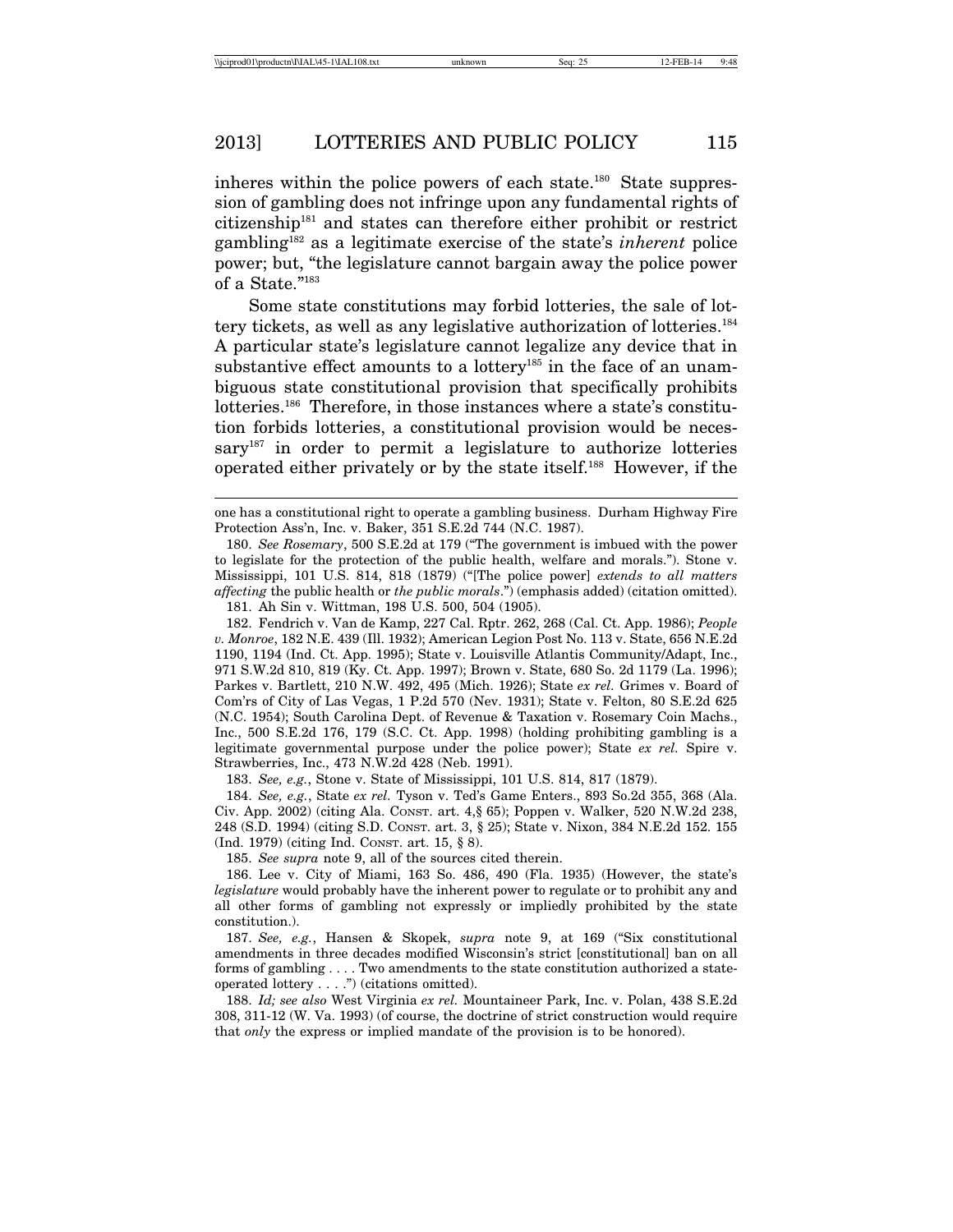inheres within the police powers of each state.[180] State suppression of gambling does not infringe upon any fundamental rights of citizenship[181] and states can therefore either prohibit or restrict gambling[182] as a legitimate exercise of the state's *inherent* police power; but, "the legislature cannot bargain away the police power of a State."[183]

Some state constitutions may forbid lotteries, the sale of lottery tickets, as well as any legislative authorization of lotteries.[184] A particular state's legislature cannot legalize any device that in substantive effect amounts to a lottery[185] in the face of an unambiguous state constitutional provision that specifically prohibits lotteries.[186] Therefore, in those instances where a state's constitution forbids lotteries, a constitutional provision would be necessary[187] in order to permit a legislature to authorize lotteries operated either privately or by the state itself.[188] However, if the

---

one has a constitutional right to operate a gambling business. Durham Highway Fire Protection Ass'n, Inc. v. Baker, 351 S.E.2d 744 (N.C. 1987).

180. *See Rosemary*, 500 S.E.2d at 179 ("The government is imbued with the power to legislate for the protection of the public health, welfare and morals."). Stone v. Mississippi, 101 U.S. 814, 818 (1879) ("[The police power] *extends to all matters affecting* the public health or *the public morals*.") (emphasis added) (citation omitted).

181. Ah Sin v. Wittman, 198 U.S. 500, 504 (1905).

182. Fendrich v. Van de Kamp, 227 Cal. Rptr. 262, 268 (Cal. Ct. App. 1986); *People v. Monroe*, 182 N.E. 439 (Ill. 1932); American Legion Post No. 113 v. State, 656 N.E.2d 1190, 1194 (Ind. Ct. App. 1995); State v. Louisville Atlantis Community/Adapt, Inc., 971 S.W.2d 810, 819 (Ky. Ct. App. 1997); Brown v. State, 680 So. 2d 1179 (La. 1996); Parkes v. Bartlett, 210 N.W. 492, 495 (Mich. 1926); State *ex rel.* Grimes v. Board of Com'rs of City of Las Vegas, 1 P.2d 570 (Nev. 1931); State v. Felton, 80 S.E.2d 625 (N.C. 1954); South Carolina Dept. of Revenue & Taxation v. Rosemary Coin Machs., Inc., 500 S.E.2d 176, 179 (S.C. Ct. App. 1998) (holding prohibiting gambling is a legitimate governmental purpose under the police power); State *ex rel.* Spire v. Strawberries, Inc., 473 N.W.2d 428 (Neb. 1991).

183. *See, e.g.*, Stone v. State of Mississippi, 101 U.S. 814, 817 (1879).

184. *See, e.g.*, State *ex rel.* Tyson v. Ted's Game Enters., 893 So.2d 355, 368 (Ala. Civ. App. 2002) (citing Ala. Const. art. 4,§ 65); Poppen v. Walker, 520 N.W.2d 238, 248 (S.D. 1994) (citing S.D. Const. art. 3, § 25); State v. Nixon, 384 N.E.2d 152. 155 (Ind. 1979) (citing Ind. Const. art. 15, § 8).

185. *See supra* note 9, all of the sources cited therein.

186. Lee v. City of Miami, 163 So. 486, 490 (Fla. 1935) (However, the state's *legislature* would probably have the inherent power to regulate or to prohibit any and all other forms of gambling not expressly or impliedly prohibited by the state constitution.).

187. *See, e.g.*, Hansen & Skopek, *supra* note 9, at 169 ("Six constitutional amendments in three decades modified Wisconsin's strict [constitutional] ban on all forms of gambling . . . . Two amendments to the state constitution authorized a state-operated lottery . . . .") (citations omitted).

188. *Id; see also* West Virginia *ex rel.* Mountaineer Park, Inc. v. Polan, 438 S.E.2d 308, 311-12 (W. Va. 1993) (of course, the doctrine of strict construction would require that *only* the express or implied mandate of the provision is to be honored).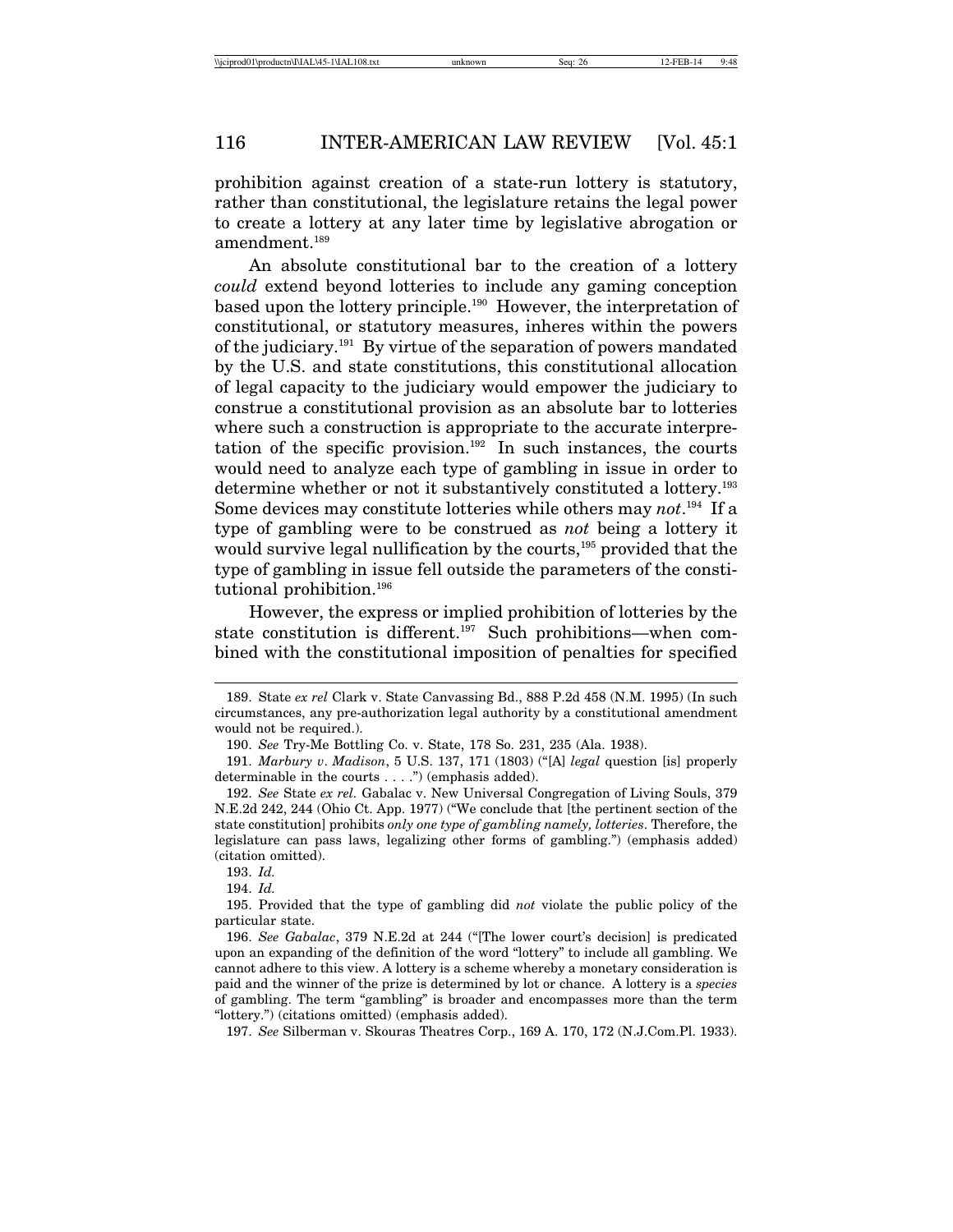prohibition against creation of a state-run lottery is statutory, rather than constitutional, the legislature retains the legal power to create a lottery at any later time by legislative abrogation or amendment.[189]

An absolute constitutional bar to the creation of a lottery *could* extend beyond lotteries to include any gaming conception based upon the lottery principle.[190] However, the interpretation of constitutional, or statutory measures, inheres within the powers of the judiciary.[191] By virtue of the separation of powers mandated by the U.S. and state constitutions, this constitutional allocation of legal capacity to the judiciary would empower the judiciary to construe a constitutional provision as an absolute bar to lotteries where such a construction is appropriate to the accurate interpretation of the specific provision.[192] In such instances, the courts would need to analyze each type of gambling in issue in order to determine whether or not it substantively constituted a lottery.[193] Some devices may constitute lotteries while others may *not*.[194] If a type of gambling were to be construed as *not* being a lottery it would survive legal nullification by the courts,[195] provided that the type of gambling in issue fell outside the parameters of the constitutional prohibition.[196]

However, the express or implied prohibition of lotteries by the state constitution is different.[197] Such prohibitions—when combined with the constitutional imposition of penalties for specified

---

189. State *ex rel* Clark v. State Canvassing Bd., 888 P.2d 458 (N.M. 1995) (In such circumstances, any pre-authorization legal authority by a constitutional amendment would not be required.).

190. *See* Try-Me Bottling Co. v. State, 178 So. 231, 235 (Ala. 1938).

191. *Marbury v. Madison*, 5 U.S. 137, 171 (1803) ("[A] *legal* question [is] properly determinable in the courts . . . .") (emphasis added).

192. *See* State *ex rel.* Gabalac v. New Universal Congregation of Living Souls, 379 N.E.2d 242, 244 (Ohio Ct. App. 1977) ("We conclude that [the pertinent section of the state constitution] prohibits *only one type of gambling namely, lotteries*. Therefore, the legislature can pass laws, legalizing other forms of gambling.") (emphasis added) (citation omitted).

193. *Id.*

194. *Id.*

195. Provided that the type of gambling did *not* violate the public policy of the particular state.

196. *See Gabalac*, 379 N.E.2d at 244 ("[The lower court's decision] is predicated upon an expanding of the definition of the word "lottery" to include all gambling. We cannot adhere to this view. A lottery is a scheme whereby a monetary consideration is paid and the winner of the prize is determined by lot or chance. A lottery is a *species* of gambling. The term "gambling" is broader and encompasses more than the term "lottery.") (citations omitted) (emphasis added).

197. *See* Silberman v. Skouras Theatres Corp., 169 A. 170, 172 (N.J.Com.Pl. 1933).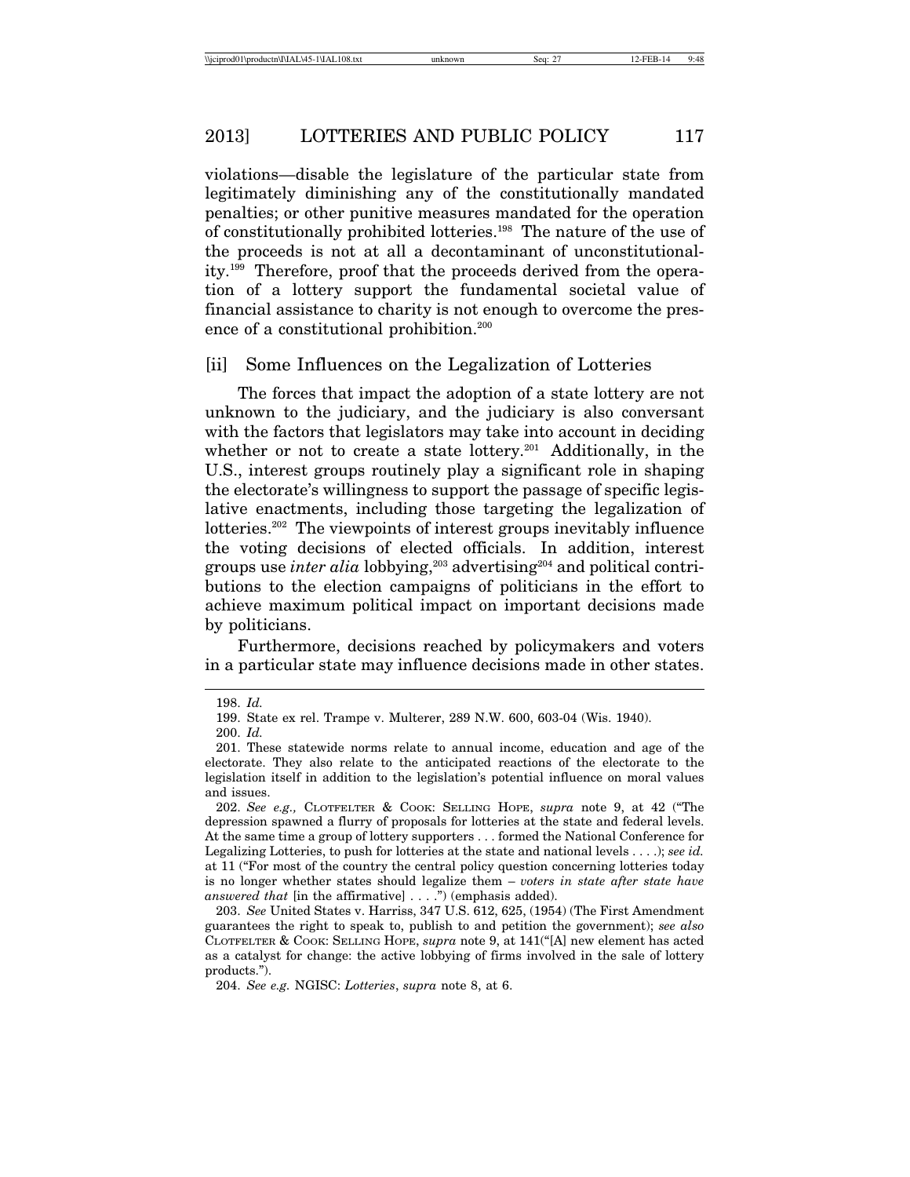violations—disable the legislature of the particular state from legitimately diminishing any of the constitutionally mandated penalties; or other punitive measures mandated for the operation of constitutionally prohibited lotteries.[198] The nature of the use of the proceeds is not at all a decontaminant of unconstitutionality.[199] Therefore, proof that the proceeds derived from the operation of a lottery support the fundamental societal value of financial assistance to charity is not enough to overcome the presence of a constitutional prohibition.[200]

### [ii] Some Influences on the Legalization of Lotteries

The forces that impact the adoption of a state lottery are not unknown to the judiciary, and the judiciary is also conversant with the factors that legislators may take into account in deciding whether or not to create a state lottery.[201] Additionally, in the U.S., interest groups routinely play a significant role in shaping the electorate's willingness to support the passage of specific legislative enactments, including those targeting the legalization of lotteries.[202] The viewpoints of interest groups inevitably influence the voting decisions of elected officials. In addition, interest groups use *inter alia* lobbying,[203] advertising[204] and political contributions to the election campaigns of politicians in the effort to achieve maximum political impact on important decisions made by politicians.

Furthermore, decisions reached by policymakers and voters in a particular state may influence decisions made in other states.

---

198. *Id.*

199. State ex rel. Trampe v. Multerer, 289 N.W. 600, 603-04 (Wis. 1940).

200. *Id.*

201. These statewide norms relate to annual income, education and age of the electorate. They also relate to the anticipated reactions of the electorate to the legislation itself in addition to the legislation's potential influence on moral values and issues.

202. *See e.g.,* CLOTFELTER & COOK: SELLING HOPE, *supra* note 9, at 42 ("The depression spawned a flurry of proposals for lotteries at the state and federal levels. At the same time a group of lottery supporters . . . formed the National Conference for Legalizing Lotteries, to push for lotteries at the state and national levels . . . .); *see id.* at 11 ("For most of the country the central policy question concerning lotteries today is no longer whether states should legalize them – *voters in state after state have answered that* [in the affirmative] . . . .") (emphasis added).

203. *See* United States v. Harriss, 347 U.S. 612, 625, (1954) (The First Amendment guarantees the right to speak to, publish to and petition the government); *see also* CLOTFELTER & COOK: SELLING HOPE, *supra* note 9, at 141("[A] new element has acted as a catalyst for change: the active lobbying of firms involved in the sale of lottery products.").

204. *See e.g.* NGISC: *Lotteries*, *supra* note 8, at 6.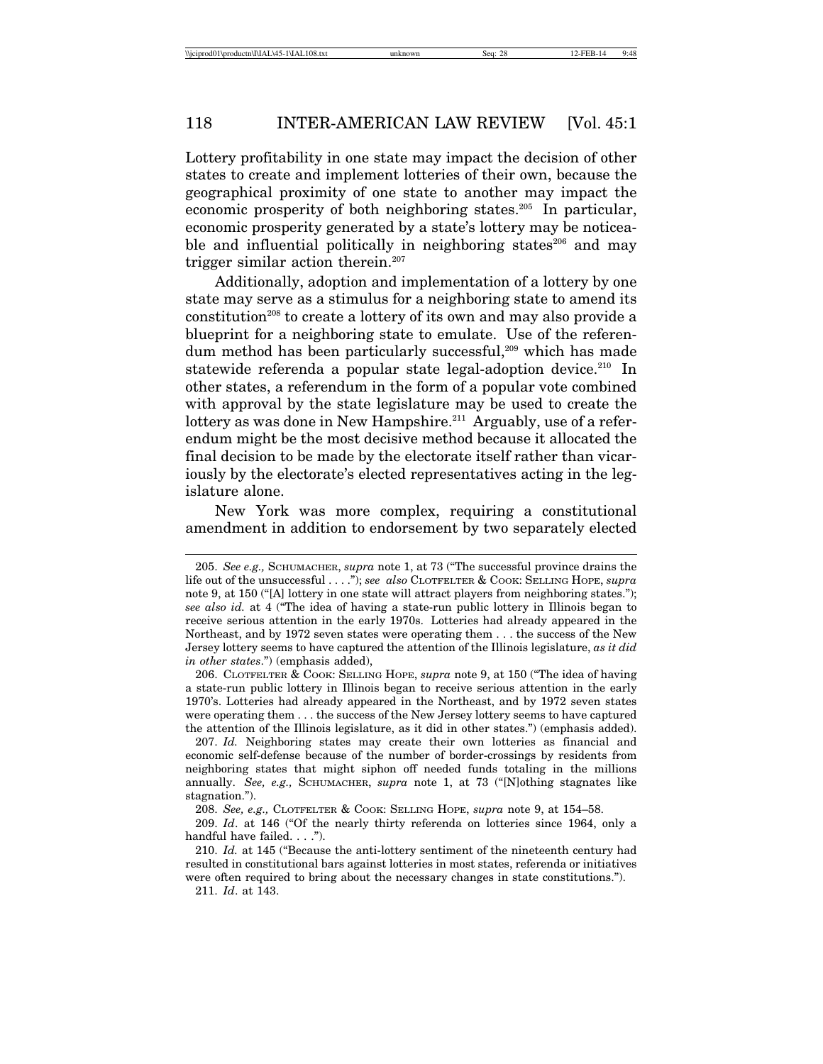Lottery profitability in one state may impact the decision of other states to create and implement lotteries of their own, because the geographical proximity of one state to another may impact the economic prosperity of both neighboring states.[205] In particular, economic prosperity generated by a state's lottery may be noticeable and influential politically in neighboring states[206] and may trigger similar action therein.[207]

Additionally, adoption and implementation of a lottery by one state may serve as a stimulus for a neighboring state to amend its constitution[208] to create a lottery of its own and may also provide a blueprint for a neighboring state to emulate. Use of the referendum method has been particularly successful,[209] which has made statewide referenda a popular state legal-adoption device.[210] In other states, a referendum in the form of a popular vote combined with approval by the state legislature may be used to create the lottery as was done in New Hampshire.[211] Arguably, use of a referendum might be the most decisive method because it allocated the final decision to be made by the electorate itself rather than vicariously by the electorate's elected representatives acting in the legislature alone.

New York was more complex, requiring a constitutional amendment in addition to endorsement by two separately elected

---

205. *See e.g.,* SCHUMACHER, *supra* note 1, at 73 ("The successful province drains the life out of the unsuccessful . . . ."); *see also* CLOTFELTER & COOK: SELLING HOPE, *supra* note 9, at 150 ("[A] lottery in one state will attract players from neighboring states."); *see also id.* at 4 ("The idea of having a state-run public lottery in Illinois began to receive serious attention in the early 1970s. Lotteries had already appeared in the Northeast, and by 1972 seven states were operating them . . . the success of the New Jersey lottery seems to have captured the attention of the Illinois legislature, *as it did in other states*.") (emphasis added),

206. CLOTFELTER & COOK: SELLING HOPE, *supra* note 9, at 150 ("The idea of having a state-run public lottery in Illinois began to receive serious attention in the early 1970's. Lotteries had already appeared in the Northeast, and by 1972 seven states were operating them . . . the success of the New Jersey lottery seems to have captured the attention of the Illinois legislature, as it did in other states.") (emphasis added).

207. *Id.* Neighboring states may create their own lotteries as financial and economic self-defense because of the number of border-crossings by residents from neighboring states that might siphon off needed funds totaling in the millions annually. *See, e.g.,* SCHUMACHER, *supra* note 1, at 73 ("[N]othing stagnates like stagnation.").

208. *See, e.g.,* CLOTFELTER & COOK: SELLING HOPE, *supra* note 9, at 154–58.

209. *Id*. at 146 ("Of the nearly thirty referenda on lotteries since 1964, only a handful have failed. . . .").

210. *Id.* at 145 ("Because the anti-lottery sentiment of the nineteenth century had resulted in constitutional bars against lotteries in most states, referenda or initiatives were often required to bring about the necessary changes in state constitutions.").

211. *Id*. at 143.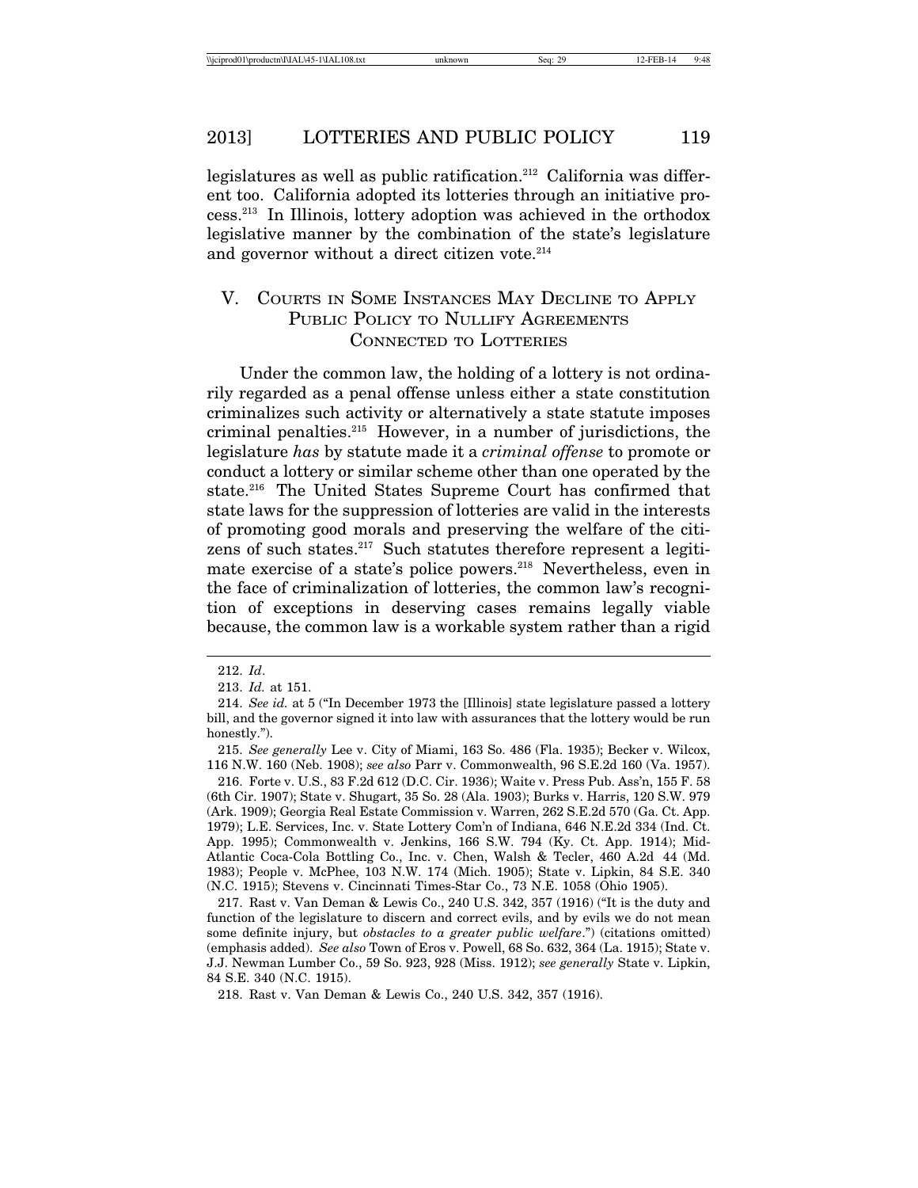legislatures as well as public ratification.[212] California was different too. California adopted its lotteries through an initiative process.[213] In Illinois, lottery adoption was achieved in the orthodox legislative manner by the combination of the state's legislature and governor without a direct citizen vote.[214]

## V. Courts in Some Instances May Decline to Apply Public Policy to Nullify Agreements Connected to Lotteries

Under the common law, the holding of a lottery is not ordinarily regarded as a penal offense unless either a state constitution criminalizes such activity or alternatively a state statute imposes criminal penalties.[215] However, in a number of jurisdictions, the legislature *has* by statute made it a *criminal offense* to promote or conduct a lottery or similar scheme other than one operated by the state.[216] The United States Supreme Court has confirmed that state laws for the suppression of lotteries are valid in the interests of promoting good morals and preserving the welfare of the citizens of such states.[217] Such statutes therefore represent a legitimate exercise of a state's police powers.[218] Nevertheless, even in the face of criminalization of lotteries, the common law's recognition of exceptions in deserving cases remains legally viable because, the common law is a workable system rather than a rigid

---

212. *Id*.

213. *Id.* at 151.

214. *See id.* at 5 ("In December 1973 the [Illinois] state legislature passed a lottery bill, and the governor signed it into law with assurances that the lottery would be run honestly.").

215. *See generally* Lee v. City of Miami, 163 So. 486 (Fla. 1935); Becker v. Wilcox, 116 N.W. 160 (Neb. 1908); *see also* Parr v. Commonwealth, 96 S.E.2d 160 (Va. 1957).

216. Forte v. U.S., 83 F.2d 612 (D.C. Cir. 1936); Waite v. Press Pub. Ass'n, 155 F. 58 (6th Cir. 1907); State v. Shugart, 35 So. 28 (Ala. 1903); Burks v. Harris, 120 S.W. 979 (Ark. 1909); Georgia Real Estate Commission v. Warren, 262 S.E.2d 570 (Ga. Ct. App. 1979); L.E. Services, Inc. v. State Lottery Com'n of Indiana, 646 N.E.2d 334 (Ind. Ct. App. 1995); Commonwealth v. Jenkins, 166 S.W. 794 (Ky. Ct. App. 1914); Mid-Atlantic Coca-Cola Bottling Co., Inc. v. Chen, Walsh & Tecler, 460 A.2d 44 (Md. 1983); People v. McPhee, 103 N.W. 174 (Mich. 1905); State v. Lipkin, 84 S.E. 340 (N.C. 1915); Stevens v. Cincinnati Times-Star Co., 73 N.E. 1058 (Ohio 1905).

217. Rast v. Van Deman & Lewis Co., 240 U.S. 342, 357 (1916) ("It is the duty and function of the legislature to discern and correct evils, and by evils we do not mean some definite injury, but *obstacles to a greater public welfare*.") (citations omitted) (emphasis added). *See also* Town of Eros v. Powell, 68 So. 632, 364 (La. 1915); State v. J.J. Newman Lumber Co., 59 So. 923, 928 (Miss. 1912); *see generally* State v. Lipkin, 84 S.E. 340 (N.C. 1915).

218. Rast v. Van Deman & Lewis Co., 240 U.S. 342, 357 (1916).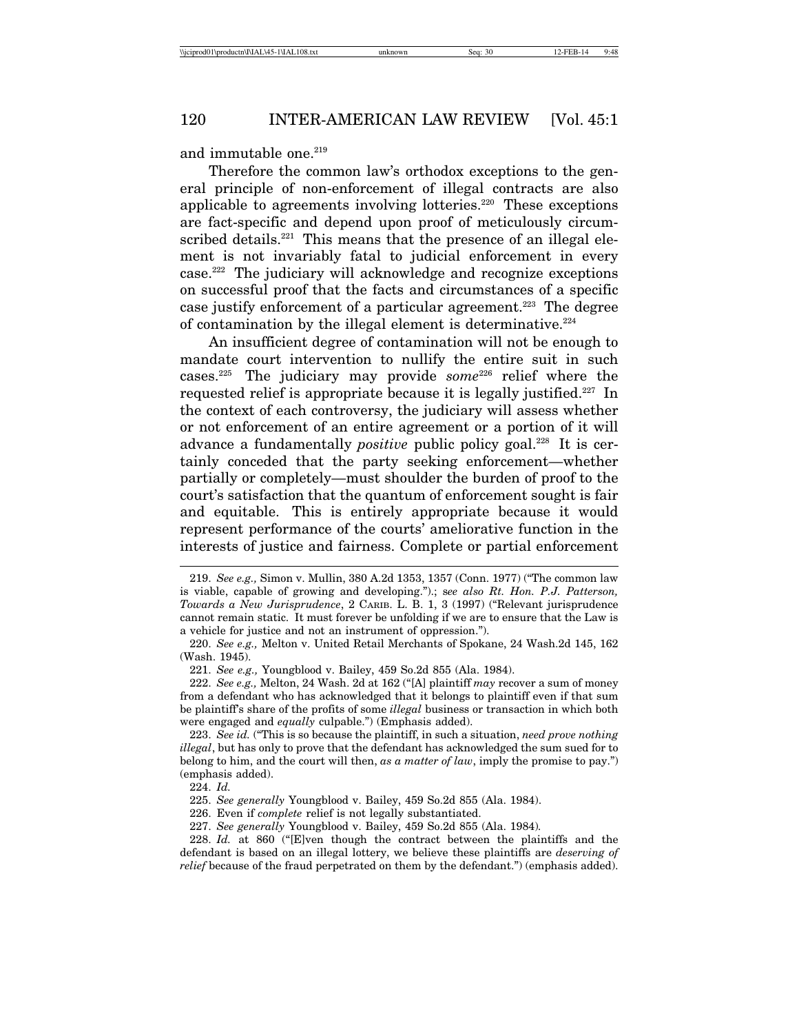and immutable one.[219]

Therefore the common law's orthodox exceptions to the general principle of non-enforcement of illegal contracts are also applicable to agreements involving lotteries.[220] These exceptions are fact-specific and depend upon proof of meticulously circumscribed details.[221] This means that the presence of an illegal element is not invariably fatal to judicial enforcement in every case.[222] The judiciary will acknowledge and recognize exceptions on successful proof that the facts and circumstances of a specific case justify enforcement of a particular agreement.[223] The degree of contamination by the illegal element is determinative.[224]

An insufficient degree of contamination will not be enough to mandate court intervention to nullify the entire suit in such cases.[225] The judiciary may provide *some*[226] relief where the requested relief is appropriate because it is legally justified.[227] In the context of each controversy, the judiciary will assess whether or not enforcement of an entire agreement or a portion of it will advance a fundamentally *positive* public policy goal.[228] It is certainly conceded that the party seeking enforcement—whether partially or completely—must shoulder the burden of proof to the court's satisfaction that the quantum of enforcement sought is fair and equitable. This is entirely appropriate because it would represent performance of the courts' ameliorative function in the interests of justice and fairness. Complete or partial enforcement

---

219. *See e.g.,* Simon v. Mullin, 380 A.2d 1353, 1357 (Conn. 1977) ("The common law is viable, capable of growing and developing.").; s*ee also Rt. Hon. P.J. Patterson, Towards a New Jurisprudence*, 2 CARIB. L. B. 1, 3 (1997) ("Relevant jurisprudence cannot remain static. It must forever be unfolding if we are to ensure that the Law is a vehicle for justice and not an instrument of oppression.").

220. *See e.g.,* Melton v. United Retail Merchants of Spokane, 24 Wash.2d 145, 162 (Wash. 1945).

221. *See e.g.,* Youngblood v. Bailey, 459 So.2d 855 (Ala. 1984).

222. *See e.g.,* Melton, 24 Wash. 2d at 162 ("[A] plaintiff *may* recover a sum of money from a defendant who has acknowledged that it belongs to plaintiff even if that sum be plaintiff's share of the profits of some *illegal* business or transaction in which both were engaged and *equally* culpable.") (Emphasis added).

223. *See id.* ("This is so because the plaintiff, in such a situation, *need prove nothing illegal*, but has only to prove that the defendant has acknowledged the sum sued for to belong to him, and the court will then, *as a matter of law*, imply the promise to pay.") (emphasis added).

224. *Id.*

225. *See generally* Youngblood v. Bailey, 459 So.2d 855 (Ala. 1984).

226. Even if *complete* relief is not legally substantiated.

227. *See generally* Youngblood v. Bailey, 459 So.2d 855 (Ala. 1984).

228. *Id.* at 860 ("[E]ven though the contract between the plaintiffs and the defendant is based on an illegal lottery, we believe these plaintiffs are *deserving of relief* because of the fraud perpetrated on them by the defendant.") (emphasis added).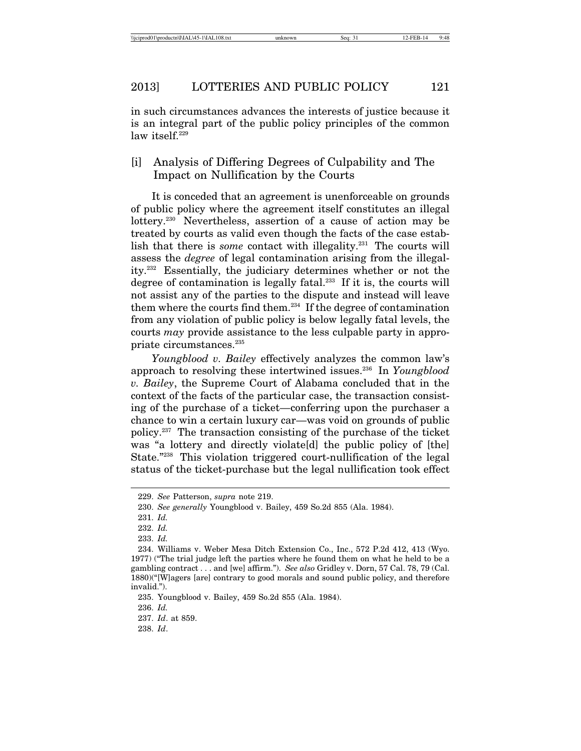in such circumstances advances the interests of justice because it is an integral part of the public policy principles of the common law itself.[229]

### [i] Analysis of Differing Degrees of Culpability and The Impact on Nullification by the Courts

It is conceded that an agreement is unenforceable on grounds of public policy where the agreement itself constitutes an illegal lottery.[230] Nevertheless, assertion of a cause of action may be treated by courts as valid even though the facts of the case establish that there is *some* contact with illegality.[231] The courts will assess the *degree* of legal contamination arising from the illegality.[232] Essentially, the judiciary determines whether or not the degree of contamination is legally fatal.[233] If it is, the courts will not assist any of the parties to the dispute and instead will leave them where the courts find them.[234] If the degree of contamination from any violation of public policy is below legally fatal levels, the courts *may* provide assistance to the less culpable party in appropriate circumstances.[235]

*Youngblood v. Bailey* effectively analyzes the common law's approach to resolving these intertwined issues.[236] In *Youngblood v. Bailey*, the Supreme Court of Alabama concluded that in the context of the facts of the particular case, the transaction consisting of the purchase of a ticket—conferring upon the purchaser a chance to win a certain luxury car—was void on grounds of public policy.[237] The transaction consisting of the purchase of the ticket was "a lottery and directly violate[d] the public policy of [the] State."[238] This violation triggered court-nullification of the legal status of the ticket-purchase but the legal nullification took effect

---

229. *See* Patterson, *supra* note 219.

230. *See generally* Youngblood v. Bailey, 459 So.2d 855 (Ala. 1984).

231. *Id.*

232. *Id.*

233. *Id.*

234. Williams v. Weber Mesa Ditch Extension Co., Inc., 572 P.2d 412, 413 (Wyo. 1977) ("The trial judge left the parties where he found them on what he held to be a gambling contract . . . and [we] affirm."). *See also* Gridley v. Dorn, 57 Cal. 78, 79 (Cal. 1880)("[W]agers [are] contrary to good morals and sound public policy, and therefore invalid.").

235. Youngblood v. Bailey, 459 So.2d 855 (Ala. 1984).

236. *Id.*

237. *Id*. at 859.

238. *Id*.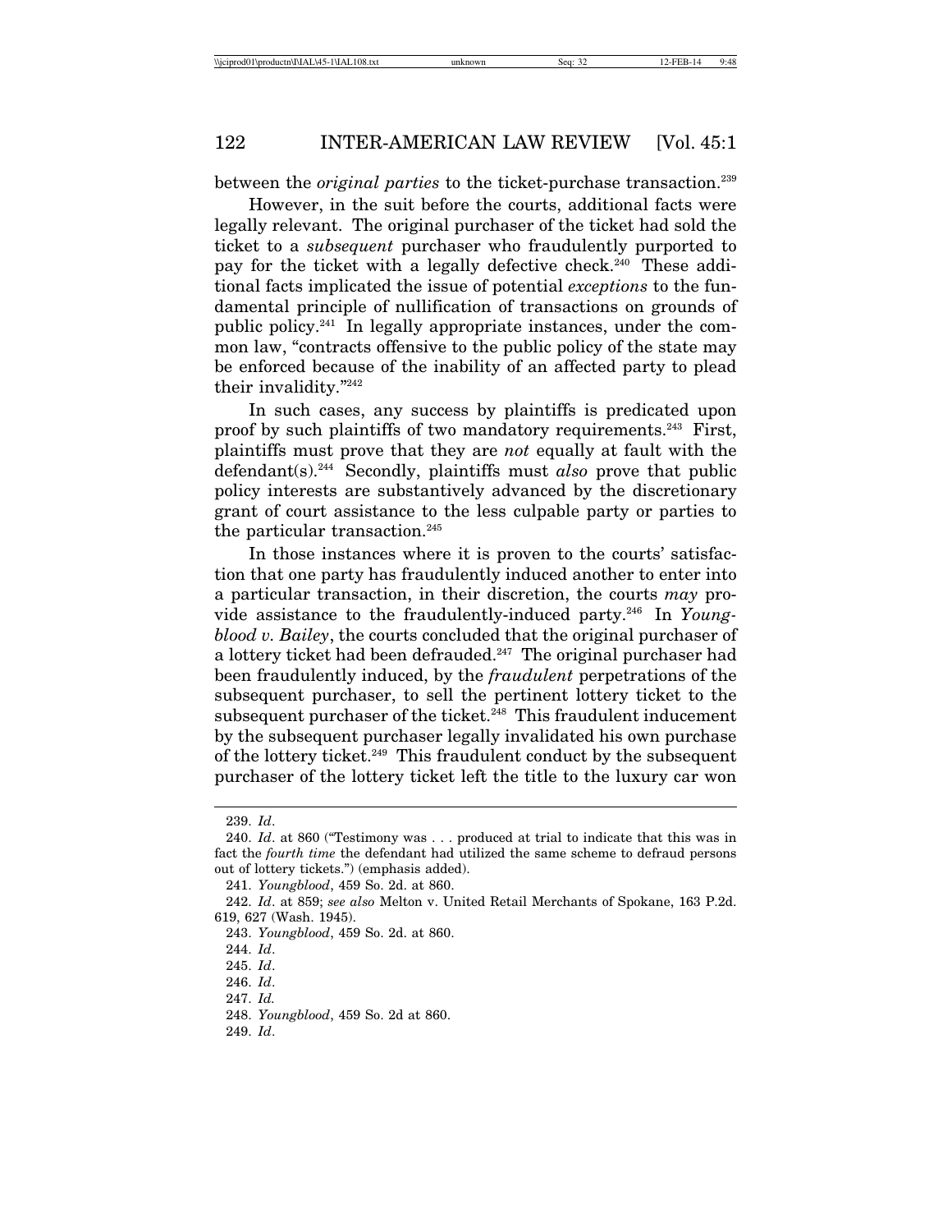between the *original parties* to the ticket-purchase transaction.[239]

However, in the suit before the courts, additional facts were legally relevant. The original purchaser of the ticket had sold the ticket to a *subsequent* purchaser who fraudulently purported to pay for the ticket with a legally defective check.[240] These additional facts implicated the issue of potential *exceptions* to the fundamental principle of nullification of transactions on grounds of public policy.[241] In legally appropriate instances, under the common law, "contracts offensive to the public policy of the state may be enforced because of the inability of an affected party to plead their invalidity."[242]

In such cases, any success by plaintiffs is predicated upon proof by such plaintiffs of two mandatory requirements.[243] First, plaintiffs must prove that they are *not* equally at fault with the defendant(s).[244] Secondly, plaintiffs must *also* prove that public policy interests are substantively advanced by the discretionary grant of court assistance to the less culpable party or parties to the particular transaction.[245]

In those instances where it is proven to the courts' satisfaction that one party has fraudulently induced another to enter into a particular transaction, in their discretion, the courts *may* provide assistance to the fraudulently-induced party.[246] In *Youngblood v. Bailey*, the courts concluded that the original purchaser of a lottery ticket had been defrauded.[247] The original purchaser had been fraudulently induced, by the *fraudulent* perpetrations of the subsequent purchaser, to sell the pertinent lottery ticket to the subsequent purchaser of the ticket.[248] This fraudulent inducement by the subsequent purchaser legally invalidated his own purchase of the lottery ticket.[249] This fraudulent conduct by the subsequent purchaser of the lottery ticket left the title to the luxury car won

---

239. *Id*.

240. *Id*. at 860 ("Testimony was . . . produced at trial to indicate that this was in fact the *fourth time* the defendant had utilized the same scheme to defraud persons out of lottery tickets.") (emphasis added).

241. *Youngblood*, 459 So. 2d. at 860.

242. *Id*. at 859; *see also* Melton v. United Retail Merchants of Spokane, 163 P.2d. 619, 627 (Wash. 1945).

243. *Youngblood*, 459 So. 2d. at 860.

244. *Id*.

245. *Id*.

246. *Id*.

247. *Id.*

248. *Youngblood*, 459 So. 2d at 860.

249. *Id*.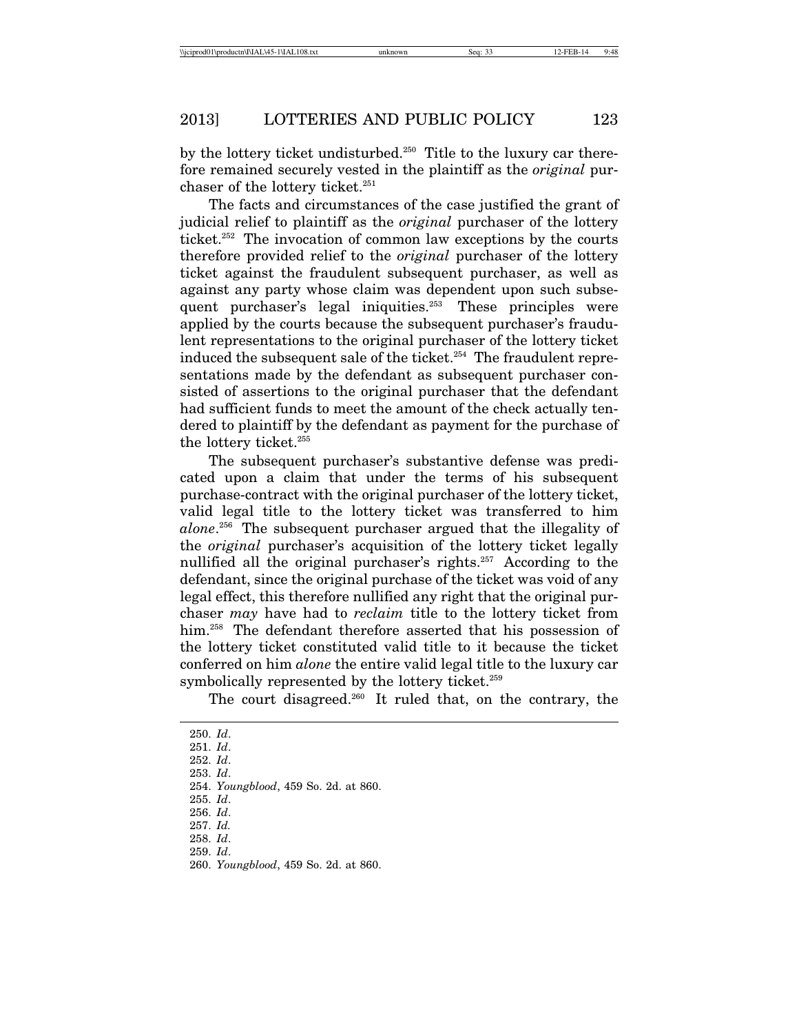by the lottery ticket undisturbed.[250] Title to the luxury car therefore remained securely vested in the plaintiff as the *original* purchaser of the lottery ticket.[251]

The facts and circumstances of the case justified the grant of judicial relief to plaintiff as the *original* purchaser of the lottery ticket.[252] The invocation of common law exceptions by the courts therefore provided relief to the *original* purchaser of the lottery ticket against the fraudulent subsequent purchaser, as well as against any party whose claim was dependent upon such subsequent purchaser's legal iniquities.[253] These principles were applied by the courts because the subsequent purchaser's fraudulent representations to the original purchaser of the lottery ticket induced the subsequent sale of the ticket.[254] The fraudulent representations made by the defendant as subsequent purchaser consisted of assertions to the original purchaser that the defendant had sufficient funds to meet the amount of the check actually tendered to plaintiff by the defendant as payment for the purchase of the lottery ticket.[255]

The subsequent purchaser's substantive defense was predicated upon a claim that under the terms of his subsequent purchase-contract with the original purchaser of the lottery ticket, valid legal title to the lottery ticket was transferred to him *alone*.[256] The subsequent purchaser argued that the illegality of the *original* purchaser's acquisition of the lottery ticket legally nullified all the original purchaser's rights.[257] According to the defendant, since the original purchase of the ticket was void of any legal effect, this therefore nullified any right that the original purchaser *may* have had to *reclaim* title to the lottery ticket from him.[258] The defendant therefore asserted that his possession of the lottery ticket constituted valid title to it because the ticket conferred on him *alone* the entire valid legal title to the luxury car symbolically represented by the lottery ticket.[259]

The court disagreed.[260] It ruled that, on the contrary, the

---

250. *Id*.
251. *Id*.
252. *Id*.
253. *Id*.
254. *Youngblood*, 459 So. 2d. at 860.
255. *Id*.
256. *Id*.
257. *Id.*
258. *Id*.
259. *Id*.
260. *Youngblood*, 459 So. 2d. at 860.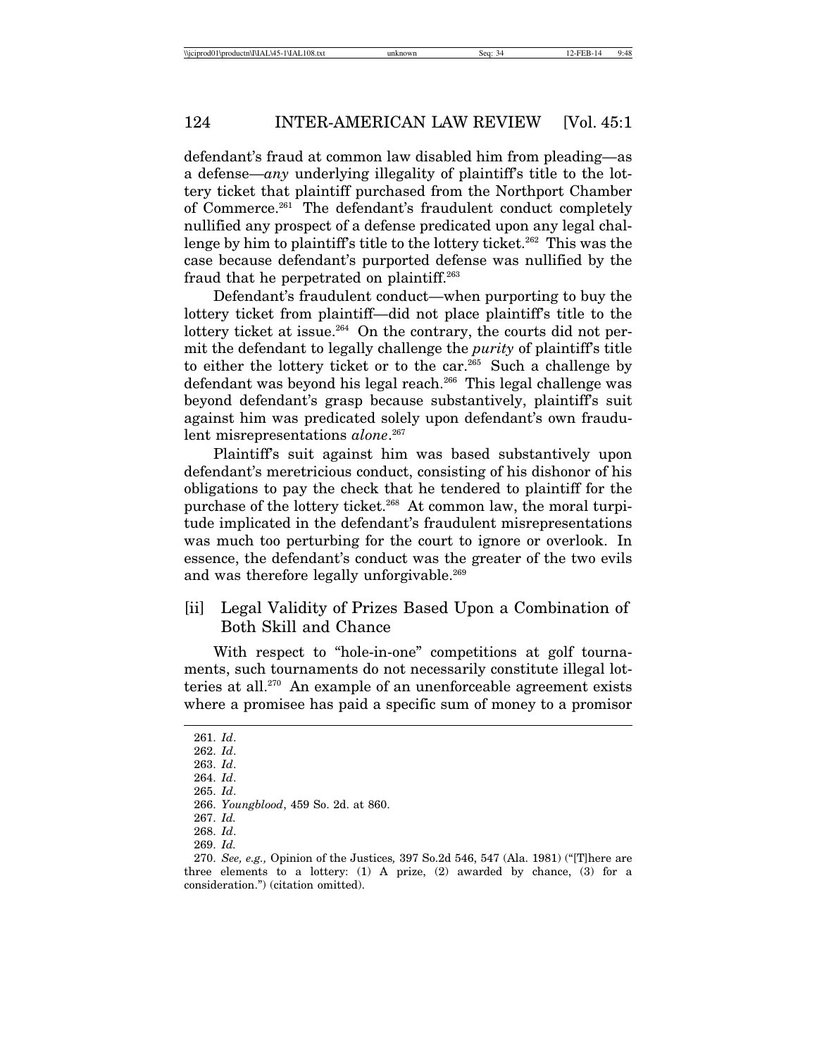defendant's fraud at common law disabled him from pleading—as a defense—*any* underlying illegality of plaintiff's title to the lottery ticket that plaintiff purchased from the Northport Chamber of Commerce.[261] The defendant's fraudulent conduct completely nullified any prospect of a defense predicated upon any legal challenge by him to plaintiff's title to the lottery ticket.[262] This was the case because defendant's purported defense was nullified by the fraud that he perpetrated on plaintiff.[263]

Defendant's fraudulent conduct—when purporting to buy the lottery ticket from plaintiff—did not place plaintiff's title to the lottery ticket at issue.[264] On the contrary, the courts did not permit the defendant to legally challenge the *purity* of plaintiff's title to either the lottery ticket or to the car.[265] Such a challenge by defendant was beyond his legal reach.[266] This legal challenge was beyond defendant's grasp because substantively, plaintiff's suit against him was predicated solely upon defendant's own fraudulent misrepresentations *alone*.[267]

Plaintiff's suit against him was based substantively upon defendant's meretricious conduct, consisting of his dishonor of his obligations to pay the check that he tendered to plaintiff for the purchase of the lottery ticket.[268] At common law, the moral turpitude implicated in the defendant's fraudulent misrepresentations was much too perturbing for the court to ignore or overlook. In essence, the defendant's conduct was the greater of the two evils and was therefore legally unforgivable.[269]

### [ii] Legal Validity of Prizes Based Upon a Combination of Both Skill and Chance

With respect to "hole-in-one" competitions at golf tournaments, such tournaments do not necessarily constitute illegal lotteries at all.[270] An example of an unenforceable agreement exists where a promisee has paid a specific sum of money to a promisor

---

261. *Id*.
262. *Id*.
263. *Id*.
264. *Id*.
265. *Id*.
266. *Youngblood*, 459 So. 2d. at 860.
267. *Id.*
268. *Id*.
269. *Id.*
270. *See, e.g.,* Opinion of the Justices*,* 397 So.2d 546, 547 (Ala. 1981) ("[T]here are three elements to a lottery: (1) A prize, (2) awarded by chance, (3) for a consideration.") (citation omitted).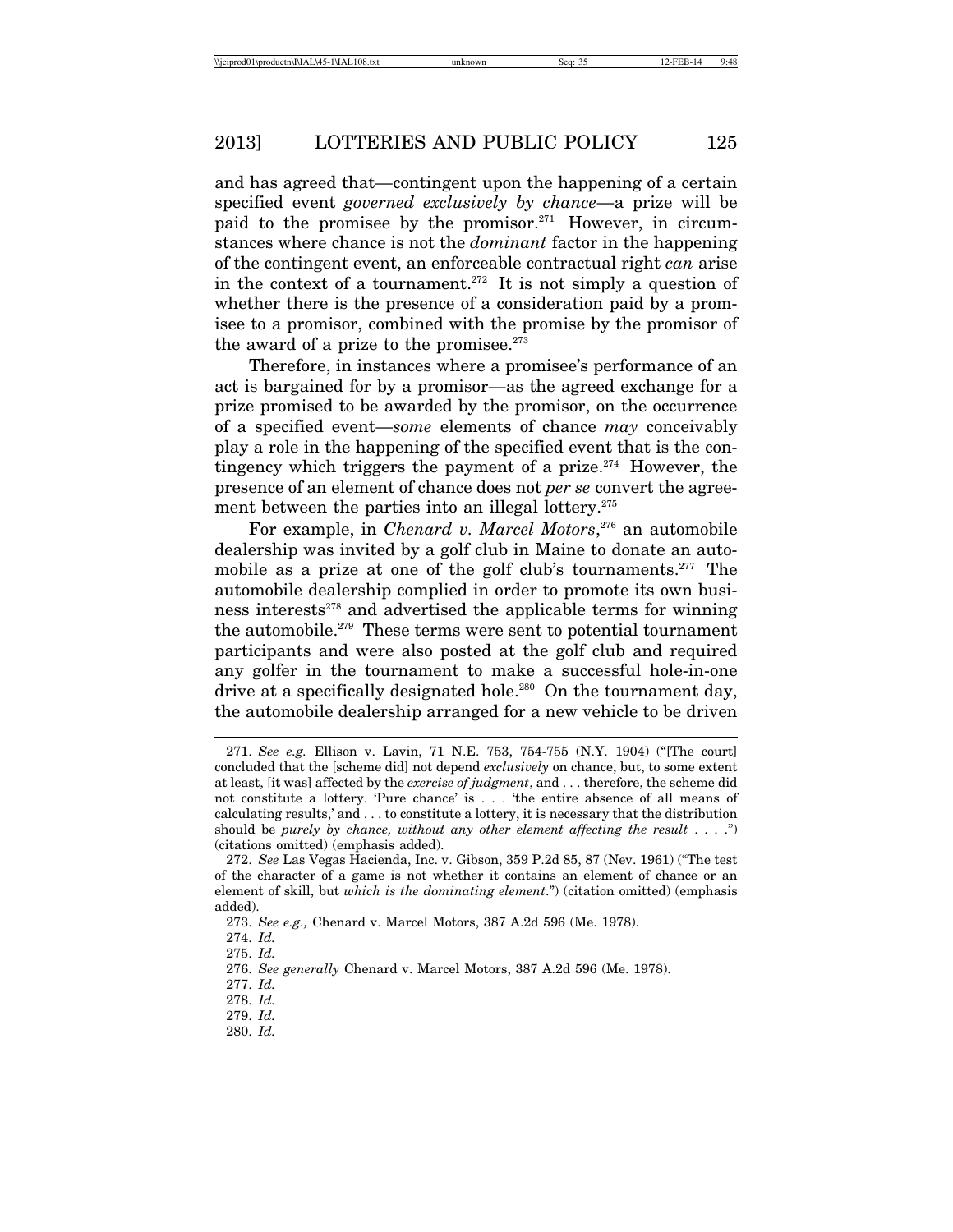and has agreed that—contingent upon the happening of a certain specified event *governed exclusively by chance*—a prize will be paid to the promisee by the promisor.[271] However, in circumstances where chance is not the *dominant* factor in the happening of the contingent event, an enforceable contractual right *can* arise in the context of a tournament.[272] It is not simply a question of whether there is the presence of a consideration paid by a promisee to a promisor, combined with the promise by the promisor of the award of a prize to the promisee.[273]

Therefore, in instances where a promisee's performance of an act is bargained for by a promisor—as the agreed exchange for a prize promised to be awarded by the promisor, on the occurrence of a specified event—*some* elements of chance *may* conceivably play a role in the happening of the specified event that is the contingency which triggers the payment of a prize.[274] However, the presence of an element of chance does not *per se* convert the agreement between the parties into an illegal lottery.[275]

For example, in *Chenard v. Marcel Motors*,[276] an automobile dealership was invited by a golf club in Maine to donate an automobile as a prize at one of the golf club's tournaments.[277] The automobile dealership complied in order to promote its own business interests[278] and advertised the applicable terms for winning the automobile.[279] These terms were sent to potential tournament participants and were also posted at the golf club and required any golfer in the tournament to make a successful hole-in-one drive at a specifically designated hole.[280] On the tournament day, the automobile dealership arranged for a new vehicle to be driven

---

271. *See e.g.* Ellison v. Lavin, 71 N.E. 753, 754-755 (N.Y. 1904) ("[The court] concluded that the [scheme did] not depend *exclusively* on chance, but, to some extent at least, [it was] affected by the *exercise of judgment*, and . . . therefore, the scheme did not constitute a lottery. 'Pure chance' is . . . 'the entire absence of all means of calculating results,' and . . . to constitute a lottery, it is necessary that the distribution should be *purely by chance, without any other element affecting the result* . . . .") (citations omitted) (emphasis added).

272. *See* Las Vegas Hacienda, Inc. v. Gibson, 359 P.2d 85, 87 (Nev. 1961) ("The test of the character of a game is not whether it contains an element of chance or an element of skill, but *which is the dominating element*.") (citation omitted) (emphasis added).

273. *See e.g.,* Chenard v. Marcel Motors, 387 A.2d 596 (Me. 1978).

274. *Id.*

275. *Id.*

276. *See generally* Chenard v. Marcel Motors, 387 A.2d 596 (Me. 1978).

277. *Id.*

278. *Id.*

279. *Id.*

280. *Id.*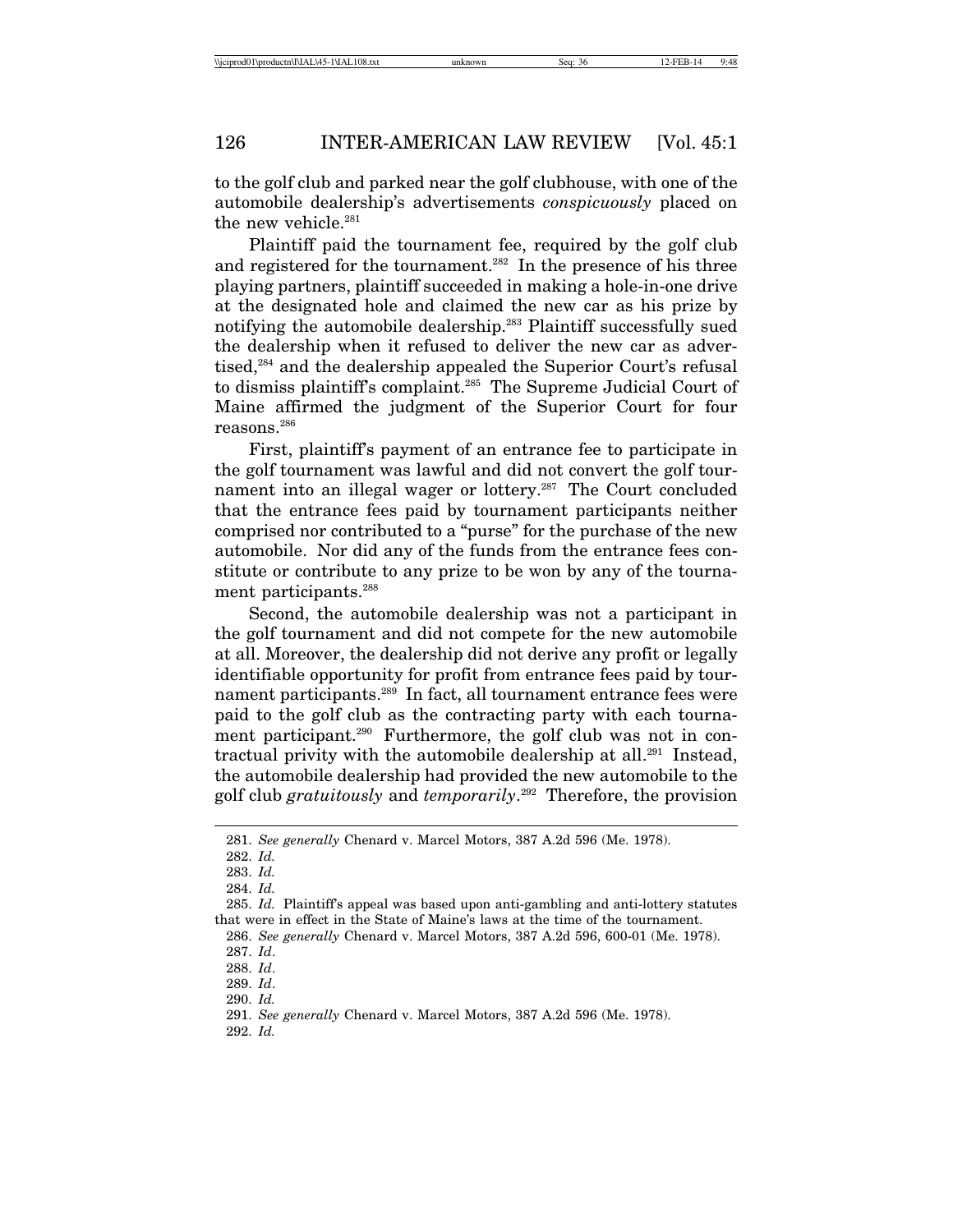to the golf club and parked near the golf clubhouse, with one of the automobile dealership's advertisements *conspicuously* placed on the new vehicle.[281]

Plaintiff paid the tournament fee, required by the golf club and registered for the tournament.[282] In the presence of his three playing partners, plaintiff succeeded in making a hole-in-one drive at the designated hole and claimed the new car as his prize by notifying the automobile dealership.[283] Plaintiff successfully sued the dealership when it refused to deliver the new car as advertised,[284] and the dealership appealed the Superior Court's refusal to dismiss plaintiff's complaint.[285] The Supreme Judicial Court of Maine affirmed the judgment of the Superior Court for four reasons.[286]

First, plaintiff's payment of an entrance fee to participate in the golf tournament was lawful and did not convert the golf tournament into an illegal wager or lottery.[287] The Court concluded that the entrance fees paid by tournament participants neither comprised nor contributed to a "purse" for the purchase of the new automobile. Nor did any of the funds from the entrance fees constitute or contribute to any prize to be won by any of the tournament participants.[288]

Second, the automobile dealership was not a participant in the golf tournament and did not compete for the new automobile at all. Moreover, the dealership did not derive any profit or legally identifiable opportunity for profit from entrance fees paid by tournament participants.[289] In fact, all tournament entrance fees were paid to the golf club as the contracting party with each tournament participant.[290] Furthermore, the golf club was not in contractual privity with the automobile dealership at all.[291] Instead, the automobile dealership had provided the new automobile to the golf club *gratuitously* and *temporarily*.[292] Therefore, the provision

---

281. *See generally* Chenard v. Marcel Motors, 387 A.2d 596 (Me. 1978).

282. *Id.*

283. *Id.*

284. *Id.*

285. *Id.* Plaintiff's appeal was based upon anti-gambling and anti-lottery statutes that were in effect in the State of Maine's laws at the time of the tournament.

286. *See generally* Chenard v. Marcel Motors, 387 A.2d 596, 600-01 (Me. 1978).

287. *Id*.

288. *Id*.

289. *Id*.

290. *Id.*

291. *See generally* Chenard v. Marcel Motors, 387 A.2d 596 (Me. 1978).

292. *Id.*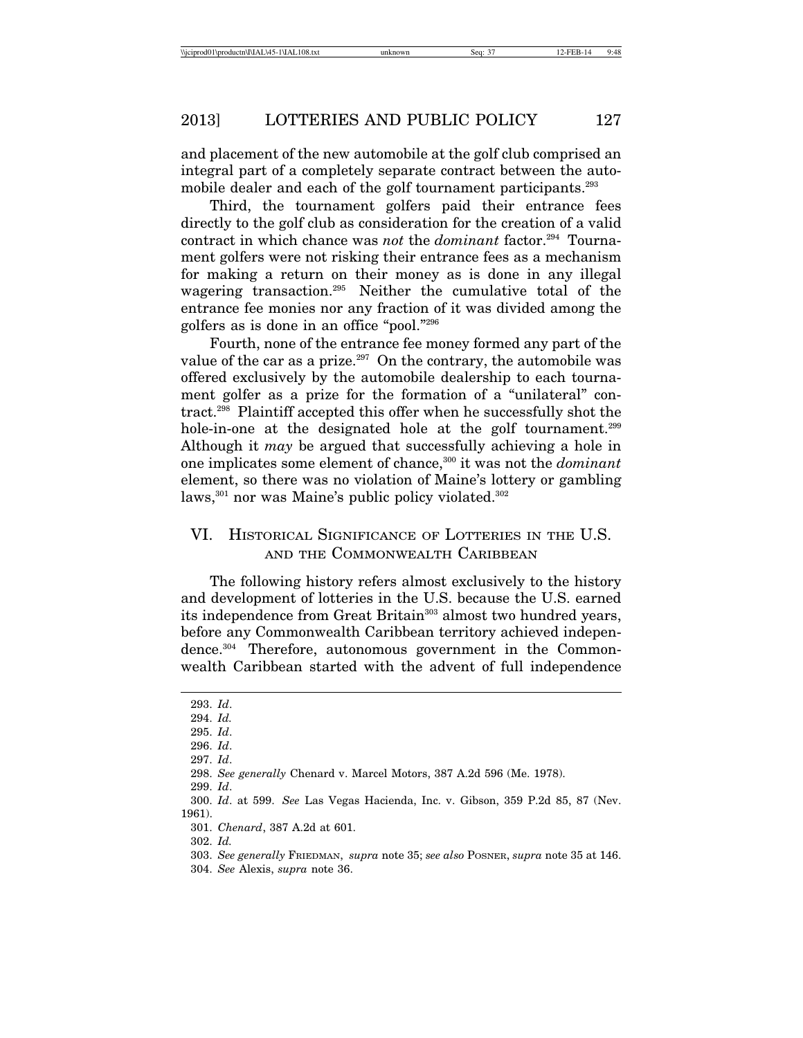and placement of the new automobile at the golf club comprised an integral part of a completely separate contract between the automobile dealer and each of the golf tournament participants.[293]

Third, the tournament golfers paid their entrance fees directly to the golf club as consideration for the creation of a valid contract in which chance was *not* the *dominant* factor.[294] Tournament golfers were not risking their entrance fees as a mechanism for making a return on their money as is done in any illegal wagering transaction.[295] Neither the cumulative total of the entrance fee monies nor any fraction of it was divided among the golfers as is done in an office "pool."[296]

Fourth, none of the entrance fee money formed any part of the value of the car as a prize.[297] On the contrary, the automobile was offered exclusively by the automobile dealership to each tournament golfer as a prize for the formation of a "unilateral" contract.[298] Plaintiff accepted this offer when he successfully shot the hole-in-one at the designated hole at the golf tournament.[299] Although it *may* be argued that successfully achieving a hole in one implicates some element of chance,[300] it was not the *dominant* element, so there was no violation of Maine's lottery or gambling laws,[301] nor was Maine's public policy violated.[302]

## VI. Historical Significance of Lotteries in the U.S. and the Commonwealth Caribbean

The following history refers almost exclusively to the history and development of lotteries in the U.S. because the U.S. earned its independence from Great Britain[303] almost two hundred years, before any Commonwealth Caribbean territory achieved independence.[304] Therefore, autonomous government in the Commonwealth Caribbean started with the advent of full independence

---

293. *Id*.

294. *Id.*

295. *Id*.

296. *Id*.

297. *Id*.

298. *See generally* Chenard v. Marcel Motors, 387 A.2d 596 (Me. 1978).

299. *Id*.

300. *Id*. at 599. *See* Las Vegas Hacienda, Inc. v. Gibson, 359 P.2d 85, 87 (Nev. 1961).

301. *Chenard*, 387 A.2d at 601.

302. *Id.*

303. *See generally* Friedman, *supra* note 35; *see also* Posner, *supra* note 35 at 146.

304. *See* Alexis, *supra* note 36.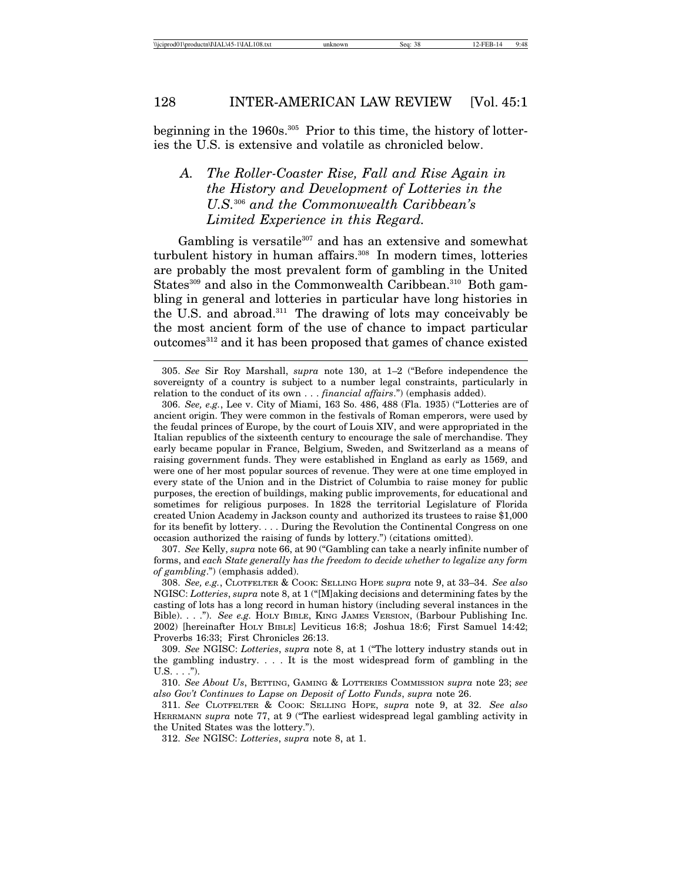beginning in the 1960s.[305] Prior to this time, the history of lotteries the U.S. is extensive and volatile as chronicled below.

### A. *The Roller-Coaster Rise, Fall and Rise Again in the History and Development of Lotteries in the U.S.*[306] *and the Commonwealth Caribbean's Limited Experience in this Regard.*

Gambling is versatile[307] and has an extensive and somewhat turbulent history in human affairs.[308] In modern times, lotteries are probably the most prevalent form of gambling in the United States[309] and also in the Commonwealth Caribbean.[310] Both gambling in general and lotteries in particular have long histories in the U.S. and abroad.[311] The drawing of lots may conceivably be the most ancient form of the use of chance to impact particular outcomes[312] and it has been proposed that games of chance existed

---

305. *See* Sir Roy Marshall, *supra* note 130, at 1–2 ("Before independence the sovereignty of a country is subject to a number legal constraints, particularly in relation to the conduct of its own . . . *financial affairs*.") (emphasis added).

306. *See, e.g.*, Lee v. City of Miami, 163 So. 486, 488 (Fla. 1935) ("Lotteries are of ancient origin. They were common in the festivals of Roman emperors, were used by the feudal princes of Europe, by the court of Louis XIV, and were appropriated in the Italian republics of the sixteenth century to encourage the sale of merchandise. They early became popular in France, Belgium, Sweden, and Switzerland as a means of raising government funds. They were established in England as early as 1569, and were one of her most popular sources of revenue. They were at one time employed in every state of the Union and in the District of Columbia to raise money for public purposes, the erection of buildings, making public improvements, for educational and sometimes for religious purposes. In 1828 the territorial Legislature of Florida created Union Academy in Jackson county and authorized its trustees to raise $1,000 for its benefit by lottery. . . . During the Revolution the Continental Congress on one occasion authorized the raising of funds by lottery.") (citations omitted).

307. *See* Kelly, *supra* note 66, at 90 ("Gambling can take a nearly infinite number of forms, and *each State generally has the freedom to decide whether to legalize any form of gambling*.") (emphasis added).

308. *See, e.g.*, CLOTFELTER & COOK: SELLING HOPE *supra* note 9, at 33–34. *See also* NGISC: *Lotteries*, *supra* note 8, at 1 ("[M]aking decisions and determining fates by the casting of lots has a long record in human history (including several instances in the Bible). . . ."). *See e.g.* HOLY BIBLE, KING JAMES VERSION, (Barbour Publishing Inc. 2002) [hereinafter HOLY BIBLE] Leviticus 16:8; Joshua 18:6; First Samuel 14:42; Proverbs 16:33; First Chronicles 26:13.

309. *See* NGISC: *Lotteries*, *supra* note 8, at 1 ("The lottery industry stands out in the gambling industry. . . . It is the most widespread form of gambling in the U.S. . . .").

310. *See About Us*, BETTING, GAMING & LOTTERIES COMMISSION *supra* note 23; *see also Gov't Continues to Lapse on Deposit of Lotto Funds*, *supra* note 26.

311. *See* CLOTFELTER & COOK: SELLING HOPE, *supra* note 9, at 32. *See also* HERRMANN *supra* note 77, at 9 ("The earliest widespread legal gambling activity in the United States was the lottery.").

312. *See* NGISC: *Lotteries*, *supra* note 8, at 1.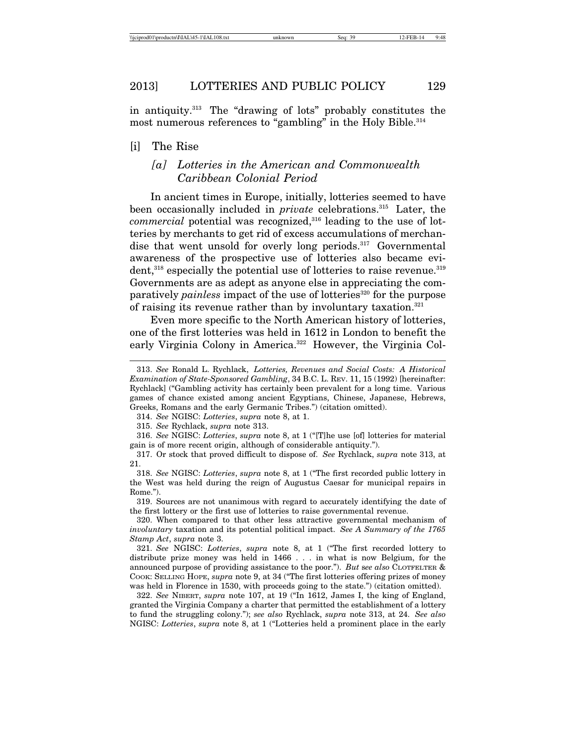in antiquity.[313] The "drawing of lots" probably constitutes the most numerous references to "gambling" in the Holy Bible.[314]

### [i] The Rise

#### *[a] Lotteries in the American and Commonwealth Caribbean Colonial Period*

In ancient times in Europe, initially, lotteries seemed to have been occasionally included in *private* celebrations.[315] Later, the *commercial* potential was recognized,[316] leading to the use of lotteries by merchants to get rid of excess accumulations of merchandise that went unsold for overly long periods.[317] Governmental awareness of the prospective use of lotteries also became evident,[318] especially the potential use of lotteries to raise revenue.[319] Governments are as adept as anyone else in appreciating the comparatively *painless* impact of the use of lotteries[320] for the purpose of raising its revenue rather than by involuntary taxation.[321]

Even more specific to the North American history of lotteries, one of the first lotteries was held in 1612 in London to benefit the early Virginia Colony in America.[322] However, the Virginia Col-

---

313. *See* Ronald L. Rychlack, *Lotteries, Revenues and Social Costs: A Historical Examination of State-Sponsored Gambling*, 34 B.C. L. REV. 11, 15 (1992) [hereinafter: Rychlack] ("Gambling activity has certainly been prevalent for a long time. Various games of chance existed among ancient Egyptians, Chinese, Japanese, Hebrews, Greeks, Romans and the early Germanic Tribes.") (citation omitted).

314. *See* NGISC: *Lotteries*, *supra* note 8, at 1.

315. *See* Rychlack, *supra* note 313.

316. *See* NGISC: *Lotteries*, *supra* note 8, at 1 ("[T]he use [of] lotteries for material gain is of more recent origin, although of considerable antiquity.").

317. Or stock that proved difficult to dispose of. *See* Rychlack, *supra* note 313, at 21.

318. *See* NGISC: *Lotteries*, *supra* note 8, at 1 ("The first recorded public lottery in the West was held during the reign of Augustus Caesar for municipal repairs in Rome.").

319. Sources are not unanimous with regard to accurately identifying the date of the first lottery or the first use of lotteries to raise governmental revenue.

320. When compared to that other less attractive governmental mechanism of *involuntary* taxation and its potential political impact. *See A Summary of the 1765 Stamp Act*, *supra* note 3.

321. *See* NGISC: *Lotteries*, *supra* note 8, at 1 ("The first recorded lottery to distribute prize money was held in 1466 . . . in what is now Belgium, for the announced purpose of providing assistance to the poor."). *But see also* CLOTFELTER & COOK: SELLING HOPE, *supra* note 9, at 34 ("The first lotteries offering prizes of money was held in Florence in 1530, with proceeds going to the state.") (citation omitted).

322. *See* NIBERT, *supra* note 107, at 19 ("In 1612, James I, the king of England, granted the Virginia Company a charter that permitted the establishment of a lottery to fund the struggling colony."); *see also* Rychlack, *supra* note 313, at 24. *See also* NGISC: *Lotteries*, *supra* note 8, at 1 ("Lotteries held a prominent place in the early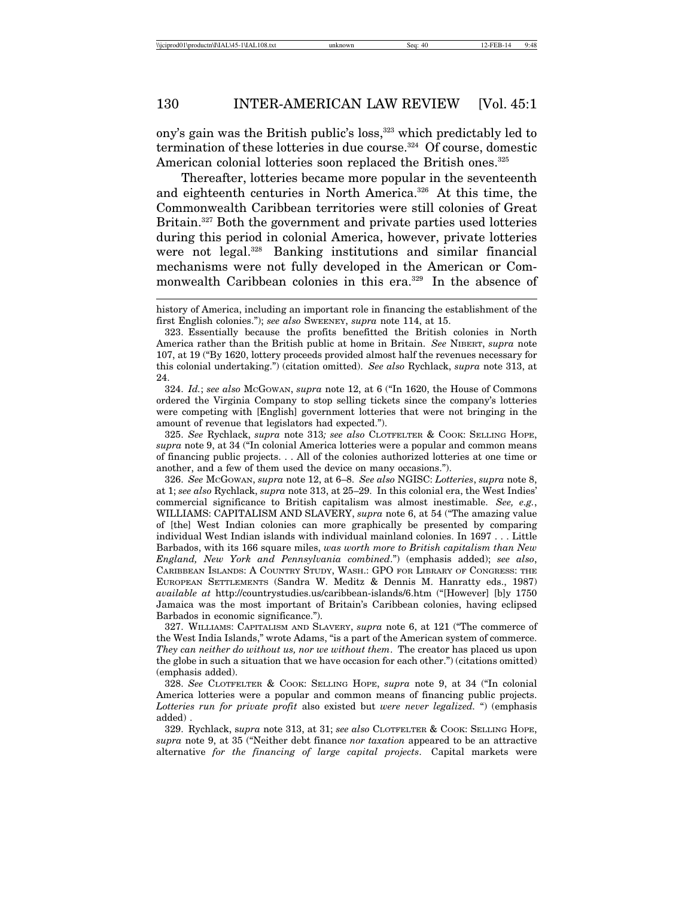ony's gain was the British public's loss,[323] which predictably led to termination of these lotteries in due course.[324] Of course, domestic American colonial lotteries soon replaced the British ones.[325]

Thereafter, lotteries became more popular in the seventeenth and eighteenth centuries in North America.[326] At this time, the Commonwealth Caribbean territories were still colonies of Great Britain.[327] Both the government and private parties used lotteries during this period in colonial America, however, private lotteries were not legal.[328] Banking institutions and similar financial mechanisms were not fully developed in the American or Commonwealth Caribbean colonies in this era.[329] In the absence of

---

history of America, including an important role in financing the establishment of the first English colonies."); *see also* SWEENEY, *supra* note 114, at 15.

323. Essentially because the profits benefitted the British colonies in North America rather than the British public at home in Britain. *See* NIBERT, *supra* note 107, at 19 ("By 1620, lottery proceeds provided almost half the revenues necessary for this colonial undertaking.") (citation omitted). *See also* Rychlack, *supra* note 313, at 24.

324. *Id.*; *see also* MCGOWAN, *supra* note 12, at 6 ("In 1620, the House of Commons ordered the Virginia Company to stop selling tickets since the company's lotteries were competing with [English] government lotteries that were not bringing in the amount of revenue that legislators had expected.").

325. *See* Rychlack, *supra* note 313*; see also* CLOTFELTER & COOK: SELLING HOPE, *supra* note 9, at 34 ("In colonial America lotteries were a popular and common means of financing public projects. . . All of the colonies authorized lotteries at one time or another, and a few of them used the device on many occasions.").

326. *See* MCGOWAN, *supra* note 12, at 6–8. *See also* NGISC: *Lotteries*, *supra* note 8, at 1; *see also* Rychlack, *supra* note 313, at 25–29. In this colonial era, the West Indies' commercial significance to British capitalism was almost inestimable. *See, e.g.*, WILLIAMS: CAPITALISM AND SLAVERY, *supra* note 6, at 54 ("The amazing value of [the] West Indian colonies can more graphically be presented by comparing individual West Indian islands with individual mainland colonies. In 1697 . . . Little Barbados, with its 166 square miles, *was worth more to British capitalism than New England, New York and Pennsylvania combined*.") (emphasis added); *see also*, CARIBBEAN ISLANDS: A COUNTRY STUDY, WASH.: GPO FOR LIBRARY OF CONGRESS: THE EUROPEAN SETTLEMENTS (Sandra W. Meditz & Dennis M. Hanratty eds., 1987) *available at* http://countrystudies.us/caribbean-islands/6.htm ("[However] [b]y 1750 Jamaica was the most important of Britain's Caribbean colonies, having eclipsed Barbados in economic significance.").

327. WILLIAMS: CAPITALISM AND SLAVERY, *supra* note 6, at 121 ("The commerce of the West India Islands," wrote Adams, "is a part of the American system of commerce. *They can neither do without us, nor we without them*. The creator has placed us upon the globe in such a situation that we have occasion for each other.") (citations omitted) (emphasis added).

328. *See* CLOTFELTER & COOK: SELLING HOPE, *supra* note 9, at 34 ("In colonial America lotteries were a popular and common means of financing public projects. *Lotteries run for private profit* also existed but *were never legalized.* ") (emphasis added) .

329. Rychlack, s*upra* note 313, at 31; *see also* CLOTFELTER & COOK: SELLING HOPE, *supra* note 9, at 35 ("Neither debt finance *nor taxation* appeared to be an attractive alternative *for the financing of large capital projects*. Capital markets were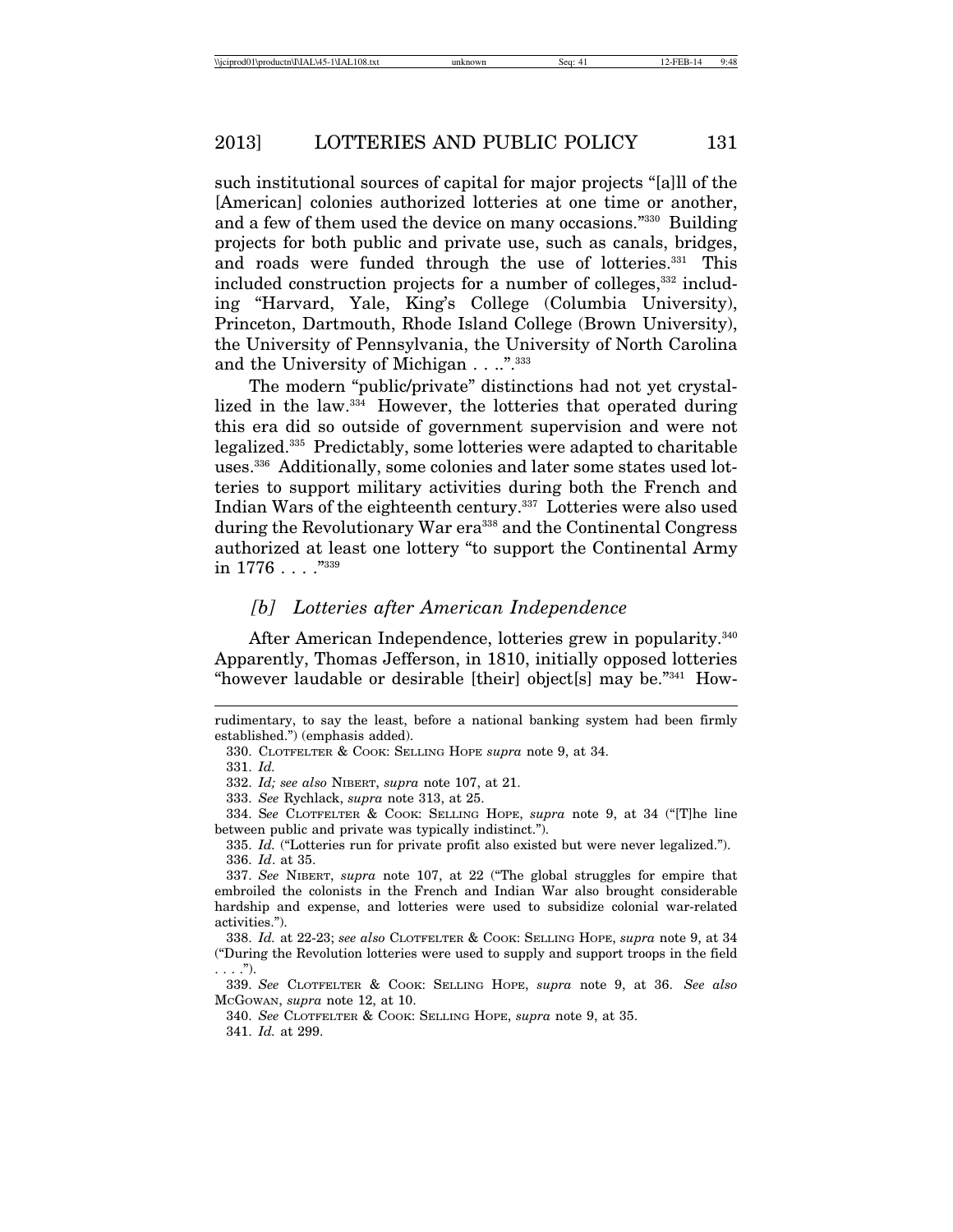such institutional sources of capital for major projects "[a]ll of the [American] colonies authorized lotteries at one time or another, and a few of them used the device on many occasions."[330] Building projects for both public and private use, such as canals, bridges, and roads were funded through the use of lotteries.[331] This included construction projects for a number of colleges,[332] including "Harvard, Yale, King's College (Columbia University), Princeton, Dartmouth, Rhode Island College (Brown University), the University of Pennsylvania, the University of North Carolina and the University of Michigan . . ..".[333]

The modern "public/private" distinctions had not yet crystallized in the law.[334] However, the lotteries that operated during this era did so outside of government supervision and were not legalized.[335] Predictably, some lotteries were adapted to charitable uses.[336] Additionally, some colonies and later some states used lotteries to support military activities during both the French and Indian Wars of the eighteenth century.[337] Lotteries were also used during the Revolutionary War era[338] and the Continental Congress authorized at least one lottery "to support the Continental Army in 1776 . . . ."[339]

### *[b] Lotteries after American Independence*

After American Independence, lotteries grew in popularity.[340] Apparently, Thomas Jefferson, in 1810, initially opposed lotteries "however laudable or desirable [their] object[s] may be."[341] How-

---

rudimentary, to say the least, before a national banking system had been firmly established.") (emphasis added).

330. Clotfelter & Cook: Selling Hope *supra* note 9, at 34.

331. *Id.*

332. *Id; see also* Nibert, *supra* note 107, at 21.

333. *See* Rychlack, *supra* note 313, at 25.

334. S*ee* Clotfelter & Cook: Selling Hope, *supra* note 9, at 34 ("[T]he line between public and private was typically indistinct.").

335. *Id.* ("Lotteries run for private profit also existed but were never legalized.").

336. *Id*. at 35.

337. *See* Nibert, *supra* note 107, at 22 ("The global struggles for empire that embroiled the colonists in the French and Indian War also brought considerable hardship and expense, and lotteries were used to subsidize colonial war-related activities.").

338. *Id.* at 22-23; *see also* Clotfelter & Cook: Selling Hope, *supra* note 9, at 34 ("During the Revolution lotteries were used to supply and support troops in the field . . . .").

339. *See* Clotfelter & Cook: Selling Hope, *supra* note 9, at 36. *See also* McGowan, *supra* note 12, at 10.

340. *See* Clotfelter & Cook: Selling Hope, *supra* note 9, at 35.

341. *Id.* at 299.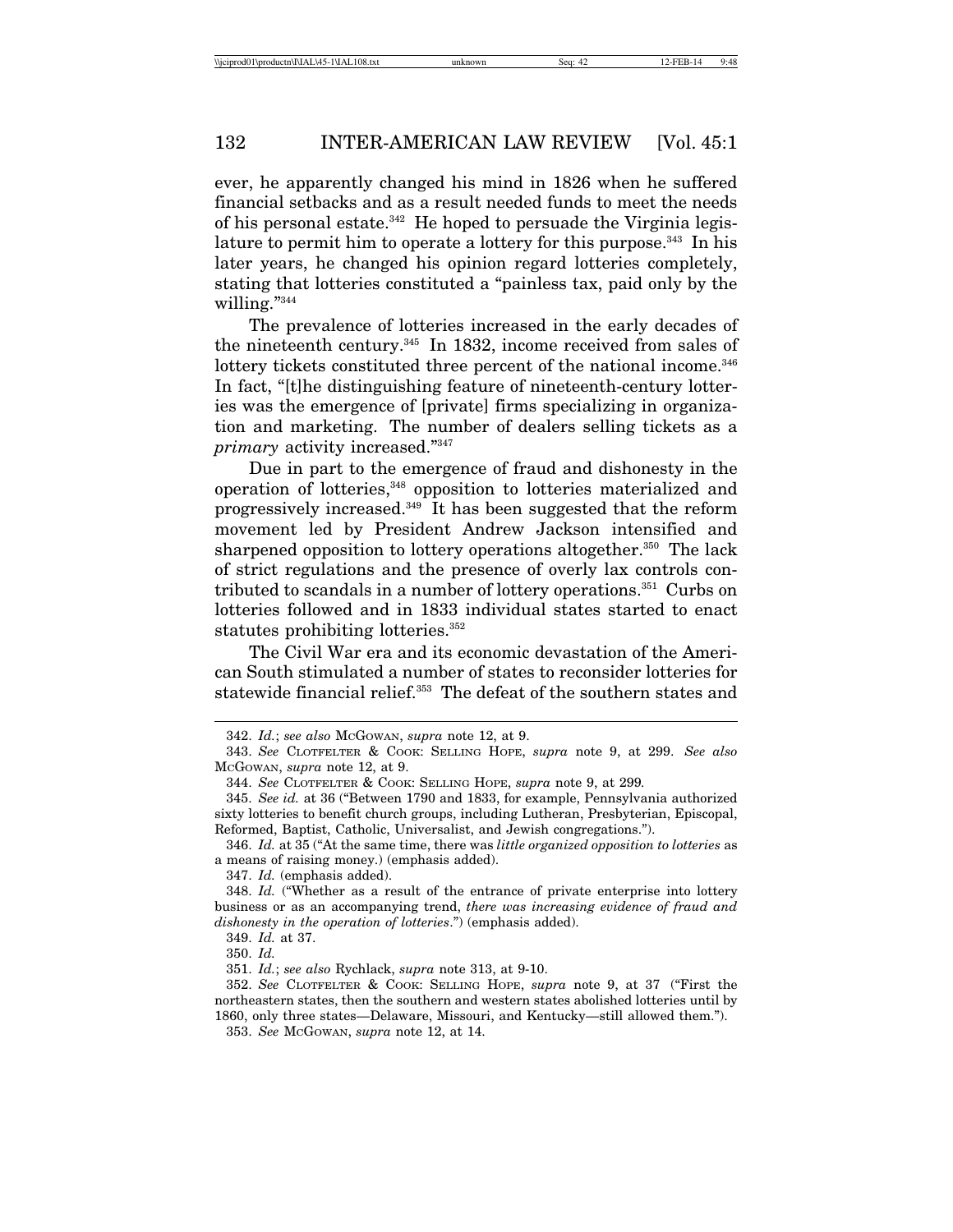ever, he apparently changed his mind in 1826 when he suffered financial setbacks and as a result needed funds to meet the needs of his personal estate.[342] He hoped to persuade the Virginia legislature to permit him to operate a lottery for this purpose.[343] In his later years, he changed his opinion regard lotteries completely, stating that lotteries constituted a "painless tax, paid only by the willing."[344]

The prevalence of lotteries increased in the early decades of the nineteenth century.[345] In 1832, income received from sales of lottery tickets constituted three percent of the national income.[346] In fact, "[t]he distinguishing feature of nineteenth-century lotteries was the emergence of [private] firms specializing in organization and marketing. The number of dealers selling tickets as a *primary* activity increased."[347]

Due in part to the emergence of fraud and dishonesty in the operation of lotteries,[348] opposition to lotteries materialized and progressively increased.[349] It has been suggested that the reform movement led by President Andrew Jackson intensified and sharpened opposition to lottery operations altogether.[350] The lack of strict regulations and the presence of overly lax controls contributed to scandals in a number of lottery operations.[351] Curbs on lotteries followed and in 1833 individual states started to enact statutes prohibiting lotteries.[352]

The Civil War era and its economic devastation of the American South stimulated a number of states to reconsider lotteries for statewide financial relief.[353] The defeat of the southern states and

---

342. *Id.*; *see also* McGowan, *supra* note 12, at 9.

343. *See* Clotfelter & Cook: Selling Hope, *supra* note 9, at 299. *See also* McGowan, *supra* note 12, at 9.

344. *See* Clotfelter & Cook: Selling Hope, *supra* note 9, at 299*.*

345. *See id.* at 36 ("Between 1790 and 1833, for example, Pennsylvania authorized sixty lotteries to benefit church groups, including Lutheran, Presbyterian, Episcopal, Reformed, Baptist, Catholic, Universalist, and Jewish congregations.").

346. *Id.* at 35 ("At the same time, there was *little organized opposition to lotteries* as a means of raising money.) (emphasis added).

347. *Id.* (emphasis added).

348. *Id.* ("Whether as a result of the entrance of private enterprise into lottery business or as an accompanying trend, *there was increasing evidence of fraud and dishonesty in the operation of lotteries*.") (emphasis added).

349. *Id.* at 37.

350. *Id.*

351. *Id.*; *see also* Rychlack, *supra* note 313, at 9-10.

352. *See* Clotfelter & Cook: Selling Hope, *supra* note 9, at 37 ("First the northeastern states, then the southern and western states abolished lotteries until by 1860, only three states—Delaware, Missouri, and Kentucky—still allowed them.").

353. *See* McGowan, *supra* note 12, at 14.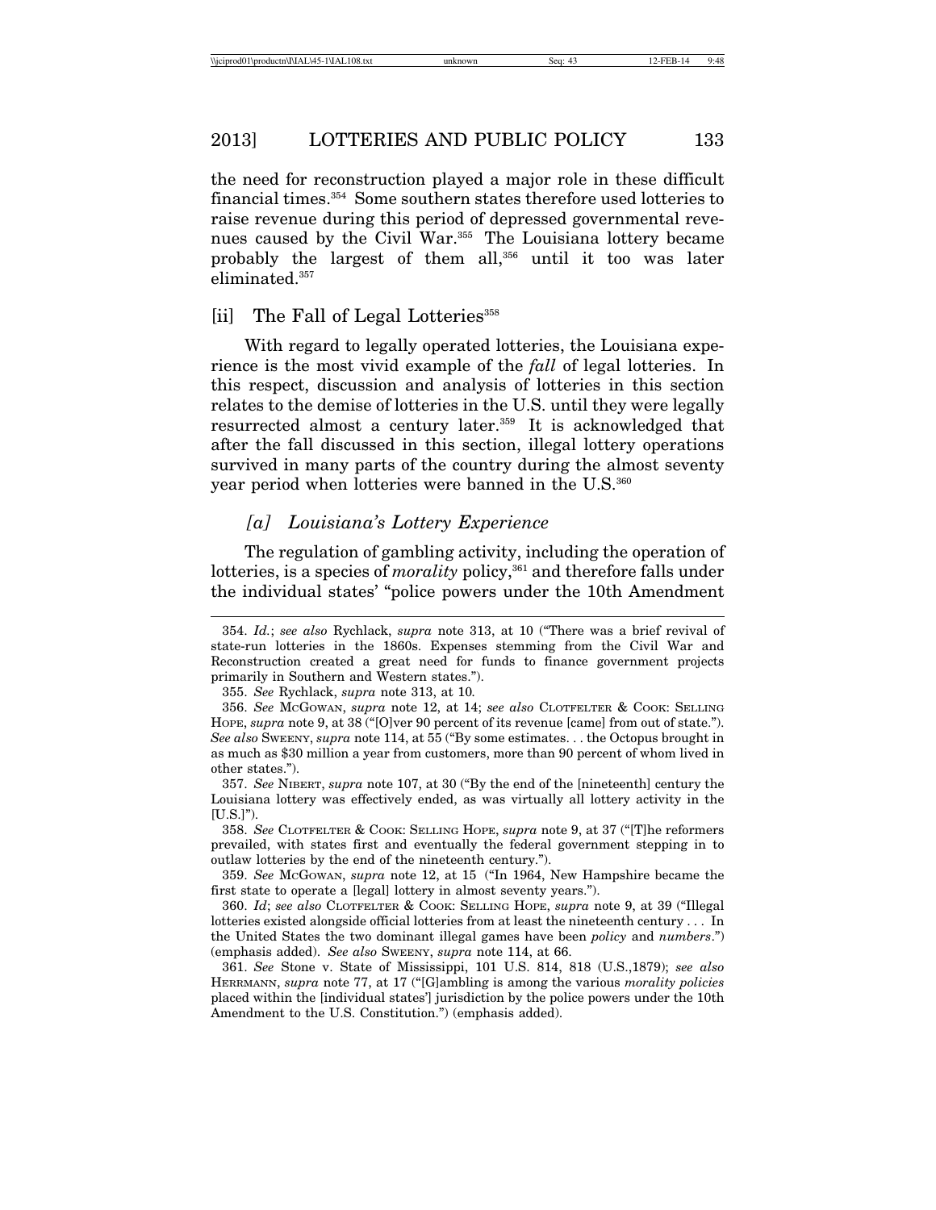the need for reconstruction played a major role in these difficult financial times.[354] Some southern states therefore used lotteries to raise revenue during this period of depressed governmental revenues caused by the Civil War.[355] The Louisiana lottery became probably the largest of them all,[356] until it too was later eliminated.[357]

### [ii] The Fall of Legal Lotteries[358]

With regard to legally operated lotteries, the Louisiana experience is the most vivid example of the *fall* of legal lotteries. In this respect, discussion and analysis of lotteries in this section relates to the demise of lotteries in the U.S. until they were legally resurrected almost a century later.[359] It is acknowledged that after the fall discussed in this section, illegal lottery operations survived in many parts of the country during the almost seventy year period when lotteries were banned in the U.S.[360]

#### *[a] Louisiana's Lottery Experience*

The regulation of gambling activity, including the operation of lotteries, is a species of *morality* policy,[361] and therefore falls under the individual states' "police powers under the 10th Amendment

---

354. *Id.*; *see also* Rychlack, *supra* note 313, at 10 ("There was a brief revival of state-run lotteries in the 1860s. Expenses stemming from the Civil War and Reconstruction created a great need for funds to finance government projects primarily in Southern and Western states.").

355. *See* Rychlack, *supra* note 313, at 10.

356. *See* McGowan, *supra* note 12, at 14; *see also* Clotfelter & Cook: Selling Hope, *supra* note 9, at 38 ("[O]ver 90 percent of its revenue [came] from out of state."). *See also* Sweeny, *supra* note 114, at 55 ("By some estimates. . . the Octopus brought in as much as $30 million a year from customers, more than 90 percent of whom lived in other states.").

357. *See* Nibert, *supra* note 107, at 30 ("By the end of the [nineteenth] century the Louisiana lottery was effectively ended, as was virtually all lottery activity in the [U.S.]").

358. *See* Clotfelter & Cook: Selling Hope, *supra* note 9, at 37 ("[T]he reformers prevailed, with states first and eventually the federal government stepping in to outlaw lotteries by the end of the nineteenth century.").

359. *See* McGowan, *supra* note 12, at 15 ("In 1964, New Hampshire became the first state to operate a [legal] lottery in almost seventy years.").

360. *Id*; *see also* Clotfelter & Cook: Selling Hope, *supra* note 9, at 39 ("Illegal lotteries existed alongside official lotteries from at least the nineteenth century . . . In the United States the two dominant illegal games have been *policy* and *numbers*.") (emphasis added). *See also* Sweeny, *supra* note 114, at 66.

361. *See* Stone v. State of Mississippi, 101 U.S. 814, 818 (U.S.,1879); *see also* Herrmann, *supra* note 77, at 17 ("[G]ambling is among the various *morality policies* placed within the [individual states'] jurisdiction by the police powers under the 10th Amendment to the U.S. Constitution.") (emphasis added).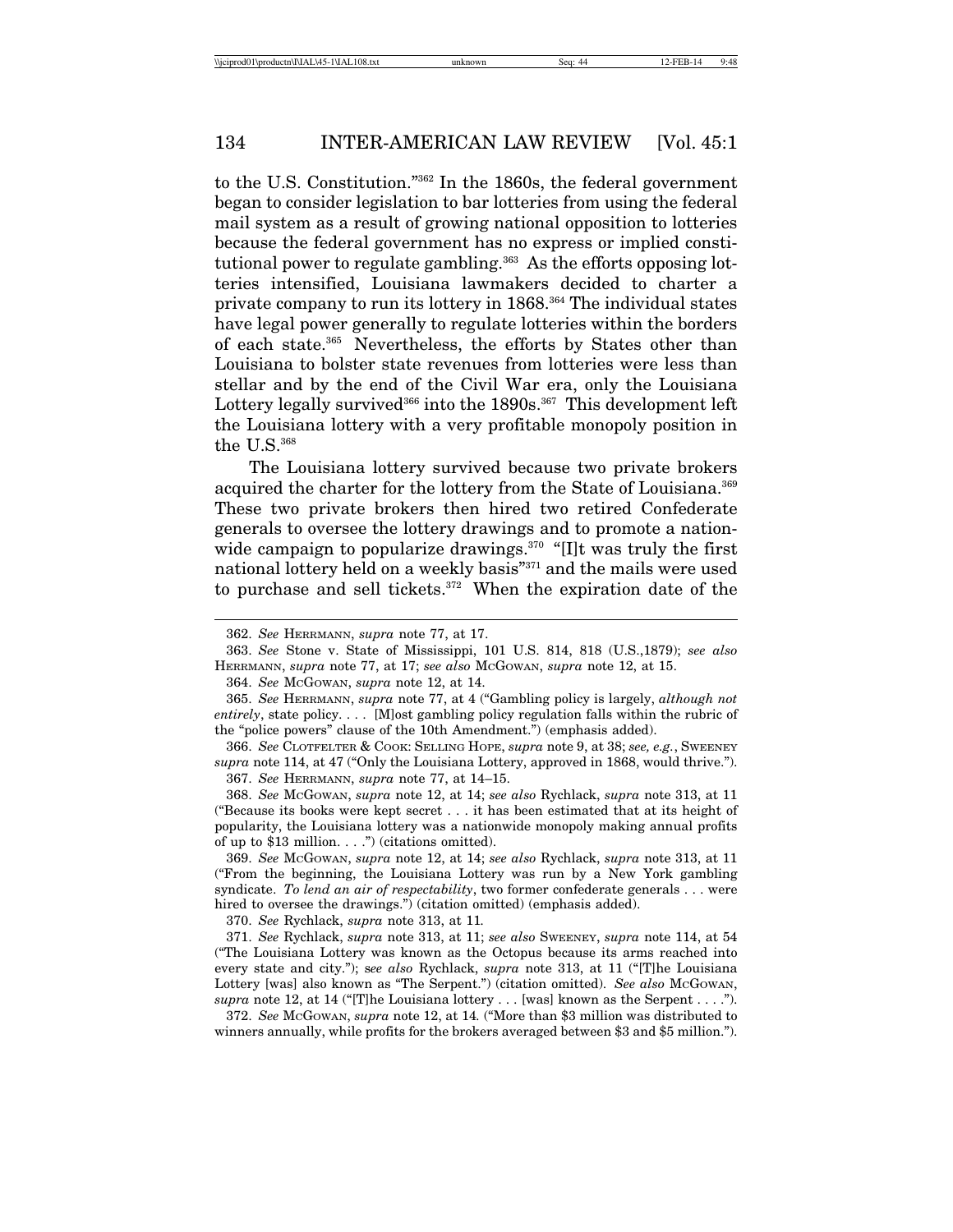to the U.S. Constitution."[362] In the 1860s, the federal government began to consider legislation to bar lotteries from using the federal mail system as a result of growing national opposition to lotteries because the federal government has no express or implied constitutional power to regulate gambling.[363] As the efforts opposing lotteries intensified, Louisiana lawmakers decided to charter a private company to run its lottery in 1868.[364] The individual states have legal power generally to regulate lotteries within the borders of each state.[365] Nevertheless, the efforts by States other than Louisiana to bolster state revenues from lotteries were less than stellar and by the end of the Civil War era, only the Louisiana Lottery legally survived[366] into the 1890s.[367] This development left the Louisiana lottery with a very profitable monopoly position in the U.S.[368]

The Louisiana lottery survived because two private brokers acquired the charter for the lottery from the State of Louisiana.[369] These two private brokers then hired two retired Confederate generals to oversee the lottery drawings and to promote a nationwide campaign to popularize drawings.[370] "[I]t was truly the first national lottery held on a weekly basis"[371] and the mails were used to purchase and sell tickets.[372] When the expiration date of the

---

362. *See* HERRMANN, *supra* note 77, at 17.

363. *See* Stone v. State of Mississippi, 101 U.S. 814, 818 (U.S.,1879); *see also* HERRMANN, *supra* note 77, at 17; *see also* MCGOWAN, *supra* note 12, at 15.

364. *See* MCGOWAN, *supra* note 12, at 14.

365. *See* HERRMANN, *supra* note 77, at 4 ("Gambling policy is largely, *although not entirely*, state policy. . . . [M]ost gambling policy regulation falls within the rubric of the "police powers" clause of the 10th Amendment.") (emphasis added).

366. *See* CLOTFELTER & COOK: SELLING HOPE, *supra* note 9, at 38; *see, e.g.*, SWEENEY *supra* note 114, at 47 ("Only the Louisiana Lottery, approved in 1868, would thrive.").

367. *See* HERRMANN, *supra* note 77, at 14–15.

368. *See* MCGOWAN, *supra* note 12, at 14; *see also* Rychlack, *supra* note 313, at 11 ("Because its books were kept secret . . . it has been estimated that at its height of popularity, the Louisiana lottery was a nationwide monopoly making annual profits of up to $13 million. . . .") (citations omitted).

369. *See* MCGOWAN, *supra* note 12, at 14; *see also* Rychlack, *supra* note 313, at 11 ("From the beginning, the Louisiana Lottery was run by a New York gambling syndicate. *To lend an air of respectability*, two former confederate generals . . . were hired to oversee the drawings.") (citation omitted) (emphasis added).

370. *See* Rychlack, *supra* note 313, at 11.

371. *See* Rychlack, *supra* note 313, at 11; *see also* SWEENEY, *supra* note 114, at 54 ("The Louisiana Lottery was known as the Octopus because its arms reached into every state and city."); s*ee also* Rychlack, *supra* note 313, at 11 ("[T]he Louisiana Lottery [was] also known as "The Serpent.") (citation omitted). *See also* MCGOWAN, *supra* note 12, at 14 ("[T]he Louisiana lottery . . . [was] known as the Serpent . . . .").

372. *See* MCGOWAN, *supra* note 12, at 14. ("More than $3 million was distributed to winners annually, while profits for the brokers averaged between $3 and $5 million.").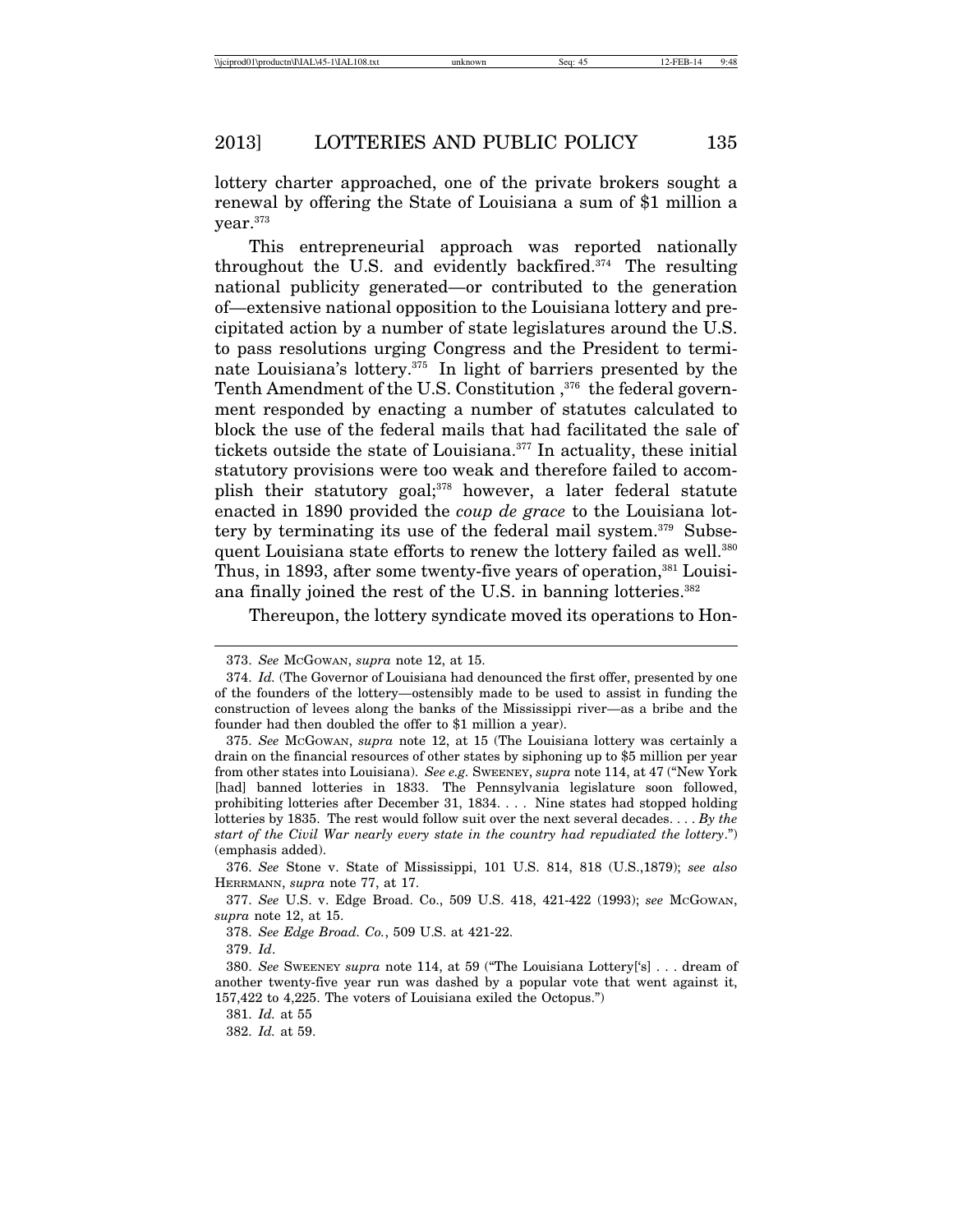lottery charter approached, one of the private brokers sought a renewal by offering the State of Louisiana a sum of $1 million a year.[373]

This entrepreneurial approach was reported nationally throughout the U.S. and evidently backfired.[374] The resulting national publicity generated—or contributed to the generation of—extensive national opposition to the Louisiana lottery and precipitated action by a number of state legislatures around the U.S. to pass resolutions urging Congress and the President to terminate Louisiana's lottery.[375] In light of barriers presented by the Tenth Amendment of the U.S. Constitution ,[376] the federal government responded by enacting a number of statutes calculated to block the use of the federal mails that had facilitated the sale of tickets outside the state of Louisiana.[377] In actuality, these initial statutory provisions were too weak and therefore failed to accomplish their statutory goal;[378] however, a later federal statute enacted in 1890 provided the *coup de grace* to the Louisiana lottery by terminating its use of the federal mail system.[379] Subsequent Louisiana state efforts to renew the lottery failed as well.[380] Thus, in 1893, after some twenty-five years of operation,[381] Louisiana finally joined the rest of the U.S. in banning lotteries.[382]

Thereupon, the lottery syndicate moved its operations to Hon-

---

373. *See* McGowan, *supra* note 12, at 15.

374. *Id.* (The Governor of Louisiana had denounced the first offer, presented by one of the founders of the lottery—ostensibly made to be used to assist in funding the construction of levees along the banks of the Mississippi river—as a bribe and the founder had then doubled the offer to $1 million a year).

375. *See* McGowan, *supra* note 12, at 15 (The Louisiana lottery was certainly a drain on the financial resources of other states by siphoning up to $5 million per year from other states into Louisiana). *See e.g.* Sweeney, *supra* note 114, at 47 ("New York [had] banned lotteries in 1833. The Pennsylvania legislature soon followed, prohibiting lotteries after December 31, 1834. . . . Nine states had stopped holding lotteries by 1835. The rest would follow suit over the next several decades. . . . *By the start of the Civil War nearly every state in the country had repudiated the lottery*.") (emphasis added).

376. *See* Stone v. State of Mississippi, 101 U.S. 814, 818 (U.S.,1879); *see also* Herrmann, *supra* note 77, at 17.

377. *See* U.S. v. Edge Broad. Co., 509 U.S. 418, 421-422 (1993); *see* McGowan, *supra* note 12, at 15.

378. *See Edge Broad. Co.*, 509 U.S. at 421-22.

379. *Id*.

380. *See* Sweeney *supra* note 114, at 59 ("The Louisiana Lottery['s] . . . dream of another twenty-five year run was dashed by a popular vote that went against it, 157,422 to 4,225. The voters of Louisiana exiled the Octopus.")

381. *Id.* at 55

382. *Id.* at 59.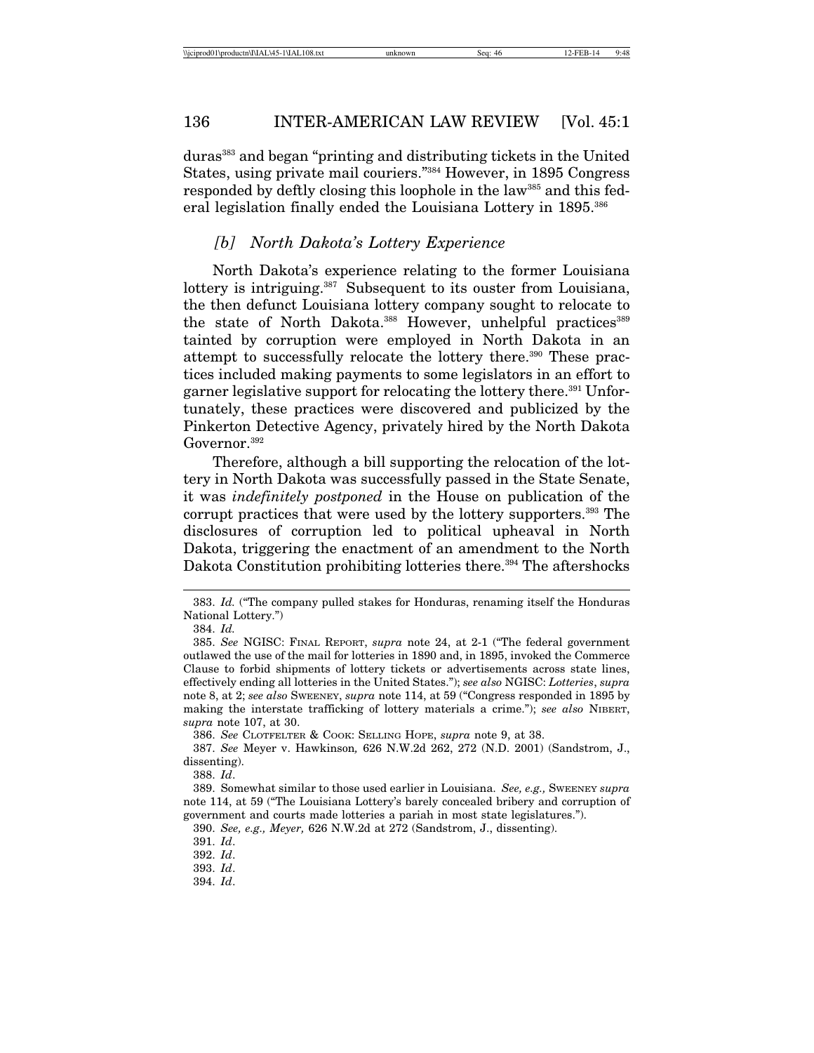duras[383] and began "printing and distributing tickets in the United States, using private mail couriers."[384] However, in 1895 Congress responded by deftly closing this loophole in the law[385] and this federal legislation finally ended the Louisiana Lottery in 1895.[386]

### *[b] North Dakota's Lottery Experience*

North Dakota's experience relating to the former Louisiana lottery is intriguing.[387] Subsequent to its ouster from Louisiana, the then defunct Louisiana lottery company sought to relocate to the state of North Dakota.[388] However, unhelpful practices[389] tainted by corruption were employed in North Dakota in an attempt to successfully relocate the lottery there.[390] These practices included making payments to some legislators in an effort to garner legislative support for relocating the lottery there.[391] Unfortunately, these practices were discovered and publicized by the Pinkerton Detective Agency, privately hired by the North Dakota Governor.[392]

Therefore, although a bill supporting the relocation of the lottery in North Dakota was successfully passed in the State Senate, it was *indefinitely postponed* in the House on publication of the corrupt practices that were used by the lottery supporters.[393] The disclosures of corruption led to political upheaval in North Dakota, triggering the enactment of an amendment to the North Dakota Constitution prohibiting lotteries there.[394] The aftershocks

---

383. *Id.* ("The company pulled stakes for Honduras, renaming itself the Honduras National Lottery.")

384. *Id.*

385. *See* NGISC: FINAL REPORT, *supra* note 24, at 2-1 ("The federal government outlawed the use of the mail for lotteries in 1890 and, in 1895, invoked the Commerce Clause to forbid shipments of lottery tickets or advertisements across state lines, effectively ending all lotteries in the United States."); *see also* NGISC: *Lotteries*, *supra* note 8, at 2; *see also* SWEENEY, *supra* note 114, at 59 ("Congress responded in 1895 by making the interstate trafficking of lottery materials a crime."); *see also* NIBERT, *supra* note 107, at 30.

386. *See* CLOTFELTER & COOK: SELLING HOPE, *supra* note 9, at 38.

387. *See* Meyer v. Hawkinson*,* 626 N.W.2d 262, 272 (N.D. 2001) (Sandstrom, J., dissenting).

388. *Id*.

389. Somewhat similar to those used earlier in Louisiana. *See, e.g.,* SWEENEY *supra* note 114, at 59 ("The Louisiana Lottery's barely concealed bribery and corruption of government and courts made lotteries a pariah in most state legislatures.").

390. *See, e.g., Meyer,* 626 N.W.2d at 272 (Sandstrom, J., dissenting).

391. *Id*.

392. *Id*.

393. *Id*.

394. *Id*.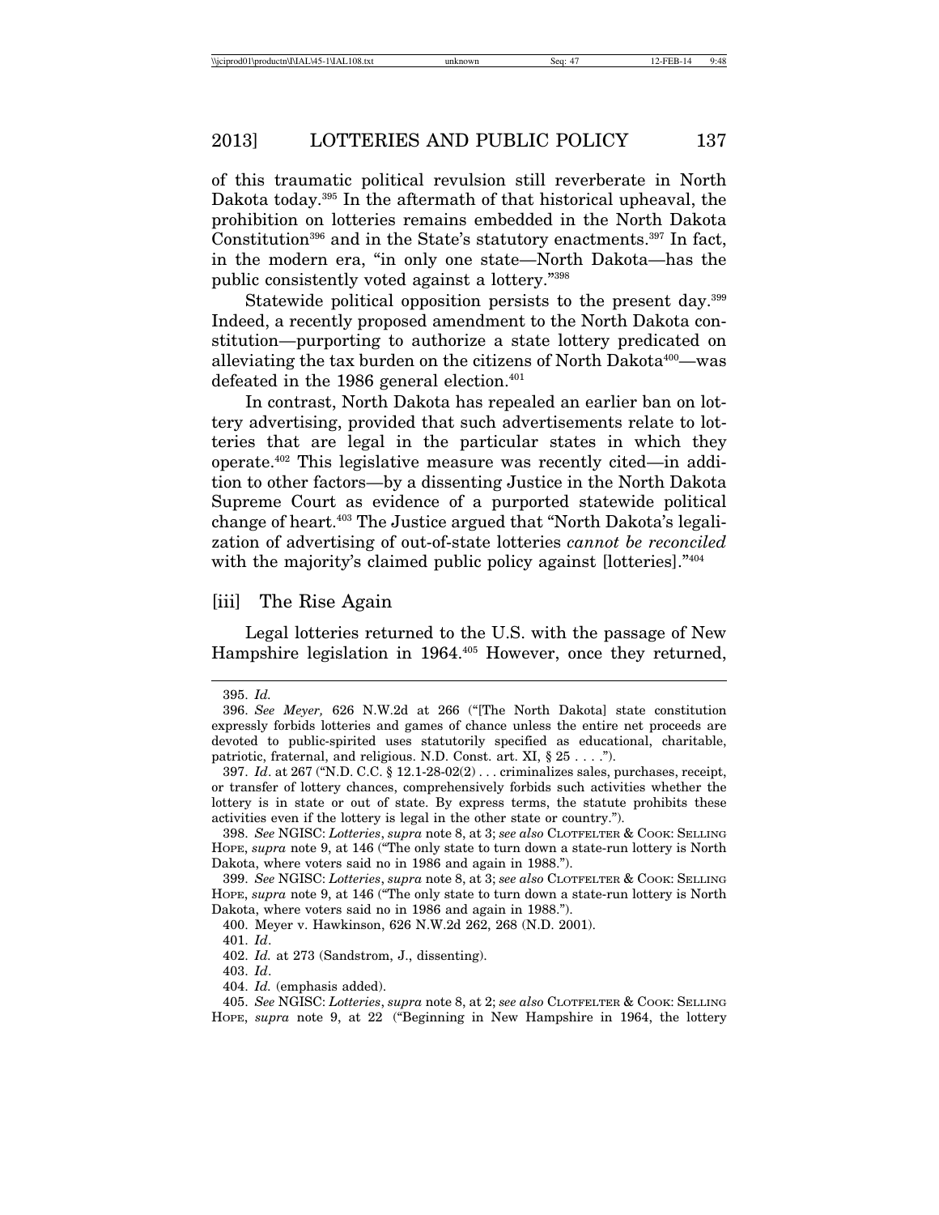of this traumatic political revulsion still reverberate in North Dakota today.[395] In the aftermath of that historical upheaval, the prohibition on lotteries remains embedded in the North Dakota Constitution[396] and in the State's statutory enactments.[397] In fact, in the modern era, "in only one state—North Dakota—has the public consistently voted against a lottery."[398]

Statewide political opposition persists to the present day.[399] Indeed, a recently proposed amendment to the North Dakota constitution—purporting to authorize a state lottery predicated on alleviating the tax burden on the citizens of North Dakota[400]—was defeated in the 1986 general election.[401]

In contrast, North Dakota has repealed an earlier ban on lottery advertising, provided that such advertisements relate to lotteries that are legal in the particular states in which they operate.[402] This legislative measure was recently cited—in addition to other factors—by a dissenting Justice in the North Dakota Supreme Court as evidence of a purported statewide political change of heart.[403] The Justice argued that "North Dakota's legalization of advertising of out-of-state lotteries *cannot be reconciled* with the majority's claimed public policy against [lotteries]."[404]

### [iii] The Rise Again

Legal lotteries returned to the U.S. with the passage of New Hampshire legislation in 1964.[405] However, once they returned,

---

395. *Id.*

396. *See Meyer,* 626 N.W.2d at 266 ("[The North Dakota] state constitution expressly forbids lotteries and games of chance unless the entire net proceeds are devoted to public-spirited uses statutorily specified as educational, charitable, patriotic, fraternal, and religious. N.D. Const. art. XI, § 25 . . . .").

397. *Id*. at 267 ("N.D. C.C. § 12.1-28-02(2) . . . criminalizes sales, purchases, receipt, or transfer of lottery chances, comprehensively forbids such activities whether the lottery is in state or out of state. By express terms, the statute prohibits these activities even if the lottery is legal in the other state or country.").

398. *See* NGISC: *Lotteries*, *supra* note 8, at 3; *see also* CLOTFELTER & COOK: SELLING HOPE, *supra* note 9, at 146 ("The only state to turn down a state-run lottery is North Dakota, where voters said no in 1986 and again in 1988.").

399. *See* NGISC: *Lotteries*, *supra* note 8, at 3; *see also* CLOTFELTER & COOK: SELLING HOPE, *supra* note 9, at 146 ("The only state to turn down a state-run lottery is North Dakota, where voters said no in 1986 and again in 1988.").

400. Meyer v. Hawkinson, 626 N.W.2d 262, 268 (N.D. 2001).

401. *Id*.

402. *Id.* at 273 (Sandstrom, J., dissenting).

403. *Id*.

404. *Id.* (emphasis added).

405. *See* NGISC: *Lotteries*, *supra* note 8, at 2; *see also* CLOTFELTER & COOK: SELLING HOPE, *supra* note 9, at 22 ("Beginning in New Hampshire in 1964, the lottery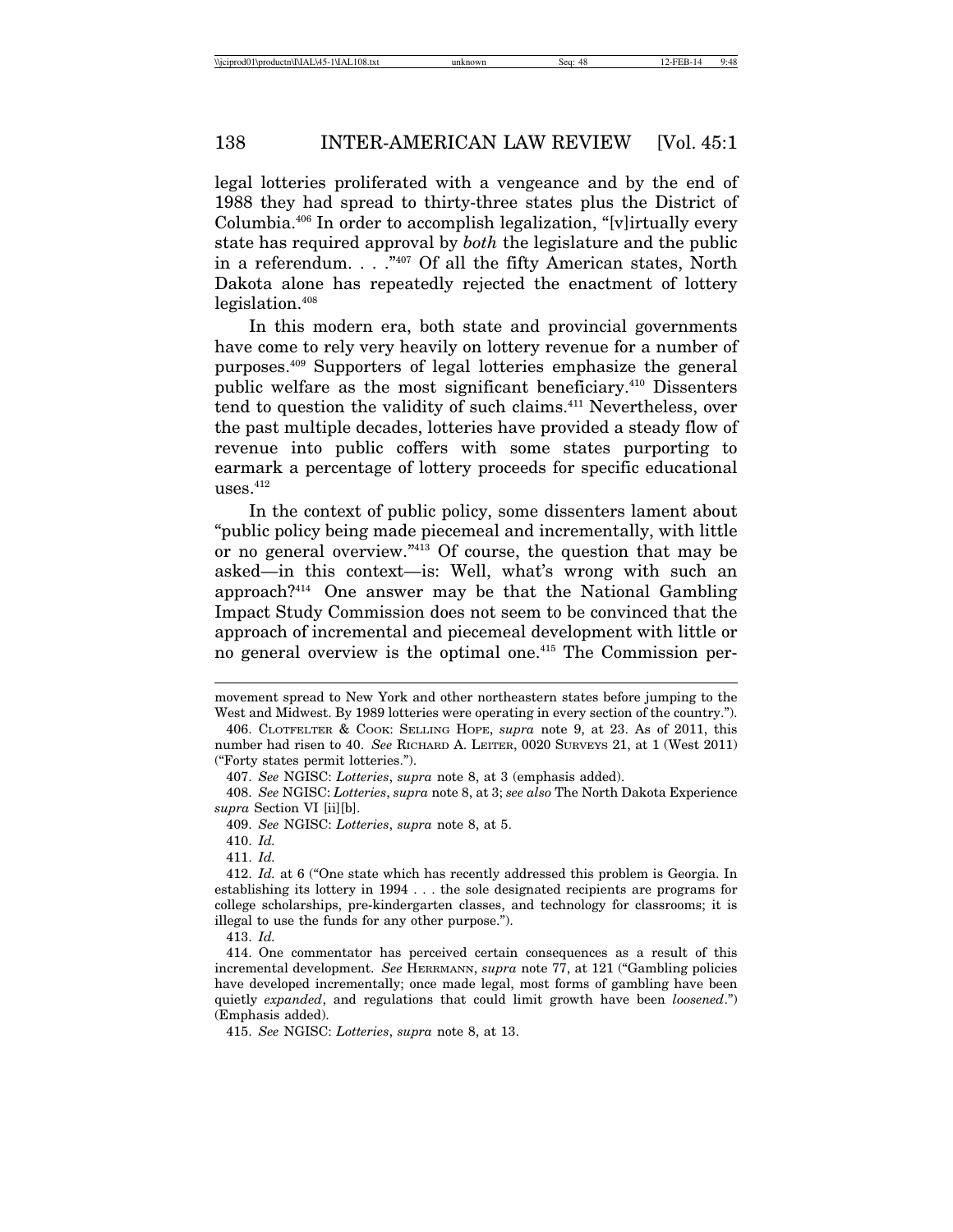legal lotteries proliferated with a vengeance and by the end of 1988 they had spread to thirty-three states plus the District of Columbia.[406] In order to accomplish legalization, "[v]irtually every state has required approval by *both* the legislature and the public in a referendum. . . ."[407] Of all the fifty American states, North Dakota alone has repeatedly rejected the enactment of lottery legislation.[408]

In this modern era, both state and provincial governments have come to rely very heavily on lottery revenue for a number of purposes.[409] Supporters of legal lotteries emphasize the general public welfare as the most significant beneficiary.[410] Dissenters tend to question the validity of such claims.[411] Nevertheless, over the past multiple decades, lotteries have provided a steady flow of revenue into public coffers with some states purporting to earmark a percentage of lottery proceeds for specific educational uses.[412]

In the context of public policy, some dissenters lament about "public policy being made piecemeal and incrementally, with little or no general overview."[413] Of course, the question that may be asked—in this context—is: Well, what's wrong with such an approach?[414] One answer may be that the National Gambling Impact Study Commission does not seem to be convinced that the approach of incremental and piecemeal development with little or no general overview is the optimal one.[415] The Commission per-

---

movement spread to New York and other northeastern states before jumping to the West and Midwest. By 1989 lotteries were operating in every section of the country.").

406. CLOTFELTER & COOK: SELLING HOPE, *supra* note 9, at 23. As of 2011, this number had risen to 40. *See* RICHARD A. LEITER, 0020 SURVEYS 21, at 1 (West 2011) ("Forty states permit lotteries.").

407. *See* NGISC: *Lotteries*, *supra* note 8, at 3 (emphasis added).

408. *See* NGISC: *Lotteries*, *supra* note 8, at 3; *see also* The North Dakota Experience *supra* Section VI [ii][b].

409. *See* NGISC: *Lotteries*, *supra* note 8, at 5.

410. *Id.*

411. *Id.*

412. *Id.* at 6 ("One state which has recently addressed this problem is Georgia. In establishing its lottery in 1994 . . . the sole designated recipients are programs for college scholarships, pre-kindergarten classes, and technology for classrooms; it is illegal to use the funds for any other purpose.").

413. *Id.*

414. One commentator has perceived certain consequences as a result of this incremental development. *See* HERRMANN, *supra* note 77, at 121 ("Gambling policies have developed incrementally; once made legal, most forms of gambling have been quietly *expanded*, and regulations that could limit growth have been *loosened*.") (Emphasis added).

415. *See* NGISC: *Lotteries*, *supra* note 8, at 13.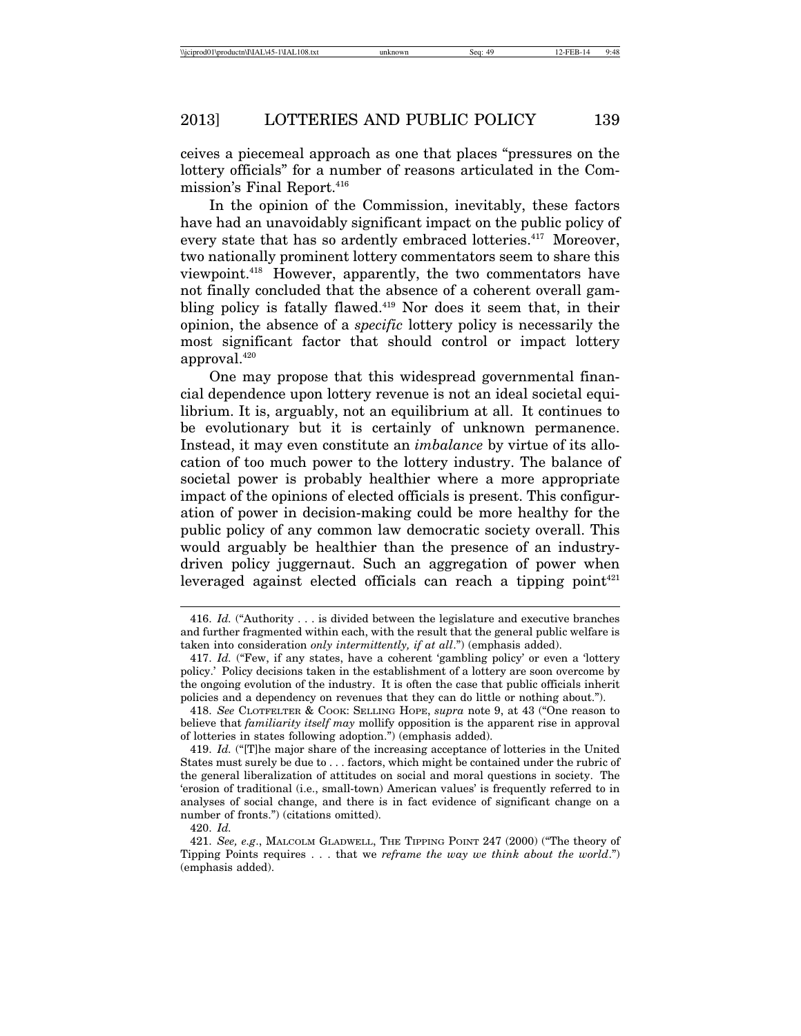ceives a piecemeal approach as one that places "pressures on the lottery officials" for a number of reasons articulated in the Commission's Final Report.[416]

In the opinion of the Commission, inevitably, these factors have had an unavoidably significant impact on the public policy of every state that has so ardently embraced lotteries.[417] Moreover, two nationally prominent lottery commentators seem to share this viewpoint.[418] However, apparently, the two commentators have not finally concluded that the absence of a coherent overall gambling policy is fatally flawed.[419] Nor does it seem that, in their opinion, the absence of a *specific* lottery policy is necessarily the most significant factor that should control or impact lottery approval.[420]

One may propose that this widespread governmental financial dependence upon lottery revenue is not an ideal societal equilibrium. It is, arguably, not an equilibrium at all. It continues to be evolutionary but it is certainly of unknown permanence. Instead, it may even constitute an *imbalance* by virtue of its allocation of too much power to the lottery industry. The balance of societal power is probably healthier where a more appropriate impact of the opinions of elected officials is present. This configuration of power in decision-making could be more healthy for the public policy of any common law democratic society overall. This would arguably be healthier than the presence of an industry-driven policy juggernaut. Such an aggregation of power when leveraged against elected officials can reach a tipping point[421]

---

416. *Id.* ("Authority . . . is divided between the legislature and executive branches and further fragmented within each, with the result that the general public welfare is taken into consideration *only intermittently, if at all*.") (emphasis added).

417. *Id.* ("Few, if any states, have a coherent 'gambling policy' or even a 'lottery policy.' Policy decisions taken in the establishment of a lottery are soon overcome by the ongoing evolution of the industry. It is often the case that public officials inherit policies and a dependency on revenues that they can do little or nothing about.").

418. *See* CLOTFELTER & COOK: SELLING HOPE, *supra* note 9, at 43 ("One reason to believe that *familiarity itself may* mollify opposition is the apparent rise in approval of lotteries in states following adoption.") (emphasis added).

419. *Id.* ("[T]he major share of the increasing acceptance of lotteries in the United States must surely be due to . . . factors, which might be contained under the rubric of the general liberalization of attitudes on social and moral questions in society. The 'erosion of traditional (i.e., small-town) American values' is frequently referred to in analyses of social change, and there is in fact evidence of significant change on a number of fronts.") (citations omitted).

420. *Id.*

421. *See, e.g.*, MALCOLM GLADWELL, THE TIPPING POINT 247 (2000) ("The theory of Tipping Points requires . . . that we *reframe the way we think about the world*.") (emphasis added).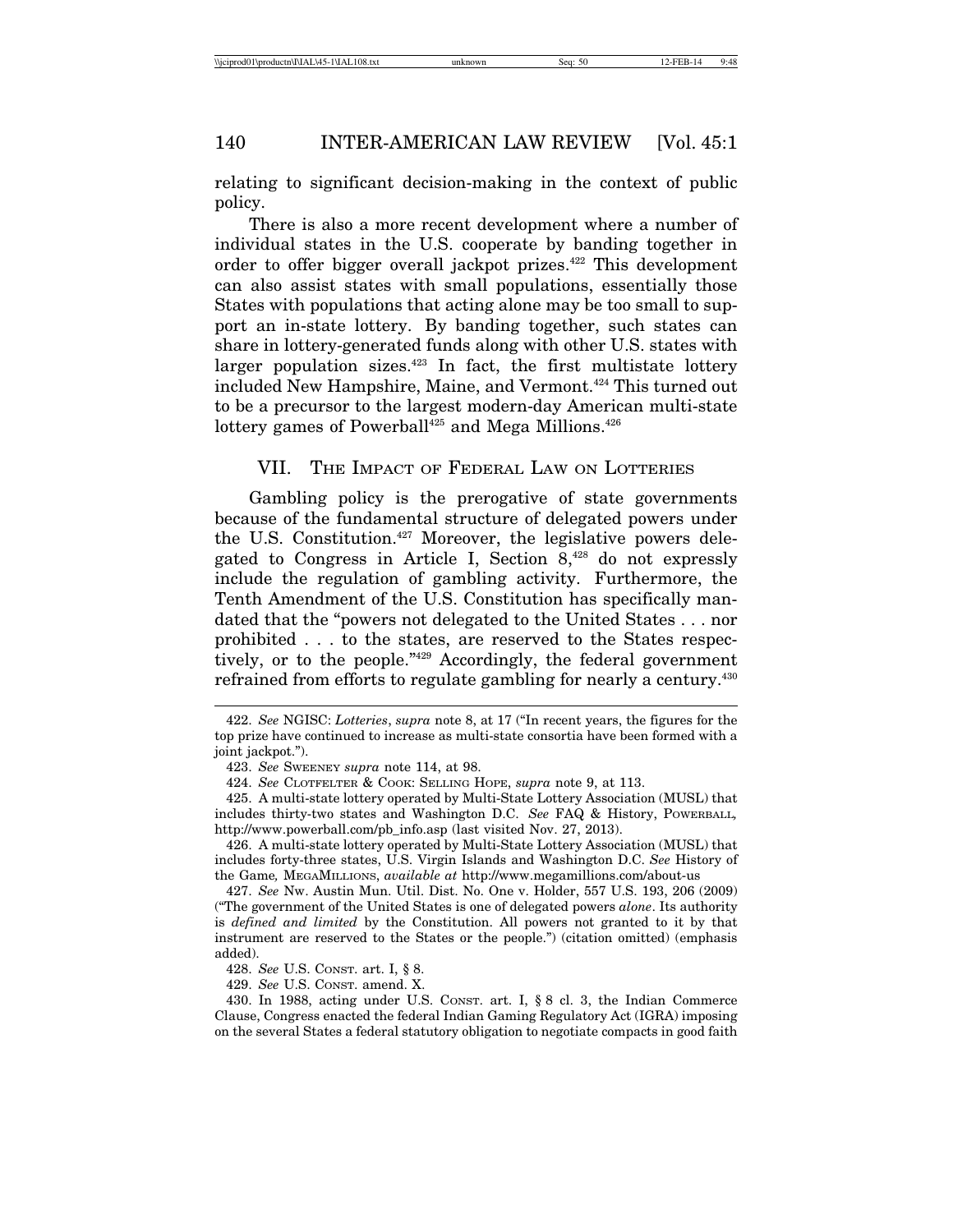relating to significant decision-making in the context of public policy.

There is also a more recent development where a number of individual states in the U.S. cooperate by banding together in order to offer bigger overall jackpot prizes.[422] This development can also assist states with small populations, essentially those States with populations that acting alone may be too small to support an in-state lottery. By banding together, such states can share in lottery-generated funds along with other U.S. states with larger population sizes.[423] In fact, the first multistate lottery included New Hampshire, Maine, and Vermont.[424] This turned out to be a precursor to the largest modern-day American multi-state lottery games of Powerball[425] and Mega Millions.[426]

## VII. The Impact of Federal Law on Lotteries

Gambling policy is the prerogative of state governments because of the fundamental structure of delegated powers under the U.S. Constitution.[427] Moreover, the legislative powers delegated to Congress in Article I, Section 8,[428] do not expressly include the regulation of gambling activity. Furthermore, the Tenth Amendment of the U.S. Constitution has specifically mandated that the "powers not delegated to the United States . . . nor prohibited . . . to the states, are reserved to the States respectively, or to the people."[429] Accordingly, the federal government refrained from efforts to regulate gambling for nearly a century.[430]

---

422. *See* NGISC: *Lotteries*, *supra* note 8, at 17 ("In recent years, the figures for the top prize have continued to increase as multi-state consortia have been formed with a joint jackpot.").

423. *See* Sweeney *supra* note 114, at 98.

424. *See* Clotfelter & Cook: Selling Hope, *supra* note 9, at 113.

425. A multi-state lottery operated by Multi-State Lottery Association (MUSL) that includes thirty-two states and Washington D.C. *See* FAQ & History, Powerball, http://www.powerball.com/pb_info.asp (last visited Nov. 27, 2013).

426. A multi-state lottery operated by Multi-State Lottery Association (MUSL) that includes forty-three states, U.S. Virgin Islands and Washington D.C. *See* History of the Game*,* MegaMillions, *available at* http://www.megamillions.com/about-us

427. *See* Nw. Austin Mun. Util. Dist. No. One v. Holder, 557 U.S. 193, 206 (2009) ("The government of the United States is one of delegated powers *alone*. Its authority is *defined and limited* by the Constitution. All powers not granted to it by that instrument are reserved to the States or the people.") (citation omitted) (emphasis added).

428. *See* U.S. Const. art. I, § 8.

429. *See* U.S. Const. amend. X.

430. In 1988, acting under U.S. Const. art. I, § 8 cl. 3, the Indian Commerce Clause, Congress enacted the federal Indian Gaming Regulatory Act (IGRA) imposing on the several States a federal statutory obligation to negotiate compacts in good faith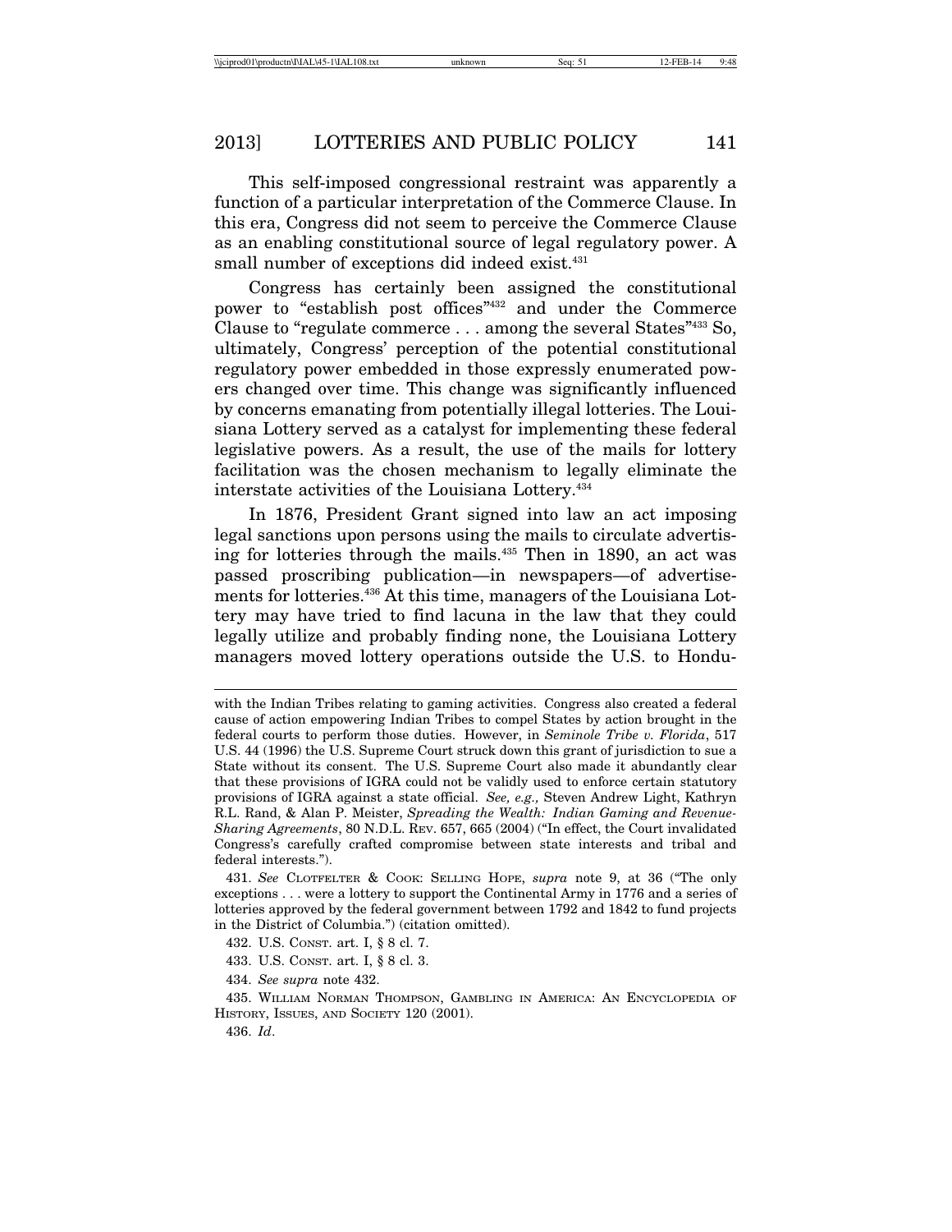This self-imposed congressional restraint was apparently a function of a particular interpretation of the Commerce Clause. In this era, Congress did not seem to perceive the Commerce Clause as an enabling constitutional source of legal regulatory power. A small number of exceptions did indeed exist.[431]

Congress has certainly been assigned the constitutional power to "establish post offices"[432] and under the Commerce Clause to "regulate commerce . . . among the several States"[433] So, ultimately, Congress' perception of the potential constitutional regulatory power embedded in those expressly enumerated powers changed over time. This change was significantly influenced by concerns emanating from potentially illegal lotteries. The Louisiana Lottery served as a catalyst for implementing these federal legislative powers. As a result, the use of the mails for lottery facilitation was the chosen mechanism to legally eliminate the interstate activities of the Louisiana Lottery.[434]

In 1876, President Grant signed into law an act imposing legal sanctions upon persons using the mails to circulate advertising for lotteries through the mails.[435] Then in 1890, an act was passed proscribing publication—in newspapers—of advertisements for lotteries.[436] At this time, managers of the Louisiana Lottery may have tried to find lacuna in the law that they could legally utilize and probably finding none, the Louisiana Lottery managers moved lottery operations outside the U.S. to Hondu-

---

with the Indian Tribes relating to gaming activities. Congress also created a federal cause of action empowering Indian Tribes to compel States by action brought in the federal courts to perform those duties. However, in *Seminole Tribe v. Florida*, 517 U.S. 44 (1996) the U.S. Supreme Court struck down this grant of jurisdiction to sue a State without its consent. The U.S. Supreme Court also made it abundantly clear that these provisions of IGRA could not be validly used to enforce certain statutory provisions of IGRA against a state official. *See, e.g.,* Steven Andrew Light, Kathryn R.L. Rand, & Alan P. Meister, *Spreading the Wealth: Indian Gaming and Revenue-Sharing Agreements*, 80 N.D.L. REV. 657, 665 (2004) ("In effect, the Court invalidated Congress's carefully crafted compromise between state interests and tribal and federal interests.").

431. *See* CLOTFELTER & COOK: SELLING HOPE, *supra* note 9, at 36 ("The only exceptions . . . were a lottery to support the Continental Army in 1776 and a series of lotteries approved by the federal government between 1792 and 1842 to fund projects in the District of Columbia.") (citation omitted).

432. U.S. CONST. art. I, § 8 cl. 7.

433. U.S. CONST. art. I, § 8 cl. 3.

434. *See supra* note 432.

435. WILLIAM NORMAN THOMPSON, GAMBLING IN AMERICA: AN ENCYCLOPEDIA OF HISTORY, ISSUES, AND SOCIETY 120 (2001).

436. *Id*.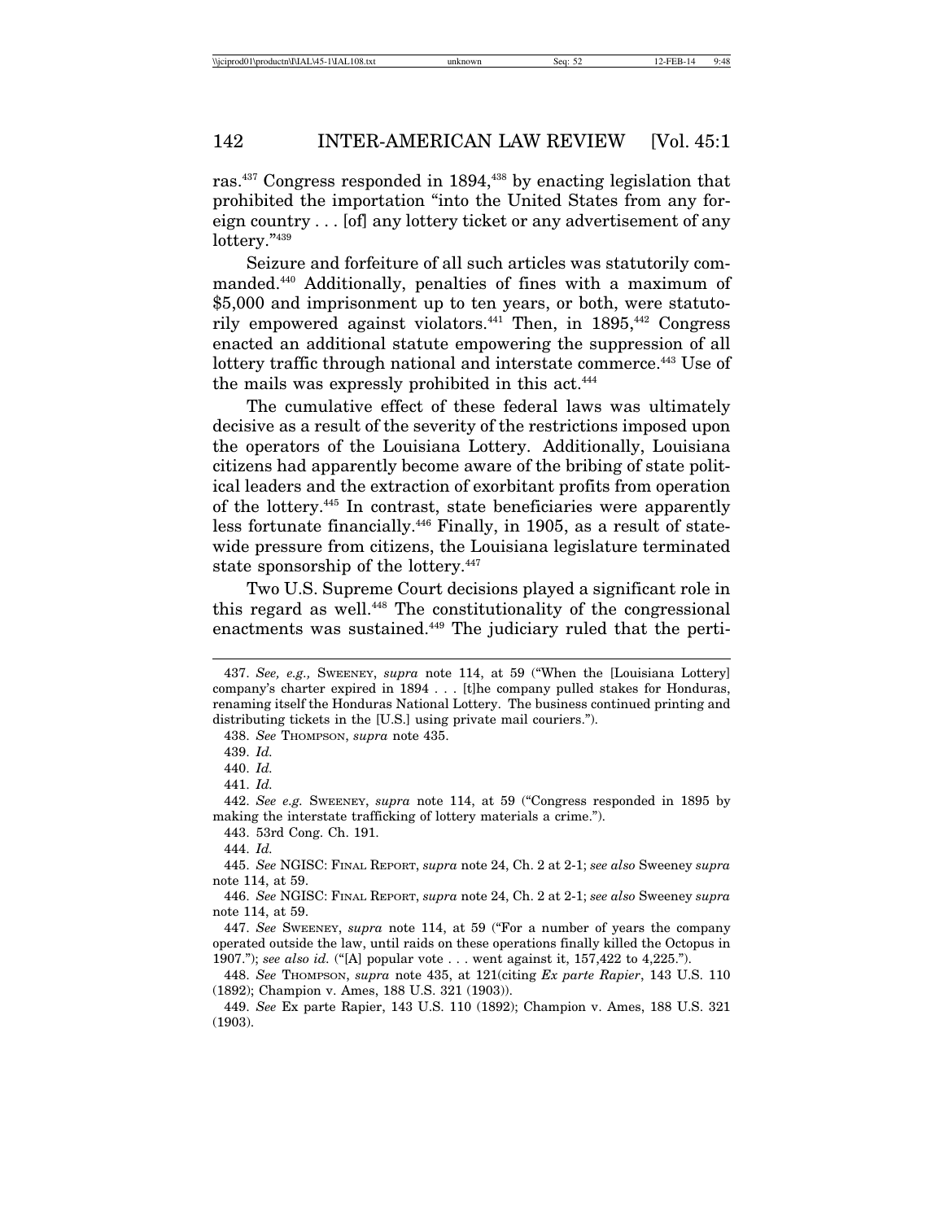ras.[437] Congress responded in 1894,[438] by enacting legislation that prohibited the importation "into the United States from any foreign country . . . [of] any lottery ticket or any advertisement of any lottery."[439]

Seizure and forfeiture of all such articles was statutorily commanded.[440] Additionally, penalties of fines with a maximum of $5,000 and imprisonment up to ten years, or both, were statutorily empowered against violators.[441] Then, in 1895,[442] Congress enacted an additional statute empowering the suppression of all lottery traffic through national and interstate commerce.[443] Use of the mails was expressly prohibited in this act.[444]

The cumulative effect of these federal laws was ultimately decisive as a result of the severity of the restrictions imposed upon the operators of the Louisiana Lottery. Additionally, Louisiana citizens had apparently become aware of the bribing of state political leaders and the extraction of exorbitant profits from operation of the lottery.[445] In contrast, state beneficiaries were apparently less fortunate financially.[446] Finally, in 1905, as a result of statewide pressure from citizens, the Louisiana legislature terminated state sponsorship of the lottery.[447]

Two U.S. Supreme Court decisions played a significant role in this regard as well.[448] The constitutionality of the congressional enactments was sustained.[449] The judiciary ruled that the perti-

---

437. *See, e.g.,* SWEENEY, *supra* note 114, at 59 ("When the [Louisiana Lottery] company's charter expired in 1894 . . . [t]he company pulled stakes for Honduras, renaming itself the Honduras National Lottery. The business continued printing and distributing tickets in the [U.S.] using private mail couriers.").

438. *See* THOMPSON, *supra* note 435.

439. *Id.*

440. *Id.*

441. *Id.*

442. *See e.g.* SWEENEY, *supra* note 114, at 59 ("Congress responded in 1895 by making the interstate trafficking of lottery materials a crime.").

443. 53rd Cong. Ch. 191.

444. *Id.*

445. *See* NGISC: FINAL REPORT, *supra* note 24, Ch. 2 at 2-1; *see also* Sweeney *supra* note 114, at 59.

446. *See* NGISC: FINAL REPORT, *supra* note 24, Ch. 2 at 2-1; *see also* Sweeney *supra* note 114, at 59.

447. *See* SWEENEY, *supra* note 114, at 59 ("For a number of years the company operated outside the law, until raids on these operations finally killed the Octopus in 1907."); *see also id.* ("[A] popular vote . . . went against it, 157,422 to 4,225.").

448. *See* THOMPSON, *supra* note 435, at 121(citing *Ex parte Rapier*, 143 U.S. 110 (1892); Champion v. Ames, 188 U.S. 321 (1903)).

449. *See* Ex parte Rapier, 143 U.S. 110 (1892); Champion v. Ames, 188 U.S. 321 (1903).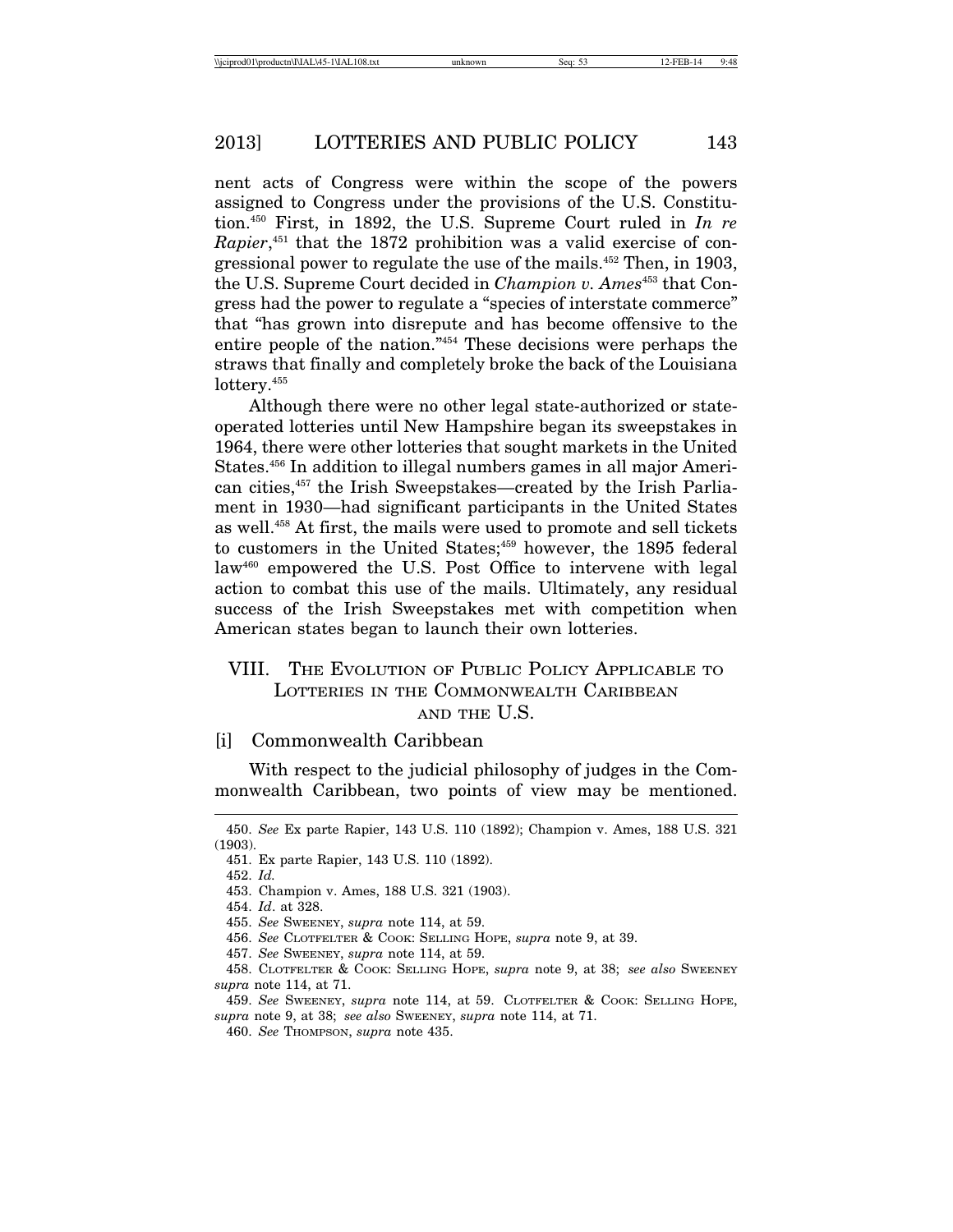nent acts of Congress were within the scope of the powers assigned to Congress under the provisions of the U.S. Constitution.[450] First, in 1892, the U.S. Supreme Court ruled in *In re Rapier*,[451] that the 1872 prohibition was a valid exercise of congressional power to regulate the use of the mails.[452] Then, in 1903, the U.S. Supreme Court decided in *Champion v. Ames*[453] that Congress had the power to regulate a "species of interstate commerce" that "has grown into disrepute and has become offensive to the entire people of the nation."[454] These decisions were perhaps the straws that finally and completely broke the back of the Louisiana lottery.[455]

Although there were no other legal state-authorized or state-operated lotteries until New Hampshire began its sweepstakes in 1964, there were other lotteries that sought markets in the United States.[456] In addition to illegal numbers games in all major American cities,[457] the Irish Sweepstakes—created by the Irish Parliament in 1930—had significant participants in the United States as well.[458] At first, the mails were used to promote and sell tickets to customers in the United States;[459] however, the 1895 federal law[460] empowered the U.S. Post Office to intervene with legal action to combat this use of the mails. Ultimately, any residual success of the Irish Sweepstakes met with competition when American states began to launch their own lotteries.

## VIII. The Evolution of Public Policy Applicable to Lotteries in the Commonwealth Caribbean and the U.S.

### [i] Commonwealth Caribbean

With respect to the judicial philosophy of judges in the Commonwealth Caribbean, two points of view may be mentioned.

---

450. *See* Ex parte Rapier, 143 U.S. 110 (1892); Champion v. Ames, 188 U.S. 321 (1903).

451. Ex parte Rapier, 143 U.S. 110 (1892).

452. *Id.*

453. Champion v. Ames, 188 U.S. 321 (1903).

454. *Id*. at 328.

455. *See* Sweeney, *supra* note 114, at 59.

456. *See* Clotfelter & Cook: Selling Hope, *supra* note 9, at 39.

457. *See* Sweeney, *supra* note 114, at 59.

458. Clotfelter & Cook: Selling Hope, *supra* note 9, at 38; *see also* Sweeney *supra* note 114, at 71.

459. *See* Sweeney, *supra* note 114, at 59. Clotfelter & Cook: Selling Hope, *supra* note 9, at 38; *see also* Sweeney, *supra* note 114, at 71.

460. *See* Thompson, *supra* note 435.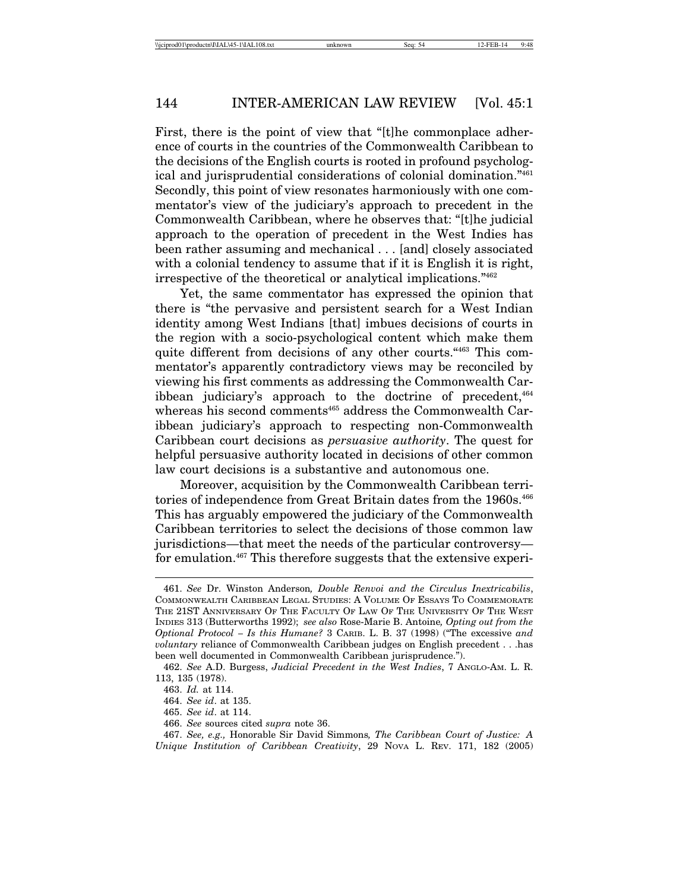First, there is the point of view that "[t]he commonplace adherence of courts in the countries of the Commonwealth Caribbean to the decisions of the English courts is rooted in profound psychological and jurisprudential considerations of colonial domination."[461] Secondly, this point of view resonates harmoniously with one commentator's view of the judiciary's approach to precedent in the Commonwealth Caribbean, where he observes that: "[t]he judicial approach to the operation of precedent in the West Indies has been rather assuming and mechanical . . . [and] closely associated with a colonial tendency to assume that if it is English it is right, irrespective of the theoretical or analytical implications."[462]

Yet, the same commentator has expressed the opinion that there is "the pervasive and persistent search for a West Indian identity among West Indians [that] imbues decisions of courts in the region with a socio-psychological content which make them quite different from decisions of any other courts."[463] This commentator's apparently contradictory views may be reconciled by viewing his first comments as addressing the Commonwealth Caribbean judiciary's approach to the doctrine of precedent,[464] whereas his second comments[465] address the Commonwealth Caribbean judiciary's approach to respecting non-Commonwealth Caribbean court decisions as *persuasive authority*. The quest for helpful persuasive authority located in decisions of other common law court decisions is a substantive and autonomous one.

Moreover, acquisition by the Commonwealth Caribbean territories of independence from Great Britain dates from the 1960s.[466] This has arguably empowered the judiciary of the Commonwealth Caribbean territories to select the decisions of those common law jurisdictions—that meet the needs of the particular controversy—for emulation.[467] This therefore suggests that the extensive experi-

---

461. *See* Dr. Winston Anderson, *Double Renvoi and the Circulus Inextricabilis*, COMMONWEALTH CARIBBEAN LEGAL STUDIES: A VOLUME OF ESSAYS TO COMMEMORATE THE 21ST ANNIVERSARY OF THE FACULTY OF LAW OF THE UNIVERSITY OF THE WEST INDIES 313 (Butterworths 1992); *see also* Rose-Marie B. Antoine, *Opting out from the Optional Protocol – Is this Humane?* 3 CARIB. L. B. 37 (1998) ("The excessive *and voluntary* reliance of Commonwealth Caribbean judges on English precedent . . .has been well documented in Commonwealth Caribbean jurisprudence.").

462. *See* A.D. Burgess, *Judicial Precedent in the West Indies*, 7 ANGLO-AM. L. R. 113, 135 (1978).

463. *Id.* at 114.

464. *See id*. at 135.

465. *See id*. at 114.

466. *See* sources cited *supra* note 36.

467. *See, e.g.,* Honorable Sir David Simmons, *The Caribbean Court of Justice: A Unique Institution of Caribbean Creativity*, 29 NOVA L. REV. 171, 182 (2005)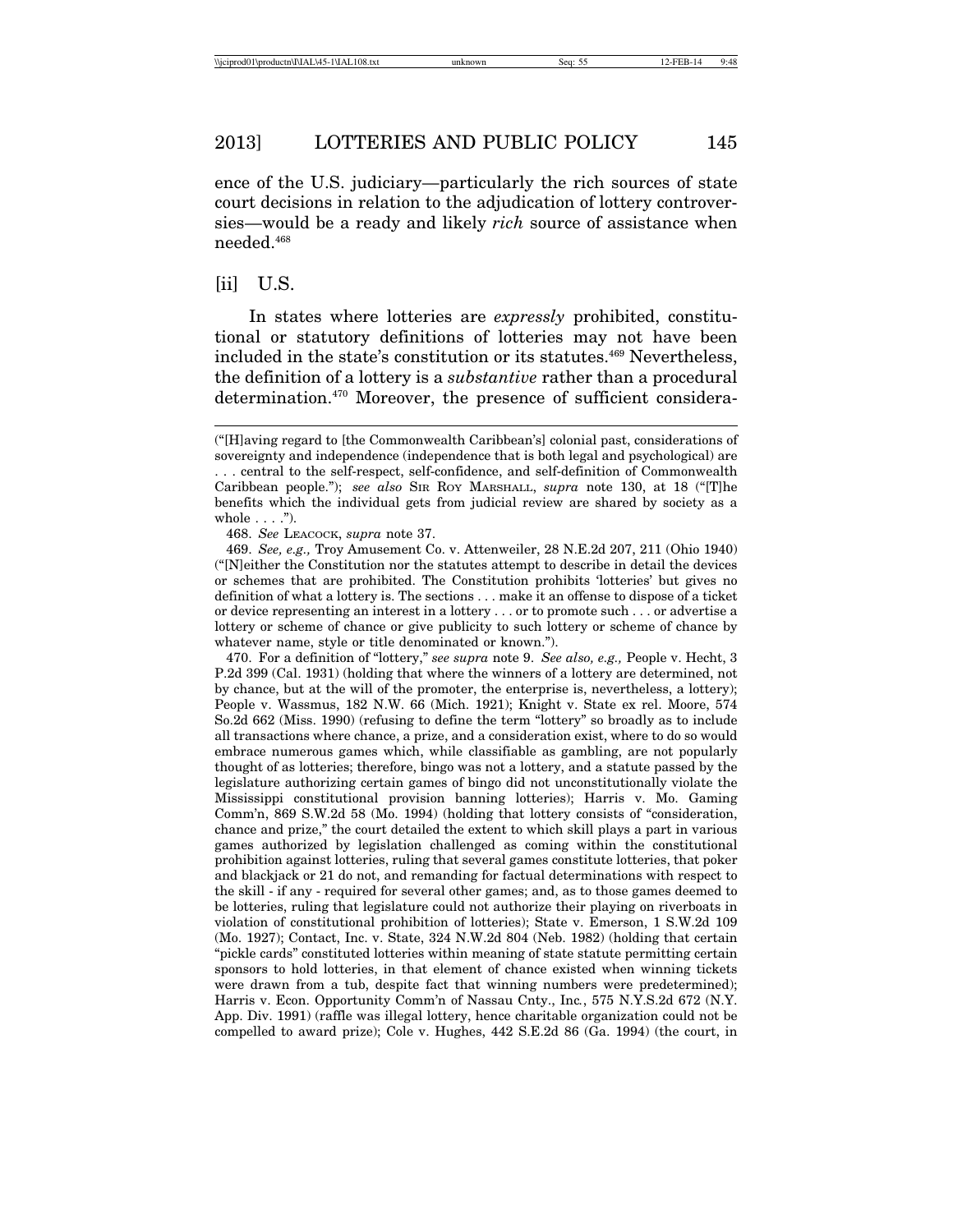ence of the U.S. judiciary—particularly the rich sources of state court decisions in relation to the adjudication of lottery controversies—would be a ready and likely *rich* source of assistance when needed.[468]

[ii] U.S.

In states where lotteries are *expressly* prohibited, constitutional or statutory definitions of lotteries may not have been included in the state's constitution or its statutes.[469] Nevertheless, the definition of a lottery is a *substantive* rather than a procedural determination.[470] Moreover, the presence of sufficient considera-

("[H]aving regard to [the Commonwealth Caribbean's] colonial past, considerations of sovereignty and independence (independence that is both legal and psychological) are . . . central to the self-respect, self-confidence, and self-definition of Commonwealth Caribbean people."); *see also* SIR ROY MARSHALL, *supra* note 130, at 18 ("[T]he benefits which the individual gets from judicial review are shared by society as a whole . . . .").

468. *See* LEACOCK, *supra* note 37.

469. *See, e.g.,* Troy Amusement Co. v. Attenweiler, 28 N.E.2d 207, 211 (Ohio 1940) ("[N]either the Constitution nor the statutes attempt to describe in detail the devices or schemes that are prohibited. The Constitution prohibits 'lotteries' but gives no definition of what a lottery is. The sections . . . make it an offense to dispose of a ticket or device representing an interest in a lottery . . . or to promote such . . . or advertise a lottery or scheme of chance or give publicity to such lottery or scheme of chance by whatever name, style or title denominated or known.").

470. For a definition of "lottery," *see supra* note 9. *See also, e.g.,* People v. Hecht, 3 P.2d 399 (Cal. 1931) (holding that where the winners of a lottery are determined, not by chance, but at the will of the promoter, the enterprise is, nevertheless, a lottery); People v. Wassmus, 182 N.W. 66 (Mich. 1921); Knight v. State ex rel. Moore, 574 So.2d 662 (Miss. 1990) (refusing to define the term "lottery" so broadly as to include all transactions where chance, a prize, and a consideration exist, where to do so would embrace numerous games which, while classifiable as gambling, are not popularly thought of as lotteries; therefore, bingo was not a lottery, and a statute passed by the legislature authorizing certain games of bingo did not unconstitutionally violate the Mississippi constitutional provision banning lotteries); Harris v. Mo. Gaming Comm'n, 869 S.W.2d 58 (Mo. 1994) (holding that lottery consists of "consideration, chance and prize," the court detailed the extent to which skill plays a part in various games authorized by legislation challenged as coming within the constitutional prohibition against lotteries, ruling that several games constitute lotteries, that poker and blackjack or 21 do not, and remanding for factual determinations with respect to the skill - if any - required for several other games; and, as to those games deemed to be lotteries, ruling that legislature could not authorize their playing on riverboats in violation of constitutional prohibition of lotteries); State v. Emerson, 1 S.W.2d 109 (Mo. 1927); Contact, Inc. v. State, 324 N.W.2d 804 (Neb. 1982) (holding that certain "pickle cards" constituted lotteries within meaning of state statute permitting certain sponsors to hold lotteries, in that element of chance existed when winning tickets were drawn from a tub, despite fact that winning numbers were predetermined); Harris v. Econ. Opportunity Comm'n of Nassau Cnty., Inc., 575 N.Y.S.2d 672 (N.Y. App. Div. 1991) (raffle was illegal lottery, hence charitable organization could not be compelled to award prize); Cole v. Hughes, 442 S.E.2d 86 (Ga. 1994) (the court, in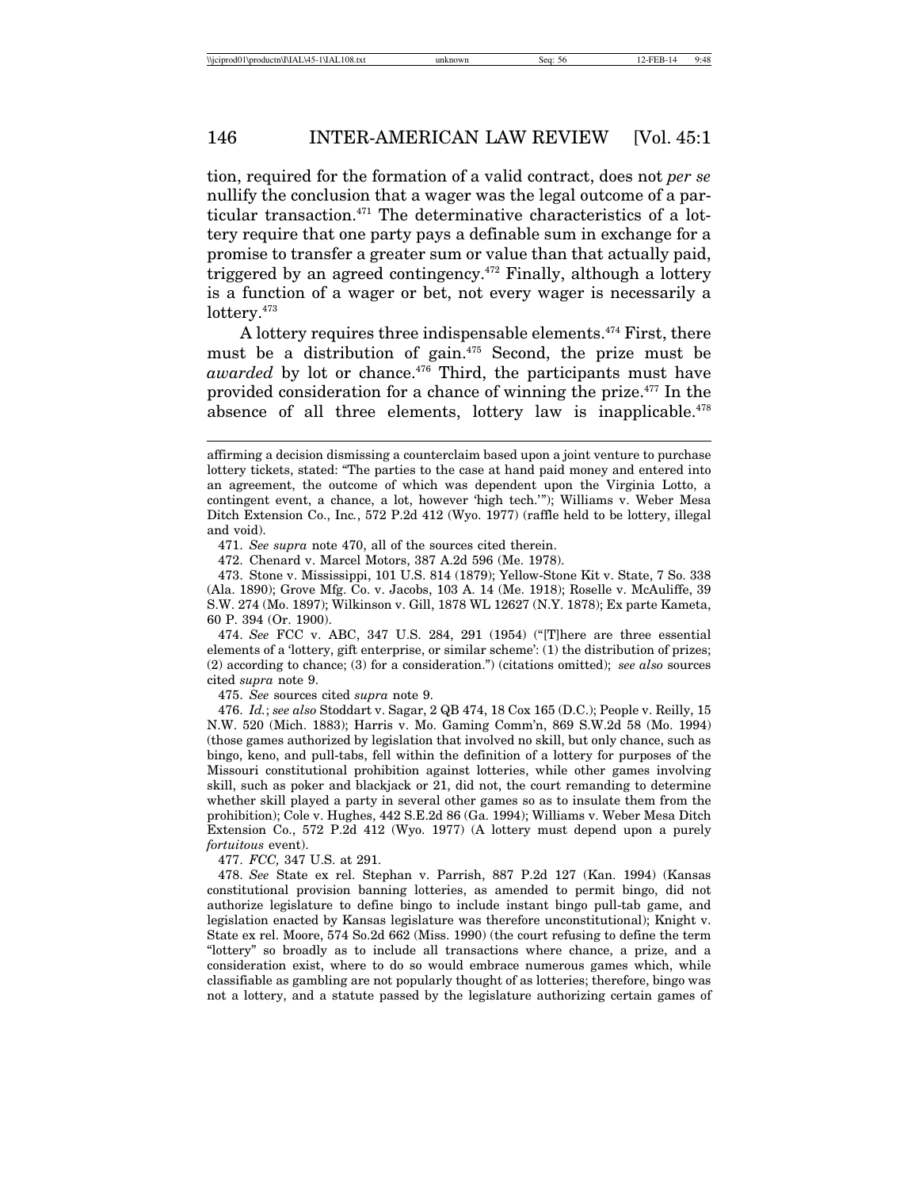tion, required for the formation of a valid contract, does not *per se* nullify the conclusion that a wager was the legal outcome of a particular transaction.[471] The determinative characteristics of a lottery require that one party pays a definable sum in exchange for a promise to transfer a greater sum or value than that actually paid, triggered by an agreed contingency.[472] Finally, although a lottery is a function of a wager or bet, not every wager is necessarily a lottery.[473]

A lottery requires three indispensable elements.[474] First, there must be a distribution of gain.[475] Second, the prize must be *awarded* by lot or chance.[476] Third, the participants must have provided consideration for a chance of winning the prize.[477] In the absence of all three elements, lottery law is inapplicable.[478]

---

affirming a decision dismissing a counterclaim based upon a joint venture to purchase lottery tickets, stated: "The parties to the case at hand paid money and entered into an agreement, the outcome of which was dependent upon the Virginia Lotto, a contingent event, a chance, a lot, however 'high tech.'"); Williams v. Weber Mesa Ditch Extension Co., Inc., 572 P.2d 412 (Wyo. 1977) (raffle held to be lottery, illegal and void).

471. *See supra* note 470, all of the sources cited therein.

472. Chenard v. Marcel Motors, 387 A.2d 596 (Me. 1978).

473. Stone v. Mississippi, 101 U.S. 814 (1879); Yellow-Stone Kit v. State, 7 So. 338 (Ala. 1890); Grove Mfg. Co. v. Jacobs, 103 A. 14 (Me. 1918); Roselle v. McAuliffe, 39 S.W. 274 (Mo. 1897); Wilkinson v. Gill, 1878 WL 12627 (N.Y. 1878); Ex parte Kameta, 60 P. 394 (Or. 1900).

474. *See* FCC v. ABC, 347 U.S. 284, 291 (1954) ("[T]here are three essential elements of a 'lottery, gift enterprise, or similar scheme': (1) the distribution of prizes; (2) according to chance; (3) for a consideration.") (citations omitted); *see also* sources cited *supra* note 9.

475. *See* sources cited *supra* note 9.

476. *Id.*; *see also* Stoddart v. Sagar, 2 QB 474, 18 Cox 165 (D.C.); People v. Reilly, 15 N.W. 520 (Mich. 1883); Harris v. Mo. Gaming Comm'n, 869 S.W.2d 58 (Mo. 1994) (those games authorized by legislation that involved no skill, but only chance, such as bingo, keno, and pull-tabs, fell within the definition of a lottery for purposes of the Missouri constitutional prohibition against lotteries, while other games involving skill, such as poker and blackjack or 21, did not, the court remanding to determine whether skill played a party in several other games so as to insulate them from the prohibition); Cole v. Hughes, 442 S.E.2d 86 (Ga. 1994); Williams v. Weber Mesa Ditch Extension Co., 572 P.2d 412 (Wyo. 1977) (A lottery must depend upon a purely *fortuitous* event).

477. *FCC,* 347 U.S. at 291.

478. *See* State ex rel. Stephan v. Parrish, 887 P.2d 127 (Kan. 1994) (Kansas constitutional provision banning lotteries, as amended to permit bingo, did not authorize legislature to define bingo to include instant bingo pull-tab game, and legislation enacted by Kansas legislature was therefore unconstitutional); Knight v. State ex rel. Moore, 574 So.2d 662 (Miss. 1990) (the court refusing to define the term "lottery" so broadly as to include all transactions where chance, a prize, and a consideration exist, where to do so would embrace numerous games which, while classifiable as gambling are not popularly thought of as lotteries; therefore, bingo was not a lottery, and a statute passed by the legislature authorizing certain games of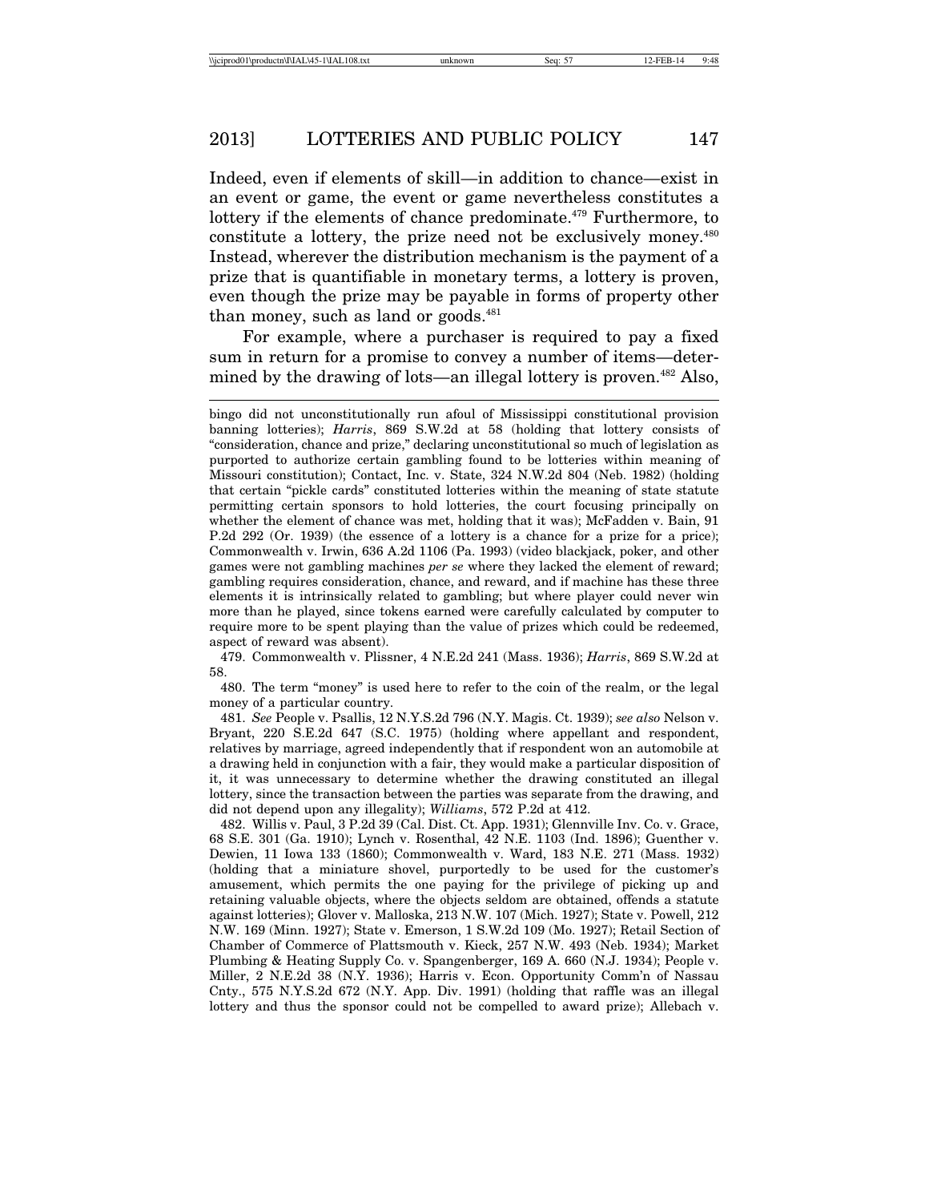Indeed, even if elements of skill—in addition to chance—exist in an event or game, the event or game nevertheless constitutes a lottery if the elements of chance predominate.[479] Furthermore, to constitute a lottery, the prize need not be exclusively money.[480] Instead, wherever the distribution mechanism is the payment of a prize that is quantifiable in monetary terms, a lottery is proven, even though the prize may be payable in forms of property other than money, such as land or goods.[481]

For example, where a purchaser is required to pay a fixed sum in return for a promise to convey a number of items—determined by the drawing of lots—an illegal lottery is proven.[482] Also,

---

bingo did not unconstitutionally run afoul of Mississippi constitutional provision banning lotteries); *Harris*, 869 S.W.2d at 58 (holding that lottery consists of "consideration, chance and prize," declaring unconstitutional so much of legislation as purported to authorize certain gambling found to be lotteries within meaning of Missouri constitution); Contact, Inc. v. State, 324 N.W.2d 804 (Neb. 1982) (holding that certain "pickle cards" constituted lotteries within the meaning of state statute permitting certain sponsors to hold lotteries, the court focusing principally on whether the element of chance was met, holding that it was); McFadden v. Bain, 91 P.2d 292 (Or. 1939) (the essence of a lottery is a chance for a prize for a price); Commonwealth v. Irwin, 636 A.2d 1106 (Pa. 1993) (video blackjack, poker, and other games were not gambling machines *per se* where they lacked the element of reward; gambling requires consideration, chance, and reward, and if machine has these three elements it is intrinsically related to gambling; but where player could never win more than he played, since tokens earned were carefully calculated by computer to require more to be spent playing than the value of prizes which could be redeemed, aspect of reward was absent).

479. Commonwealth v. Plissner, 4 N.E.2d 241 (Mass. 1936); *Harris*, 869 S.W.2d at 58.

480. The term "money" is used here to refer to the coin of the realm, or the legal money of a particular country.

481. *See* People v. Psallis, 12 N.Y.S.2d 796 (N.Y. Magis. Ct. 1939); *see also* Nelson v. Bryant, 220 S.E.2d 647 (S.C. 1975) (holding where appellant and respondent, relatives by marriage, agreed independently that if respondent won an automobile at a drawing held in conjunction with a fair, they would make a particular disposition of it, it was unnecessary to determine whether the drawing constituted an illegal lottery, since the transaction between the parties was separate from the drawing, and did not depend upon any illegality); *Williams*, 572 P.2d at 412.

482. Willis v. Paul, 3 P.2d 39 (Cal. Dist. Ct. App. 1931); Glennville Inv. Co. v. Grace, 68 S.E. 301 (Ga. 1910); Lynch v. Rosenthal, 42 N.E. 1103 (Ind. 1896); Guenther v. Dewien, 11 Iowa 133 (1860); Commonwealth v. Ward, 183 N.E. 271 (Mass. 1932) (holding that a miniature shovel, purportedly to be used for the customer's amusement, which permits the one paying for the privilege of picking up and retaining valuable objects, where the objects seldom are obtained, offends a statute against lotteries); Glover v. Malloska, 213 N.W. 107 (Mich. 1927); State v. Powell, 212 N.W. 169 (Minn. 1927); State v. Emerson, 1 S.W.2d 109 (Mo. 1927); Retail Section of Chamber of Commerce of Plattsmouth v. Kieck, 257 N.W. 493 (Neb. 1934); Market Plumbing & Heating Supply Co. v. Spangenberger, 169 A. 660 (N.J. 1934); People v. Miller, 2 N.E.2d 38 (N.Y. 1936); Harris v. Econ. Opportunity Comm'n of Nassau Cnty., 575 N.Y.S.2d 672 (N.Y. App. Div. 1991) (holding that raffle was an illegal lottery and thus the sponsor could not be compelled to award prize); Allebach v.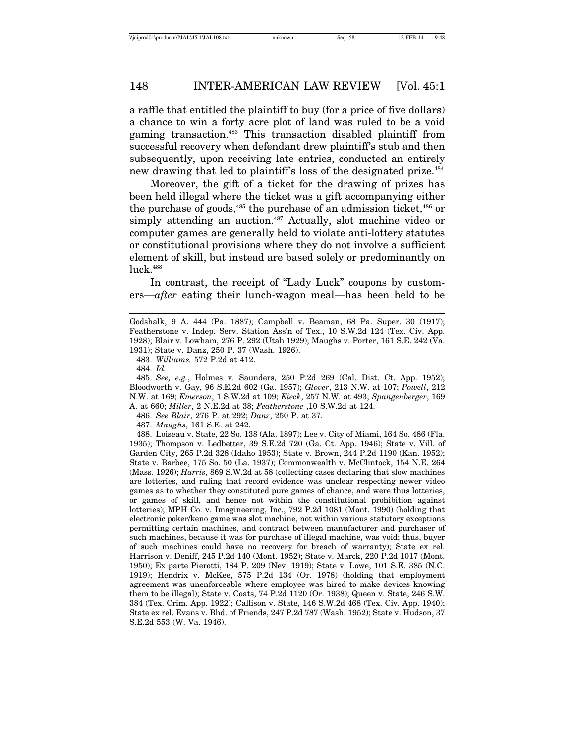a raffle that entitled the plaintiff to buy (for a price of five dollars) a chance to win a forty acre plot of land was ruled to be a void gaming transaction.[483] This transaction disabled plaintiff from successful recovery when defendant drew plaintiff's stub and then subsequently, upon receiving late entries, conducted an entirely new drawing that led to plaintiff's loss of the designated prize.[484]

Moreover, the gift of a ticket for the drawing of prizes has been held illegal where the ticket was a gift accompanying either the purchase of goods,[485] the purchase of an admission ticket,[486] or simply attending an auction.[487] Actually, slot machine video or computer games are generally held to violate anti-lottery statutes or constitutional provisions where they do not involve a sufficient element of skill, but instead are based solely or predominantly on luck.[488]

In contrast, the receipt of "Lady Luck" coupons by customers—*after* eating their lunch-wagon meal—has been held to be

---

Godshalk, 9 A. 444 (Pa. 1887); Campbell v. Beaman, 68 Pa. Super. 30 (1917); Featherstone v. Indep. Serv. Station Ass'n of Tex., 10 S.W.2d 124 (Tex. Civ. App. 1928); Blair v. Lowham, 276 P. 292 (Utah 1929); Maughs v. Porter, 161 S.E. 242 (Va. 1931); State v. Danz, 250 P. 37 (Wash. 1926).

483. *Williams,* 572 P.2d at 412.

484. *Id.*

485. *See, e.g.*, Holmes v. Saunders, 250 P.2d 269 (Cal. Dist. Ct. App. 1952); Bloodworth v. Gay, 96 S.E.2d 602 (Ga. 1957); *Glover*, 213 N.W. at 107; *Powell*, 212 N.W. at 169; *Emerson*, 1 S.W.2d at 109; *Kieck*, 257 N.W. at 493; *Spangenberger*, 169 A. at 660; *Miller*, 2 N.E.2d at 38; *Featherstone* ,10 S.W.2d at 124.

486. *See Blair*, 276 P. at 292; *Danz*, 250 P. at 37.

487. *Maughs*, 161 S.E. at 242.

488. Loiseau v. State, 22 So. 138 (Ala. 1897); Lee v. City of Miami, 164 So. 486 (Fla. 1935); Thompson v. Ledbetter, 39 S.E.2d 720 (Ga. Ct. App. 1946); State v. Vill. of Garden City, 265 P.2d 328 (Idaho 1953); State v. Brown, 244 P.2d 1190 (Kan. 1952); State v. Barbee, 175 So. 50 (La. 1937); Commonwealth v. McClintock, 154 N.E. 264 (Mass. 1926); *Harris*, 869 S.W.2d at 58 (collecting cases declaring that slow machines are lotteries, and ruling that record evidence was unclear respecting newer video games as to whether they constituted pure games of chance, and were thus lotteries, or games of skill, and hence not within the constitutional prohibition against lotteries); MPH Co. v. Imagineering, Inc., 792 P.2d 1081 (Mont. 1990) (holding that electronic poker/keno game was slot machine, not within various statutory exceptions permitting certain machines, and contract between manufacturer and purchaser of such machines, because it was for purchase of illegal machine, was void; thus, buyer of such machines could have no recovery for breach of warranty); State ex rel. Harrison v. Deniff, 245 P.2d 140 (Mont. 1952); State v. Marck, 220 P.2d 1017 (Mont. 1950); Ex parte Pierotti, 184 P. 209 (Nev. 1919); State v. Lowe, 101 S.E. 385 (N.C. 1919); Hendrix v. McKee, 575 P.2d 134 (Or. 1978) (holding that employment agreement was unenforceable where employee was hired to make devices knowing them to be illegal); State v. Coats, 74 P.2d 1120 (Or. 1938); Queen v. State, 246 S.W. 384 (Tex. Crim. App. 1922); Callison v. State, 146 S.W.2d 468 (Tex. Civ. App. 1940); State ex rel. Evans v. Bhd. of Friends, 247 P.2d 787 (Wash. 1952); State v. Hudson, 37 S.E.2d 553 (W. Va. 1946).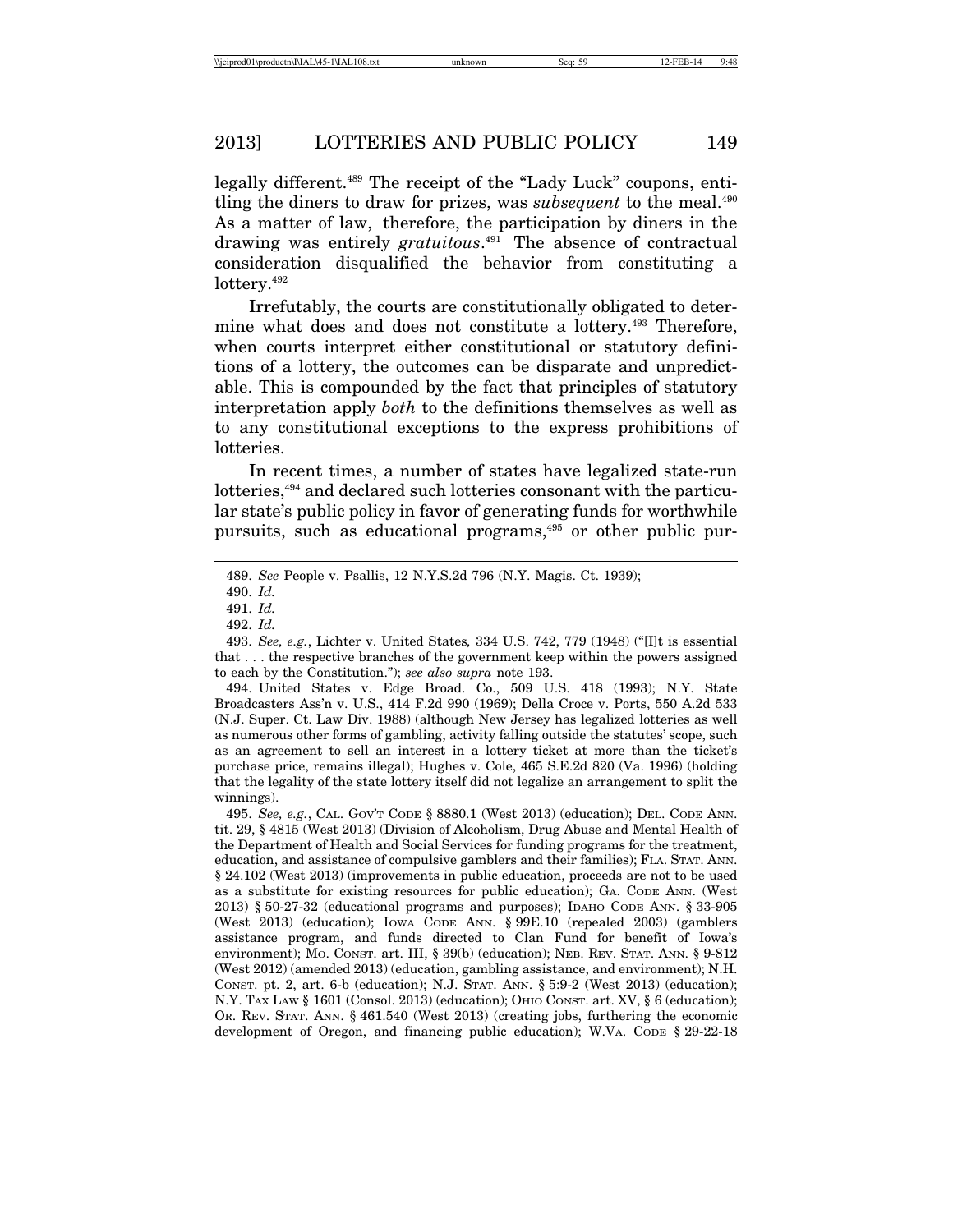legally different.[489] The receipt of the "Lady Luck" coupons, entitling the diners to draw for prizes, was *subsequent* to the meal.[490] As a matter of law, therefore, the participation by diners in the drawing was entirely *gratuitous*.[491] The absence of contractual consideration disqualified the behavior from constituting a lottery.[492]

Irrefutably, the courts are constitutionally obligated to determine what does and does not constitute a lottery.[493] Therefore, when courts interpret either constitutional or statutory definitions of a lottery, the outcomes can be disparate and unpredictable. This is compounded by the fact that principles of statutory interpretation apply *both* to the definitions themselves as well as to any constitutional exceptions to the express prohibitions of lotteries.

In recent times, a number of states have legalized state-run lotteries,[494] and declared such lotteries consonant with the particular state's public policy in favor of generating funds for worthwhile pursuits, such as educational programs,[495] or other public pur-

---

489. *See* People v. Psallis, 12 N.Y.S.2d 796 (N.Y. Magis. Ct. 1939);

490. *Id.*

491. *Id.*

492. *Id.*

493. *See, e.g.*, Lichter v. United States*,* 334 U.S. 742, 779 (1948) ("[I]t is essential that . . . the respective branches of the government keep within the powers assigned to each by the Constitution."); *see also supra* note 193.

494. United States v. Edge Broad. Co., 509 U.S. 418 (1993); N.Y. State Broadcasters Ass'n v. U.S., 414 F.2d 990 (1969); Della Croce v. Ports, 550 A.2d 533 (N.J. Super. Ct. Law Div. 1988) (although New Jersey has legalized lotteries as well as numerous other forms of gambling, activity falling outside the statutes' scope, such as an agreement to sell an interest in a lottery ticket at more than the ticket's purchase price, remains illegal); Hughes v. Cole, 465 S.E.2d 820 (Va. 1996) (holding that the legality of the state lottery itself did not legalize an arrangement to split the winnings).

495. *See, e.g.*, CAL. GOV'T CODE § 8880.1 (West 2013) (education); DEL. CODE ANN. tit. 29, § 4815 (West 2013) (Division of Alcoholism, Drug Abuse and Mental Health of the Department of Health and Social Services for funding programs for the treatment, education, and assistance of compulsive gamblers and their families); FLA. STAT. ANN. § 24.102 (West 2013) (improvements in public education, proceeds are not to be used as a substitute for existing resources for public education); GA. CODE ANN. (West 2013) § 50-27-32 (educational programs and purposes); IDAHO CODE ANN. § 33-905 (West 2013) (education); IOWA CODE ANN. § 99E.10 (repealed 2003) (gamblers assistance program, and funds directed to Clan Fund for benefit of Iowa's environment); MO. CONST. art. III, § 39(b) (education); NEB. REV. STAT. ANN. § 9-812 (West 2012) (amended 2013) (education, gambling assistance, and environment); N.H. CONST. pt. 2, art. 6-b (education); N.J. STAT. ANN. § 5:9-2 (West 2013) (education); N.Y. TAX LAW § 1601 (Consol. 2013) (education); OHIO CONST. art. XV, § 6 (education); OR. REV. STAT. ANN. § 461.540 (West 2013) (creating jobs, furthering the economic development of Oregon, and financing public education); W.VA. CODE § 29-22-18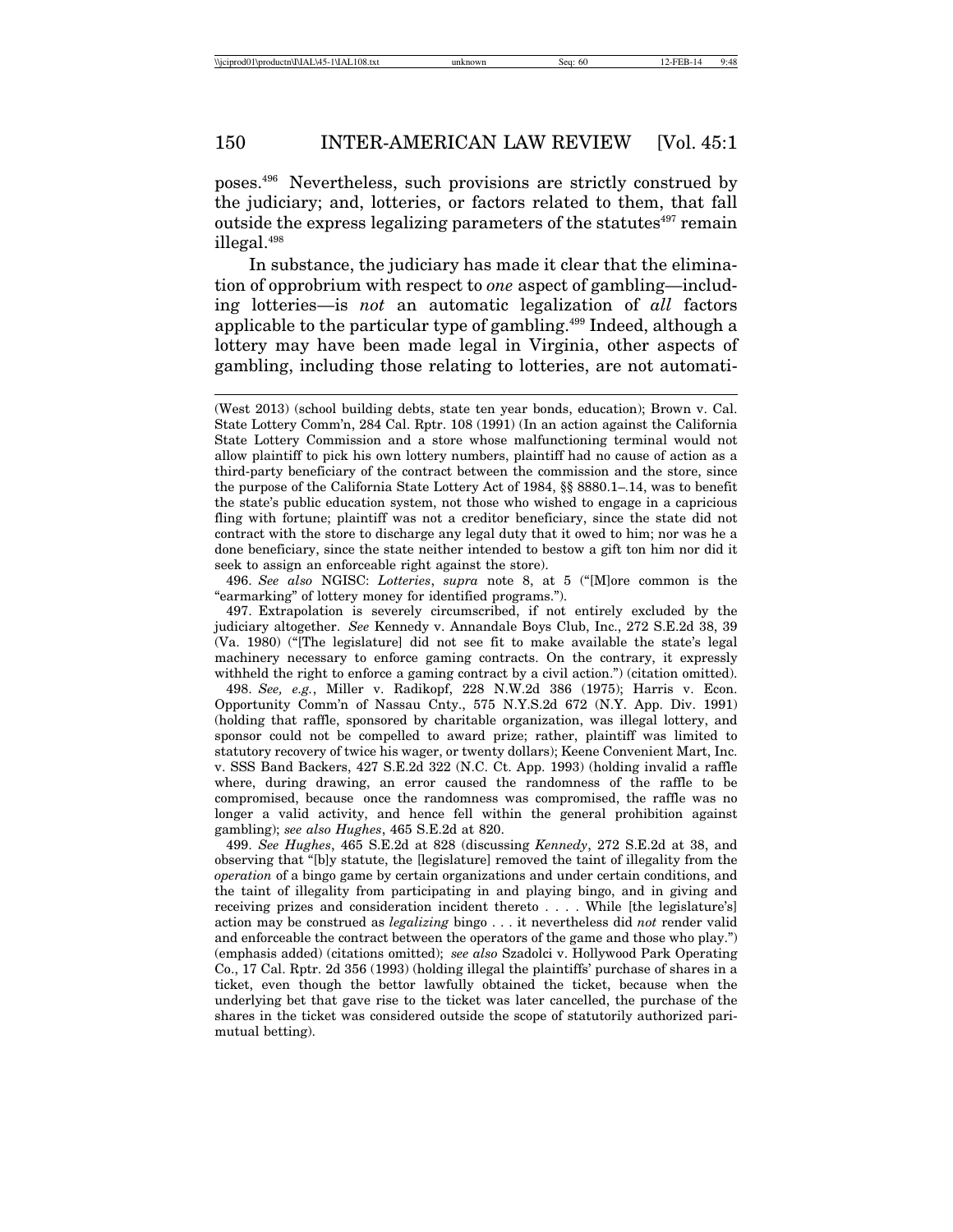poses.[496] Nevertheless, such provisions are strictly construed by the judiciary; and, lotteries, or factors related to them, that fall outside the express legalizing parameters of the statutes[497] remain illegal.[498]

In substance, the judiciary has made it clear that the elimination of opprobrium with respect to *one* aspect of gambling—including lotteries—is *not* an automatic legalization of *all* factors applicable to the particular type of gambling.[499] Indeed, although a lottery may have been made legal in Virginia, other aspects of gambling, including those relating to lotteries, are not automati-

---

(West 2013) (school building debts, state ten year bonds, education); Brown v. Cal. State Lottery Comm'n, 284 Cal. Rptr. 108 (1991) (In an action against the California State Lottery Commission and a store whose malfunctioning terminal would not allow plaintiff to pick his own lottery numbers, plaintiff had no cause of action as a third-party beneficiary of the contract between the commission and the store, since the purpose of the California State Lottery Act of 1984, §§ 8880.1–.14, was to benefit the state's public education system, not those who wished to engage in a capricious fling with fortune; plaintiff was not a creditor beneficiary, since the state did not contract with the store to discharge any legal duty that it owed to him; nor was he a done beneficiary, since the state neither intended to bestow a gift ton him nor did it seek to assign an enforceable right against the store).

496. *See also* NGISC: *Lotteries*, *supra* note 8, at 5 ("[M]ore common is the "earmarking" of lottery money for identified programs.").

497. Extrapolation is severely circumscribed, if not entirely excluded by the judiciary altogether. *See* Kennedy v. Annandale Boys Club, Inc., 272 S.E.2d 38, 39 (Va. 1980) ("[The legislature] did not see fit to make available the state's legal machinery necessary to enforce gaming contracts. On the contrary, it expressly withheld the right to enforce a gaming contract by a civil action.") (citation omitted).

498. *See, e.g.*, Miller v. Radikopf, 228 N.W.2d 386 (1975); Harris v. Econ. Opportunity Comm'n of Nassau Cnty., 575 N.Y.S.2d 672 (N.Y. App. Div. 1991) (holding that raffle, sponsored by charitable organization, was illegal lottery, and sponsor could not be compelled to award prize; rather, plaintiff was limited to statutory recovery of twice his wager, or twenty dollars); Keene Convenient Mart, Inc. v. SSS Band Backers, 427 S.E.2d 322 (N.C. Ct. App. 1993) (holding invalid a raffle where, during drawing, an error caused the randomness of the raffle to be compromised, because once the randomness was compromised, the raffle was no longer a valid activity, and hence fell within the general prohibition against gambling); *see also Hughes*, 465 S.E.2d at 820.

499. *See Hughes*, 465 S.E.2d at 828 (discussing *Kennedy*, 272 S.E.2d at 38, and observing that "[b]y statute, the [legislature] removed the taint of illegality from the *operation* of a bingo game by certain organizations and under certain conditions, and the taint of illegality from participating in and playing bingo, and in giving and receiving prizes and consideration incident thereto . . . . While [the legislature's] action may be construed as *legalizing* bingo . . . it nevertheless did *not* render valid and enforceable the contract between the operators of the game and those who play.") (emphasis added) (citations omitted); *see also* Szadolci v. Hollywood Park Operating Co., 17 Cal. Rptr. 2d 356 (1993) (holding illegal the plaintiffs' purchase of shares in a ticket, even though the bettor lawfully obtained the ticket, because when the underlying bet that gave rise to the ticket was later cancelled, the purchase of the shares in the ticket was considered outside the scope of statutorily authorized pari-mutual betting).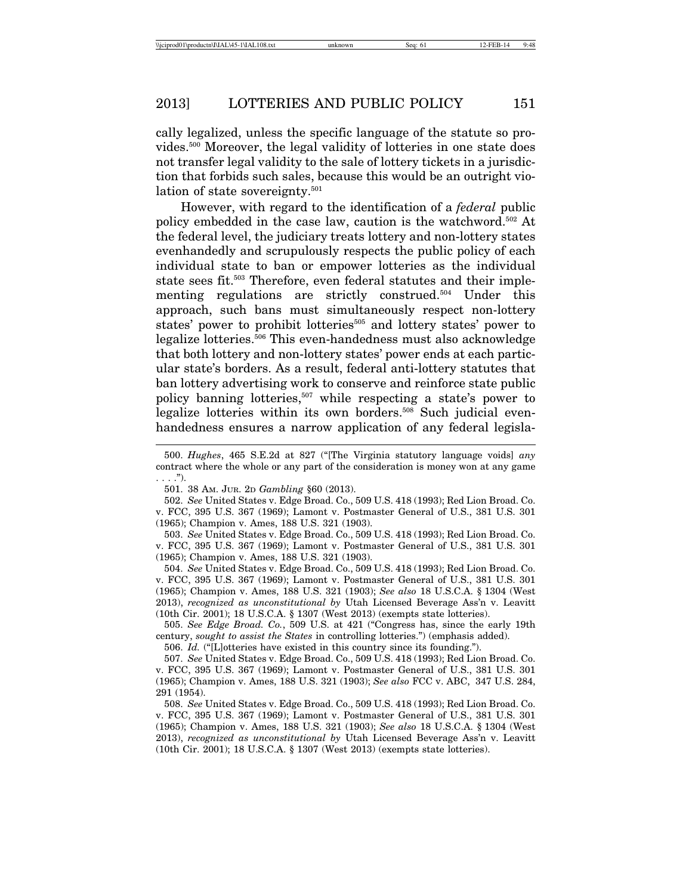cally legalized, unless the specific language of the statute so provides.[500] Moreover, the legal validity of lotteries in one state does not transfer legal validity to the sale of lottery tickets in a jurisdiction that forbids such sales, because this would be an outright violation of state sovereignty.[501]

However, with regard to the identification of a *federal* public policy embedded in the case law, caution is the watchword.[502] At the federal level, the judiciary treats lottery and non-lottery states evenhandedly and scrupulously respects the public policy of each individual state to ban or empower lotteries as the individual state sees fit.[503] Therefore, even federal statutes and their implementing regulations are strictly construed.[504] Under this approach, such bans must simultaneously respect non-lottery states' power to prohibit lotteries[505] and lottery states' power to legalize lotteries.[506] This even-handedness must also acknowledge that both lottery and non-lottery states' power ends at each particular state's borders. As a result, federal anti-lottery statutes that ban lottery advertising work to conserve and reinforce state public policy banning lotteries,[507] while respecting a state's power to legalize lotteries within its own borders.[508] Such judicial even-handedness ensures a narrow application of any federal legisla-

---

500. *Hughes*, 465 S.E.2d at 827 ("[The Virginia statutory language voids] *any* contract where the whole or any part of the consideration is money won at any game . . . .").

501. 38 AM. JUR. 2D *Gambling* §60 (2013).

502. *See* United States v. Edge Broad. Co., 509 U.S. 418 (1993); Red Lion Broad. Co. v. FCC, 395 U.S. 367 (1969); Lamont v. Postmaster General of U.S., 381 U.S. 301 (1965); Champion v. Ames, 188 U.S. 321 (1903).

503. *See* United States v. Edge Broad. Co., 509 U.S. 418 (1993); Red Lion Broad. Co. v. FCC, 395 U.S. 367 (1969); Lamont v. Postmaster General of U.S., 381 U.S. 301 (1965); Champion v. Ames, 188 U.S. 321 (1903).

504. *See* United States v. Edge Broad. Co., 509 U.S. 418 (1993); Red Lion Broad. Co. v. FCC, 395 U.S. 367 (1969); Lamont v. Postmaster General of U.S., 381 U.S. 301 (1965); Champion v. Ames, 188 U.S. 321 (1903); *See also* 18 U.S.C.A. § 1304 (West 2013), *recognized as unconstitutional by* Utah Licensed Beverage Ass'n v. Leavitt (10th Cir. 2001); 18 U.S.C.A. § 1307 (West 2013) (exempts state lotteries).

505. *See Edge Broad. Co.*, 509 U.S. at 421 ("Congress has, since the early 19th century, *sought to assist the States* in controlling lotteries.") (emphasis added).

506. *Id.* ("[L]otteries have existed in this country since its founding.").

507. *See* United States v. Edge Broad. Co., 509 U.S. 418 (1993); Red Lion Broad. Co. v. FCC, 395 U.S. 367 (1969); Lamont v. Postmaster General of U.S., 381 U.S. 301 (1965); Champion v. Ames, 188 U.S. 321 (1903); *See also* FCC v. ABC, 347 U.S. 284, 291 (1954).

508. *See* United States v. Edge Broad. Co., 509 U.S. 418 (1993); Red Lion Broad. Co. v. FCC, 395 U.S. 367 (1969); Lamont v. Postmaster General of U.S., 381 U.S. 301 (1965); Champion v. Ames, 188 U.S. 321 (1903); *See also* 18 U.S.C.A. § 1304 (West 2013), *recognized as unconstitutional by* Utah Licensed Beverage Ass'n v. Leavitt (10th Cir. 2001); 18 U.S.C.A. § 1307 (West 2013) (exempts state lotteries).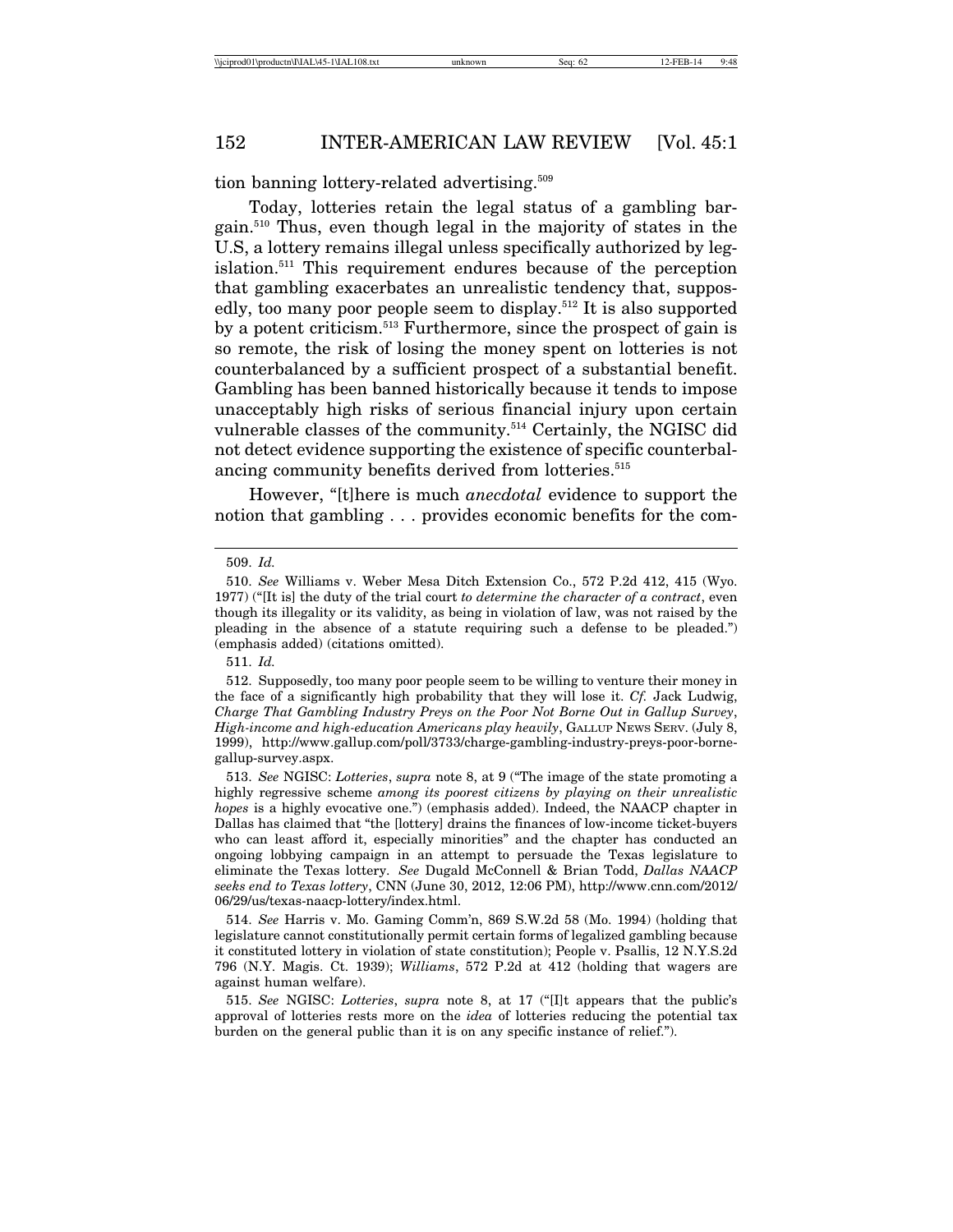tion banning lottery-related advertising.[509]

Today, lotteries retain the legal status of a gambling bargain.[510] Thus, even though legal in the majority of states in the U.S, a lottery remains illegal unless specifically authorized by legislation.[511] This requirement endures because of the perception that gambling exacerbates an unrealistic tendency that, supposedly, too many poor people seem to display.[512] It is also supported by a potent criticism.[513] Furthermore, since the prospect of gain is so remote, the risk of losing the money spent on lotteries is not counterbalanced by a sufficient prospect of a substantial benefit. Gambling has been banned historically because it tends to impose unacceptably high risks of serious financial injury upon certain vulnerable classes of the community.[514] Certainly, the NGISC did not detect evidence supporting the existence of specific counterbalancing community benefits derived from lotteries.[515]

However, "[t]here is much *anecdotal* evidence to support the notion that gambling . . . provides economic benefits for the com-

---

509. *Id.*

510. *See* Williams v. Weber Mesa Ditch Extension Co., 572 P.2d 412, 415 (Wyo. 1977) ("[It is] the duty of the trial court *to determine the character of a contract*, even though its illegality or its validity, as being in violation of law, was not raised by the pleading in the absence of a statute requiring such a defense to be pleaded.") (emphasis added) (citations omitted).

511. *Id.*

512. Supposedly, too many poor people seem to be willing to venture their money in the face of a significantly high probability that they will lose it. *Cf.* Jack Ludwig, *Charge That Gambling Industry Preys on the Poor Not Borne Out in Gallup Survey, High-income and high-education Americans play heavily*, GALLUP NEWS SERV. (July 8, 1999), http://www.gallup.com/poll/3733/charge-gambling-industry-preys-poor-borne-gallup-survey.aspx.

513. *See* NGISC: *Lotteries*, *supra* note 8, at 9 ("The image of the state promoting a highly regressive scheme *among its poorest citizens by playing on their unrealistic hopes* is a highly evocative one.") (emphasis added). Indeed, the NAACP chapter in Dallas has claimed that "the [lottery] drains the finances of low-income ticket-buyers who can least afford it, especially minorities" and the chapter has conducted an ongoing lobbying campaign in an attempt to persuade the Texas legislature to eliminate the Texas lottery. *See* Dugald McConnell & Brian Todd, *Dallas NAACP seeks end to Texas lottery*, CNN (June 30, 2012, 12:06 PM), http://www.cnn.com/2012/06/29/us/texas-naacp-lottery/index.html.

514. *See* Harris v. Mo. Gaming Comm'n, 869 S.W.2d 58 (Mo. 1994) (holding that legislature cannot constitutionally permit certain forms of legalized gambling because it constituted lottery in violation of state constitution); People v. Psallis, 12 N.Y.S.2d 796 (N.Y. Magis. Ct. 1939); *Williams*, 572 P.2d at 412 (holding that wagers are against human welfare).

515. *See* NGISC: *Lotteries*, *supra* note 8, at 17 ("[I]t appears that the public's approval of lotteries rests more on the *idea* of lotteries reducing the potential tax burden on the general public than it is on any specific instance of relief.").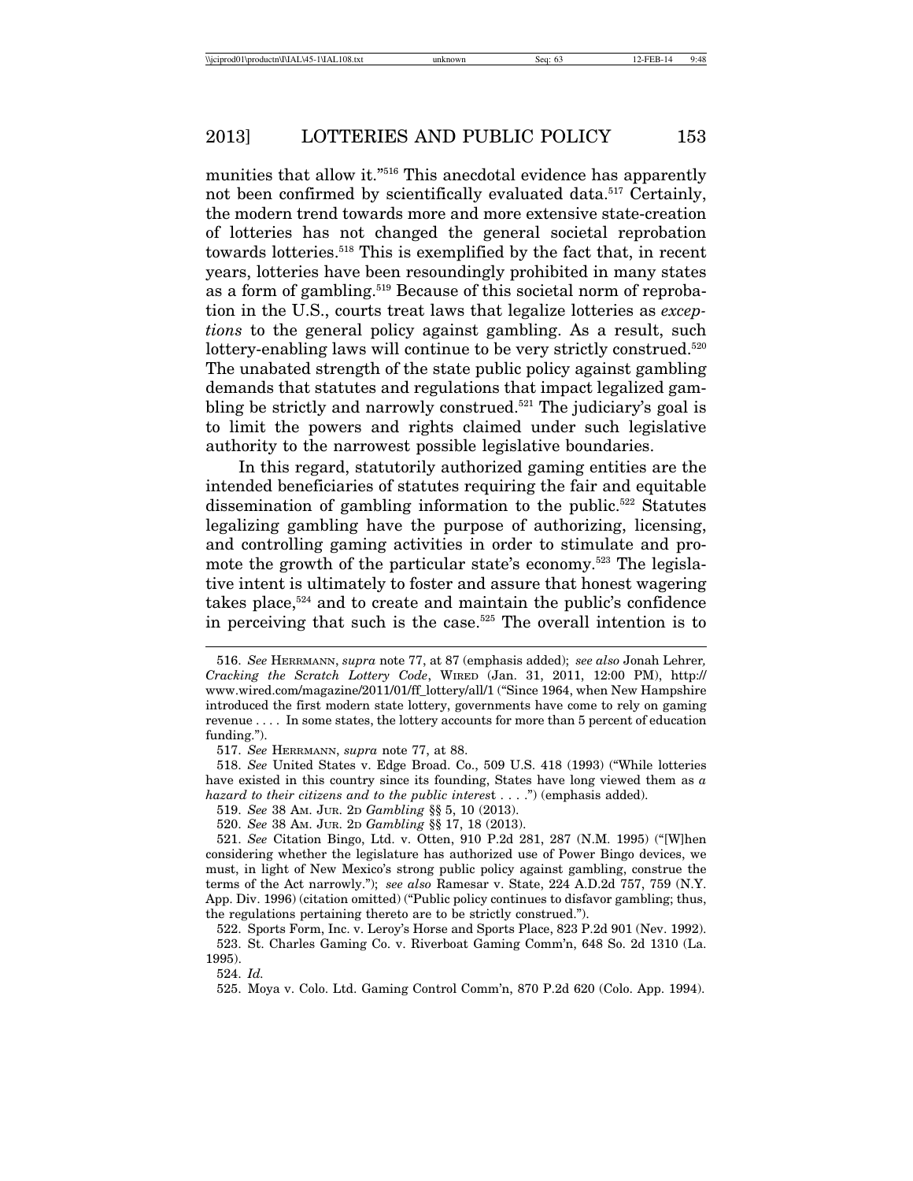munities that allow it."[516] This anecdotal evidence has apparently not been confirmed by scientifically evaluated data.[517] Certainly, the modern trend towards more and more extensive state-creation of lotteries has not changed the general societal reprobation towards lotteries.[518] This is exemplified by the fact that, in recent years, lotteries have been resoundingly prohibited in many states as a form of gambling.[519] Because of this societal norm of reprobation in the U.S., courts treat laws that legalize lotteries as *exceptions* to the general policy against gambling. As a result, such lottery-enabling laws will continue to be very strictly construed.[520] The unabated strength of the state public policy against gambling demands that statutes and regulations that impact legalized gambling be strictly and narrowly construed.[521] The judiciary's goal is to limit the powers and rights claimed under such legislative authority to the narrowest possible legislative boundaries.

In this regard, statutorily authorized gaming entities are the intended beneficiaries of statutes requiring the fair and equitable dissemination of gambling information to the public.[522] Statutes legalizing gambling have the purpose of authorizing, licensing, and controlling gaming activities in order to stimulate and promote the growth of the particular state's economy.[523] The legislative intent is ultimately to foster and assure that honest wagering takes place,[524] and to create and maintain the public's confidence in perceiving that such is the case.[525] The overall intention is to

---

516. *See* HERRMANN, *supra* note 77, at 87 (emphasis added); *see also* Jonah Lehrer, *Cracking the Scratch Lottery Code*, WIRED (Jan. 31, 2011, 12:00 PM), http://www.wired.com/magazine/2011/01/ff_lottery/all/1 ("Since 1964, when New Hampshire introduced the first modern state lottery, governments have come to rely on gaming revenue . . . . In some states, the lottery accounts for more than 5 percent of education funding.").

517. *See* HERRMANN, *supra* note 77, at 88.

518. *See* United States v. Edge Broad. Co., 509 U.S. 418 (1993) ("While lotteries have existed in this country since its founding, States have long viewed them as *a hazard to their citizens and to the public interest* . . . .") (emphasis added).

519. *See* 38 AM. JUR. 2D *Gambling* §§ 5, 10 (2013).

520. *See* 38 AM. JUR. 2D *Gambling* §§ 17, 18 (2013).

521. *See* Citation Bingo, Ltd. v. Otten, 910 P.2d 281, 287 (N.M. 1995) ("[W]hen considering whether the legislature has authorized use of Power Bingo devices, we must, in light of New Mexico's strong public policy against gambling, construe the terms of the Act narrowly."); *see also* Ramesar v. State, 224 A.D.2d 757, 759 (N.Y. App. Div. 1996) (citation omitted) ("Public policy continues to disfavor gambling; thus, the regulations pertaining thereto are to be strictly construed.").

522. Sports Form, Inc. v. Leroy's Horse and Sports Place, 823 P.2d 901 (Nev. 1992).

523. St. Charles Gaming Co. v. Riverboat Gaming Comm'n, 648 So. 2d 1310 (La. 1995).

524. *Id.*

525. Moya v. Colo. Ltd. Gaming Control Comm'n, 870 P.2d 620 (Colo. App. 1994).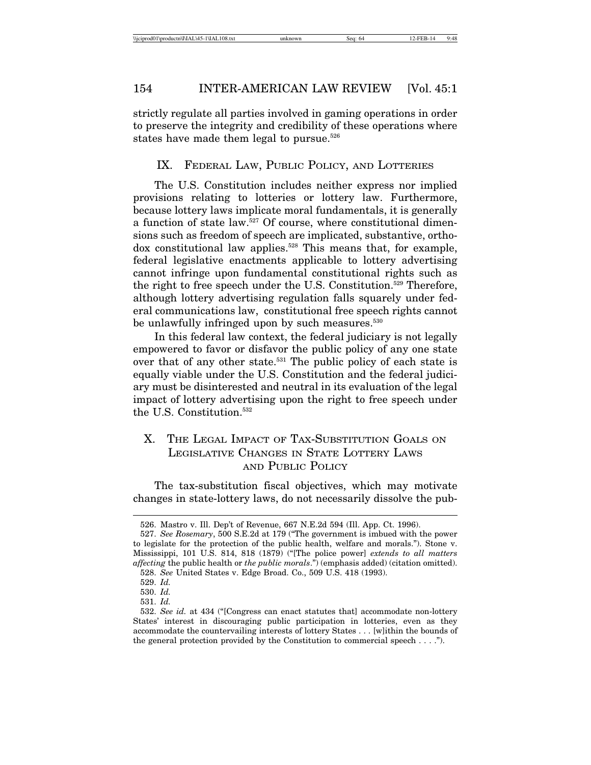strictly regulate all parties involved in gaming operations in order to preserve the integrity and credibility of these operations where states have made them legal to pursue.[526]

## IX. Federal Law, Public Policy, and Lotteries

The U.S. Constitution includes neither express nor implied provisions relating to lotteries or lottery law. Furthermore, because lottery laws implicate moral fundamentals, it is generally a function of state law.[527] Of course, where constitutional dimensions such as freedom of speech are implicated, substantive, orthodox constitutional law applies.[528] This means that, for example, federal legislative enactments applicable to lottery advertising cannot infringe upon fundamental constitutional rights such as the right to free speech under the U.S. Constitution.[529] Therefore, although lottery advertising regulation falls squarely under federal communications law, constitutional free speech rights cannot be unlawfully infringed upon by such measures.[530]

In this federal law context, the federal judiciary is not legally empowered to favor or disfavor the public policy of any one state over that of any other state.[531] The public policy of each state is equally viable under the U.S. Constitution and the federal judiciary must be disinterested and neutral in its evaluation of the legal impact of lottery advertising upon the right to free speech under the U.S. Constitution.[532]

## X. The Legal Impact of Tax-Substitution Goals on Legislative Changes in State Lottery Laws and Public Policy

The tax-substitution fiscal objectives, which may motivate changes in state-lottery laws, do not necessarily dissolve the pub-

---

526. Mastro v. Ill. Dep't of Revenue, 667 N.E.2d 594 (Ill. App. Ct. 1996).

527. *See Rosemary*, 500 S.E.2d at 179 ("The government is imbued with the power to legislate for the protection of the public health, welfare and morals."). Stone v. Mississippi, 101 U.S. 814, 818 (1879) ("[The police power] *extends to all matters affecting* the public health or *the public morals*.") (emphasis added) (citation omitted).

528. *See* United States v. Edge Broad. Co., 509 U.S. 418 (1993).

529. *Id.*

530. *Id.*

531. *Id.*

532. *See id.* at 434 ("[Congress can enact statutes that] accommodate non-lottery States' interest in discouraging public participation in lotteries, even as they accommodate the countervailing interests of lottery States . . . [w]ithin the bounds of the general protection provided by the Constitution to commercial speech . . . .").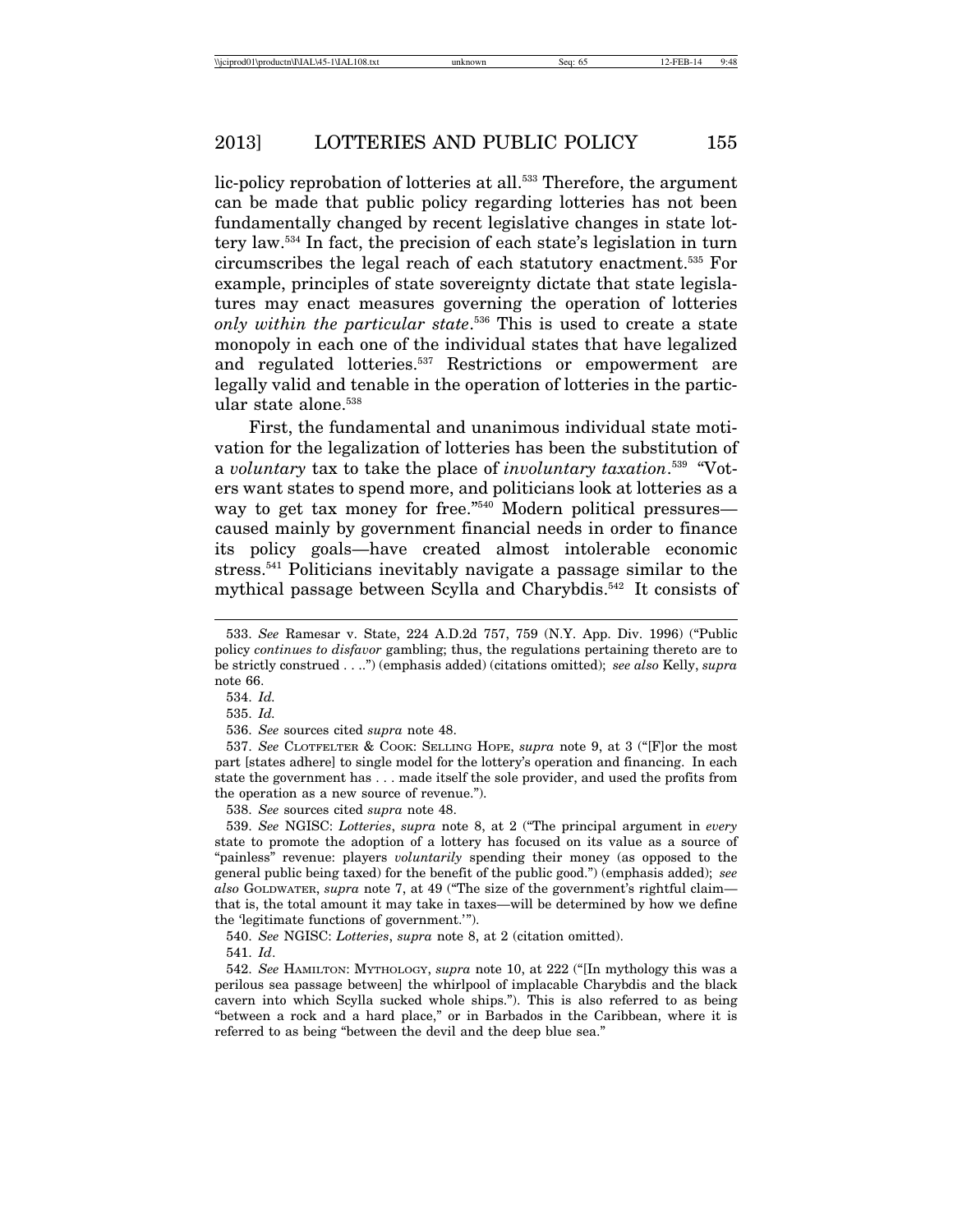lic-policy reprobation of lotteries at all.[533] Therefore, the argument can be made that public policy regarding lotteries has not been fundamentally changed by recent legislative changes in state lottery law.[534] In fact, the precision of each state's legislation in turn circumscribes the legal reach of each statutory enactment.[535] For example, principles of state sovereignty dictate that state legislatures may enact measures governing the operation of lotteries *only within the particular state*.[536] This is used to create a state monopoly in each one of the individual states that have legalized and regulated lotteries.[537] Restrictions or empowerment are legally valid and tenable in the operation of lotteries in the particular state alone.[538]

First, the fundamental and unanimous individual state motivation for the legalization of lotteries has been the substitution of a *voluntary* tax to take the place of *involuntary taxation*.[539] "Voters want states to spend more, and politicians look at lotteries as a way to get tax money for free."[540] Modern political pressures—caused mainly by government financial needs in order to finance its policy goals—have created almost intolerable economic stress.[541] Politicians inevitably navigate a passage similar to the mythical passage between Scylla and Charybdis.[542] It consists of

---

533. *See* Ramesar v. State, 224 A.D.2d 757, 759 (N.Y. App. Div. 1996) ("Public policy *continues to disfavor* gambling; thus, the regulations pertaining thereto are to be strictly construed . . ..") (emphasis added) (citations omitted); *see also* Kelly, *supra* note 66.

534. *Id.*

535. *Id.*

536. *See* sources cited *supra* note 48.

537. *See* CLOTFELTER & COOK: SELLING HOPE, *supra* note 9, at 3 ("[F]or the most part [states adhere] to single model for the lottery's operation and financing. In each state the government has . . . made itself the sole provider, and used the profits from the operation as a new source of revenue.").

538. *See* sources cited *supra* note 48.

539. *See* NGISC: *Lotteries*, *supra* note 8, at 2 ("The principal argument in *every* state to promote the adoption of a lottery has focused on its value as a source of "painless" revenue: players *voluntarily* spending their money (as opposed to the general public being taxed) for the benefit of the public good.") (emphasis added); *see also* GOLDWATER, *supra* note 7, at 49 ("The size of the government's rightful claim—that is, the total amount it may take in taxes—will be determined by how we define the 'legitimate functions of government.'").

540. *See* NGISC: *Lotteries*, *supra* note 8, at 2 (citation omitted).

541. *Id*.

542. *See* HAMILTON: MYTHOLOGY, *supra* note 10, at 222 ("[In mythology this was a perilous sea passage between] the whirlpool of implacable Charybdis and the black cavern into which Scylla sucked whole ships."). This is also referred to as being "between a rock and a hard place," or in Barbados in the Caribbean, where it is referred to as being "between the devil and the deep blue sea."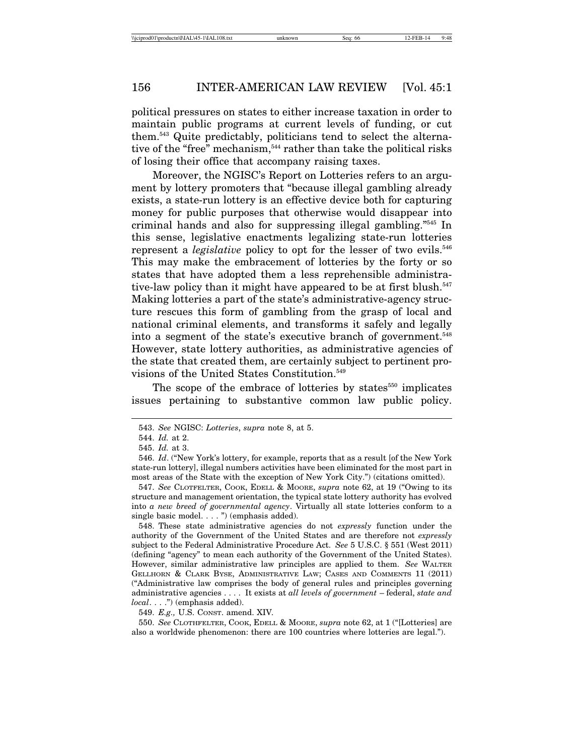political pressures on states to either increase taxation in order to maintain public programs at current levels of funding, or cut them.[543] Quite predictably, politicians tend to select the alternative of the "free" mechanism,[544] rather than take the political risks of losing their office that accompany raising taxes.

Moreover, the NGISC's Report on Lotteries refers to an argument by lottery promoters that "because illegal gambling already exists, a state-run lottery is an effective device both for capturing money for public purposes that otherwise would disappear into criminal hands and also for suppressing illegal gambling."[545] In this sense, legislative enactments legalizing state-run lotteries represent a *legislative* policy to opt for the lesser of two evils.[546] This may make the embracement of lotteries by the forty or so states that have adopted them a less reprehensible administrative-law policy than it might have appeared to be at first blush.[547] Making lotteries a part of the state's administrative-agency structure rescues this form of gambling from the grasp of local and national criminal elements, and transforms it safely and legally into a segment of the state's executive branch of government.[548] However, state lottery authorities, as administrative agencies of the state that created them, are certainly subject to pertinent provisions of the United States Constitution.[549]

The scope of the embrace of lotteries by states[550] implicates issues pertaining to substantive common law public policy.

---

543. *See* NGISC: *Lotteries*, *supra* note 8, at 5.

544. *Id.* at 2.

545. *Id.* at 3.

546. *Id*. ("New York's lottery, for example, reports that as a result [of the New York state-run lottery], illegal numbers activities have been eliminated for the most part in most areas of the State with the exception of New York City.") (citations omitted).

547. *See* CLOTFELTER, COOK, EDELL & MOORE, *supra* note 62, at 19 ("Owing to its structure and management orientation, the typical state lottery authority has evolved into *a new breed of governmental agency*. Virtually all state lotteries conform to a single basic model. . . . ") (emphasis added).

548. These state administrative agencies do not *expressly* function under the authority of the Government of the United States and are therefore not *expressly* subject to the Federal Administrative Procedure Act. *See* 5 U.S.C. § 551 (West 2011) (defining "agency" to mean each authority of the Government of the United States). However, similar administrative law principles are applied to them. *See* WALTER GELLHORN & CLARK BYSE, ADMINISTRATIVE LAW; CASES AND COMMENTS 11 (2011) ("Administrative law comprises the body of general rules and principles governing administrative agencies . . . . It exists at *all levels of government* – federal, *state and local*. . . .") (emphasis added).

549. *E.g.,* U.S. CONST. amend. XIV.

550. *See* CLOTHFELTER, COOK, EDELL & MOORE, *supra* note 62, at 1 ("[Lotteries] are also a worldwide phenomenon: there are 100 countries where lotteries are legal.").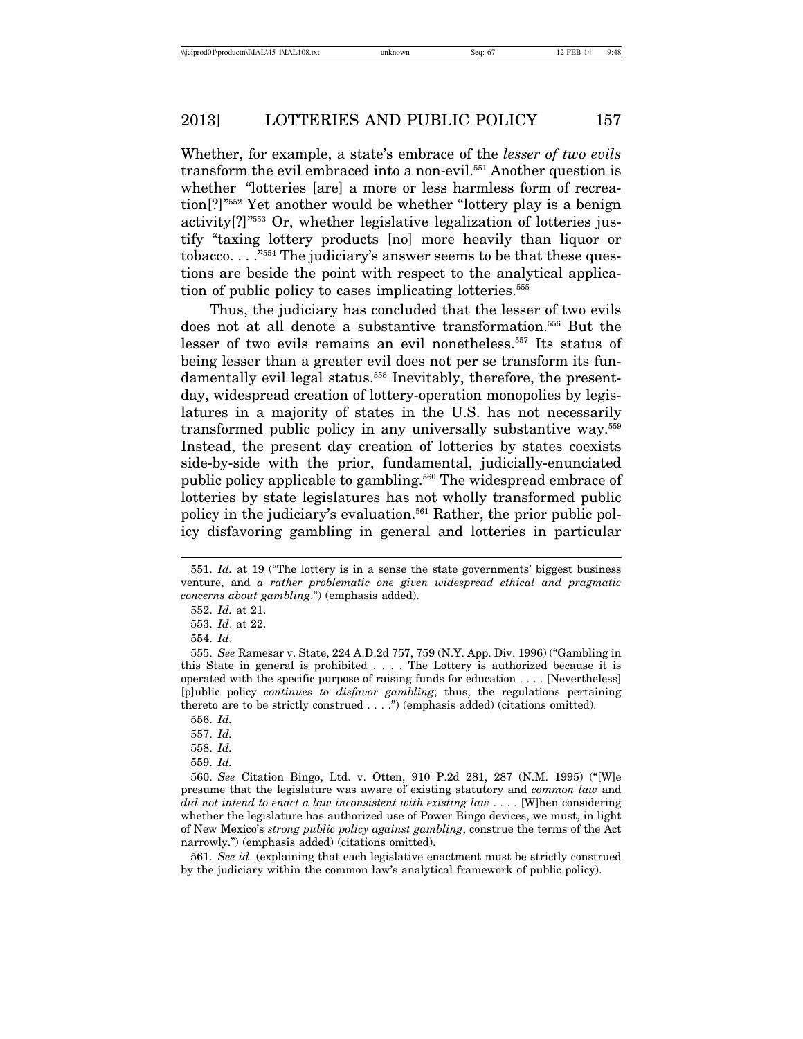Whether, for example, a state's embrace of the *lesser of two evils* transform the evil embraced into a non-evil.[551] Another question is whether "lotteries [are] a more or less harmless form of recreation[?]"[552] Yet another would be whether "lottery play is a benign activity[?]"[553] Or, whether legislative legalization of lotteries justify "taxing lottery products [no] more heavily than liquor or tobacco. . . ."[554] The judiciary's answer seems to be that these questions are beside the point with respect to the analytical application of public policy to cases implicating lotteries.[555]

Thus, the judiciary has concluded that the lesser of two evils does not at all denote a substantive transformation.[556] But the lesser of two evils remains an evil nonetheless.[557] Its status of being lesser than a greater evil does not per se transform its fundamentally evil legal status.[558] Inevitably, therefore, the present-day, widespread creation of lottery-operation monopolies by legislatures in a majority of states in the U.S. has not necessarily transformed public policy in any universally substantive way.[559] Instead, the present day creation of lotteries by states coexists side-by-side with the prior, fundamental, judicially-enunciated public policy applicable to gambling.[560] The widespread embrace of lotteries by state legislatures has not wholly transformed public policy in the judiciary's evaluation.[561] Rather, the prior public policy disfavoring gambling in general and lotteries in particular

---

551. *Id.* at 19 ("The lottery is in a sense the state governments' biggest business venture, and *a rather problematic one given widespread ethical and pragmatic concerns about gambling*.") (emphasis added).

552. *Id.* at 21.

553. *Id*. at 22.

554. *Id*.

555. *See* Ramesar v. State, 224 A.D.2d 757, 759 (N.Y. App. Div. 1996) ("Gambling in this State in general is prohibited . . . . The Lottery is authorized because it is operated with the specific purpose of raising funds for education . . . . [Nevertheless] [p]ublic policy *continues to disfavor gambling*; thus, the regulations pertaining thereto are to be strictly construed . . . .") (emphasis added) (citations omitted).

556. *Id.*

557. *Id.*

558. *Id.*

559. *Id.*

560. *See* Citation Bingo, Ltd. v. Otten, 910 P.2d 281, 287 (N.M. 1995) ("[W]e presume that the legislature was aware of existing statutory and *common law* and *did not intend to enact a law inconsistent with existing law* . . . . [W]hen considering whether the legislature has authorized use of Power Bingo devices, we must, in light of New Mexico's *strong public policy against gambling*, construe the terms of the Act narrowly.") (emphasis added) (citations omitted).

561. *See id*. (explaining that each legislative enactment must be strictly construed by the judiciary within the common law's analytical framework of public policy).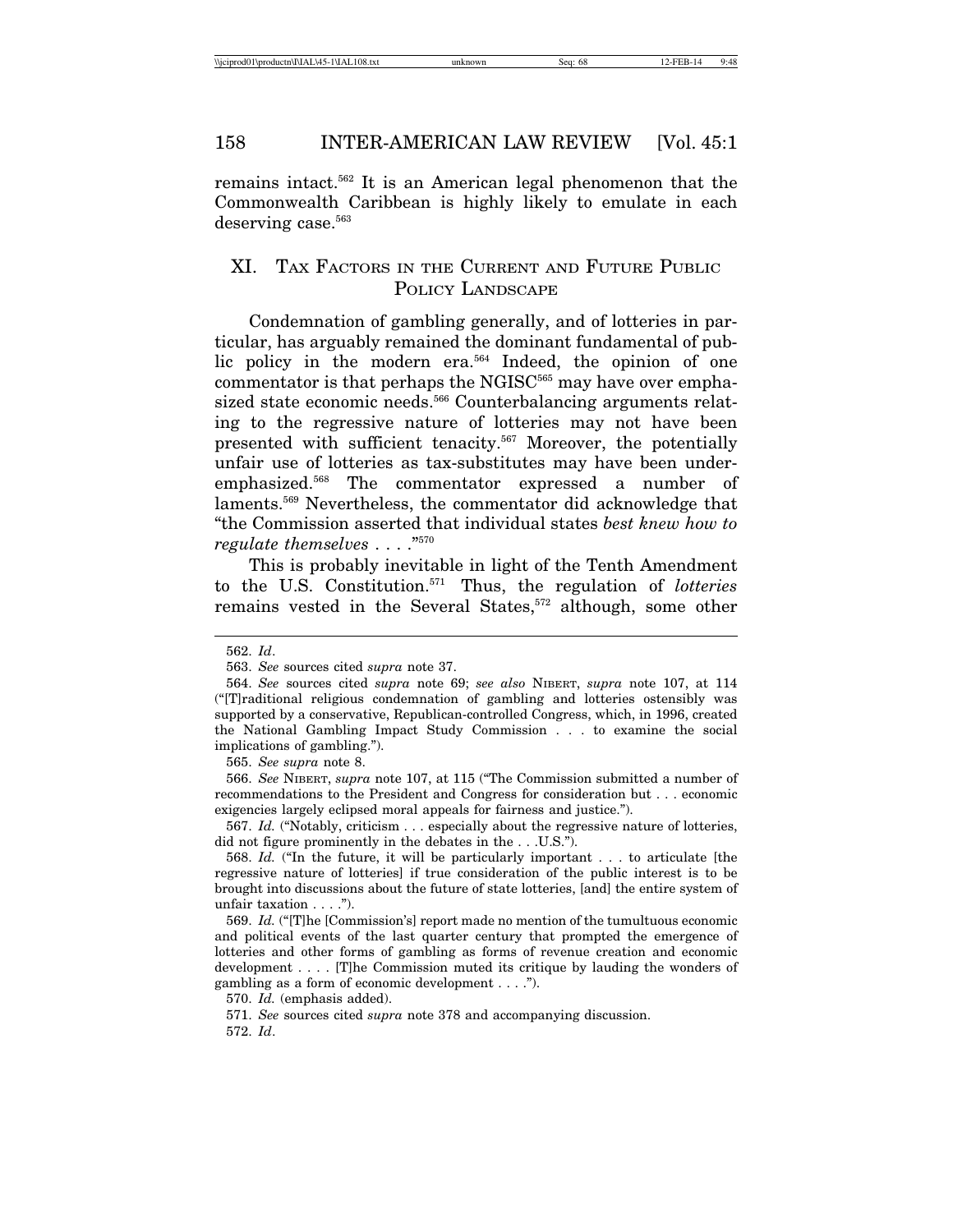remains intact.[562] It is an American legal phenomenon that the Commonwealth Caribbean is highly likely to emulate in each deserving case.[563]

## XI. Tax Factors in the Current and Future Public Policy Landscape

Condemnation of gambling generally, and of lotteries in particular, has arguably remained the dominant fundamental of public policy in the modern era.[564] Indeed, the opinion of one commentator is that perhaps the NGISC[565] may have over emphasized state economic needs.[566] Counterbalancing arguments relating to the regressive nature of lotteries may not have been presented with sufficient tenacity.[567] Moreover, the potentially unfair use of lotteries as tax-substitutes may have been under-emphasized.[568] The commentator expressed a number of laments.[569] Nevertheless, the commentator did acknowledge that "the Commission asserted that individual states *best knew how to regulate themselves* . . . ."[570]

This is probably inevitable in light of the Tenth Amendment to the U.S. Constitution.[571] Thus, the regulation of *lotteries* remains vested in the Several States,[572] although, some other

---

562. *Id*.

563. *See* sources cited *supra* note 37.

564. *See* sources cited *supra* note 69; *see also* NIBERT, *supra* note 107, at 114 ("[T]raditional religious condemnation of gambling and lotteries ostensibly was supported by a conservative, Republican-controlled Congress, which, in 1996, created the National Gambling Impact Study Commission . . . to examine the social implications of gambling.").

565. *See supra* note 8.

566. *See* NIBERT, *supra* note 107, at 115 ("The Commission submitted a number of recommendations to the President and Congress for consideration but . . . economic exigencies largely eclipsed moral appeals for fairness and justice.").

567. *Id.* ("Notably, criticism . . . especially about the regressive nature of lotteries, did not figure prominently in the debates in the . . .U.S.").

568. *Id.* ("In the future, it will be particularly important . . . to articulate [the regressive nature of lotteries] if true consideration of the public interest is to be brought into discussions about the future of state lotteries, [and] the entire system of unfair taxation . . . .").

569. *Id.* ("[T]he [Commission's] report made no mention of the tumultuous economic and political events of the last quarter century that prompted the emergence of lotteries and other forms of gambling as forms of revenue creation and economic development . . . . [T]he Commission muted its critique by lauding the wonders of gambling as a form of economic development . . . .").

570. *Id.* (emphasis added).

571. *See* sources cited *supra* note 378 and accompanying discussion.

572. *Id*.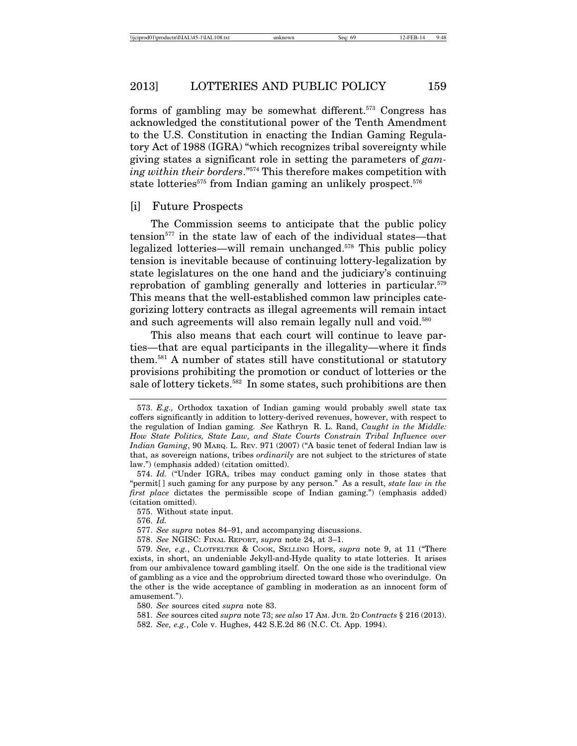forms of gambling may be somewhat different.[573] Congress has acknowledged the constitutional power of the Tenth Amendment to the U.S. Constitution in enacting the Indian Gaming Regulatory Act of 1988 (IGRA) "which recognizes tribal sovereignty while giving states a significant role in setting the parameters of *gaming within their borders*."[574] This therefore makes competition with state lotteries[575] from Indian gaming an unlikely prospect.[576]

### [i] Future Prospects

The Commission seems to anticipate that the public policy tension[577] in the state law of each of the individual states—that legalized lotteries—will remain unchanged.[578] This public policy tension is inevitable because of continuing lottery-legalization by state legislatures on the one hand and the judiciary's continuing reprobation of gambling generally and lotteries in particular.[579] This means that the well-established common law principles categorizing lottery contracts as illegal agreements will remain intact and such agreements will also remain legally null and void.[580]

This also means that each court will continue to leave parties—that are equal participants in the illegality—where it finds them.[581] A number of states still have constitutional or statutory provisions prohibiting the promotion or conduct of lotteries or the sale of lottery tickets.[582] In some states, such prohibitions are then

---

573. *E.g.,* Orthodox taxation of Indian gaming would probably swell state tax coffers significantly in addition to lottery-derived revenues, however, with respect to the regulation of Indian gaming. *See* Kathryn R. L. Rand, *Caught in the Middle: How State Politics, State Law, and State Courts Constrain Tribal Influence over Indian Gaming*, 90 MARQ. L. REV. 971 (2007) ("A basic tenet of federal Indian law is that, as sovereign nations, tribes *ordinarily* are not subject to the strictures of state law.") (emphasis added) (citation omitted).

574. *Id.* ("Under IGRA, tribes may conduct gaming only in those states that "permit[ ] such gaming for any purpose by any person." As a result, *state law in the first place* dictates the permissible scope of Indian gaming.") (emphasis added) (citation omitted).

575. Without state input.

576. *Id.*

577. *See supra* notes 84–91, and accompanying discussions.

578. *See* NGISC: FINAL REPORT, *supra* note 24, at 3–1.

579. *See, e.g.*, CLOTFELTER & COOK, SELLING HOPE, *supra* note 9, at 11 ("There exists, in short, an undeniable Jekyll-and-Hyde quality to state lotteries. It arises from our ambivalence toward gambling itself. On the one side is the traditional view of gambling as a vice and the opprobrium directed toward those who overindulge. On the other is the wide acceptance of gambling in moderation as an innocent form of amusement.").

580. *See* sources cited *supra* note 83.

581. *See* sources cited *supra* note 73; *see also* 17 AM. JUR. 2D *Contracts* § 216 (2013).

582. *See, e.g.*, Cole v. Hughes, 442 S.E.2d 86 (N.C. Ct. App. 1994).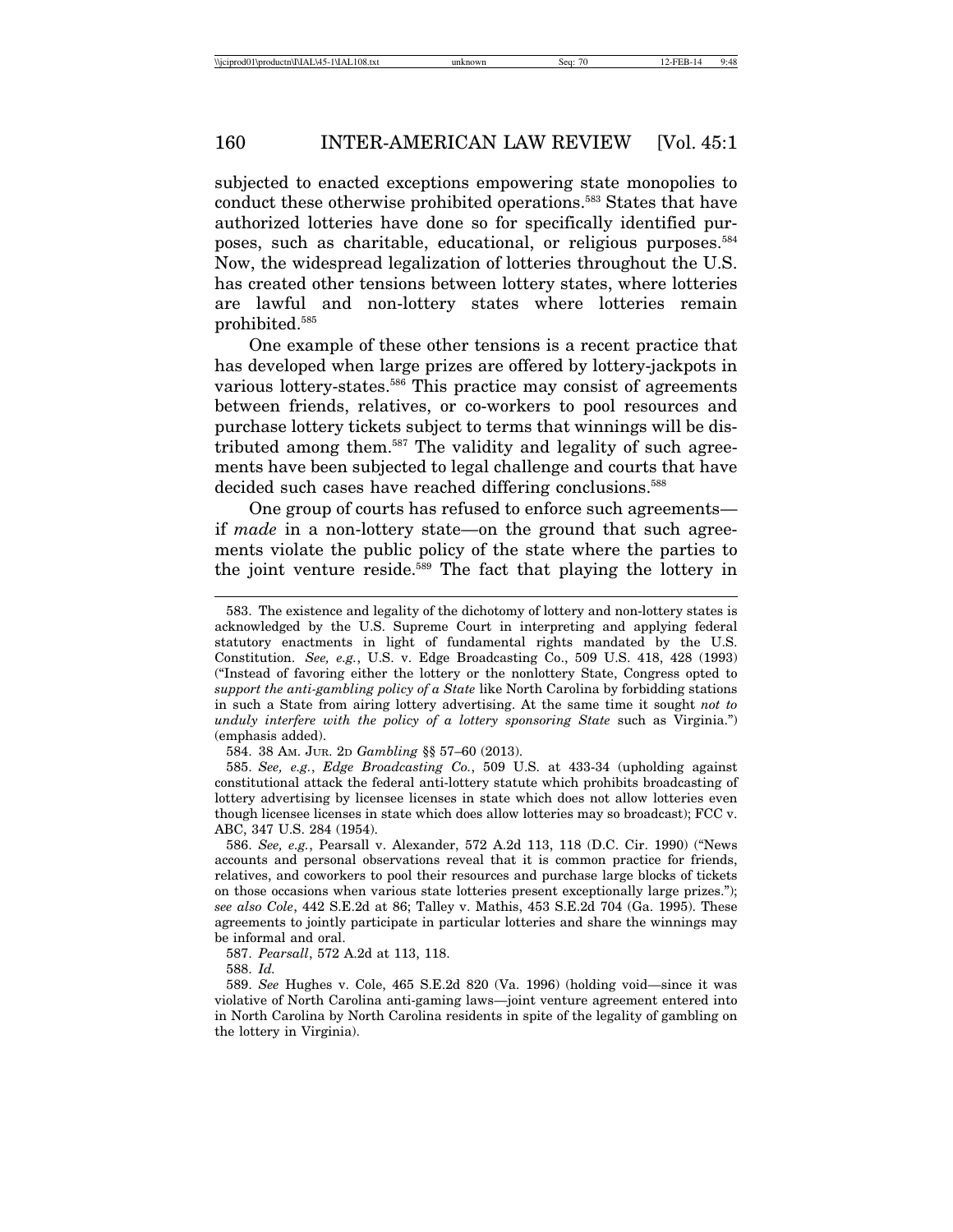subjected to enacted exceptions empowering state monopolies to conduct these otherwise prohibited operations.[583] States that have authorized lotteries have done so for specifically identified purposes, such as charitable, educational, or religious purposes.[584] Now, the widespread legalization of lotteries throughout the U.S. has created other tensions between lottery states, where lotteries are lawful and non-lottery states where lotteries remain prohibited.[585]

One example of these other tensions is a recent practice that has developed when large prizes are offered by lottery-jackpots in various lottery-states.[586] This practice may consist of agreements between friends, relatives, or co-workers to pool resources and purchase lottery tickets subject to terms that winnings will be distributed among them.[587] The validity and legality of such agreements have been subjected to legal challenge and courts that have decided such cases have reached differing conclusions.[588]

One group of courts has refused to enforce such agreements—if *made* in a non-lottery state—on the ground that such agreements violate the public policy of the state where the parties to the joint venture reside.[589] The fact that playing the lottery in

---

583. The existence and legality of the dichotomy of lottery and non-lottery states is acknowledged by the U.S. Supreme Court in interpreting and applying federal statutory enactments in light of fundamental rights mandated by the U.S. Constitution. *See, e.g.*, U.S. v. Edge Broadcasting Co., 509 U.S. 418, 428 (1993) ("Instead of favoring either the lottery or the nonlottery State, Congress opted to *support the anti-gambling policy of a State* like North Carolina by forbidding stations in such a State from airing lottery advertising. At the same time it sought *not to unduly interfere with the policy of a lottery sponsoring State* such as Virginia.") (emphasis added).

584. 38 AM. JUR. 2D *Gambling* §§ 57–60 (2013).

585. *See, e.g.*, *Edge Broadcasting Co.*, 509 U.S. at 433-34 (upholding against constitutional attack the federal anti-lottery statute which prohibits broadcasting of lottery advertising by licensee licenses in state which does not allow lotteries even though licensee licenses in state which does allow lotteries may so broadcast); FCC v. ABC, 347 U.S. 284 (1954).

586. *See, e.g.*, Pearsall v. Alexander, 572 A.2d 113, 118 (D.C. Cir. 1990) ("News accounts and personal observations reveal that it is common practice for friends, relatives, and coworkers to pool their resources and purchase large blocks of tickets on those occasions when various state lotteries present exceptionally large prizes."); *see also Cole*, 442 S.E.2d at 86; Talley v. Mathis, 453 S.E.2d 704 (Ga. 1995). These agreements to jointly participate in particular lotteries and share the winnings may be informal and oral.

587. *Pearsall*, 572 A.2d at 113, 118.

588. *Id.*

589. *See* Hughes v. Cole, 465 S.E.2d 820 (Va. 1996) (holding void—since it was violative of North Carolina anti-gaming laws—joint venture agreement entered into in North Carolina by North Carolina residents in spite of the legality of gambling on the lottery in Virginia).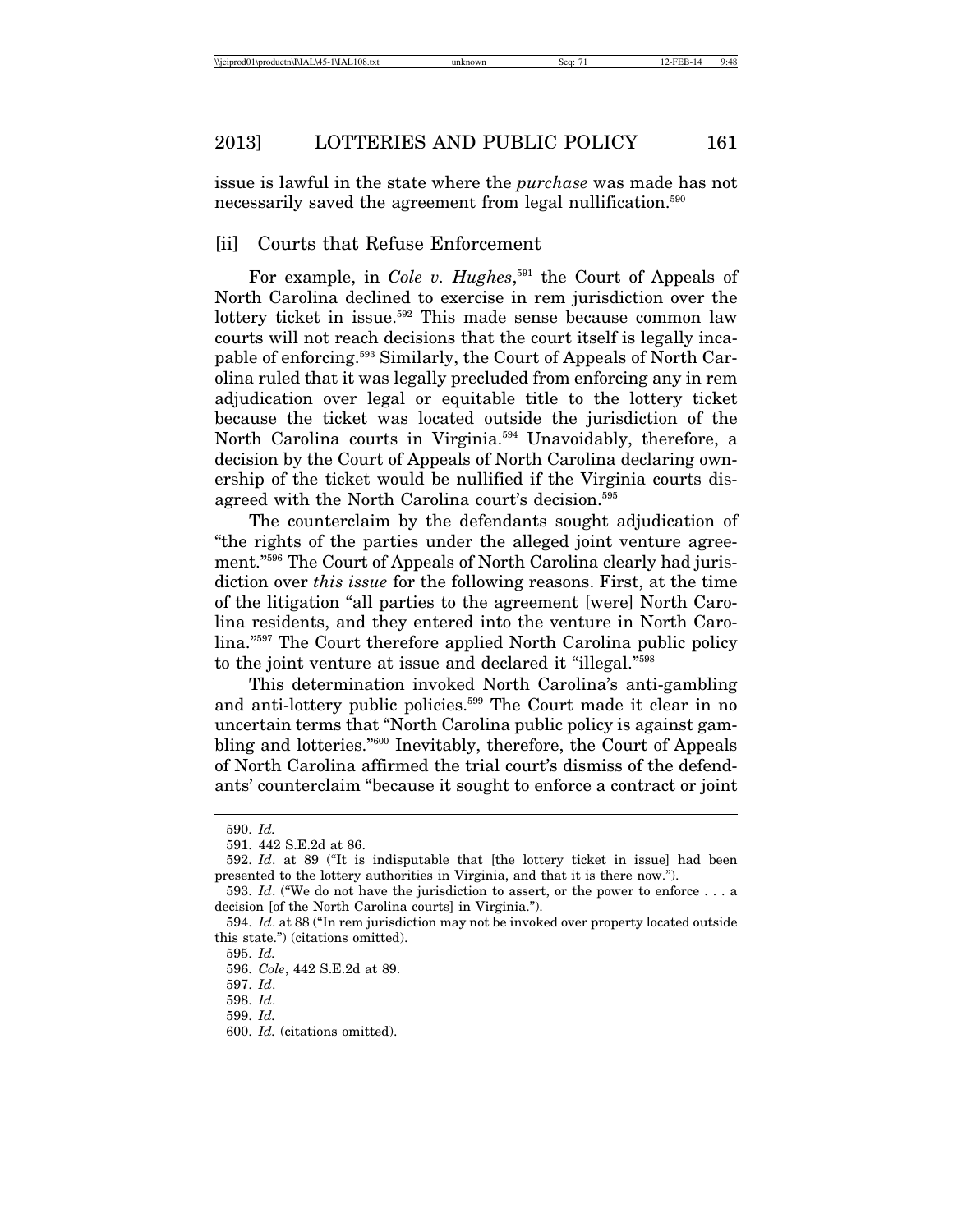issue is lawful in the state where the *purchase* was made has not necessarily saved the agreement from legal nullification.[590]

### [ii] Courts that Refuse Enforcement

For example, in *Cole v. Hughes*,[591] the Court of Appeals of North Carolina declined to exercise in rem jurisdiction over the lottery ticket in issue.[592] This made sense because common law courts will not reach decisions that the court itself is legally incapable of enforcing.[593] Similarly, the Court of Appeals of North Carolina ruled that it was legally precluded from enforcing any in rem adjudication over legal or equitable title to the lottery ticket because the ticket was located outside the jurisdiction of the North Carolina courts in Virginia.[594] Unavoidably, therefore, a decision by the Court of Appeals of North Carolina declaring ownership of the ticket would be nullified if the Virginia courts disagreed with the North Carolina court's decision.[595]

The counterclaim by the defendants sought adjudication of "the rights of the parties under the alleged joint venture agreement."[596] The Court of Appeals of North Carolina clearly had jurisdiction over *this issue* for the following reasons. First, at the time of the litigation "all parties to the agreement [were] North Carolina residents, and they entered into the venture in North Carolina."[597] The Court therefore applied North Carolina public policy to the joint venture at issue and declared it "illegal."[598]

This determination invoked North Carolina's anti-gambling and anti-lottery public policies.[599] The Court made it clear in no uncertain terms that "North Carolina public policy is against gambling and lotteries."[600] Inevitably, therefore, the Court of Appeals of North Carolina affirmed the trial court's dismiss of the defendants' counterclaim "because it sought to enforce a contract or joint

---

590. *Id.*

591. 442 S.E.2d at 86.

592. *Id*. at 89 ("It is indisputable that [the lottery ticket in issue] had been presented to the lottery authorities in Virginia, and that it is there now.").

593. *Id*. ("We do not have the jurisdiction to assert, or the power to enforce . . . a decision [of the North Carolina courts] in Virginia.").

594. *Id*. at 88 ("In rem jurisdiction may not be invoked over property located outside this state.") (citations omitted).

595. *Id.*

596. *Cole*, 442 S.E.2d at 89.

597. *Id*.

598. *Id*.

599. *Id.*

600. *Id.* (citations omitted).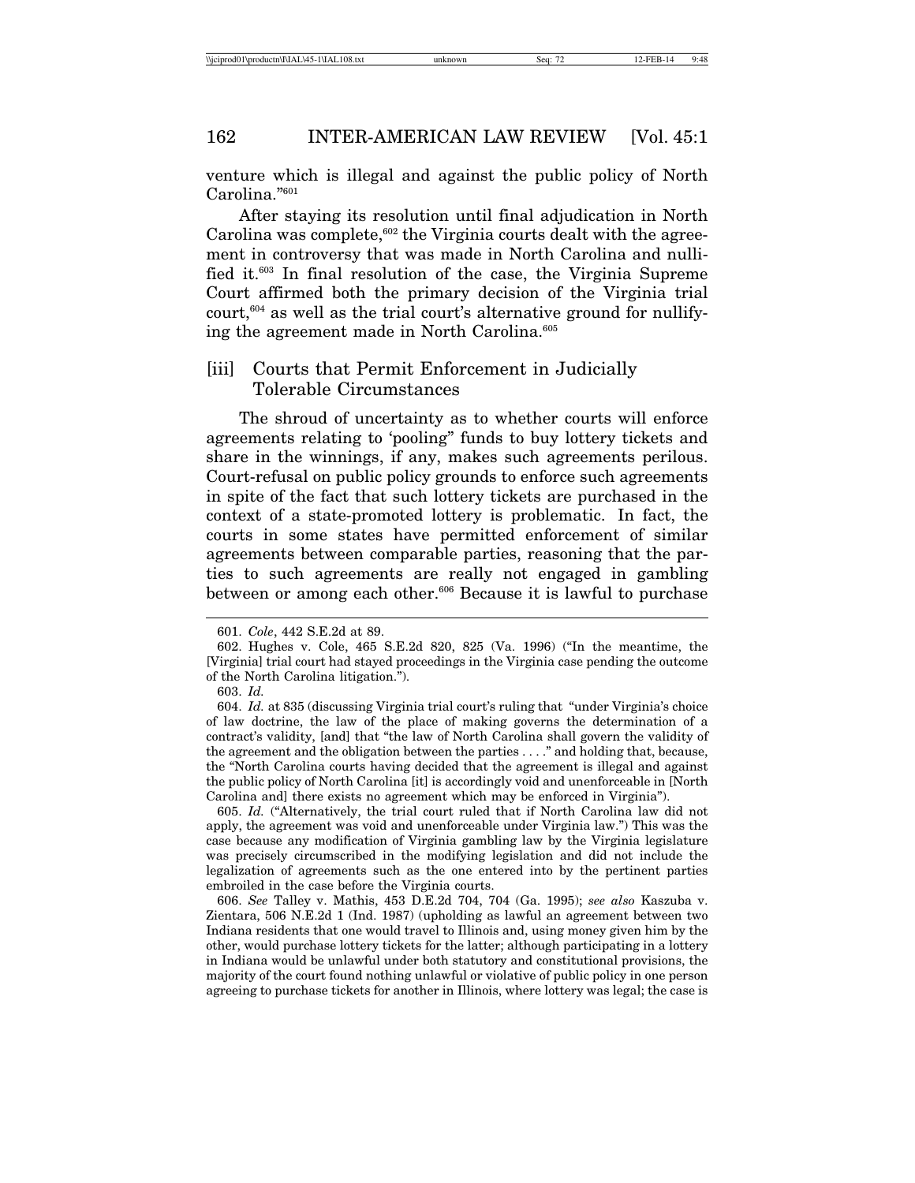venture which is illegal and against the public policy of North Carolina."[601]

After staying its resolution until final adjudication in North Carolina was complete,[602] the Virginia courts dealt with the agreement in controversy that was made in North Carolina and nullified it.[603] In final resolution of the case, the Virginia Supreme Court affirmed both the primary decision of the Virginia trial court,[604] as well as the trial court's alternative ground for nullifying the agreement made in North Carolina.[605]

### [iii] Courts that Permit Enforcement in Judicially Tolerable Circumstances

The shroud of uncertainty as to whether courts will enforce agreements relating to 'pooling" funds to buy lottery tickets and share in the winnings, if any, makes such agreements perilous. Court-refusal on public policy grounds to enforce such agreements in spite of the fact that such lottery tickets are purchased in the context of a state-promoted lottery is problematic. In fact, the courts in some states have permitted enforcement of similar agreements between comparable parties, reasoning that the parties to such agreements are really not engaged in gambling between or among each other.[606] Because it is lawful to purchase

---

601. *Cole*, 442 S.E.2d at 89.

602. Hughes v. Cole, 465 S.E.2d 820, 825 (Va. 1996) ("In the meantime, the [Virginia] trial court had stayed proceedings in the Virginia case pending the outcome of the North Carolina litigation.").

603. *Id.*

604. *Id.* at 835 (discussing Virginia trial court's ruling that "under Virginia's choice of law doctrine, the law of the place of making governs the determination of a contract's validity, [and] that "the law of North Carolina shall govern the validity of the agreement and the obligation between the parties . . . ." and holding that, because, the "North Carolina courts having decided that the agreement is illegal and against the public policy of North Carolina [it] is accordingly void and unenforceable in [North Carolina and] there exists no agreement which may be enforced in Virginia").

605. *Id.* ("Alternatively, the trial court ruled that if North Carolina law did not apply, the agreement was void and unenforceable under Virginia law.") This was the case because any modification of Virginia gambling law by the Virginia legislature was precisely circumscribed in the modifying legislation and did not include the legalization of agreements such as the one entered into by the pertinent parties embroiled in the case before the Virginia courts.

606. *See* Talley v. Mathis, 453 D.E.2d 704, 704 (Ga. 1995); *see also* Kaszuba v. Zientara, 506 N.E.2d 1 (Ind. 1987) (upholding as lawful an agreement between two Indiana residents that one would travel to Illinois and, using money given him by the other, would purchase lottery tickets for the latter; although participating in a lottery in Indiana would be unlawful under both statutory and constitutional provisions, the majority of the court found nothing unlawful or violative of public policy in one person agreeing to purchase tickets for another in Illinois, where lottery was legal; the case is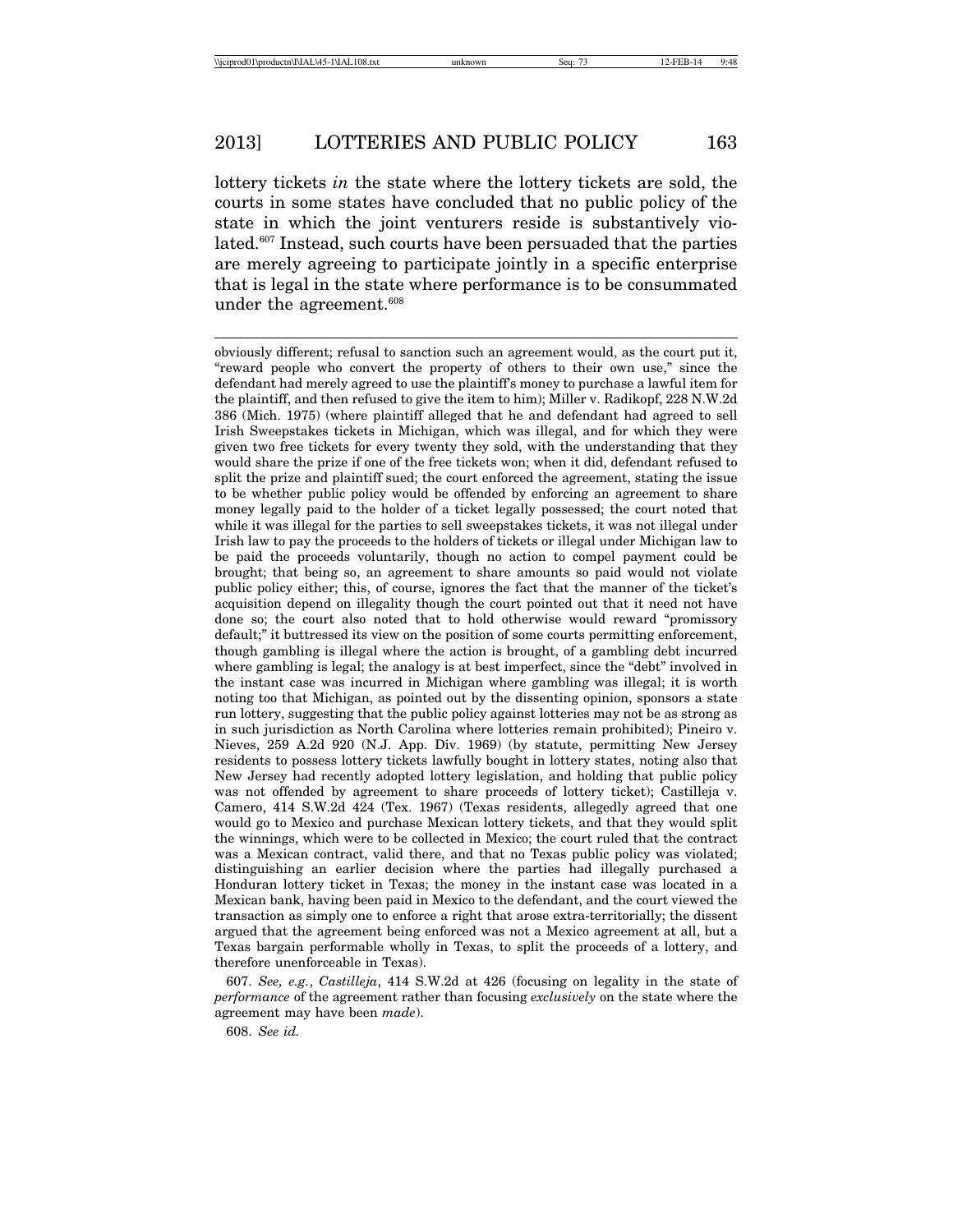lottery tickets *in* the state where the lottery tickets are sold, the courts in some states have concluded that no public policy of the state in which the joint venturers reside is substantively violated.[607] Instead, such courts have been persuaded that the parties are merely agreeing to participate jointly in a specific enterprise that is legal in the state where performance is to be consummated under the agreement.[608]

---

obviously different; refusal to sanction such an agreement would, as the court put it, "reward people who convert the property of others to their own use," since the defendant had merely agreed to use the plaintiff's money to purchase a lawful item for the plaintiff, and then refused to give the item to him); Miller v. Radikopf, 228 N.W.2d 386 (Mich. 1975) (where plaintiff alleged that he and defendant had agreed to sell Irish Sweepstakes tickets in Michigan, which was illegal, and for which they were given two free tickets for every twenty they sold, with the understanding that they would share the prize if one of the free tickets won; when it did, defendant refused to split the prize and plaintiff sued; the court enforced the agreement, stating the issue to be whether public policy would be offended by enforcing an agreement to share money legally paid to the holder of a ticket legally possessed; the court noted that while it was illegal for the parties to sell sweepstakes tickets, it was not illegal under Irish law to pay the proceeds to the holders of tickets or illegal under Michigan law to be paid the proceeds voluntarily, though no action to compel payment could be brought; that being so, an agreement to share amounts so paid would not violate public policy either; this, of course, ignores the fact that the manner of the ticket's acquisition depend on illegality though the court pointed out that it need not have done so; the court also noted that to hold otherwise would reward "promissory default;" it buttressed its view on the position of some courts permitting enforcement, though gambling is illegal where the action is brought, of a gambling debt incurred where gambling is legal; the analogy is at best imperfect, since the "debt" involved in the instant case was incurred in Michigan where gambling was illegal; it is worth noting too that Michigan, as pointed out by the dissenting opinion, sponsors a state run lottery, suggesting that the public policy against lotteries may not be as strong as in such jurisdiction as North Carolina where lotteries remain prohibited); Pineiro v. Nieves, 259 A.2d 920 (N.J. App. Div. 1969) (by statute, permitting New Jersey residents to possess lottery tickets lawfully bought in lottery states, noting also that New Jersey had recently adopted lottery legislation, and holding that public policy was not offended by agreement to share proceeds of lottery ticket); Castilleja v. Camero, 414 S.W.2d 424 (Tex. 1967) (Texas residents, allegedly agreed that one would go to Mexico and purchase Mexican lottery tickets, and that they would split the winnings, which were to be collected in Mexico; the court ruled that the contract was a Mexican contract, valid there, and that no Texas public policy was violated; distinguishing an earlier decision where the parties had illegally purchased a Honduran lottery ticket in Texas; the money in the instant case was located in a Mexican bank, having been paid in Mexico to the defendant, and the court viewed the transaction as simply one to enforce a right that arose extra-territorially; the dissent argued that the agreement being enforced was not a Mexico agreement at all, but a Texas bargain performable wholly in Texas, to split the proceeds of a lottery, and therefore unenforceable in Texas).

607. *See, e.g.*, *Castilleja*, 414 S.W.2d at 426 (focusing on legality in the state of *performance* of the agreement rather than focusing *exclusively* on the state where the agreement may have been *made*).

608. *See id.*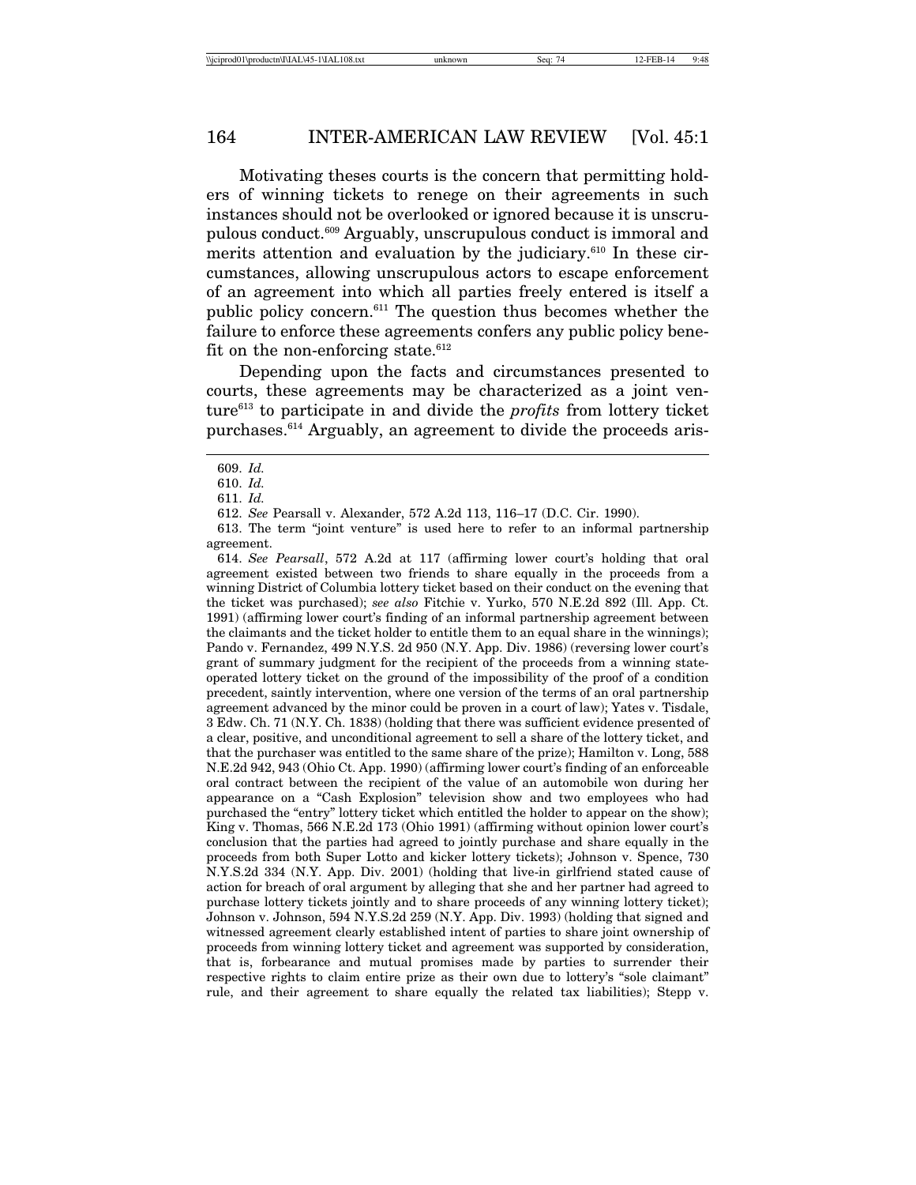Motivating theses courts is the concern that permitting holders of winning tickets to renege on their agreements in such instances should not be overlooked or ignored because it is unscrupulous conduct.[609] Arguably, unscrupulous conduct is immoral and merits attention and evaluation by the judiciary.[610] In these circumstances, allowing unscrupulous actors to escape enforcement of an agreement into which all parties freely entered is itself a public policy concern.[611] The question thus becomes whether the failure to enforce these agreements confers any public policy benefit on the non-enforcing state.[612]

Depending upon the facts and circumstances presented to courts, these agreements may be characterized as a joint venture[613] to participate in and divide the *profits* from lottery ticket purchases.[614] Arguably, an agreement to divide the proceeds aris-

---

609. *Id.*

610. *Id.*

611. *Id.*

612. *See* Pearsall v. Alexander, 572 A.2d 113, 116–17 (D.C. Cir. 1990).

613. The term "joint venture" is used here to refer to an informal partnership agreement.

614. *See Pearsall*, 572 A.2d at 117 (affirming lower court's holding that oral agreement existed between two friends to share equally in the proceeds from a winning District of Columbia lottery ticket based on their conduct on the evening that the ticket was purchased); *see also* Fitchie v. Yurko, 570 N.E.2d 892 (Ill. App. Ct. 1991) (affirming lower court's finding of an informal partnership agreement between the claimants and the ticket holder to entitle them to an equal share in the winnings); Pando v. Fernandez, 499 N.Y.S. 2d 950 (N.Y. App. Div. 1986) (reversing lower court's grant of summary judgment for the recipient of the proceeds from a winning state-operated lottery ticket on the ground of the impossibility of the proof of a condition precedent, saintly intervention, where one version of the terms of an oral partnership agreement advanced by the minor could be proven in a court of law); Yates v. Tisdale, 3 Edw. Ch. 71 (N.Y. Ch. 1838) (holding that there was sufficient evidence presented of a clear, positive, and unconditional agreement to sell a share of the lottery ticket, and that the purchaser was entitled to the same share of the prize); Hamilton v. Long, 588 N.E.2d 942, 943 (Ohio Ct. App. 1990) (affirming lower court's finding of an enforceable oral contract between the recipient of the value of an automobile won during her appearance on a "Cash Explosion" television show and two employees who had purchased the "entry" lottery ticket which entitled the holder to appear on the show); King v. Thomas, 566 N.E.2d 173 (Ohio 1991) (affirming without opinion lower court's conclusion that the parties had agreed to jointly purchase and share equally in the proceeds from both Super Lotto and kicker lottery tickets); Johnson v. Spence, 730 N.Y.S.2d 334 (N.Y. App. Div. 2001) (holding that live-in girlfriend stated cause of action for breach of oral argument by alleging that she and her partner had agreed to purchase lottery tickets jointly and to share proceeds of any winning lottery ticket); Johnson v. Johnson, 594 N.Y.S.2d 259 (N.Y. App. Div. 1993) (holding that signed and witnessed agreement clearly established intent of parties to share joint ownership of proceeds from winning lottery ticket and agreement was supported by consideration, that is, forbearance and mutual promises made by parties to surrender their respective rights to claim entire prize as their own due to lottery's "sole claimant" rule, and their agreement to share equally the related tax liabilities); Stepp v.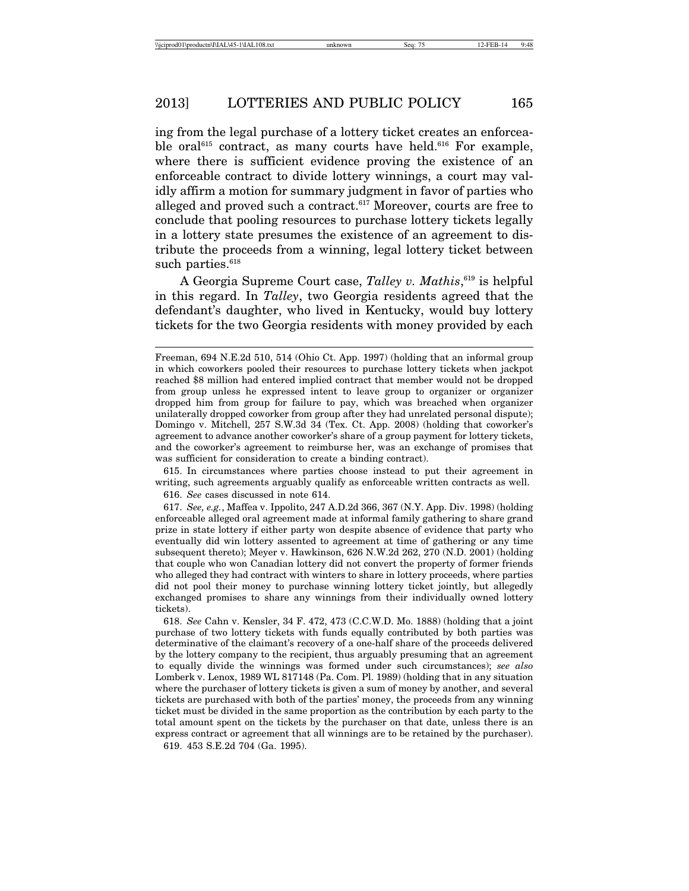ing from the legal purchase of a lottery ticket creates an enforceable oral[615] contract, as many courts have held.[616] For example, where there is sufficient evidence proving the existence of an enforceable contract to divide lottery winnings, a court may validly affirm a motion for summary judgment in favor of parties who alleged and proved such a contract.[617] Moreover, courts are free to conclude that pooling resources to purchase lottery tickets legally in a lottery state presumes the existence of an agreement to distribute the proceeds from a winning, legal lottery ticket between such parties.[618]

A Georgia Supreme Court case, *Talley v. Mathis*,[619] is helpful in this regard. In *Talley*, two Georgia residents agreed that the defendant's daughter, who lived in Kentucky, would buy lottery tickets for the two Georgia residents with money provided by each

---

Freeman, 694 N.E.2d 510, 514 (Ohio Ct. App. 1997) (holding that an informal group in which coworkers pooled their resources to purchase lottery tickets when jackpot reached $8 million had entered implied contract that member would not be dropped from group unless he expressed intent to leave group to organizer or organizer dropped him from group for failure to pay, which was breached when organizer unilaterally dropped coworker from group after they had unrelated personal dispute); Domingo v. Mitchell, 257 S.W.3d 34 (Tex. Ct. App. 2008) (holding that coworker's agreement to advance another coworker's share of a group payment for lottery tickets, and the coworker's agreement to reimburse her, was an exchange of promises that was sufficient for consideration to create a binding contract).

615. In circumstances where parties choose instead to put their agreement in writing, such agreements arguably qualify as enforceable written contracts as well.

616. *See* cases discussed in note 614.

617. *See, e.g.*, Maffea v. Ippolito, 247 A.D.2d 366, 367 (N.Y. App. Div. 1998) (holding enforceable alleged oral agreement made at informal family gathering to share grand prize in state lottery if either party won despite absence of evidence that party who eventually did win lottery assented to agreement at time of gathering or any time subsequent thereto); Meyer v. Hawkinson, 626 N.W.2d 262, 270 (N.D. 2001) (holding that couple who won Canadian lottery did not convert the property of former friends who alleged they had contract with winters to share in lottery proceeds, where parties did not pool their money to purchase winning lottery ticket jointly, but allegedly exchanged promises to share any winnings from their individually owned lottery tickets).

618. *See* Cahn v. Kensler, 34 F. 472, 473 (C.C.W.D. Mo. 1888) (holding that a joint purchase of two lottery tickets with funds equally contributed by both parties was determinative of the claimant's recovery of a one-half share of the proceeds delivered by the lottery company to the recipient, thus arguably presuming that an agreement to equally divide the winnings was formed under such circumstances); *see also* Lomberk v. Lenox, 1989 WL 817148 (Pa. Com. Pl. 1989) (holding that in any situation where the purchaser of lottery tickets is given a sum of money by another, and several tickets are purchased with both of the parties' money, the proceeds from any winning ticket must be divided in the same proportion as the contribution by each party to the total amount spent on the tickets by the purchaser on that date, unless there is an express contract or agreement that all winnings are to be retained by the purchaser).

619. 453 S.E.2d 704 (Ga. 1995).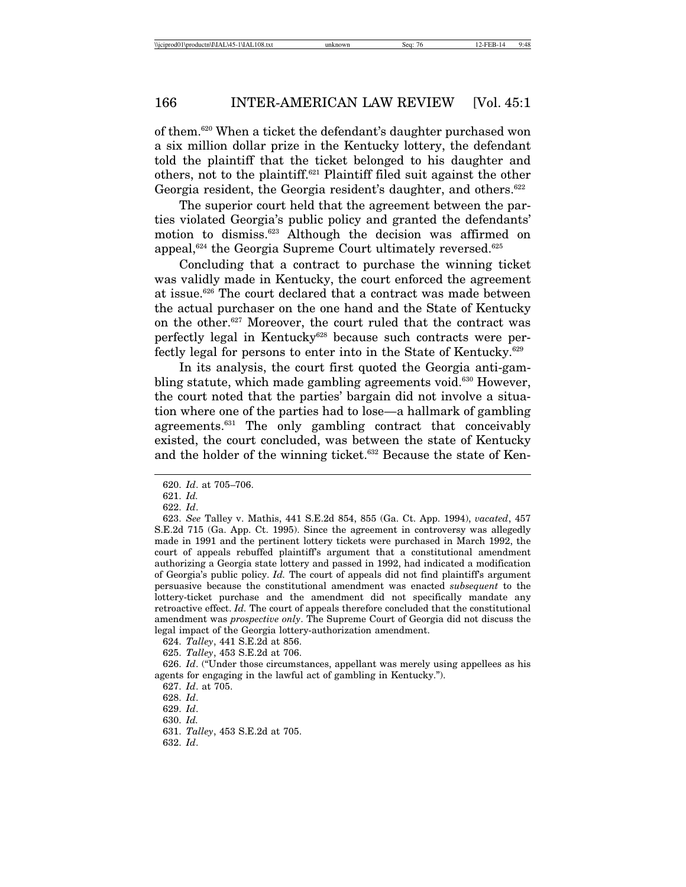of them.[620] When a ticket the defendant's daughter purchased won a six million dollar prize in the Kentucky lottery, the defendant told the plaintiff that the ticket belonged to his daughter and others, not to the plaintiff.[621] Plaintiff filed suit against the other Georgia resident, the Georgia resident's daughter, and others.[622]

The superior court held that the agreement between the parties violated Georgia's public policy and granted the defendants' motion to dismiss.[623] Although the decision was affirmed on appeal,[624] the Georgia Supreme Court ultimately reversed.[625]

Concluding that a contract to purchase the winning ticket was validly made in Kentucky, the court enforced the agreement at issue.[626] The court declared that a contract was made between the actual purchaser on the one hand and the State of Kentucky on the other.[627] Moreover, the court ruled that the contract was perfectly legal in Kentucky[628] because such contracts were perfectly legal for persons to enter into in the State of Kentucky.[629]

In its analysis, the court first quoted the Georgia anti-gambling statute, which made gambling agreements void.[630] However, the court noted that the parties' bargain did not involve a situation where one of the parties had to lose—a hallmark of gambling agreements.[631] The only gambling contract that conceivably existed, the court concluded, was between the state of Kentucky and the holder of the winning ticket.[632] Because the state of Ken-

---

620. *Id*. at 705–706.

621. *Id.*

622. *Id*.

623. *See* Talley v. Mathis, 441 S.E.2d 854, 855 (Ga. Ct. App. 1994), *vacated*, 457 S.E.2d 715 (Ga. App. Ct. 1995). Since the agreement in controversy was allegedly made in 1991 and the pertinent lottery tickets were purchased in March 1992, the court of appeals rebuffed plaintiff's argument that a constitutional amendment authorizing a Georgia state lottery and passed in 1992, had indicated a modification of Georgia's public policy. *Id.* The court of appeals did not find plaintiff's argument persuasive because the constitutional amendment was enacted *subsequent* to the lottery-ticket purchase and the amendment did not specifically mandate any retroactive effect. *Id.* The court of appeals therefore concluded that the constitutional amendment was *prospective only*. The Supreme Court of Georgia did not discuss the legal impact of the Georgia lottery-authorization amendment.

624. *Talley*, 441 S.E.2d at 856.

625. *Talley*, 453 S.E.2d at 706.

626. *Id*. ("Under those circumstances, appellant was merely using appellees as his agents for engaging in the lawful act of gambling in Kentucky.").

627. *Id*. at 705.

628. *Id*.

629. *Id*.

630. *Id.*

631. *Talley*, 453 S.E.2d at 705.

632. *Id*.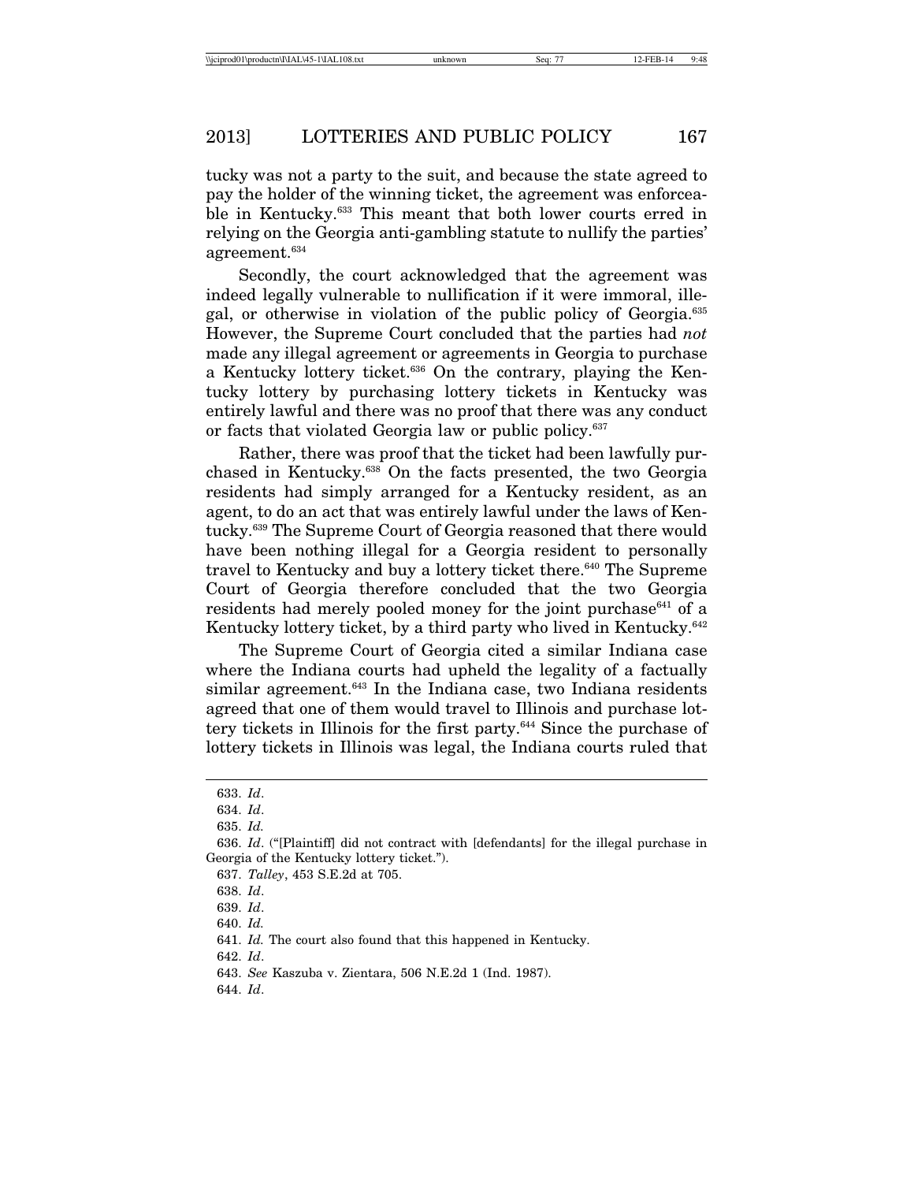tucky was not a party to the suit, and because the state agreed to pay the holder of the winning ticket, the agreement was enforceable in Kentucky.[633] This meant that both lower courts erred in relying on the Georgia anti-gambling statute to nullify the parties' agreement.[634]

Secondly, the court acknowledged that the agreement was indeed legally vulnerable to nullification if it were immoral, illegal, or otherwise in violation of the public policy of Georgia.[635] However, the Supreme Court concluded that the parties had *not* made any illegal agreement or agreements in Georgia to purchase a Kentucky lottery ticket.[636] On the contrary, playing the Kentucky lottery by purchasing lottery tickets in Kentucky was entirely lawful and there was no proof that there was any conduct or facts that violated Georgia law or public policy.[637]

Rather, there was proof that the ticket had been lawfully purchased in Kentucky.[638] On the facts presented, the two Georgia residents had simply arranged for a Kentucky resident, as an agent, to do an act that was entirely lawful under the laws of Kentucky.[639] The Supreme Court of Georgia reasoned that there would have been nothing illegal for a Georgia resident to personally travel to Kentucky and buy a lottery ticket there.[640] The Supreme Court of Georgia therefore concluded that the two Georgia residents had merely pooled money for the joint purchase[641] of a Kentucky lottery ticket, by a third party who lived in Kentucky.[642]

The Supreme Court of Georgia cited a similar Indiana case where the Indiana courts had upheld the legality of a factually similar agreement.[643] In the Indiana case, two Indiana residents agreed that one of them would travel to Illinois and purchase lottery tickets in Illinois for the first party.[644] Since the purchase of lottery tickets in Illinois was legal, the Indiana courts ruled that

---

633. *Id*.

634. *Id*.

635. *Id.*

636. *Id*. ("[Plaintiff] did not contract with [defendants] for the illegal purchase in Georgia of the Kentucky lottery ticket.").

637. *Talley*, 453 S.E.2d at 705.

638. *Id*.

639. *Id*.

640. *Id.*

641. *Id.* The court also found that this happened in Kentucky.

642. *Id*.

643. *See* Kaszuba v. Zientara, 506 N.E.2d 1 (Ind. 1987).

644. *Id*.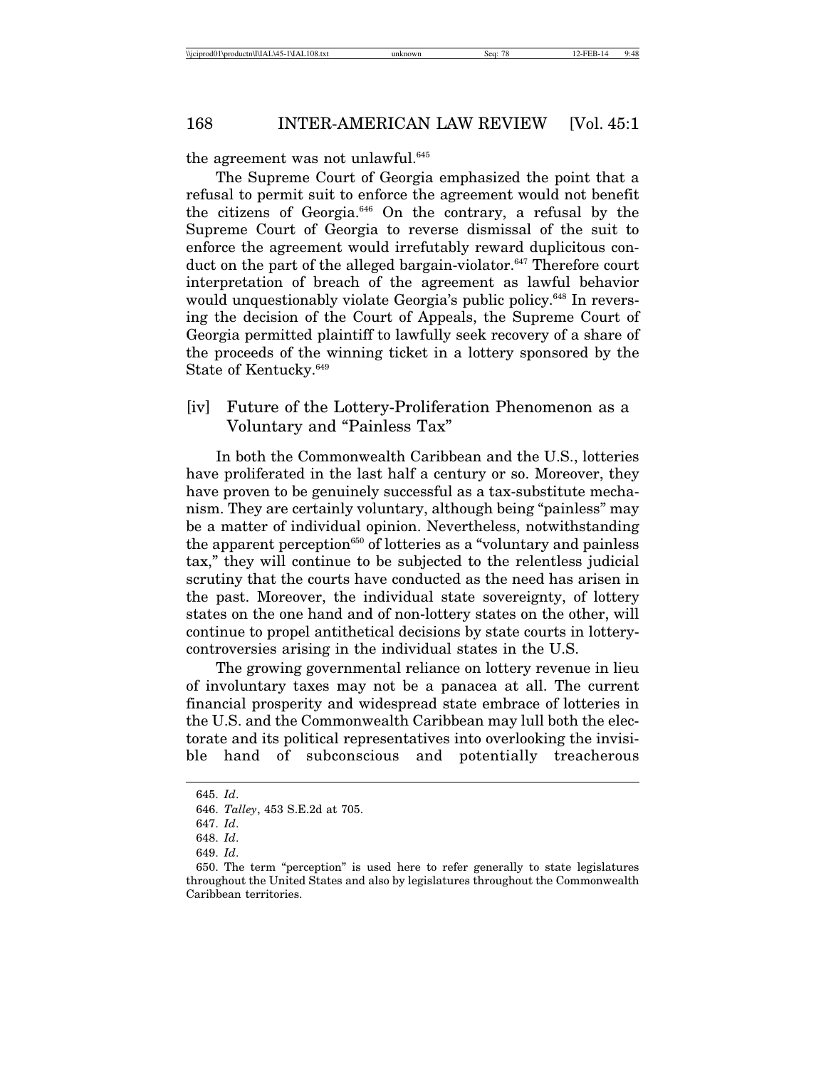the agreement was not unlawful.[645]

The Supreme Court of Georgia emphasized the point that a refusal to permit suit to enforce the agreement would not benefit the citizens of Georgia.[646] On the contrary, a refusal by the Supreme Court of Georgia to reverse dismissal of the suit to enforce the agreement would irrefutably reward duplicitous conduct on the part of the alleged bargain-violator.[647] Therefore court interpretation of breach of the agreement as lawful behavior would unquestionably violate Georgia's public policy.[648] In reversing the decision of the Court of Appeals, the Supreme Court of Georgia permitted plaintiff to lawfully seek recovery of a share of the proceeds of the winning ticket in a lottery sponsored by the State of Kentucky.[649]

### [iv] Future of the Lottery-Proliferation Phenomenon as a Voluntary and "Painless Tax"

In both the Commonwealth Caribbean and the U.S., lotteries have proliferated in the last half a century or so. Moreover, they have proven to be genuinely successful as a tax-substitute mechanism. They are certainly voluntary, although being "painless" may be a matter of individual opinion. Nevertheless, notwithstanding the apparent perception[650] of lotteries as a "voluntary and painless tax," they will continue to be subjected to the relentless judicial scrutiny that the courts have conducted as the need has arisen in the past. Moreover, the individual state sovereignty, of lottery states on the one hand and of non-lottery states on the other, will continue to propel antithetical decisions by state courts in lottery-controversies arising in the individual states in the U.S.

The growing governmental reliance on lottery revenue in lieu of involuntary taxes may not be a panacea at all. The current financial prosperity and widespread state embrace of lotteries in the U.S. and the Commonwealth Caribbean may lull both the electorate and its political representatives into overlooking the invisible hand of subconscious and potentially treacherous

---

645. *Id*.

646. *Talley*, 453 S.E.2d at 705.

647. *Id*.

648. *Id*.

649. *Id*.

650. The term "perception" is used here to refer generally to state legislatures throughout the United States and also by legislatures throughout the Commonwealth Caribbean territories.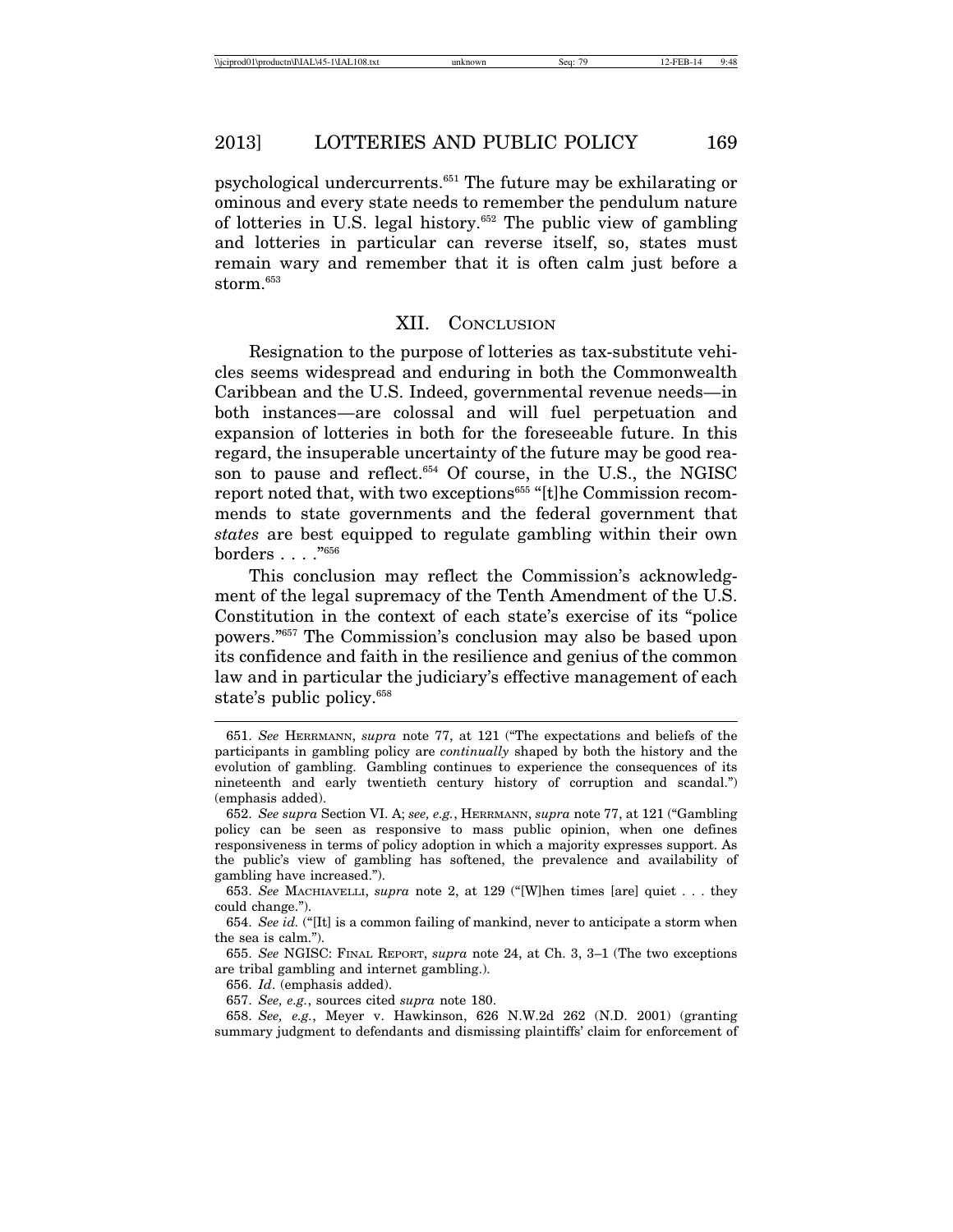psychological undercurrents.[651] The future may be exhilarating or ominous and every state needs to remember the pendulum nature of lotteries in U.S. legal history.[652] The public view of gambling and lotteries in particular can reverse itself, so, states must remain wary and remember that it is often calm just before a storm.[653]

## XII. CONCLUSION

Resignation to the purpose of lotteries as tax-substitute vehicles seems widespread and enduring in both the Commonwealth Caribbean and the U.S. Indeed, governmental revenue needs—in both instances—are colossal and will fuel perpetuation and expansion of lotteries in both for the foreseeable future. In this regard, the insuperable uncertainty of the future may be good reason to pause and reflect.[654] Of course, in the U.S., the NGISC report noted that, with two exceptions[655] "[t]he Commission recommends to state governments and the federal government that *states* are best equipped to regulate gambling within their own borders . . . ."[656]

This conclusion may reflect the Commission's acknowledgment of the legal supremacy of the Tenth Amendment of the U.S. Constitution in the context of each state's exercise of its "police powers."[657] The Commission's conclusion may also be based upon its confidence and faith in the resilience and genius of the common law and in particular the judiciary's effective management of each state's public policy.[658]

---

651. *See* HERRMANN, *supra* note 77, at 121 ("The expectations and beliefs of the participants in gambling policy are *continually* shaped by both the history and the evolution of gambling. Gambling continues to experience the consequences of its nineteenth and early twentieth century history of corruption and scandal.") (emphasis added).

652. *See supra* Section VI. A; *see, e.g.*, HERRMANN, *supra* note 77, at 121 ("Gambling policy can be seen as responsive to mass public opinion, when one defines responsiveness in terms of policy adoption in which a majority expresses support. As the public's view of gambling has softened, the prevalence and availability of gambling have increased.").

653. *See* MACHIAVELLI, *supra* note 2, at 129 ("[W]hen times [are] quiet . . . they could change.").

654. *See id.* ("[It] is a common failing of mankind, never to anticipate a storm when the sea is calm.").

655. *See* NGISC: FINAL REPORT, *supra* note 24, at Ch. 3, 3–1 (The two exceptions are tribal gambling and internet gambling.).

656. *Id*. (emphasis added).

657. *See, e.g.*, sources cited *supra* note 180.

658. *See, e.g.*, Meyer v. Hawkinson, 626 N.W.2d 262 (N.D. 2001) (granting summary judgment to defendants and dismissing plaintiffs' claim for enforcement of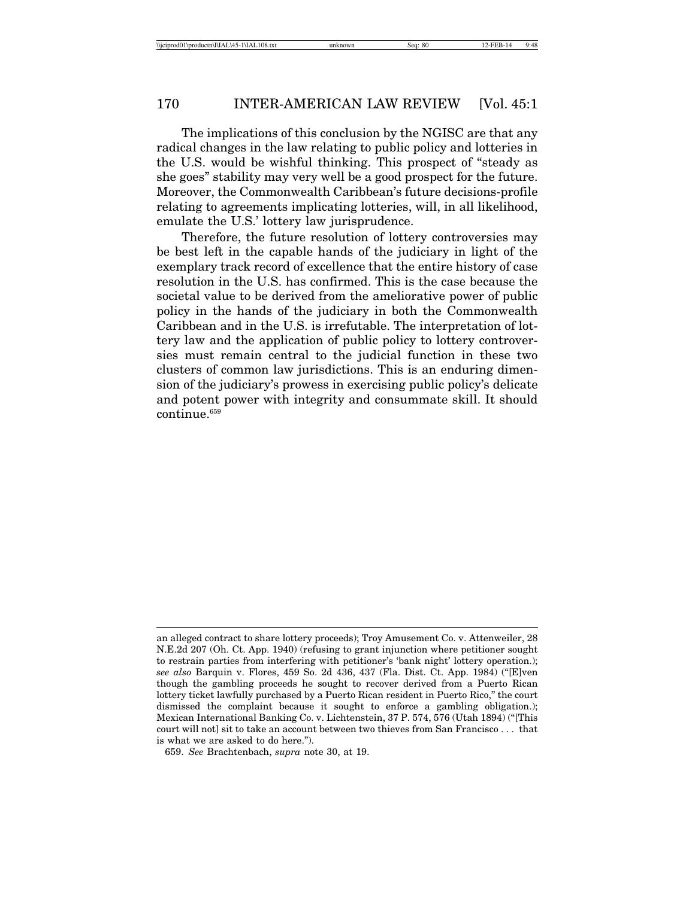The implications of this conclusion by the NGISC are that any radical changes in the law relating to public policy and lotteries in the U.S. would be wishful thinking. This prospect of "steady as she goes" stability may very well be a good prospect for the future. Moreover, the Commonwealth Caribbean's future decisions-profile relating to agreements implicating lotteries, will, in all likelihood, emulate the U.S.' lottery law jurisprudence.

Therefore, the future resolution of lottery controversies may be best left in the capable hands of the judiciary in light of the exemplary track record of excellence that the entire history of case resolution in the U.S. has confirmed. This is the case because the societal value to be derived from the ameliorative power of public policy in the hands of the judiciary in both the Commonwealth Caribbean and in the U.S. is irrefutable. The interpretation of lottery law and the application of public policy to lottery controversies must remain central to the judicial function in these two clusters of common law jurisdictions. This is an enduring dimension of the judiciary's prowess in exercising public policy's delicate and potent power with integrity and consummate skill. It should continue.[659]

---

an alleged contract to share lottery proceeds); Troy Amusement Co. v. Attenweiler, 28 N.E.2d 207 (Oh. Ct. App. 1940) (refusing to grant injunction where petitioner sought to restrain parties from interfering with petitioner's 'bank night' lottery operation.); *see also* Barquin v. Flores, 459 So. 2d 436, 437 (Fla. Dist. Ct. App. 1984) ("[E]ven though the gambling proceeds he sought to recover derived from a Puerto Rican lottery ticket lawfully purchased by a Puerto Rican resident in Puerto Rico," the court dismissed the complaint because it sought to enforce a gambling obligation.); Mexican International Banking Co. v. Lichtenstein, 37 P. 574, 576 (Utah 1894) ("[This court will not] sit to take an account between two thieves from San Francisco . . . that is what we are asked to do here.").

659. *See* Brachtenbach, *supra* note 30, at 19.